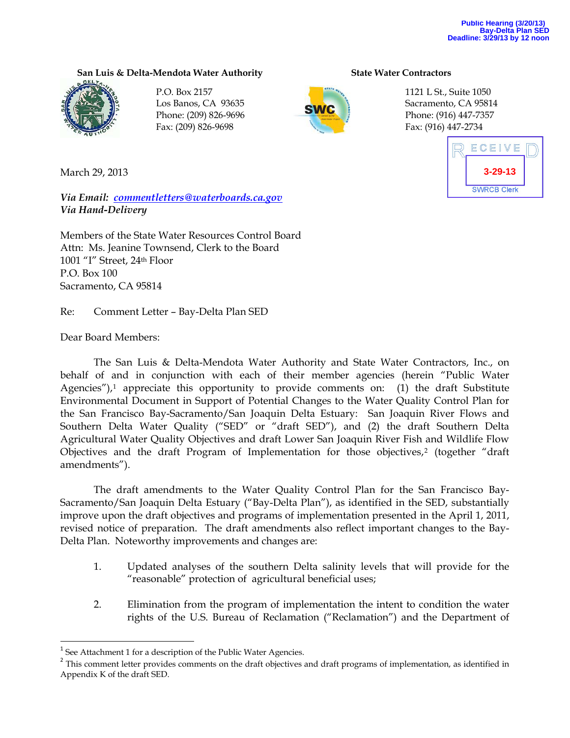Public Hearing (3/20/13)
Bay-Delta Plan SED
Deadline: 3/29/13 by 12 noon

**San Luis & Delta-Mendota Water Authority**

P.O. Box 2157
Los Banos, CA 93635
Phone: (209) 826-9696
Fax: (209) 826-9698

**State Water Contractors**

1121 L St., Suite 1050
Sacramento, CA 95814
Phone: (916) 447-7357
Fax: (916) 447-2734

RECEIVED
3-29-13
SWRCB Clerk

March 29, 2013

*Via Email: commentletters@waterboards.ca.gov*
*Via Hand-Delivery*

Members of the State Water Resources Control Board
Attn: Ms. Jeanine Townsend, Clerk to the Board
1001 "I" Street, 24th Floor
P.O. Box 100
Sacramento, CA 95814

Re: Comment Letter – Bay-Delta Plan SED

Dear Board Members:

The San Luis & Delta-Mendota Water Authority and State Water Contractors, Inc., on behalf of and in conjunction with each of their member agencies (herein "Public Water Agencies"),[1] appreciate this opportunity to provide comments on: (1) the draft Substitute Environmental Document in Support of Potential Changes to the Water Quality Control Plan for the San Francisco Bay-Sacramento/San Joaquin Delta Estuary: San Joaquin River Flows and Southern Delta Water Quality ("SED" or "draft SED"), and (2) the draft Southern Delta Agricultural Water Quality Objectives and draft Lower San Joaquin River Fish and Wildlife Flow Objectives and the draft Program of Implementation for those objectives,[2] (together "draft amendments").

The draft amendments to the Water Quality Control Plan for the San Francisco Bay-Sacramento/San Joaquin Delta Estuary ("Bay-Delta Plan"), as identified in the SED, substantially improve upon the draft objectives and programs of implementation presented in the April 1, 2011, revised notice of preparation. The draft amendments also reflect important changes to the Bay-Delta Plan. Noteworthy improvements and changes are:

1. Updated analyses of the southern Delta salinity levels that will provide for the "reasonable" protection of agricultural beneficial uses;

2. Elimination from the program of implementation the intent to condition the water rights of the U.S. Bureau of Reclamation ("Reclamation") and the Department of

---

[1] See Attachment 1 for a description of the Public Water Agencies.

[2] This comment letter provides comments on the draft objectives and draft programs of implementation, as identified in Appendix K of the draft SED.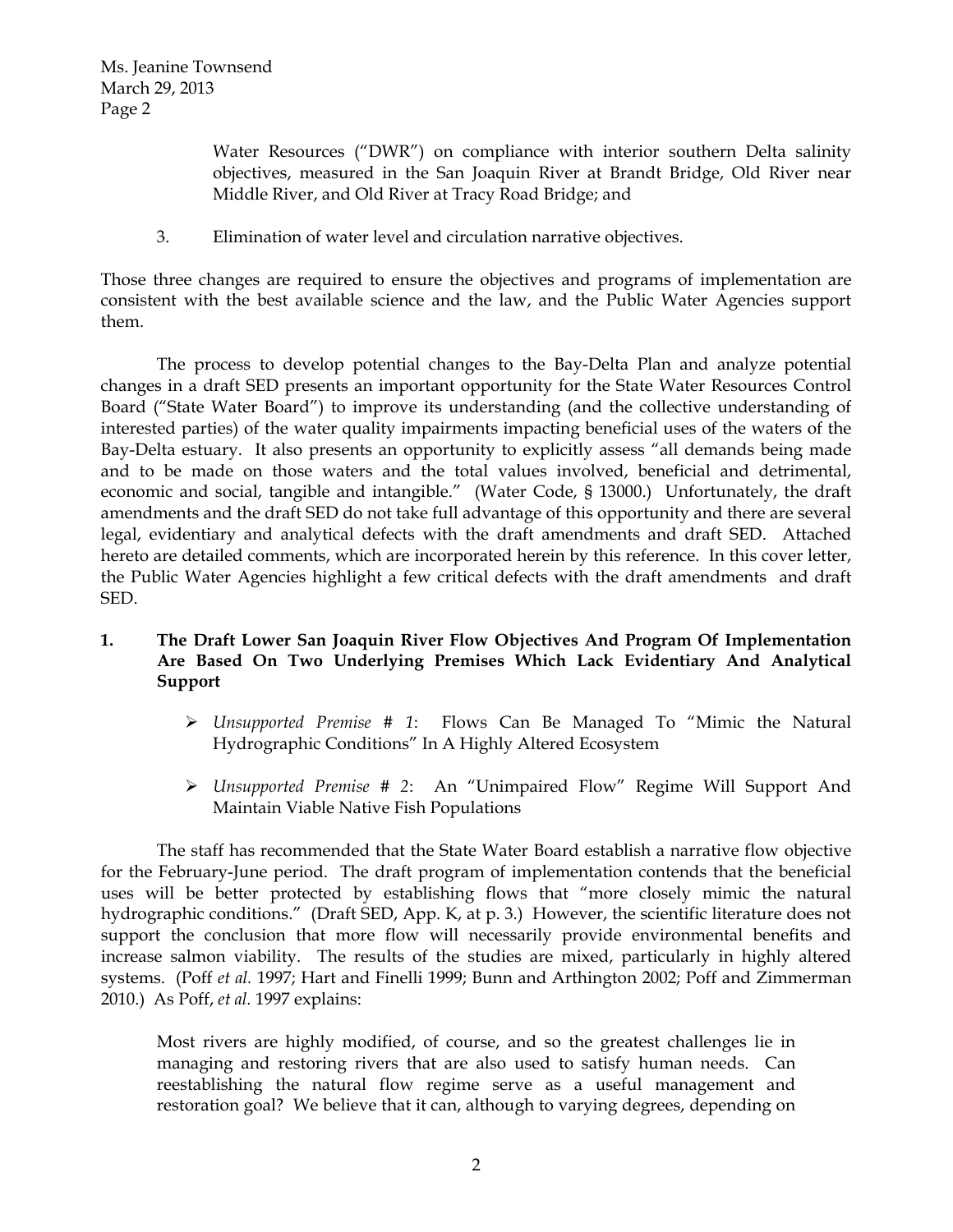Water Resources ("DWR") on compliance with interior southern Delta salinity objectives, measured in the San Joaquin River at Brandt Bridge, Old River near Middle River, and Old River at Tracy Road Bridge; and

3. Elimination of water level and circulation narrative objectives.

Those three changes are required to ensure the objectives and programs of implementation are consistent with the best available science and the law, and the Public Water Agencies support them.

The process to develop potential changes to the Bay-Delta Plan and analyze potential changes in a draft SED presents an important opportunity for the State Water Resources Control Board ("State Water Board") to improve its understanding (and the collective understanding of interested parties) of the water quality impairments impacting beneficial uses of the waters of the Bay-Delta estuary. It also presents an opportunity to explicitly assess "all demands being made and to be made on those waters and the total values involved, beneficial and detrimental, economic and social, tangible and intangible." (Water Code, § 13000.) Unfortunately, the draft amendments and the draft SED do not take full advantage of this opportunity and there are several legal, evidentiary and analytical defects with the draft amendments and draft SED. Attached hereto are detailed comments, which are incorporated herein by this reference. In this cover letter, the Public Water Agencies highlight a few critical defects with the draft amendments and draft SED.

## 1. The Draft Lower San Joaquin River Flow Objectives And Program Of Implementation Are Based On Two Underlying Premises Which Lack Evidentiary And Analytical Support

- *Unsupported Premise # 1*: Flows Can Be Managed To "Mimic the Natural Hydrographic Conditions" In A Highly Altered Ecosystem
- *Unsupported Premise # 2*: An "Unimpaired Flow" Regime Will Support And Maintain Viable Native Fish Populations

The staff has recommended that the State Water Board establish a narrative flow objective for the February-June period. The draft program of implementation contends that the beneficial uses will be better protected by establishing flows that "more closely mimic the natural hydrographic conditions." (Draft SED, App. K, at p. 3.) However, the scientific literature does not support the conclusion that more flow will necessarily provide environmental benefits and increase salmon viability. The results of the studies are mixed, particularly in highly altered systems. (Poff *et al.* 1997; Hart and Finelli 1999; Bunn and Arthington 2002; Poff and Zimmerman 2010.) As Poff, *et al.* 1997 explains:

> Most rivers are highly modified, of course, and so the greatest challenges lie in managing and restoring rivers that are also used to satisfy human needs. Can reestablishing the natural flow regime serve as a useful management and restoration goal? We believe that it can, although to varying degrees, depending on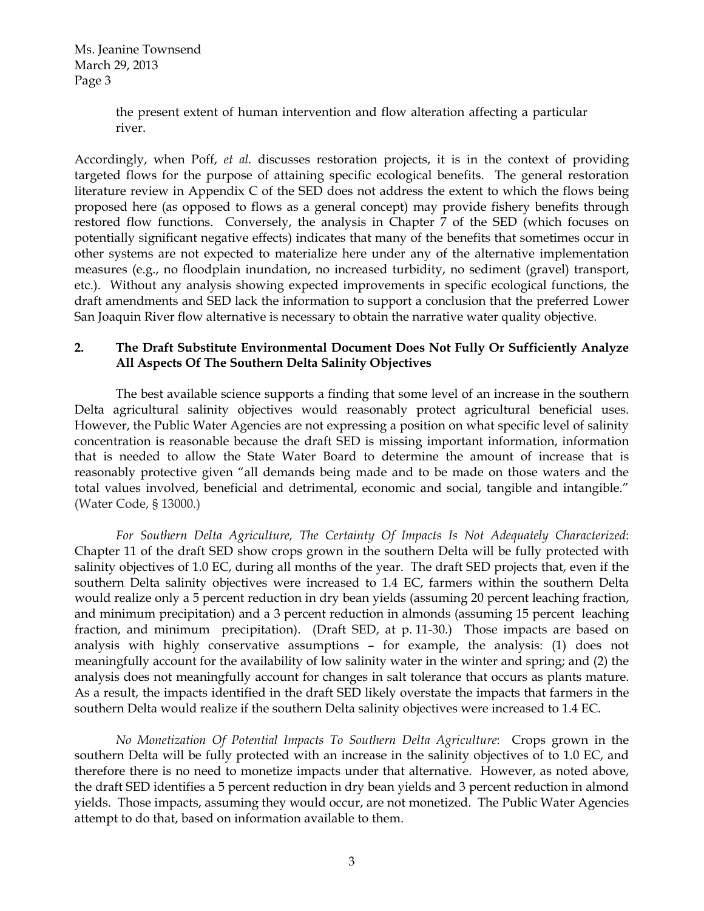the present extent of human intervention and flow alteration affecting a particular river.

Accordingly, when Poff, *et al.* discusses restoration projects, it is in the context of providing targeted flows for the purpose of attaining specific ecological benefits. The general restoration literature review in Appendix C of the SED does not address the extent to which the flows being proposed here (as opposed to flows as a general concept) may provide fishery benefits through restored flow functions. Conversely, the analysis in Chapter 7 of the SED (which focuses on potentially significant negative effects) indicates that many of the benefits that sometimes occur in other systems are not expected to materialize here under any of the alternative implementation measures (e.g., no floodplain inundation, no increased turbidity, no sediment (gravel) transport, etc.). Without any analysis showing expected improvements in specific ecological functions, the draft amendments and SED lack the information to support a conclusion that the preferred Lower San Joaquin River flow alternative is necessary to obtain the narrative water quality objective.

## 2. The Draft Substitute Environmental Document Does Not Fully Or Sufficiently Analyze All Aspects Of The Southern Delta Salinity Objectives

The best available science supports a finding that some level of an increase in the southern Delta agricultural salinity objectives would reasonably protect agricultural beneficial uses. However, the Public Water Agencies are not expressing a position on what specific level of salinity concentration is reasonable because the draft SED is missing important information, information that is needed to allow the State Water Board to determine the amount of increase that is reasonably protective given "all demands being made and to be made on those waters and the total values involved, beneficial and detrimental, economic and social, tangible and intangible." (Water Code, § 13000.)

*For Southern Delta Agriculture, The Certainty Of Impacts Is Not Adequately Characterized*: Chapter 11 of the draft SED show crops grown in the southern Delta will be fully protected with salinity objectives of 1.0 EC, during all months of the year. The draft SED projects that, even if the southern Delta salinity objectives were increased to 1.4 EC, farmers within the southern Delta would realize only a 5 percent reduction in dry bean yields (assuming 20 percent leaching fraction, and minimum precipitation) and a 3 percent reduction in almonds (assuming 15 percent leaching fraction, and minimum precipitation). (Draft SED, at p. 11-30.) Those impacts are based on analysis with highly conservative assumptions – for example, the analysis: (1) does not meaningfully account for the availability of low salinity water in the winter and spring; and (2) the analysis does not meaningfully account for changes in salt tolerance that occurs as plants mature. As a result, the impacts identified in the draft SED likely overstate the impacts that farmers in the southern Delta would realize if the southern Delta salinity objectives were increased to 1.4 EC.

*No Monetization Of Potential Impacts To Southern Delta Agriculture*: Crops grown in the southern Delta will be fully protected with an increase in the salinity objectives of to 1.0 EC, and therefore there is no need to monetize impacts under that alternative. However, as noted above, the draft SED identifies a 5 percent reduction in dry bean yields and 3 percent reduction in almond yields. Those impacts, assuming they would occur, are not monetized. The Public Water Agencies attempt to do that, based on information available to them.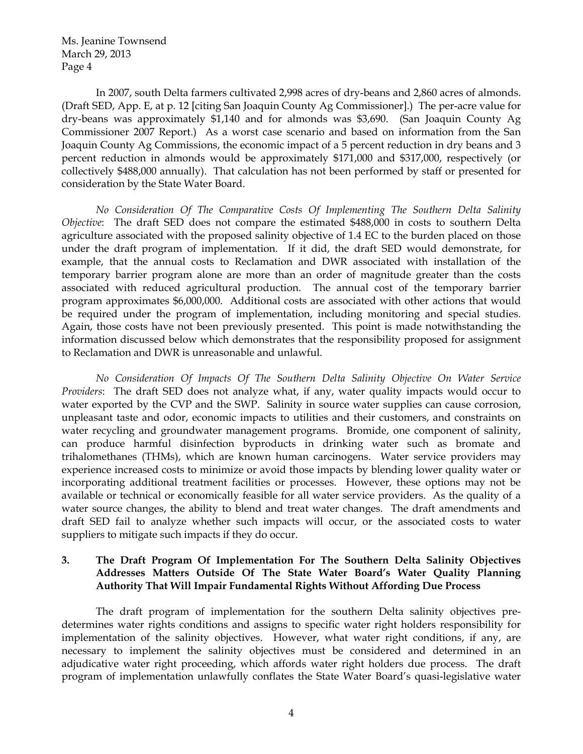Ms. Jeanine Townsend
March 29, 2013
Page 4

In 2007, south Delta farmers cultivated 2,998 acres of dry-beans and 2,860 acres of almonds. (Draft SED, App. E, at p. 12 [citing San Joaquin County Ag Commissioner].) The per-acre value for dry-beans was approximately $1,140 and for almonds was $3,690. (San Joaquin County Ag Commissioner 2007 Report.) As a worst case scenario and based on information from the San Joaquin County Ag Commissions, the economic impact of a 5 percent reduction in dry beans and 3 percent reduction in almonds would be approximately $171,000 and $317,000, respectively (or collectively $488,000 annually). That calculation has not been performed by staff or presented for consideration by the State Water Board.

*No Consideration Of The Comparative Costs Of Implementing The Southern Delta Salinity Objective*: The draft SED does not compare the estimated $488,000 in costs to southern Delta agriculture associated with the proposed salinity objective of 1.4 EC to the burden placed on those under the draft program of implementation. If it did, the draft SED would demonstrate, for example, that the annual costs to Reclamation and DWR associated with installation of the temporary barrier program alone are more than an order of magnitude greater than the costs associated with reduced agricultural production. The annual cost of the temporary barrier program approximates $6,000,000. Additional costs are associated with other actions that would be required under the program of implementation, including monitoring and special studies. Again, those costs have not been previously presented. This point is made notwithstanding the information discussed below which demonstrates that the responsibility proposed for assignment to Reclamation and DWR is unreasonable and unlawful.

*No Consideration Of Impacts Of The Southern Delta Salinity Objective On Water Service Providers*: The draft SED does not analyze what, if any, water quality impacts would occur to water exported by the CVP and the SWP. Salinity in source water supplies can cause corrosion, unpleasant taste and odor, economic impacts to utilities and their customers, and constraints on water recycling and groundwater management programs. Bromide, one component of salinity, can produce harmful disinfection byproducts in drinking water such as bromate and trihalomethanes (THMs), which are known human carcinogens. Water service providers may experience increased costs to minimize or avoid those impacts by blending lower quality water or incorporating additional treatment facilities or processes. However, these options may not be available or technical or economically feasible for all water service providers. As the quality of a water source changes, the ability to blend and treat water changes. The draft amendments and draft SED fail to analyze whether such impacts will occur, or the associated costs to water suppliers to mitigate such impacts if they do occur.

**3. The Draft Program Of Implementation For The Southern Delta Salinity Objectives Addresses Matters Outside Of The State Water Board's Water Quality Planning Authority That Will Impair Fundamental Rights Without Affording Due Process**

The draft program of implementation for the southern Delta salinity objectives pre-determines water rights conditions and assigns to specific water right holders responsibility for implementation of the salinity objectives. However, what water right conditions, if any, are necessary to implement the salinity objectives must be considered and determined in an adjudicative water right proceeding, which affords water right holders due process. The draft program of implementation unlawfully conflates the State Water Board's quasi-legislative water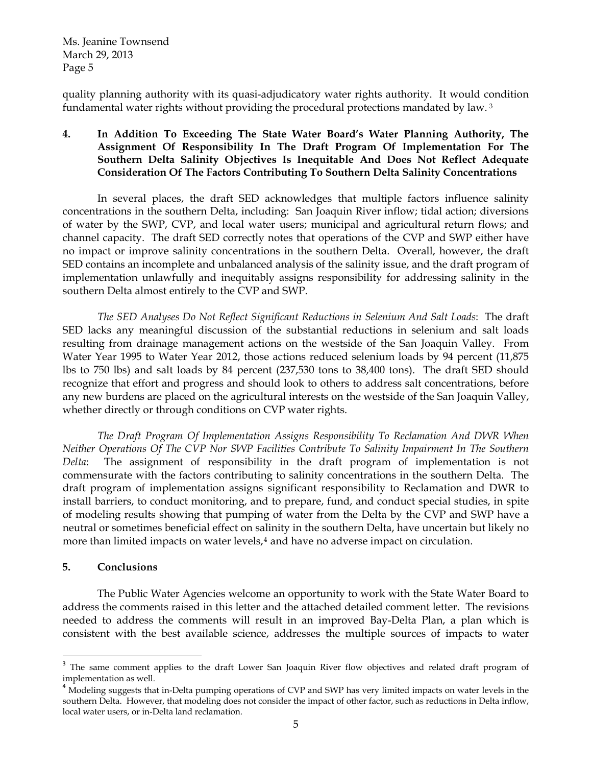quality planning authority with its quasi-adjudicatory water rights authority. It would condition fundamental water rights without providing the procedural protections mandated by law.[3]

**4. In Addition To Exceeding The State Water Board's Water Planning Authority, The Assignment Of Responsibility In The Draft Program Of Implementation For The Southern Delta Salinity Objectives Is Inequitable And Does Not Reflect Adequate Consideration Of The Factors Contributing To Southern Delta Salinity Concentrations**

In several places, the draft SED acknowledges that multiple factors influence salinity concentrations in the southern Delta, including: San Joaquin River inflow; tidal action; diversions of water by the SWP, CVP, and local water users; municipal and agricultural return flows; and channel capacity. The draft SED correctly notes that operations of the CVP and SWP either have no impact or improve salinity concentrations in the southern Delta. Overall, however, the draft SED contains an incomplete and unbalanced analysis of the salinity issue, and the draft program of implementation unlawfully and inequitably assigns responsibility for addressing salinity in the southern Delta almost entirely to the CVP and SWP.

*The SED Analyses Do Not Reflect Significant Reductions in Selenium And Salt Loads*: The draft SED lacks any meaningful discussion of the substantial reductions in selenium and salt loads resulting from drainage management actions on the westside of the San Joaquin Valley. From Water Year 1995 to Water Year 2012, those actions reduced selenium loads by 94 percent (11,875 lbs to 750 lbs) and salt loads by 84 percent (237,530 tons to 38,400 tons). The draft SED should recognize that effort and progress and should look to others to address salt concentrations, before any new burdens are placed on the agricultural interests on the westside of the San Joaquin Valley, whether directly or through conditions on CVP water rights.

*The Draft Program Of Implementation Assigns Responsibility To Reclamation And DWR When Neither Operations Of The CVP Nor SWP Facilities Contribute To Salinity Impairment In The Southern Delta*: The assignment of responsibility in the draft program of implementation is not commensurate with the factors contributing to salinity concentrations in the southern Delta. The draft program of implementation assigns significant responsibility to Reclamation and DWR to install barriers, to conduct monitoring, and to prepare, fund, and conduct special studies, in spite of modeling results showing that pumping of water from the Delta by the CVP and SWP have a neutral or sometimes beneficial effect on salinity in the southern Delta, have uncertain but likely no more than limited impacts on water levels,[4] and have no adverse impact on circulation.

**5. Conclusions**

The Public Water Agencies welcome an opportunity to work with the State Water Board to address the comments raised in this letter and the attached detailed comment letter. The revisions needed to address the comments will result in an improved Bay-Delta Plan, a plan which is consistent with the best available science, addresses the multiple sources of impacts to water

---

[3] The same comment applies to the draft Lower San Joaquin River flow objectives and related draft program of implementation as well.

[4] Modeling suggests that in-Delta pumping operations of CVP and SWP has very limited impacts on water levels in the southern Delta. However, that modeling does not consider the impact of other factor, such as reductions in Delta inflow, local water users, or in-Delta land reclamation.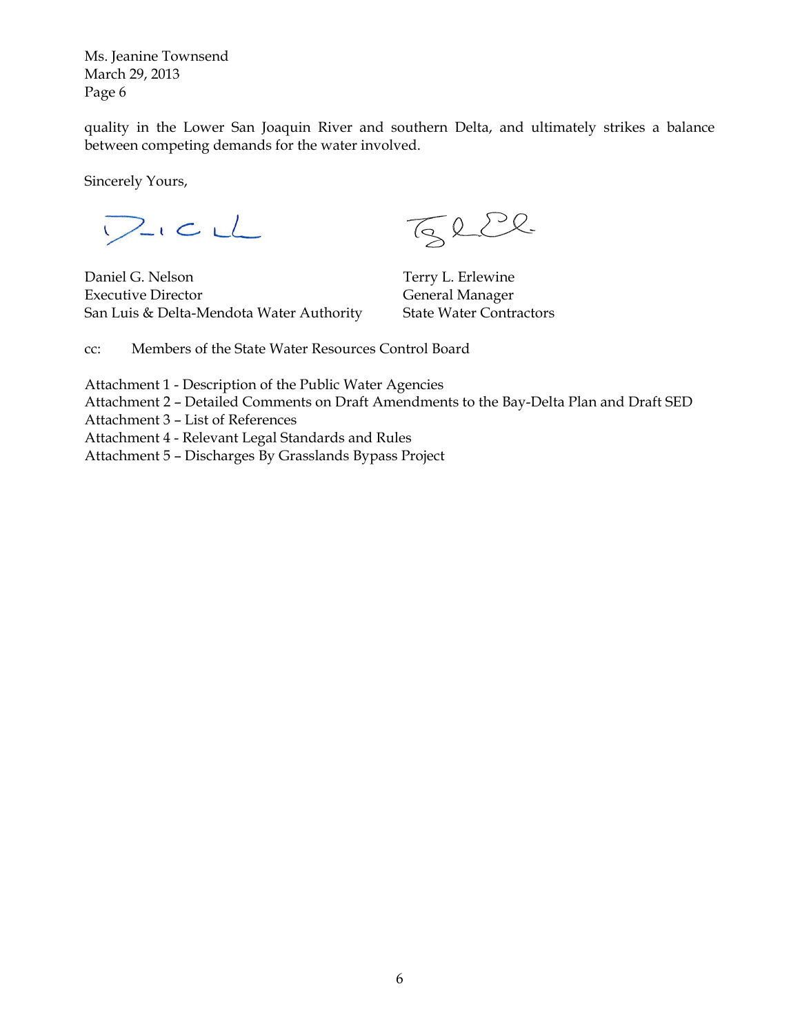quality in the Lower San Joaquin River and southern Delta, and ultimately strikes a balance between competing demands for the water involved.

Sincerely Yours,

Daniel G. Nelson
Executive Director
San Luis & Delta-Mendota Water Authority

Terry L. Erlewine
General Manager
State Water Contractors

cc: Members of the State Water Resources Control Board

Attachment 1 - Description of the Public Water Agencies
Attachment 2 – Detailed Comments on Draft Amendments to the Bay-Delta Plan and Draft SED
Attachment 3 – List of References
Attachment 4 - Relevant Legal Standards and Rules
Attachment 5 – Discharges By Grasslands Bypass Project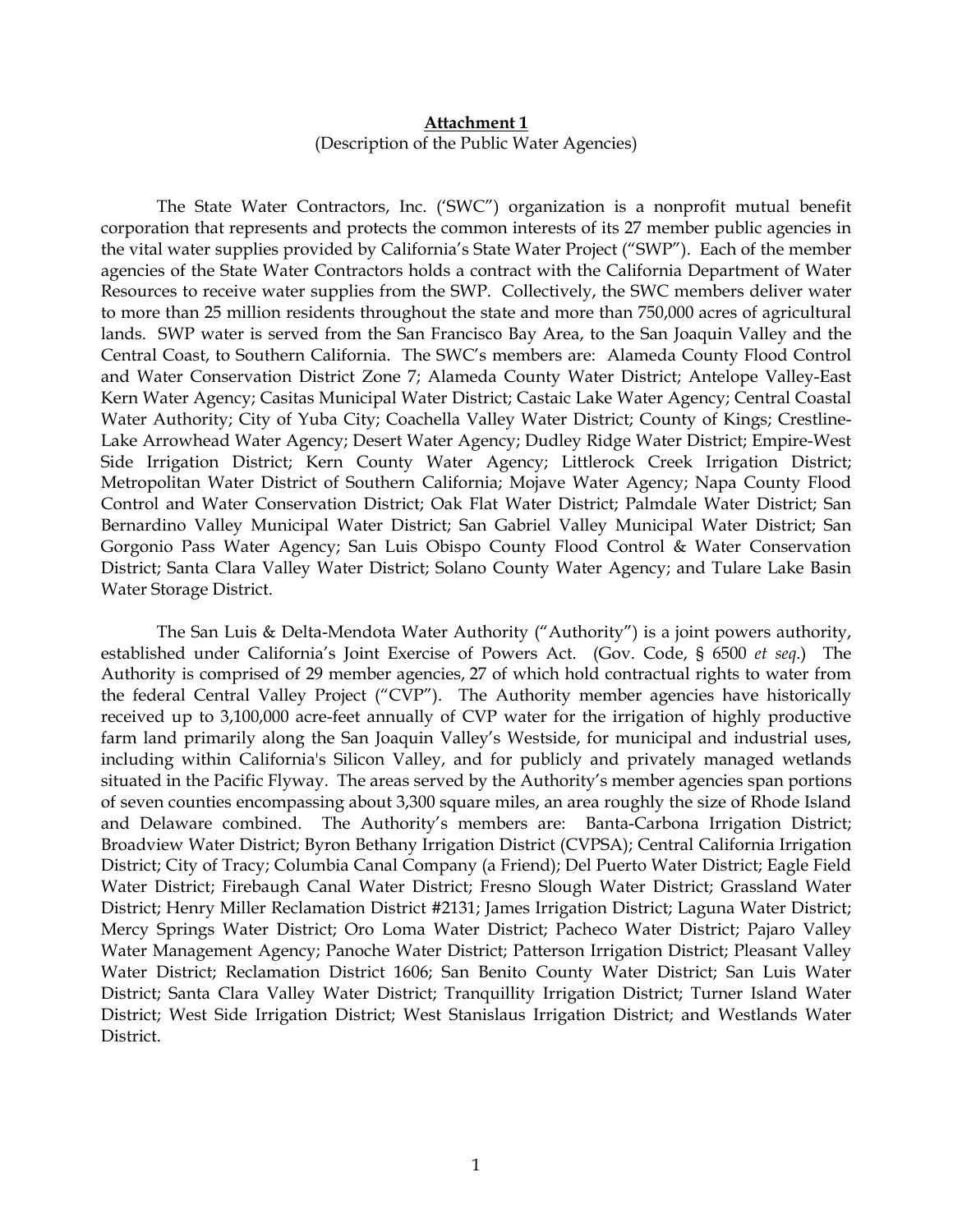**Attachment 1**

(Description of the Public Water Agencies)

The State Water Contractors, Inc. ('SWC") organization is a nonprofit mutual benefit corporation that represents and protects the common interests of its 27 member public agencies in the vital water supplies provided by California's State Water Project ("SWP"). Each of the member agencies of the State Water Contractors holds a contract with the California Department of Water Resources to receive water supplies from the SWP. Collectively, the SWC members deliver water to more than 25 million residents throughout the state and more than 750,000 acres of agricultural lands. SWP water is served from the San Francisco Bay Area, to the San Joaquin Valley and the Central Coast, to Southern California. The SWC's members are: Alameda County Flood Control and Water Conservation District Zone 7; Alameda County Water District; Antelope Valley-East Kern Water Agency; Casitas Municipal Water District; Castaic Lake Water Agency; Central Coastal Water Authority; City of Yuba City; Coachella Valley Water District; County of Kings; Crestline-Lake Arrowhead Water Agency; Desert Water Agency; Dudley Ridge Water District; Empire-West Side Irrigation District; Kern County Water Agency; Littlerock Creek Irrigation District; Metropolitan Water District of Southern California; Mojave Water Agency; Napa County Flood Control and Water Conservation District; Oak Flat Water District; Palmdale Water District; San Bernardino Valley Municipal Water District; San Gabriel Valley Municipal Water District; San Gorgonio Pass Water Agency; San Luis Obispo County Flood Control & Water Conservation District; Santa Clara Valley Water District; Solano County Water Agency; and Tulare Lake Basin Water Storage District.

The San Luis & Delta-Mendota Water Authority ("Authority") is a joint powers authority, established under California's Joint Exercise of Powers Act. (Gov. Code, § 6500 *et seq.*) The Authority is comprised of 29 member agencies, 27 of which hold contractual rights to water from the federal Central Valley Project ("CVP"). The Authority member agencies have historically received up to 3,100,000 acre-feet annually of CVP water for the irrigation of highly productive farm land primarily along the San Joaquin Valley's Westside, for municipal and industrial uses, including within California's Silicon Valley, and for publicly and privately managed wetlands situated in the Pacific Flyway. The areas served by the Authority's member agencies span portions of seven counties encompassing about 3,300 square miles, an area roughly the size of Rhode Island and Delaware combined. The Authority's members are: Banta-Carbona Irrigation District; Broadview Water District; Byron Bethany Irrigation District (CVPSA); Central California Irrigation District; City of Tracy; Columbia Canal Company (a Friend); Del Puerto Water District; Eagle Field Water District; Firebaugh Canal Water District; Fresno Slough Water District; Grassland Water District; Henry Miller Reclamation District #2131; James Irrigation District; Laguna Water District; Mercy Springs Water District; Oro Loma Water District; Pacheco Water District; Pajaro Valley Water Management Agency; Panoche Water District; Patterson Irrigation District; Pleasant Valley Water District; Reclamation District 1606; San Benito County Water District; San Luis Water District; Santa Clara Valley Water District; Tranquillity Irrigation District; Turner Island Water District; West Side Irrigation District; West Stanislaus Irrigation District; and Westlands Water District.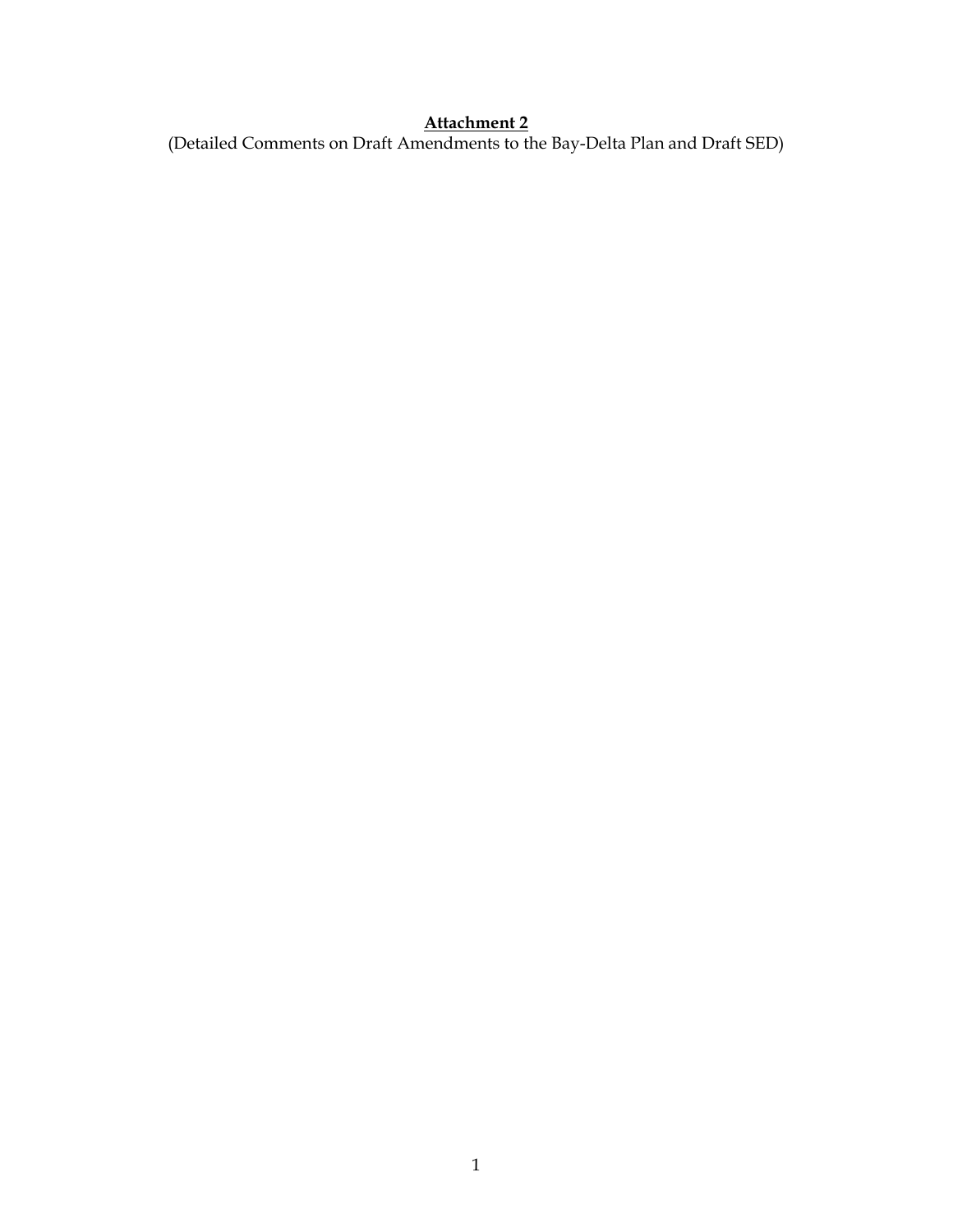# **Attachment 2**

(Detailed Comments on Draft Amendments to the Bay-Delta Plan and Draft SED)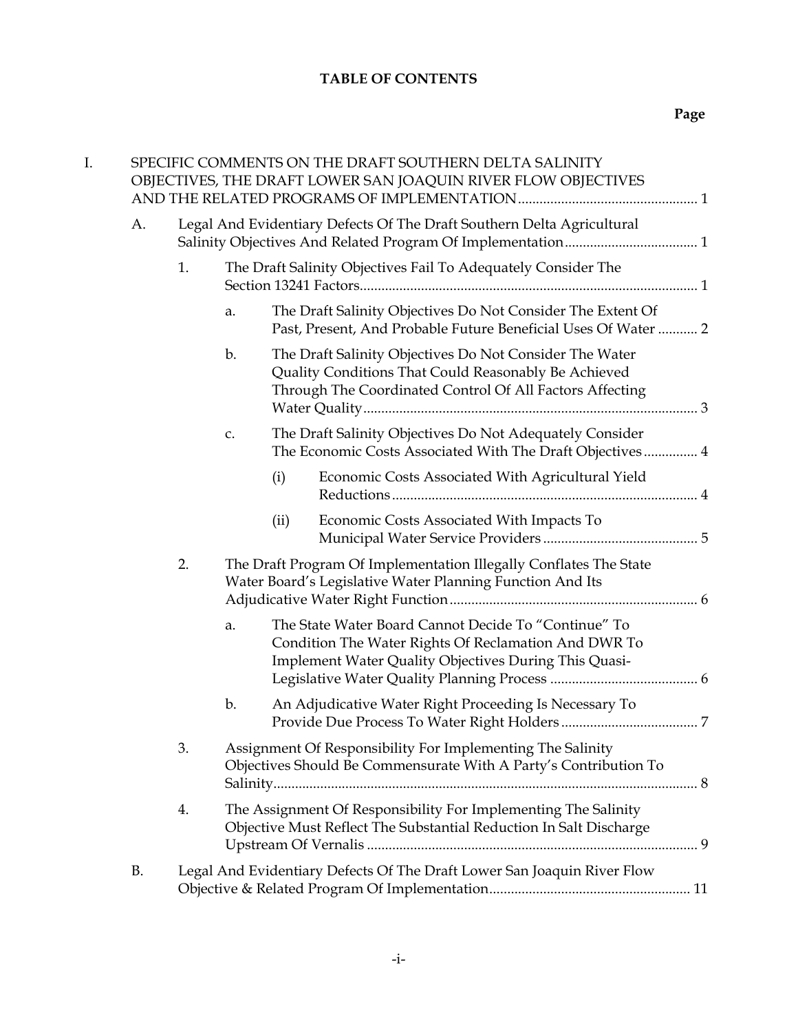# TABLE OF CONTENTS

**Page**

I. SPECIFIC COMMENTS ON THE DRAFT SOUTHERN DELTA SALINITY OBJECTIVES, THE DRAFT LOWER SAN JOAQUIN RIVER FLOW OBJECTIVES AND THE RELATED PROGRAMS OF IMPLEMENTATION ..... 1

- A. Legal And Evidentiary Defects Of The Draft Southern Delta Agricultural Salinity Objectives And Related Program Of Implementation ..... 1
  - 1. The Draft Salinity Objectives Fail To Adequately Consider The Section 13241 Factors ..... 1
    - a. The Draft Salinity Objectives Do Not Consider The Extent Of Past, Present, And Probable Future Beneficial Uses Of Water ..... 2
    - b. The Draft Salinity Objectives Do Not Consider The Water Quality Conditions That Could Reasonably Be Achieved Through The Coordinated Control Of All Factors Affecting Water Quality ..... 3
    - c. The Draft Salinity Objectives Do Not Adequately Consider The Economic Costs Associated With The Draft Objectives ..... 4
      - (i) Economic Costs Associated With Agricultural Yield Reductions ..... 4
      - (ii) Economic Costs Associated With Impacts To Municipal Water Service Providers ..... 5
  - 2. The Draft Program Of Implementation Illegally Conflates The State Water Board's Legislative Water Planning Function And Its Adjudicative Water Right Function ..... 6
    - a. The State Water Board Cannot Decide To "Continue" To Condition The Water Rights Of Reclamation And DWR To Implement Water Quality Objectives During This Quasi-Legislative Water Quality Planning Process ..... 6
    - b. An Adjudicative Water Right Proceeding Is Necessary To Provide Due Process To Water Right Holders ..... 7
  - 3. Assignment Of Responsibility For Implementing The Salinity Objectives Should Be Commensurate With A Party's Contribution To Salinity ..... 8
  - 4. The Assignment Of Responsibility For Implementing The Salinity Objective Must Reflect The Substantial Reduction In Salt Discharge Upstream Of Vernalis ..... 9
- B. Legal And Evidentiary Defects Of The Draft Lower San Joaquin River Flow Objective & Related Program Of Implementation ..... 11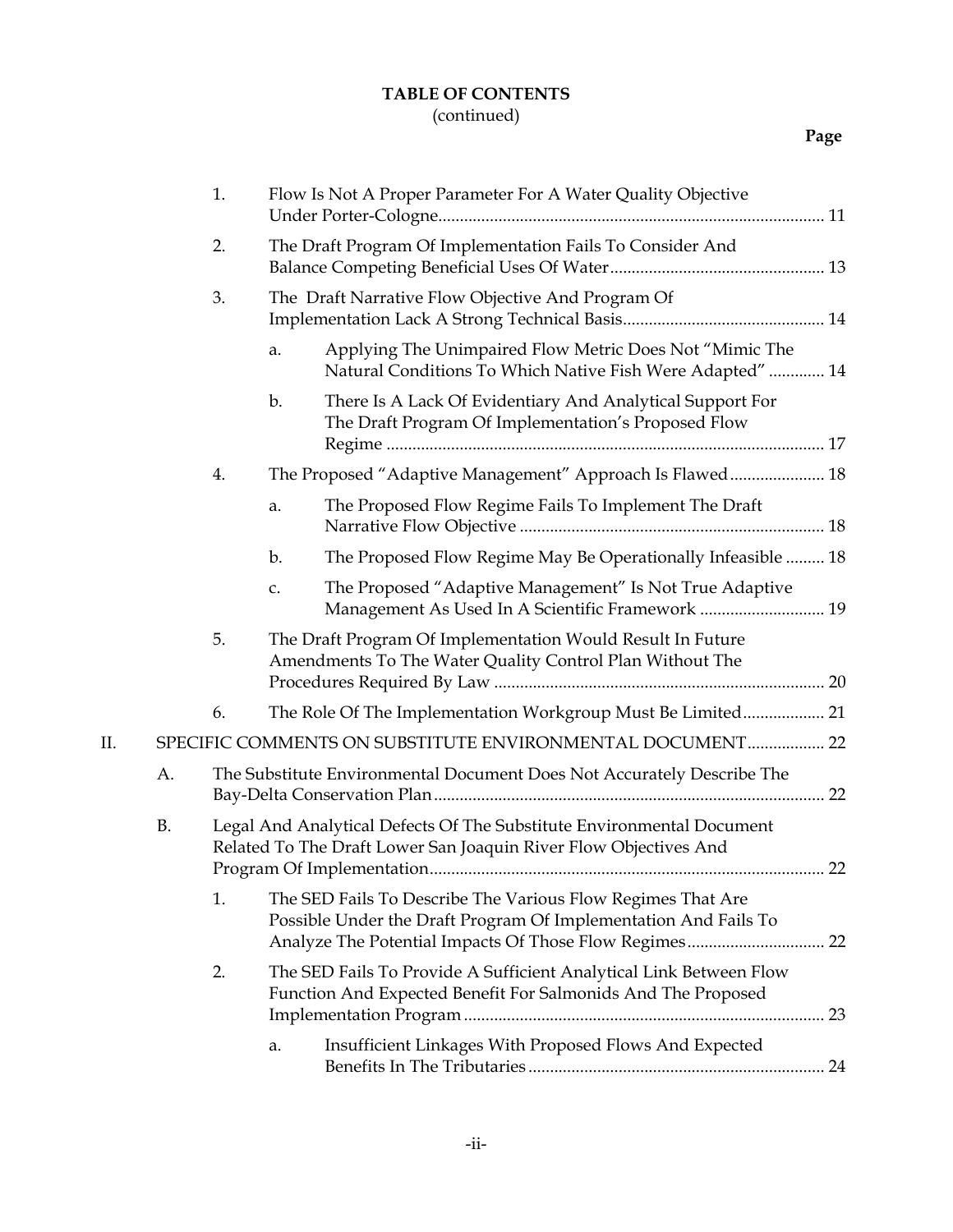**TABLE OF CONTENTS**
(continued)

**Page**

1. Flow Is Not A Proper Parameter For A Water Quality Objective Under Porter-Cologne ........ 11
2. The Draft Program Of Implementation Fails To Consider And Balance Competing Beneficial Uses Of Water ........ 13
3. The Draft Narrative Flow Objective And Program Of Implementation Lack A Strong Technical Basis ........ 14
    a. Applying The Unimpaired Flow Metric Does Not "Mimic The Natural Conditions To Which Native Fish Were Adapted" ........ 14
    b. There Is A Lack Of Evidentiary And Analytical Support For The Draft Program Of Implementation's Proposed Flow Regime ........ 17
4. The Proposed "Adaptive Management" Approach Is Flawed ........ 18
    a. The Proposed Flow Regime Fails To Implement The Draft Narrative Flow Objective ........ 18
    b. The Proposed Flow Regime May Be Operationally Infeasible ........ 18
    c. The Proposed "Adaptive Management" Is Not True Adaptive Management As Used In A Scientific Framework ........ 19
5. The Draft Program Of Implementation Would Result In Future Amendments To The Water Quality Control Plan Without The Procedures Required By Law ........ 20
6. The Role Of The Implementation Workgroup Must Be Limited ........ 21

II. SPECIFIC COMMENTS ON SUBSTITUTE ENVIRONMENTAL DOCUMENT ........ 22

A. The Substitute Environmental Document Does Not Accurately Describe The Bay-Delta Conservation Plan ........ 22

B. Legal And Analytical Defects Of The Substitute Environmental Document Related To The Draft Lower San Joaquin River Flow Objectives And Program Of Implementation ........ 22

1. The SED Fails To Describe The Various Flow Regimes That Are Possible Under the Draft Program Of Implementation And Fails To Analyze The Potential Impacts Of Those Flow Regimes ........ 22
2. The SED Fails To Provide A Sufficient Analytical Link Between Flow Function And Expected Benefit For Salmonids And The Proposed Implementation Program ........ 23
    a. Insufficient Linkages With Proposed Flows And Expected Benefits In The Tributaries ........ 24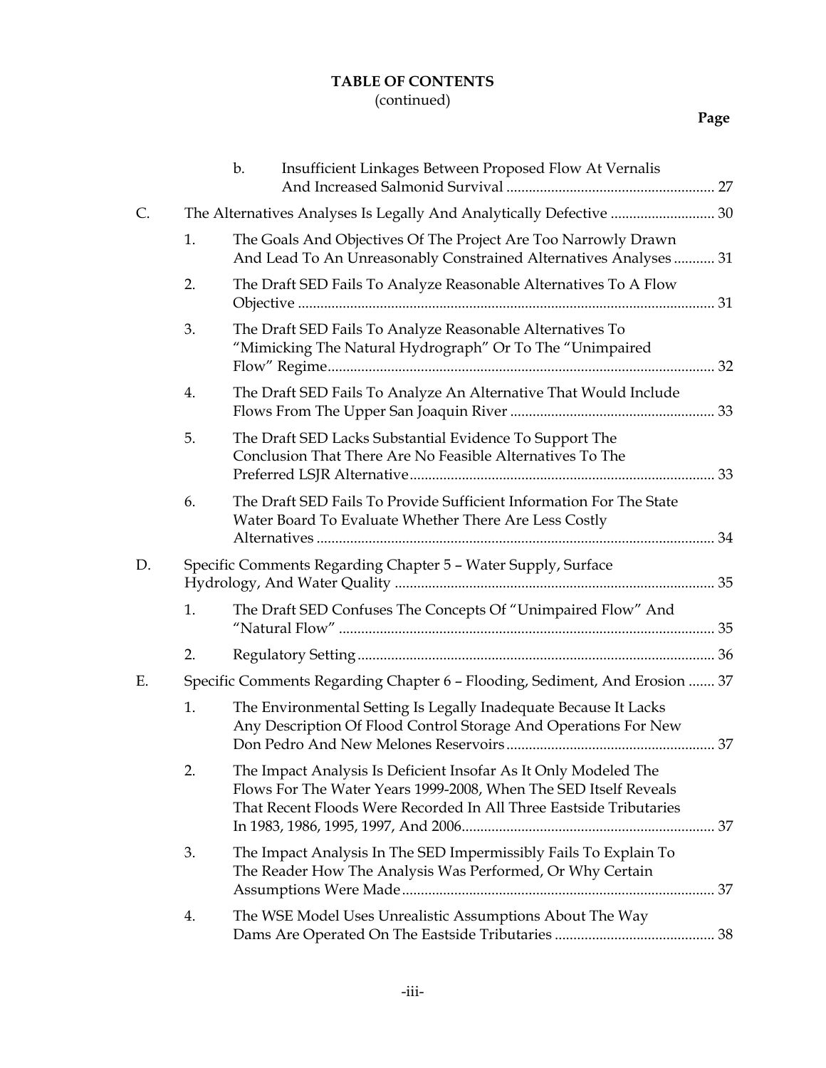**TABLE OF CONTENTS**
(continued)

**Page**

b. Insufficient Linkages Between Proposed Flow At Vernalis And Increased Salmonid Survival ........................................................ 27

C. The Alternatives Analyses Is Legally And Analytically Defective ............................ 30

1. The Goals And Objectives Of The Project Are Too Narrowly Drawn And Lead To An Unreasonably Constrained Alternatives Analyses ........... 31

2. The Draft SED Fails To Analyze Reasonable Alternatives To A Flow Objective ............................................................................................................... 31

3. The Draft SED Fails To Analyze Reasonable Alternatives To "Mimicking The Natural Hydrograph" Or To The "Unimpaired Flow" Regime....................................................................................................... 32

4. The Draft SED Fails To Analyze An Alternative That Would Include Flows From The Upper San Joaquin River ....................................................... 33

5. The Draft SED Lacks Substantial Evidence To Support The Conclusion That There Are No Feasible Alternatives To The Preferred LSJR Alternative.................................................................................. 33

6. The Draft SED Fails To Provide Sufficient Information For The State Water Board To Evaluate Whether There Are Less Costly Alternatives .......................................................................................................... 34

D. Specific Comments Regarding Chapter 5 – Water Supply, Surface Hydrology, And Water Quality ..................................................................................... 35

1. The Draft SED Confuses The Concepts Of "Unimpaired Flow" And "Natural Flow" .................................................................................................... 35

2. Regulatory Setting ................................................................................................ 36

E. Specific Comments Regarding Chapter 6 – Flooding, Sediment, And Erosion ....... 37

1. The Environmental Setting Is Legally Inadequate Because It Lacks Any Description Of Flood Control Storage And Operations For New Don Pedro And New Melones Reservoirs ........................................................ 37

2. The Impact Analysis Is Deficient Insofar As It Only Modeled The Flows For The Water Years 1999-2008, When The SED Itself Reveals That Recent Floods Were Recorded In All Three Eastside Tributaries In 1983, 1986, 1995, 1997, And 2006.................................................................... 37

3. The Impact Analysis In The SED Impermissibly Fails To Explain To The Reader How The Analysis Was Performed, Or Why Certain Assumptions Were Made.................................................................................... 37

4. The WSE Model Uses Unrealistic Assumptions About The Way Dams Are Operated On The Eastside Tributaries ........................................... 38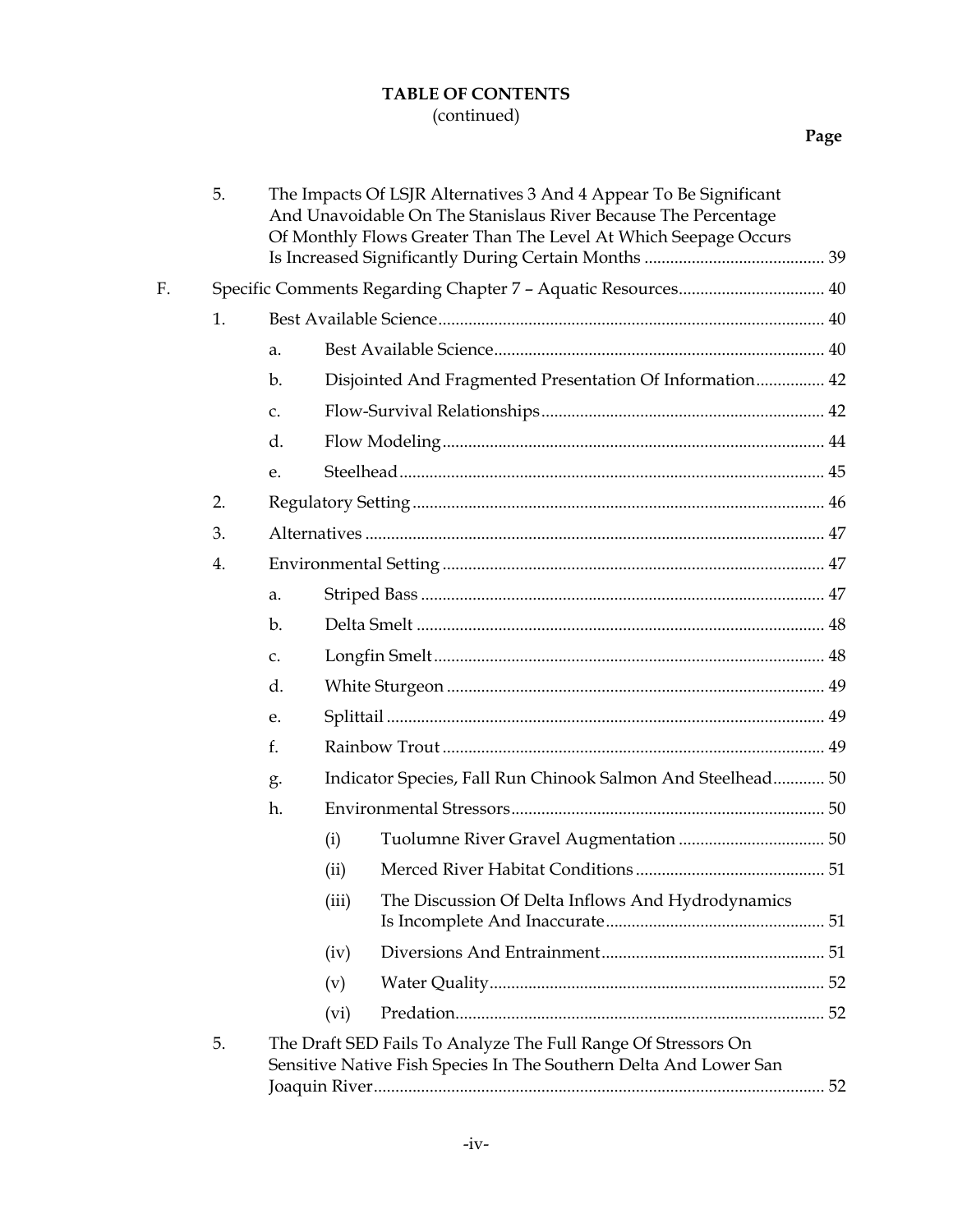**TABLE OF CONTENTS**
(continued)

**Page**

5. The Impacts Of LSJR Alternatives 3 And 4 Appear To Be Significant And Unavoidable On The Stanislaus River Because The Percentage Of Monthly Flows Greater Than The Level At Which Seepage Occurs Is Increased Significantly During Certain Months .......... 39

F. Specific Comments Regarding Chapter 7 – Aquatic Resources .......... 40

1. Best Available Science .......... 40
   - a. Best Available Science .......... 40
   - b. Disjointed And Fragmented Presentation Of Information .......... 42
   - c. Flow-Survival Relationships .......... 42
   - d. Flow Modeling .......... 44
   - e. Steelhead .......... 45
2. Regulatory Setting .......... 46
3. Alternatives .......... 47
4. Environmental Setting .......... 47
   - a. Striped Bass .......... 47
   - b. Delta Smelt .......... 48
   - c. Longfin Smelt .......... 48
   - d. White Sturgeon .......... 49
   - e. Splittail .......... 49
   - f. Rainbow Trout .......... 49
   - g. Indicator Species, Fall Run Chinook Salmon And Steelhead .......... 50
   - h. Environmental Stressors .......... 50
     - (i) Tuolumne River Gravel Augmentation .......... 50
     - (ii) Merced River Habitat Conditions .......... 51
     - (iii) The Discussion Of Delta Inflows And Hydrodynamics Is Incomplete And Inaccurate .......... 51
     - (iv) Diversions And Entrainment .......... 51
     - (v) Water Quality .......... 52
     - (vi) Predation .......... 52
5. The Draft SED Fails To Analyze The Full Range Of Stressors On Sensitive Native Fish Species In The Southern Delta And Lower San Joaquin River .......... 52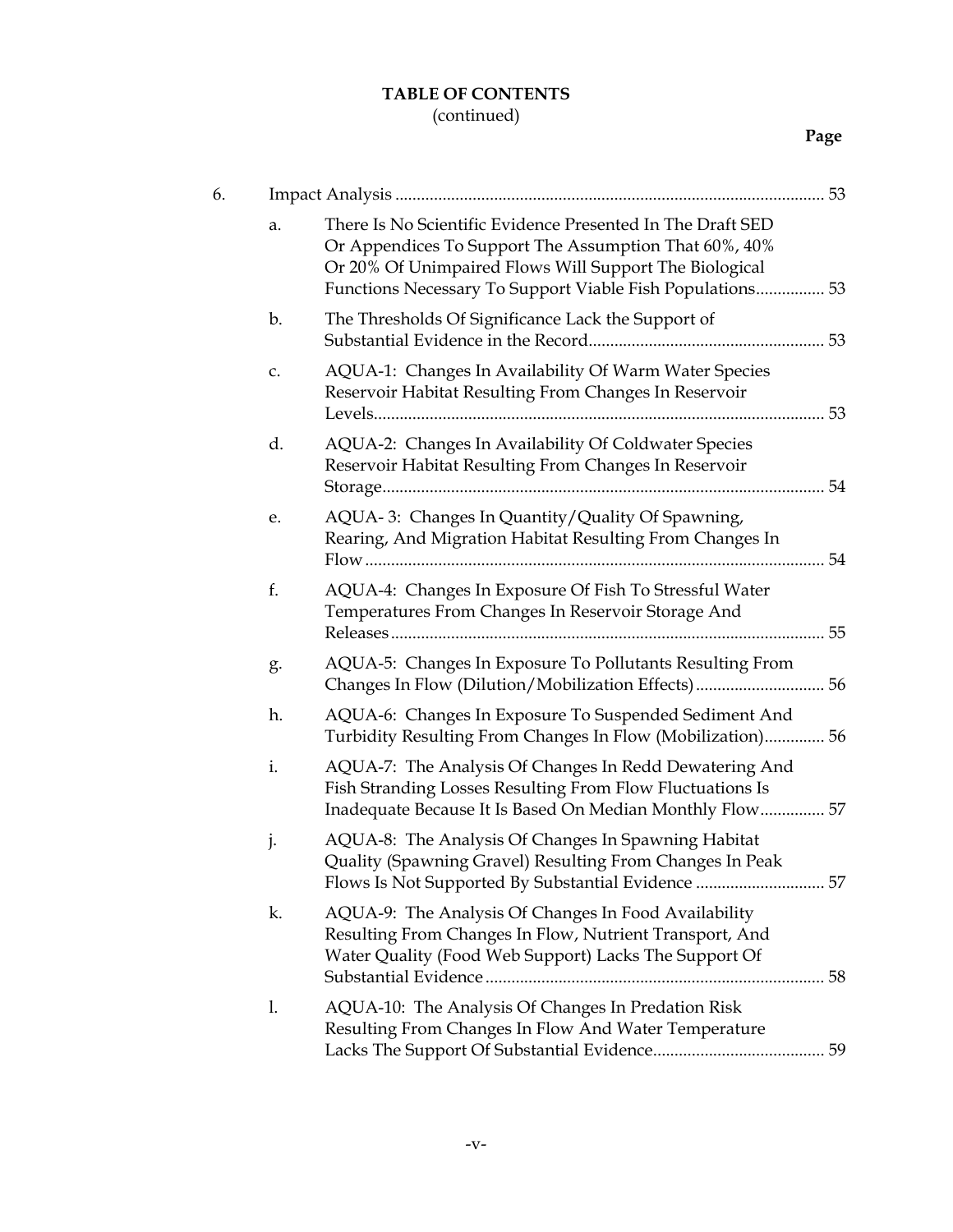**TABLE OF CONTENTS**
(continued)

**Page**

6. Impact Analysis ..... 53
   a. There Is No Scientific Evidence Presented In The Draft SED Or Appendices To Support The Assumption That 60%, 40% Or 20% Of Unimpaired Flows Will Support The Biological Functions Necessary To Support Viable Fish Populations ..... 53
   b. The Thresholds Of Significance Lack the Support of Substantial Evidence in the Record ..... 53
   c. AQUA-1: Changes In Availability Of Warm Water Species Reservoir Habitat Resulting From Changes In Reservoir Levels ..... 53
   d. AQUA-2: Changes In Availability Of Coldwater Species Reservoir Habitat Resulting From Changes In Reservoir Storage ..... 54
   e. AQUA- 3: Changes In Quantity/Quality Of Spawning, Rearing, And Migration Habitat Resulting From Changes In Flow ..... 54
   f. AQUA-4: Changes In Exposure Of Fish To Stressful Water Temperatures From Changes In Reservoir Storage And Releases ..... 55
   g. AQUA-5: Changes In Exposure To Pollutants Resulting From Changes In Flow (Dilution/Mobilization Effects) ..... 56
   h. AQUA-6: Changes In Exposure To Suspended Sediment And Turbidity Resulting From Changes In Flow (Mobilization) ..... 56
   i. AQUA-7: The Analysis Of Changes In Redd Dewatering And Fish Stranding Losses Resulting From Flow Fluctuations Is Inadequate Because It Is Based On Median Monthly Flow ..... 57
   j. AQUA-8: The Analysis Of Changes In Spawning Habitat Quality (Spawning Gravel) Resulting From Changes In Peak Flows Is Not Supported By Substantial Evidence ..... 57
   k. AQUA-9: The Analysis Of Changes In Food Availability Resulting From Changes In Flow, Nutrient Transport, And Water Quality (Food Web Support) Lacks The Support Of Substantial Evidence ..... 58
   l. AQUA-10: The Analysis Of Changes In Predation Risk Resulting From Changes In Flow And Water Temperature Lacks The Support Of Substantial Evidence ..... 59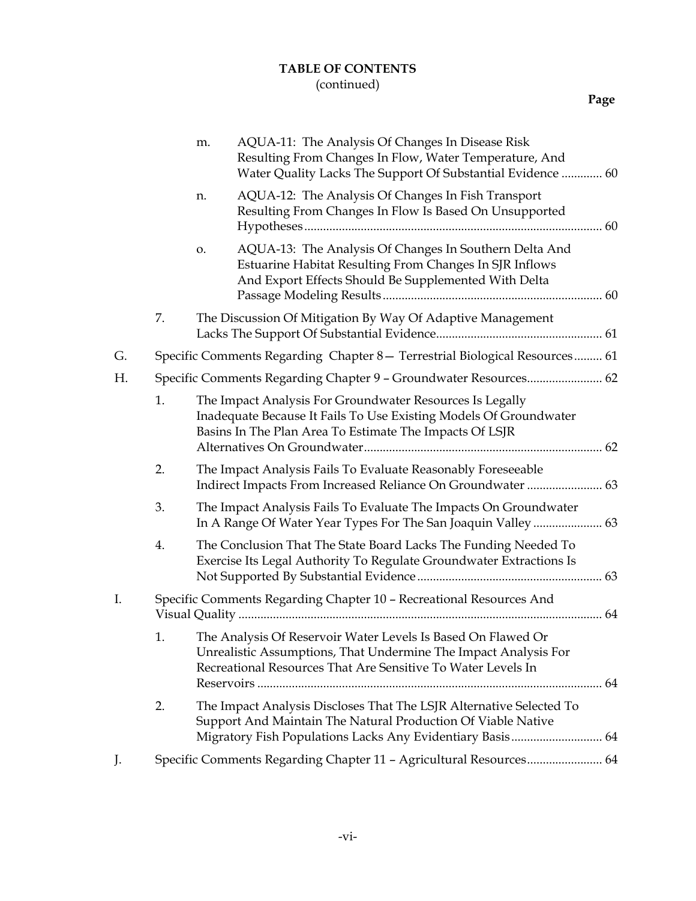**TABLE OF CONTENTS**
(continued)

**Page**

- m. AQUA-11: The Analysis Of Changes In Disease Risk Resulting From Changes In Flow, Water Temperature, And Water Quality Lacks The Support Of Substantial Evidence ............. 60
- n. AQUA-12: The Analysis Of Changes In Fish Transport Resulting From Changes In Flow Is Based On Unsupported Hypotheses.............................................................................................. 60
- o. AQUA-13: The Analysis Of Changes In Southern Delta And Estuarine Habitat Resulting From Changes In SJR Inflows And Export Effects Should Be Supplemented With Delta Passage Modeling Results...................................................................... 60

7. The Discussion Of Mitigation By Way Of Adaptive Management Lacks The Support Of Substantial Evidence..................................................... 61

G. Specific Comments Regarding Chapter 8— Terrestrial Biological Resources......... 61

H. Specific Comments Regarding Chapter 9 – Groundwater Resources........................ 62

1. The Impact Analysis For Groundwater Resources Is Legally Inadequate Because It Fails To Use Existing Models Of Groundwater Basins In The Plan Area To Estimate The Impacts Of LSJR Alternatives On Groundwater........................................................................... 62
2. The Impact Analysis Fails To Evaluate Reasonably Foreseeable Indirect Impacts From Increased Reliance On Groundwater ........................ 63
3. The Impact Analysis Fails To Evaluate The Impacts On Groundwater In A Range Of Water Year Types For The San Joaquin Valley ...................... 63
4. The Conclusion That The State Board Lacks The Funding Needed To Exercise Its Legal Authority To Regulate Groundwater Extractions Is Not Supported By Substantial Evidence........................................................... 63

I. Specific Comments Regarding Chapter 10 – Recreational Resources And Visual Quality .................................................................................................................... 64

1. The Analysis Of Reservoir Water Levels Is Based On Flawed Or Unrealistic Assumptions, That Undermine The Impact Analysis For Recreational Resources That Are Sensitive To Water Levels In Reservoirs ............................................................................................................ 64
2. The Impact Analysis Discloses That The LSJR Alternative Selected To Support And Maintain The Natural Production Of Viable Native Migratory Fish Populations Lacks Any Evidentiary Basis............................. 64

J. Specific Comments Regarding Chapter 11 – Agricultural Resources........................ 64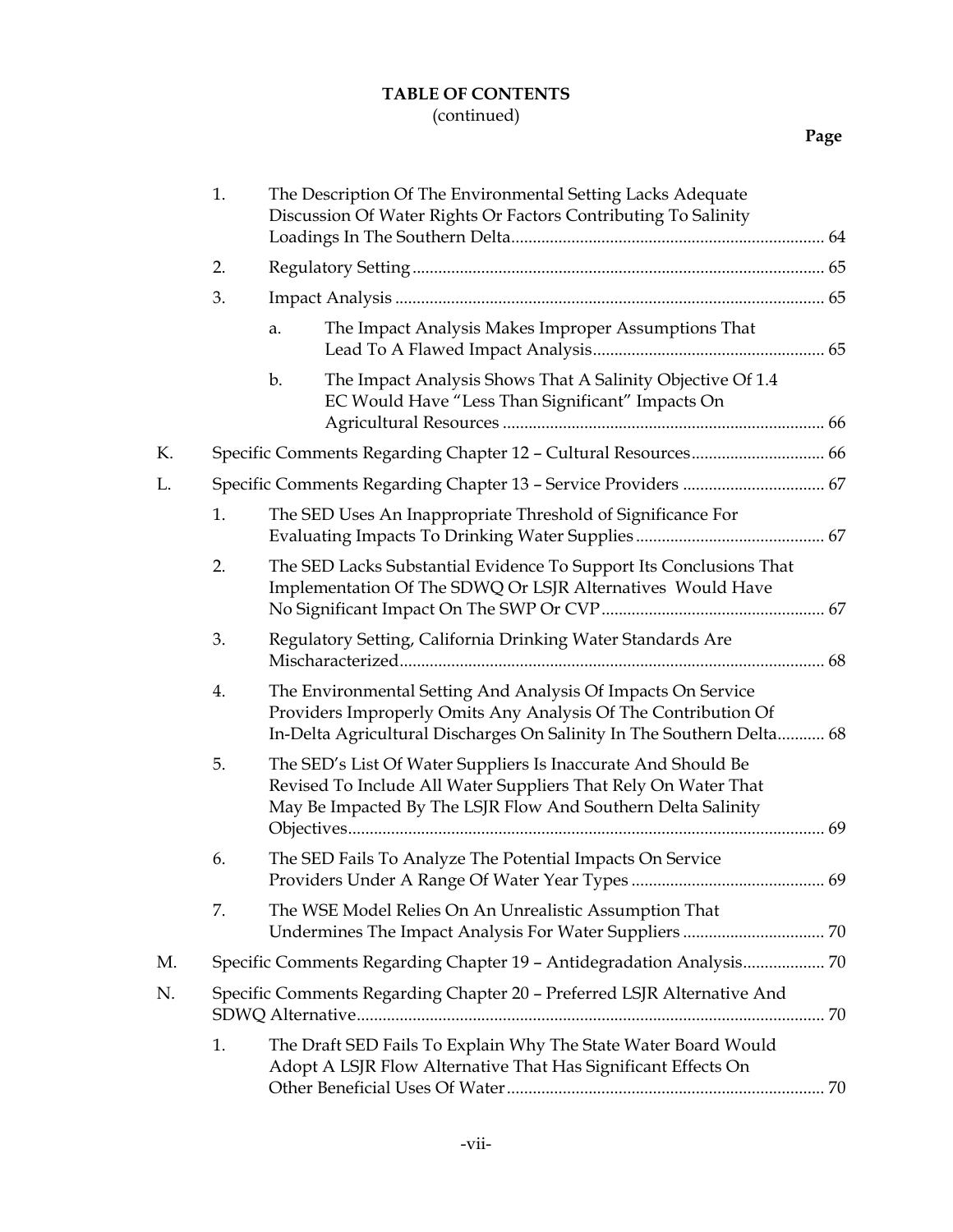**TABLE OF CONTENTS**
(continued)

**Page**

1. The Description Of The Environmental Setting Lacks Adequate Discussion Of Water Rights Or Factors Contributing To Salinity Loadings In The Southern Delta ........ 64
2. Regulatory Setting ........ 65
3. Impact Analysis ........ 65
   a. The Impact Analysis Makes Improper Assumptions That Lead To A Flawed Impact Analysis ........ 65
   b. The Impact Analysis Shows That A Salinity Objective Of 1.4 EC Would Have "Less Than Significant" Impacts On Agricultural Resources ........ 66

K. Specific Comments Regarding Chapter 12 – Cultural Resources ........ 66

L. Specific Comments Regarding Chapter 13 – Service Providers ........ 67

1. The SED Uses An Inappropriate Threshold of Significance For Evaluating Impacts To Drinking Water Supplies ........ 67
2. The SED Lacks Substantial Evidence To Support Its Conclusions That Implementation Of The SDWQ Or LSJR Alternatives Would Have No Significant Impact On The SWP Or CVP ........ 67
3. Regulatory Setting, California Drinking Water Standards Are Mischaracterized ........ 68
4. The Environmental Setting And Analysis Of Impacts On Service Providers Improperly Omits Any Analysis Of The Contribution Of In-Delta Agricultural Discharges On Salinity In The Southern Delta ........ 68
5. The SED's List Of Water Suppliers Is Inaccurate And Should Be Revised To Include All Water Suppliers That Rely On Water That May Be Impacted By The LSJR Flow And Southern Delta Salinity Objectives ........ 69
6. The SED Fails To Analyze The Potential Impacts On Service Providers Under A Range Of Water Year Types ........ 69
7. The WSE Model Relies On An Unrealistic Assumption That Undermines The Impact Analysis For Water Suppliers ........ 70

M. Specific Comments Regarding Chapter 19 – Antidegradation Analysis ........ 70

N. Specific Comments Regarding Chapter 20 – Preferred LSJR Alternative And SDWQ Alternative ........ 70

1. The Draft SED Fails To Explain Why The State Water Board Would Adopt A LSJR Flow Alternative That Has Significant Effects On Other Beneficial Uses Of Water ........ 70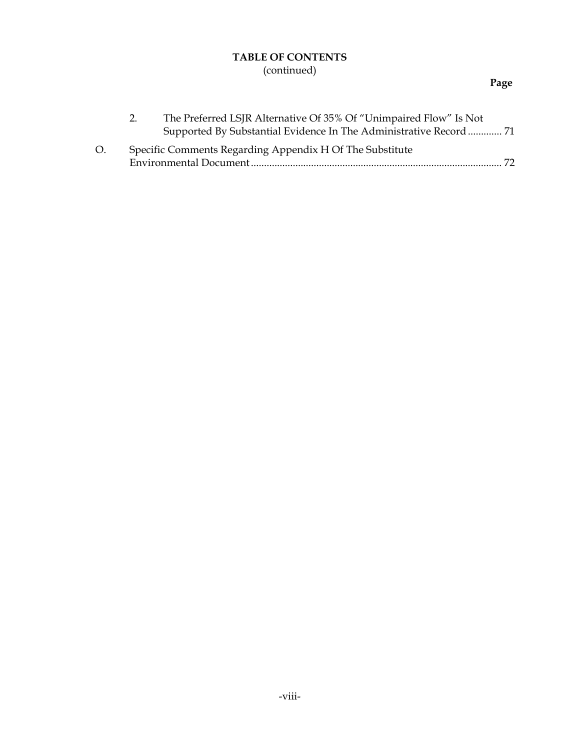**TABLE OF CONTENTS**
(continued)

**Page**

2. The Preferred LSJR Alternative Of 35% Of "Unimpaired Flow" Is Not Supported By Substantial Evidence In The Administrative Record ............. 71

O. Specific Comments Regarding Appendix H Of The Substitute Environmental Document ............................................................................................... 72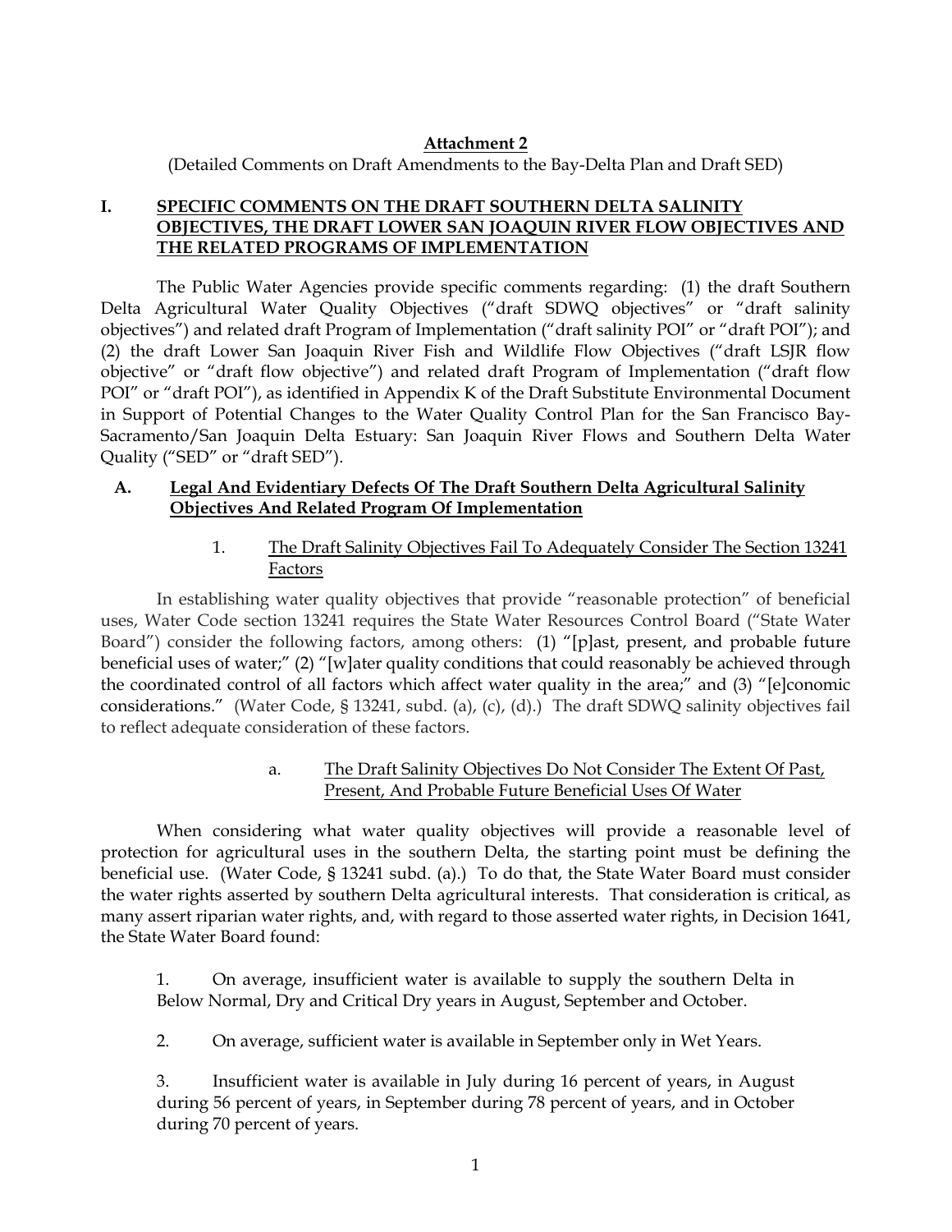**Attachment 2**

(Detailed Comments on Draft Amendments to the Bay-Delta Plan and Draft SED)

## I. SPECIFIC COMMENTS ON THE DRAFT SOUTHERN DELTA SALINITY OBJECTIVES, THE DRAFT LOWER SAN JOAQUIN RIVER FLOW OBJECTIVES AND THE RELATED PROGRAMS OF IMPLEMENTATION

The Public Water Agencies provide specific comments regarding: (1) the draft Southern Delta Agricultural Water Quality Objectives ("draft SDWQ objectives" or "draft salinity objectives") and related draft Program of Implementation ("draft salinity POI" or "draft POI"); and (2) the draft Lower San Joaquin River Fish and Wildlife Flow Objectives ("draft LSJR flow objective" or "draft flow objective") and related draft Program of Implementation ("draft flow POI" or "draft POI"), as identified in Appendix K of the Draft Substitute Environmental Document in Support of Potential Changes to the Water Quality Control Plan for the San Francisco Bay-Sacramento/San Joaquin Delta Estuary: San Joaquin River Flows and Southern Delta Water Quality ("SED" or "draft SED").

### A. Legal And Evidentiary Defects Of The Draft Southern Delta Agricultural Salinity Objectives And Related Program Of Implementation

#### 1. The Draft Salinity Objectives Fail To Adequately Consider The Section 13241 Factors

In establishing water quality objectives that provide "reasonable protection" of beneficial uses, Water Code section 13241 requires the State Water Resources Control Board ("State Water Board") consider the following factors, among others: (1) "[p]ast, present, and probable future beneficial uses of water;" (2) "[w]ater quality conditions that could reasonably be achieved through the coordinated control of all factors which affect water quality in the area;" and (3) "[e]conomic considerations." (Water Code, § 13241, subd. (a), (c), (d).) The draft SDWQ salinity objectives fail to reflect adequate consideration of these factors.

##### a. The Draft Salinity Objectives Do Not Consider The Extent Of Past, Present, And Probable Future Beneficial Uses Of Water

When considering what water quality objectives will provide a reasonable level of protection for agricultural uses in the southern Delta, the starting point must be defining the beneficial use. (Water Code, § 13241 subd. (a).) To do that, the State Water Board must consider the water rights asserted by southern Delta agricultural interests. That consideration is critical, as many assert riparian water rights, and, with regard to those asserted water rights, in Decision 1641, the State Water Board found:

> 1. On average, insufficient water is available to supply the southern Delta in Below Normal, Dry and Critical Dry years in August, September and October.
>
> 2. On average, sufficient water is available in September only in Wet Years.
>
> 3. Insufficient water is available in July during 16 percent of years, in August during 56 percent of years, in September during 78 percent of years, and in October during 70 percent of years.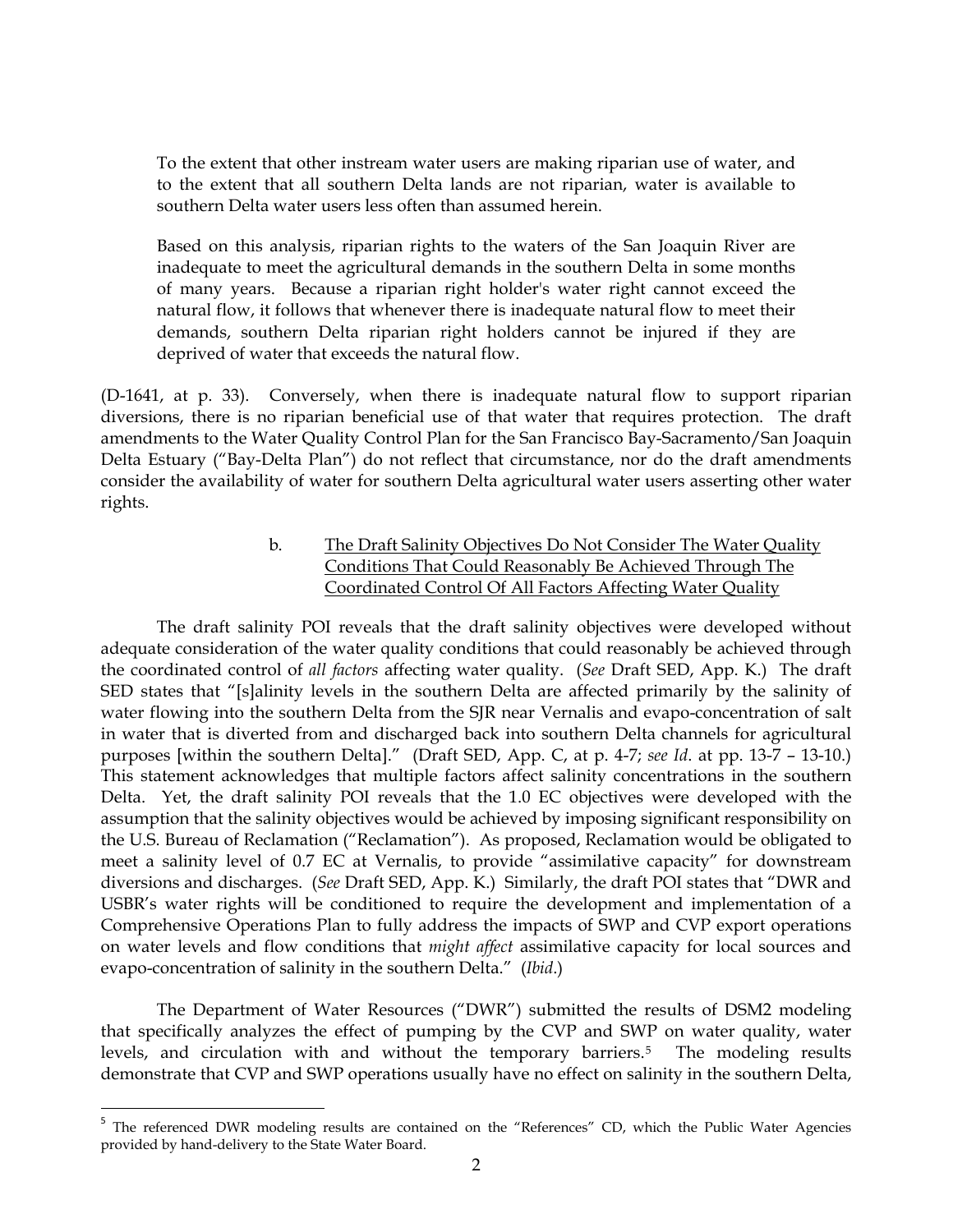> To the extent that other instream water users are making riparian use of water, and to the extent that all southern Delta lands are not riparian, water is available to southern Delta water users less often than assumed herein.
>
> Based on this analysis, riparian rights to the waters of the San Joaquin River are inadequate to meet the agricultural demands in the southern Delta in some months of many years. Because a riparian right holder's water right cannot exceed the natural flow, it follows that whenever there is inadequate natural flow to meet their demands, southern Delta riparian right holders cannot be injured if they are deprived of water that exceeds the natural flow.

(D-1641, at p. 33). Conversely, when there is inadequate natural flow to support riparian diversions, there is no riparian beneficial use of that water that requires protection. The draft amendments to the Water Quality Control Plan for the San Francisco Bay-Sacramento/San Joaquin Delta Estuary ("Bay-Delta Plan") do not reflect that circumstance, nor do the draft amendments consider the availability of water for southern Delta agricultural water users asserting other water rights.

b. The Draft Salinity Objectives Do Not Consider The Water Quality Conditions That Could Reasonably Be Achieved Through The Coordinated Control Of All Factors Affecting Water Quality

The draft salinity POI reveals that the draft salinity objectives were developed without adequate consideration of the water quality conditions that could reasonably be achieved through the coordinated control of *all factors* affecting water quality. (*See* Draft SED, App. K.) The draft SED states that "[s]alinity levels in the southern Delta are affected primarily by the salinity of water flowing into the southern Delta from the SJR near Vernalis and evapo-concentration of salt in water that is diverted from and discharged back into southern Delta channels for agricultural purposes [within the southern Delta]." (Draft SED, App. C, at p. 4-7; *see Id*. at pp. 13-7 – 13-10.) This statement acknowledges that multiple factors affect salinity concentrations in the southern Delta. Yet, the draft salinity POI reveals that the 1.0 EC objectives were developed with the assumption that the salinity objectives would be achieved by imposing significant responsibility on the U.S. Bureau of Reclamation ("Reclamation"). As proposed, Reclamation would be obligated to meet a salinity level of 0.7 EC at Vernalis, to provide "assimilative capacity" for downstream diversions and discharges. (*See* Draft SED, App. K.) Similarly, the draft POI states that "DWR and USBR's water rights will be conditioned to require the development and implementation of a Comprehensive Operations Plan to fully address the impacts of SWP and CVP export operations on water levels and flow conditions that *might affect* assimilative capacity for local sources and evapo-concentration of salinity in the southern Delta." (*Ibid*.)

The Department of Water Resources ("DWR") submitted the results of DSM2 modeling that specifically analyzes the effect of pumping by the CVP and SWP on water quality, water levels, and circulation with and without the temporary barriers.[5] The modeling results demonstrate that CVP and SWP operations usually have no effect on salinity in the southern Delta,

[5] The referenced DWR modeling results are contained on the "References" CD, which the Public Water Agencies provided by hand-delivery to the State Water Board.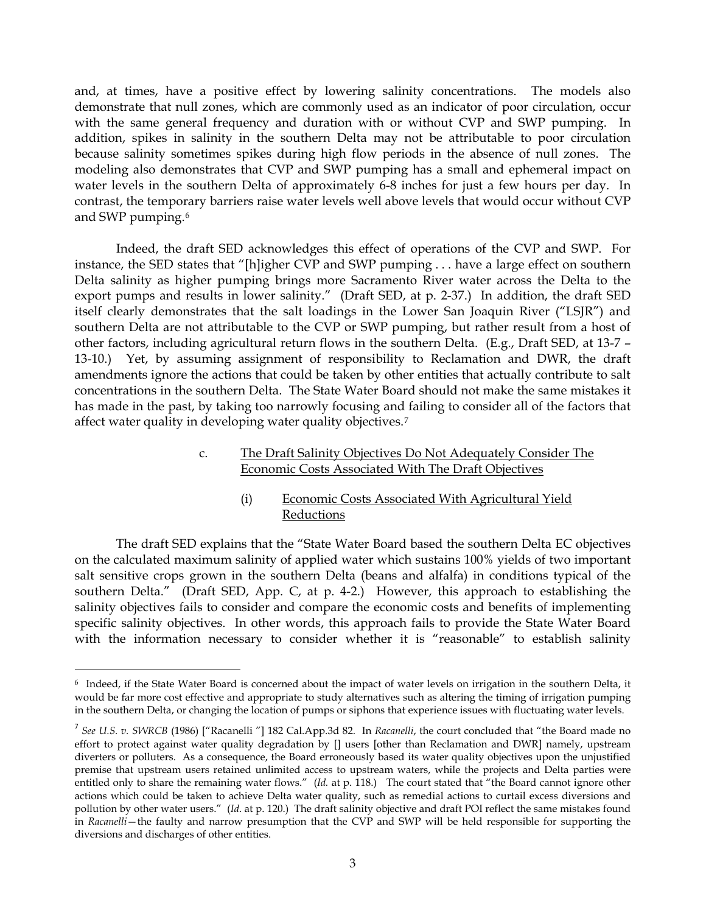and, at times, have a positive effect by lowering salinity concentrations. The models also demonstrate that null zones, which are commonly used as an indicator of poor circulation, occur with the same general frequency and duration with or without CVP and SWP pumping. In addition, spikes in salinity in the southern Delta may not be attributable to poor circulation because salinity sometimes spikes during high flow periods in the absence of null zones. The modeling also demonstrates that CVP and SWP pumping has a small and ephemeral impact on water levels in the southern Delta of approximately 6-8 inches for just a few hours per day. In contrast, the temporary barriers raise water levels well above levels that would occur without CVP and SWP pumping.[6]

Indeed, the draft SED acknowledges this effect of operations of the CVP and SWP. For instance, the SED states that "[h]igher CVP and SWP pumping . . . have a large effect on southern Delta salinity as higher pumping brings more Sacramento River water across the Delta to the export pumps and results in lower salinity." (Draft SED, at p. 2-37.) In addition, the draft SED itself clearly demonstrates that the salt loadings in the Lower San Joaquin River ("LSJR") and southern Delta are not attributable to the CVP or SWP pumping, but rather result from a host of other factors, including agricultural return flows in the southern Delta. (E.g., Draft SED, at 13-7 – 13-10.) Yet, by assuming assignment of responsibility to Reclamation and DWR, the draft amendments ignore the actions that could be taken by other entities that actually contribute to salt concentrations in the southern Delta. The State Water Board should not make the same mistakes it has made in the past, by taking too narrowly focusing and failing to consider all of the factors that affect water quality in developing water quality objectives.[7]

c. <u>The Draft Salinity Objectives Do Not Adequately Consider The Economic Costs Associated With The Draft Objectives</u>

(i) <u>Economic Costs Associated With Agricultural Yield Reductions</u>

The draft SED explains that the "State Water Board based the southern Delta EC objectives on the calculated maximum salinity of applied water which sustains 100% yields of two important salt sensitive crops grown in the southern Delta (beans and alfalfa) in conditions typical of the southern Delta." (Draft SED, App. C, at p. 4-2.) However, this approach to establishing the salinity objectives fails to consider and compare the economic costs and benefits of implementing specific salinity objectives. In other words, this approach fails to provide the State Water Board with the information necessary to consider whether it is "reasonable" to establish salinity

---

[6] Indeed, if the State Water Board is concerned about the impact of water levels on irrigation in the southern Delta, it would be far more cost effective and appropriate to study alternatives such as altering the timing of irrigation pumping in the southern Delta, or changing the location of pumps or siphons that experience issues with fluctuating water levels.

[7] *See U.S. v. SWRCB* (1986) ["Racanelli "] 182 Cal.App.3d 82. In *Racanelli*, the court concluded that "the Board made no effort to protect against water quality degradation by [] users [other than Reclamation and DWR] namely, upstream diverters or polluters. As a consequence, the Board erroneously based its water quality objectives upon the unjustified premise that upstream users retained unlimited access to upstream waters, while the projects and Delta parties were entitled only to share the remaining water flows." (*Id.* at p. 118.) The court stated that "the Board cannot ignore other actions which could be taken to achieve Delta water quality, such as remedial actions to curtail excess diversions and pollution by other water users." (*Id*. at p. 120.) The draft salinity objective and draft POI reflect the same mistakes found in *Racanelli*—the faulty and narrow presumption that the CVP and SWP will be held responsible for supporting the diversions and discharges of other entities.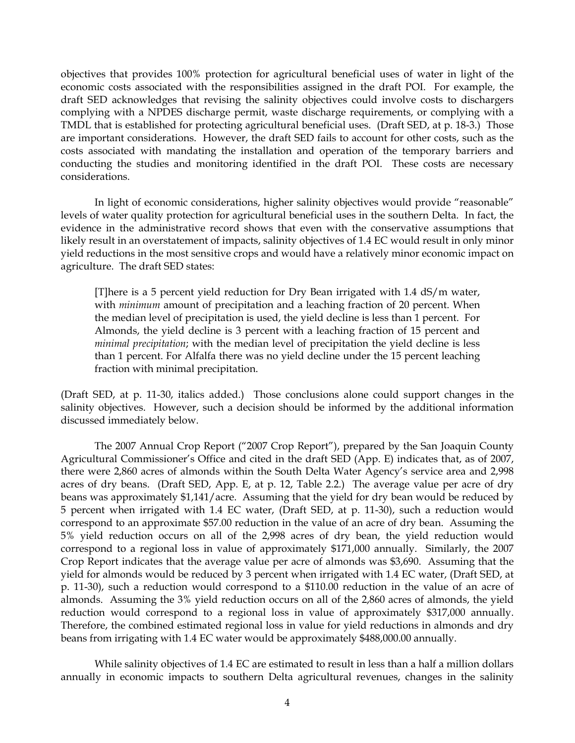objectives that provides 100% protection for agricultural beneficial uses of water in light of the economic costs associated with the responsibilities assigned in the draft POI. For example, the draft SED acknowledges that revising the salinity objectives could involve costs to dischargers complying with a NPDES discharge permit, waste discharge requirements, or complying with a TMDL that is established for protecting agricultural beneficial uses. (Draft SED, at p. 18-3.) Those are important considerations. However, the draft SED fails to account for other costs, such as the costs associated with mandating the installation and operation of the temporary barriers and conducting the studies and monitoring identified in the draft POI. These costs are necessary considerations.

In light of economic considerations, higher salinity objectives would provide "reasonable" levels of water quality protection for agricultural beneficial uses in the southern Delta. In fact, the evidence in the administrative record shows that even with the conservative assumptions that likely result in an overstatement of impacts, salinity objectives of 1.4 EC would result in only minor yield reductions in the most sensitive crops and would have a relatively minor economic impact on agriculture. The draft SED states:

> [T]here is a 5 percent yield reduction for Dry Bean irrigated with 1.4 dS/m water, with *minimum* amount of precipitation and a leaching fraction of 20 percent. When the median level of precipitation is used, the yield decline is less than 1 percent. For Almonds, the yield decline is 3 percent with a leaching fraction of 15 percent and *minimal precipitation*; with the median level of precipitation the yield decline is less than 1 percent. For Alfalfa there was no yield decline under the 15 percent leaching fraction with minimal precipitation.

(Draft SED, at p. 11-30, italics added.) Those conclusions alone could support changes in the salinity objectives. However, such a decision should be informed by the additional information discussed immediately below.

The 2007 Annual Crop Report ("2007 Crop Report"), prepared by the San Joaquin County Agricultural Commissioner's Office and cited in the draft SED (App. E) indicates that, as of 2007, there were 2,860 acres of almonds within the South Delta Water Agency's service area and 2,998 acres of dry beans. (Draft SED, App. E, at p. 12, Table 2.2.) The average value per acre of dry beans was approximately $1,141/acre. Assuming that the yield for dry bean would be reduced by 5 percent when irrigated with 1.4 EC water, (Draft SED, at p. 11-30), such a reduction would correspond to an approximate $57.00 reduction in the value of an acre of dry bean. Assuming the 5% yield reduction occurs on all of the 2,998 acres of dry bean, the yield reduction would correspond to a regional loss in value of approximately $171,000 annually. Similarly, the 2007 Crop Report indicates that the average value per acre of almonds was $3,690. Assuming that the yield for almonds would be reduced by 3 percent when irrigated with 1.4 EC water, (Draft SED, at p. 11-30), such a reduction would correspond to a $110.00 reduction in the value of an acre of almonds. Assuming the 3% yield reduction occurs on all of the 2,860 acres of almonds, the yield reduction would correspond to a regional loss in value of approximately $317,000 annually. Therefore, the combined estimated regional loss in value for yield reductions in almonds and dry beans from irrigating with 1.4 EC water would be approximately $488,000.00 annually.

While salinity objectives of 1.4 EC are estimated to result in less than a half a million dollars annually in economic impacts to southern Delta agricultural revenues, changes in the salinity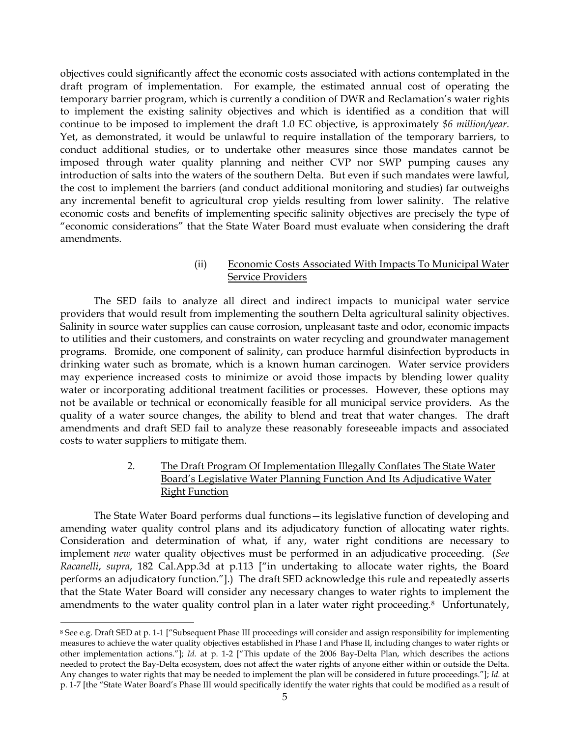objectives could significantly affect the economic costs associated with actions contemplated in the draft program of implementation. For example, the estimated annual cost of operating the temporary barrier program, which is currently a condition of DWR and Reclamation's water rights to implement the existing salinity objectives and which is identified as a condition that will continue to be imposed to implement the draft 1.0 EC objective, is approximately *$6 million/year*. Yet, as demonstrated, it would be unlawful to require installation of the temporary barriers, to conduct additional studies, or to undertake other measures since those mandates cannot be imposed through water quality planning and neither CVP nor SWP pumping causes any introduction of salts into the waters of the southern Delta. But even if such mandates were lawful, the cost to implement the barriers (and conduct additional monitoring and studies) far outweighs any incremental benefit to agricultural crop yields resulting from lower salinity. The relative economic costs and benefits of implementing specific salinity objectives are precisely the type of "economic considerations" that the State Water Board must evaluate when considering the draft amendments.

(ii) Economic Costs Associated With Impacts To Municipal Water Service Providers

The SED fails to analyze all direct and indirect impacts to municipal water service providers that would result from implementing the southern Delta agricultural salinity objectives. Salinity in source water supplies can cause corrosion, unpleasant taste and odor, economic impacts to utilities and their customers, and constraints on water recycling and groundwater management programs. Bromide, one component of salinity, can produce harmful disinfection byproducts in drinking water such as bromate, which is a known human carcinogen. Water service providers may experience increased costs to minimize or avoid those impacts by blending lower quality water or incorporating additional treatment facilities or processes. However, these options may not be available or technical or economically feasible for all municipal service providers. As the quality of a water source changes, the ability to blend and treat that water changes. The draft amendments and draft SED fail to analyze these reasonably foreseeable impacts and associated costs to water suppliers to mitigate them.

2. The Draft Program Of Implementation Illegally Conflates The State Water Board's Legislative Water Planning Function And Its Adjudicative Water Right Function

The State Water Board performs dual functions—its legislative function of developing and amending water quality control plans and its adjudicatory function of allocating water rights. Consideration and determination of what, if any, water right conditions are necessary to implement *new* water quality objectives must be performed in an adjudicative proceeding. (*See Racanelli*, *supra*, 182 Cal.App.3d at p.113 ["in undertaking to allocate water rights, the Board performs an adjudicatory function."].) The draft SED acknowledge this rule and repeatedly asserts that the State Water Board will consider any necessary changes to water rights to implement the amendments to the water quality control plan in a later water right proceeding.[8] Unfortunately,

[8] See e.g. Draft SED at p. 1-1 ["Subsequent Phase III proceedings will consider and assign responsibility for implementing measures to achieve the water quality objectives established in Phase I and Phase II, including changes to water rights or other implementation actions."]; *Id.* at p. 1-2 ["This update of the 2006 Bay-Delta Plan, which describes the actions needed to protect the Bay-Delta ecosystem, does not affect the water rights of anyone either within or outside the Delta. Any changes to water rights that may be needed to implement the plan will be considered in future proceedings."]; *Id.* at p. 1-7 [the "State Water Board's Phase III would specifically identify the water rights that could be modified as a result of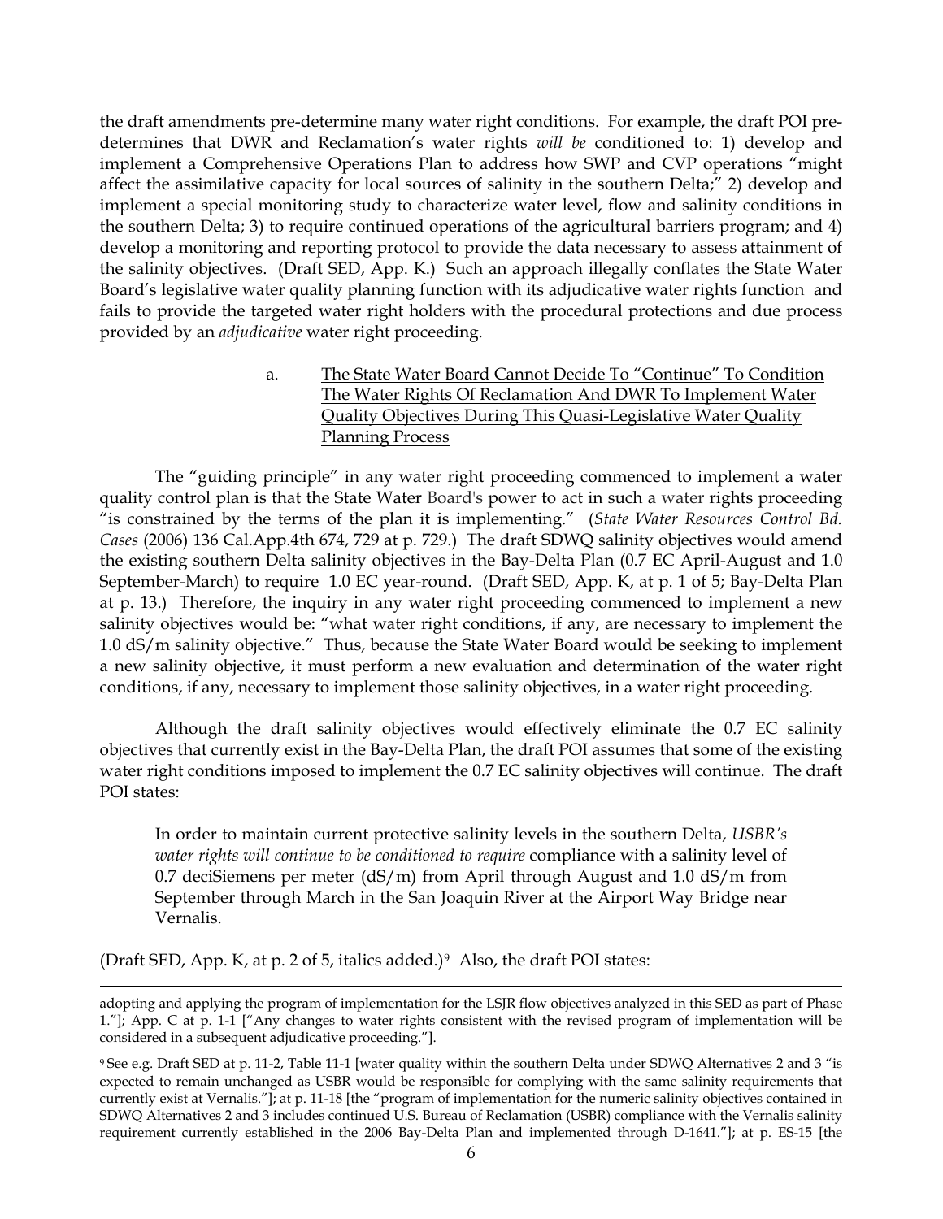the draft amendments pre-determine many water right conditions. For example, the draft POI pre-determines that DWR and Reclamation's water rights *will be* conditioned to: 1) develop and implement a Comprehensive Operations Plan to address how SWP and CVP operations "might affect the assimilative capacity for local sources of salinity in the southern Delta;" 2) develop and implement a special monitoring study to characterize water level, flow and salinity conditions in the southern Delta; 3) to require continued operations of the agricultural barriers program; and 4) develop a monitoring and reporting protocol to provide the data necessary to assess attainment of the salinity objectives. (Draft SED, App. K.) Such an approach illegally conflates the State Water Board's legislative water quality planning function with its adjudicative water rights function and fails to provide the targeted water right holders with the procedural protections and due process provided by an *adjudicative* water right proceeding.

a. <u>The State Water Board Cannot Decide To "Continue" To Condition The Water Rights Of Reclamation And DWR To Implement Water Quality Objectives During This Quasi-Legislative Water Quality Planning Process</u>

The "guiding principle" in any water right proceeding commenced to implement a water quality control plan is that the State Water Board's power to act in such a water rights proceeding "is constrained by the terms of the plan it is implementing." (*State Water Resources Control Bd. Cases* (2006) 136 Cal.App.4th 674, 729 at p. 729.) The draft SDWQ salinity objectives would amend the existing southern Delta salinity objectives in the Bay-Delta Plan (0.7 EC April-August and 1.0 September-March) to require 1.0 EC year-round. (Draft SED, App. K, at p. 1 of 5; Bay-Delta Plan at p. 13.) Therefore, the inquiry in any water right proceeding commenced to implement a new salinity objectives would be: "what water right conditions, if any, are necessary to implement the 1.0 dS/m salinity objective." Thus, because the State Water Board would be seeking to implement a new salinity objective, it must perform a new evaluation and determination of the water right conditions, if any, necessary to implement those salinity objectives, in a water right proceeding.

Although the draft salinity objectives would effectively eliminate the 0.7 EC salinity objectives that currently exist in the Bay-Delta Plan, the draft POI assumes that some of the existing water right conditions imposed to implement the 0.7 EC salinity objectives will continue. The draft POI states:

> In order to maintain current protective salinity levels in the southern Delta, *USBR's water rights will continue to be conditioned to require* compliance with a salinity level of 0.7 deciSiemens per meter (dS/m) from April through August and 1.0 dS/m from September through March in the San Joaquin River at the Airport Way Bridge near Vernalis.

(Draft SED, App. K, at p. 2 of 5, italics added.)[9] Also, the draft POI states:

---

adopting and applying the program of implementation for the LSJR flow objectives analyzed in this SED as part of Phase 1."]; App. C at p. 1-1 ["Any changes to water rights consistent with the revised program of implementation will be considered in a subsequent adjudicative proceeding."].

[9] See e.g. Draft SED at p. 11-2, Table 11-1 [water quality within the southern Delta under SDWQ Alternatives 2 and 3 "is expected to remain unchanged as USBR would be responsible for complying with the same salinity requirements that currently exist at Vernalis."]; at p. 11-18 [the "program of implementation for the numeric salinity objectives contained in SDWQ Alternatives 2 and 3 includes continued U.S. Bureau of Reclamation (USBR) compliance with the Vernalis salinity requirement currently established in the 2006 Bay-Delta Plan and implemented through D-1641."]; at p. ES-15 [the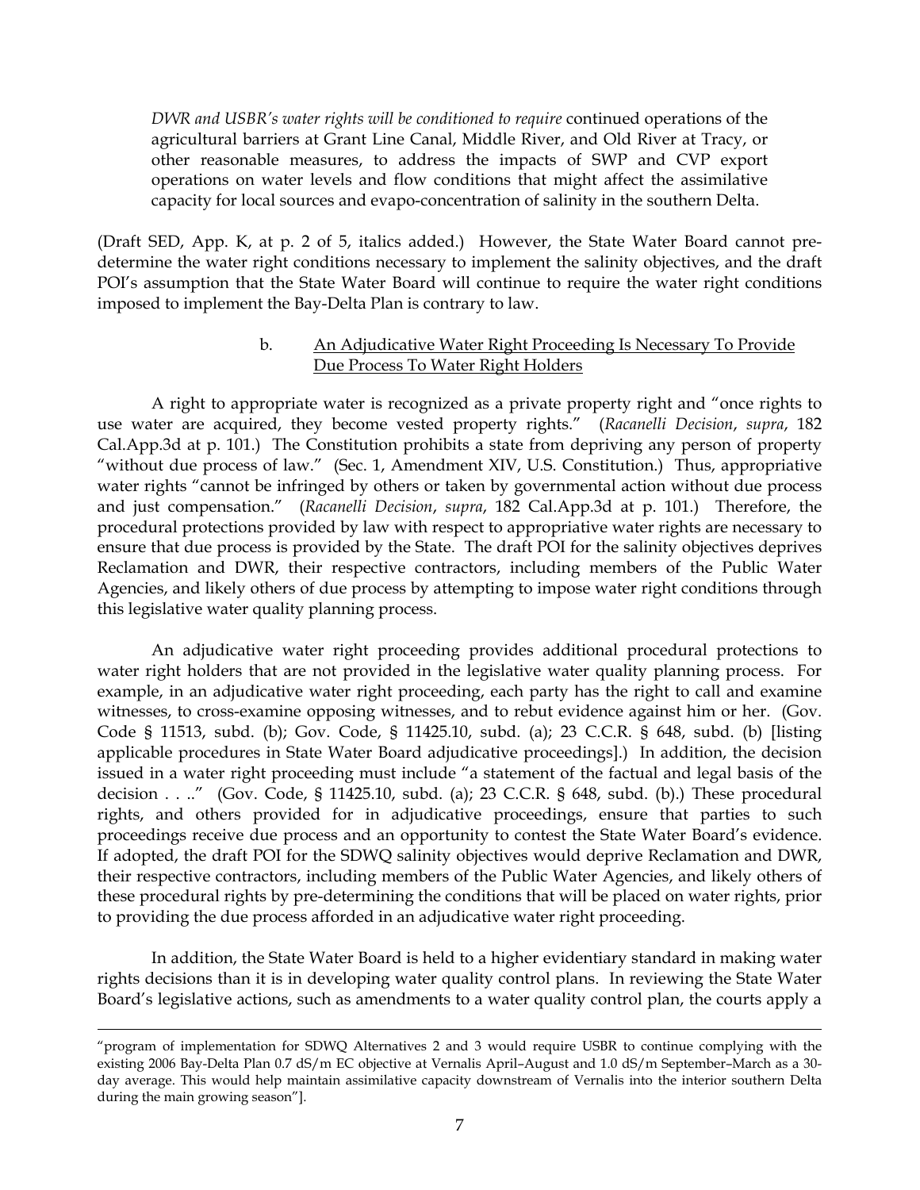*DWR and USBR's water rights will be conditioned to require* continued operations of the agricultural barriers at Grant Line Canal, Middle River, and Old River at Tracy, or other reasonable measures, to address the impacts of SWP and CVP export operations on water levels and flow conditions that might affect the assimilative capacity for local sources and evapo-concentration of salinity in the southern Delta.

(Draft SED, App. K, at p. 2 of 5, italics added.) However, the State Water Board cannot pre-determine the water right conditions necessary to implement the salinity objectives, and the draft POI's assumption that the State Water Board will continue to require the water right conditions imposed to implement the Bay-Delta Plan is contrary to law.

b. An Adjudicative Water Right Proceeding Is Necessary To Provide Due Process To Water Right Holders

A right to appropriate water is recognized as a private property right and "once rights to use water are acquired, they become vested property rights." (*Racanelli Decision*, *supra*, 182 Cal.App.3d at p. 101.) The Constitution prohibits a state from depriving any person of property "without due process of law." (Sec. 1, Amendment XIV, U.S. Constitution.) Thus, appropriative water rights "cannot be infringed by others or taken by governmental action without due process and just compensation." (*Racanelli Decision*, *supra*, 182 Cal.App.3d at p. 101.) Therefore, the procedural protections provided by law with respect to appropriative water rights are necessary to ensure that due process is provided by the State. The draft POI for the salinity objectives deprives Reclamation and DWR, their respective contractors, including members of the Public Water Agencies, and likely others of due process by attempting to impose water right conditions through this legislative water quality planning process.

An adjudicative water right proceeding provides additional procedural protections to water right holders that are not provided in the legislative water quality planning process. For example, in an adjudicative water right proceeding, each party has the right to call and examine witnesses, to cross-examine opposing witnesses, and to rebut evidence against him or her. (Gov. Code § 11513, subd. (b); Gov. Code, § 11425.10, subd. (a); 23 C.C.R. § 648, subd. (b) [listing applicable procedures in State Water Board adjudicative proceedings].) In addition, the decision issued in a water right proceeding must include "a statement of the factual and legal basis of the decision . . .." (Gov. Code, § 11425.10, subd. (a); 23 C.C.R. § 648, subd. (b).) These procedural rights, and others provided for in adjudicative proceedings, ensure that parties to such proceedings receive due process and an opportunity to contest the State Water Board's evidence. If adopted, the draft POI for the SDWQ salinity objectives would deprive Reclamation and DWR, their respective contractors, including members of the Public Water Agencies, and likely others of these procedural rights by pre-determining the conditions that will be placed on water rights, prior to providing the due process afforded in an adjudicative water right proceeding.

In addition, the State Water Board is held to a higher evidentiary standard in making water rights decisions than it is in developing water quality control plans. In reviewing the State Water Board's legislative actions, such as amendments to a water quality control plan, the courts apply a

---

"program of implementation for SDWQ Alternatives 2 and 3 would require USBR to continue complying with the existing 2006 Bay-Delta Plan 0.7 dS/m EC objective at Vernalis April–August and 1.0 dS/m September–March as a 30-day average. This would help maintain assimilative capacity downstream of Vernalis into the interior southern Delta during the main growing season"].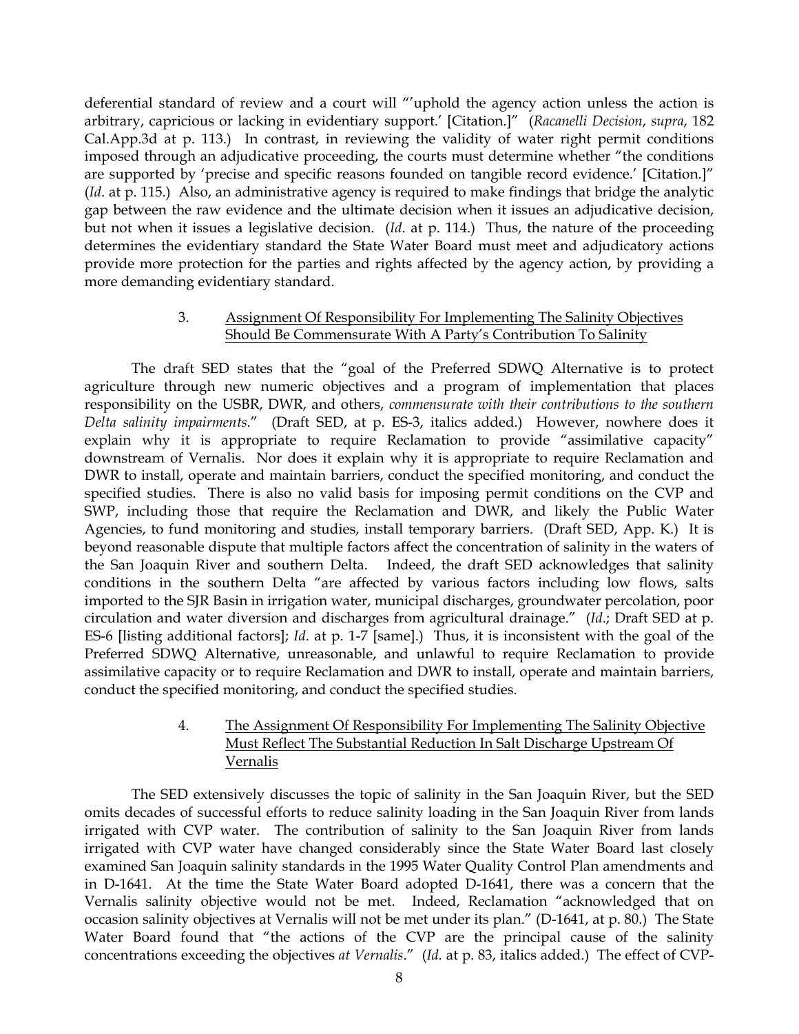deferential standard of review and a court will "'uphold the agency action unless the action is arbitrary, capricious or lacking in evidentiary support.' [Citation.]" (*Racanelli Decision*, *supra*, 182 Cal.App.3d at p. 113.) In contrast, in reviewing the validity of water right permit conditions imposed through an adjudicative proceeding, the courts must determine whether "the conditions are supported by 'precise and specific reasons founded on tangible record evidence.' [Citation.]" (*Id*. at p. 115.) Also, an administrative agency is required to make findings that bridge the analytic gap between the raw evidence and the ultimate decision when it issues an adjudicative decision, but not when it issues a legislative decision. (*Id*. at p. 114.) Thus, the nature of the proceeding determines the evidentiary standard the State Water Board must meet and adjudicatory actions provide more protection for the parties and rights affected by the agency action, by providing a more demanding evidentiary standard.

3. <u>Assignment Of Responsibility For Implementing The Salinity Objectives Should Be Commensurate With A Party's Contribution To Salinity</u>

The draft SED states that the "goal of the Preferred SDWQ Alternative is to protect agriculture through new numeric objectives and a program of implementation that places responsibility on the USBR, DWR, and others, *commensurate with their contributions to the southern Delta salinity impairments*." (Draft SED, at p. ES-3, italics added.) However, nowhere does it explain why it is appropriate to require Reclamation to provide "assimilative capacity" downstream of Vernalis. Nor does it explain why it is appropriate to require Reclamation and DWR to install, operate and maintain barriers, conduct the specified monitoring, and conduct the specified studies. There is also no valid basis for imposing permit conditions on the CVP and SWP, including those that require the Reclamation and DWR, and likely the Public Water Agencies, to fund monitoring and studies, install temporary barriers. (Draft SED, App. K.) It is beyond reasonable dispute that multiple factors affect the concentration of salinity in the waters of the San Joaquin River and southern Delta. Indeed, the draft SED acknowledges that salinity conditions in the southern Delta "are affected by various factors including low flows, salts imported to the SJR Basin in irrigation water, municipal discharges, groundwater percolation, poor circulation and water diversion and discharges from agricultural drainage." (*Id*.; Draft SED at p. ES-6 [listing additional factors]; *Id*. at p. 1-7 [same].) Thus, it is inconsistent with the goal of the Preferred SDWQ Alternative, unreasonable, and unlawful to require Reclamation to provide assimilative capacity or to require Reclamation and DWR to install, operate and maintain barriers, conduct the specified monitoring, and conduct the specified studies.

4. <u>The Assignment Of Responsibility For Implementing The Salinity Objective Must Reflect The Substantial Reduction In Salt Discharge Upstream Of Vernalis</u>

The SED extensively discusses the topic of salinity in the San Joaquin River, but the SED omits decades of successful efforts to reduce salinity loading in the San Joaquin River from lands irrigated with CVP water. The contribution of salinity to the San Joaquin River from lands irrigated with CVP water have changed considerably since the State Water Board last closely examined San Joaquin salinity standards in the 1995 Water Quality Control Plan amendments and in D-1641. At the time the State Water Board adopted D-1641, there was a concern that the Vernalis salinity objective would not be met. Indeed, Reclamation "acknowledged that on occasion salinity objectives at Vernalis will not be met under its plan." (D-1641, at p. 80.) The State Water Board found that "the actions of the CVP are the principal cause of the salinity concentrations exceeding the objectives *at Vernalis*." (*Id.* at p. 83, italics added.) The effect of CVP-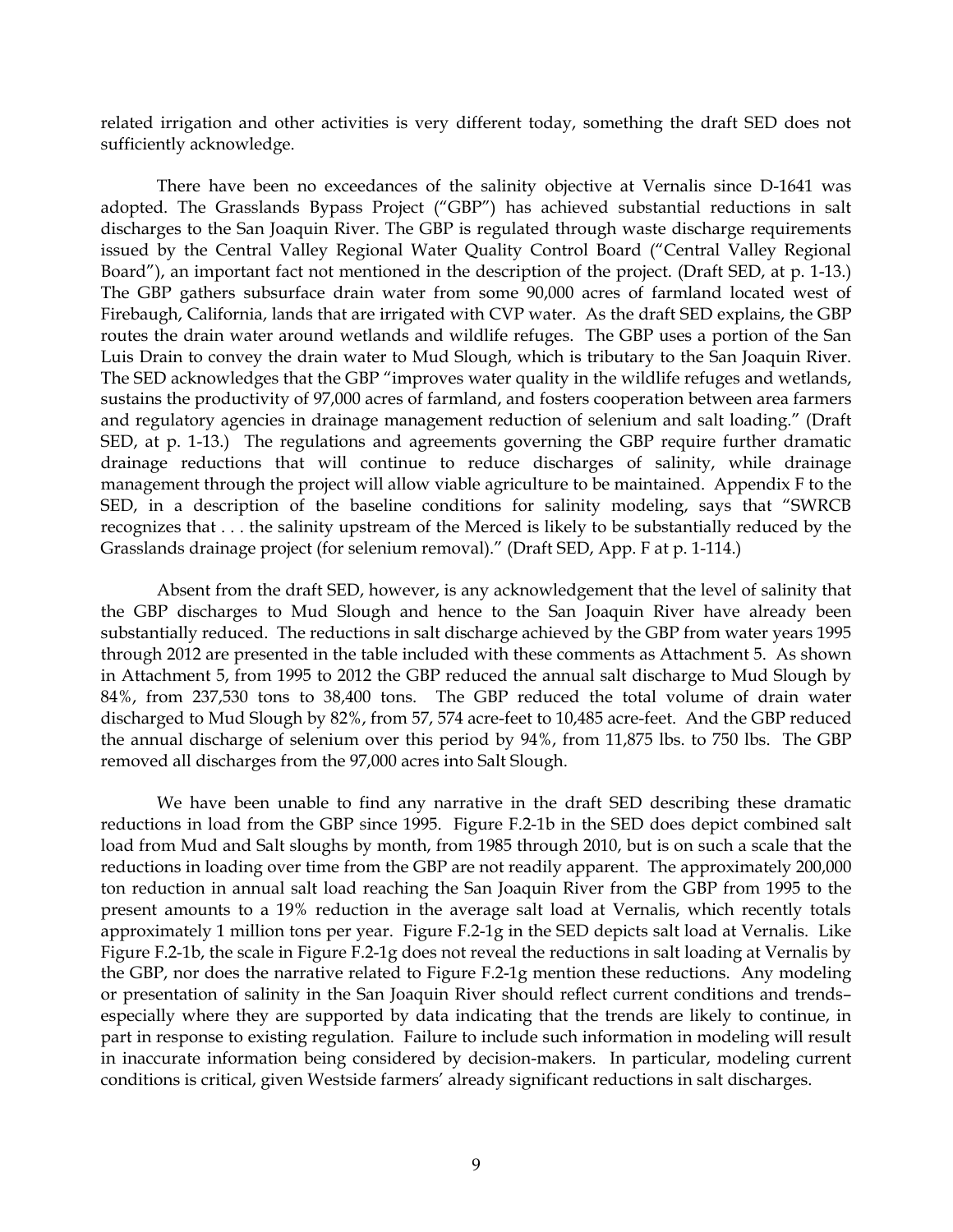related irrigation and other activities is very different today, something the draft SED does not sufficiently acknowledge.

There have been no exceedances of the salinity objective at Vernalis since D-1641 was adopted. The Grasslands Bypass Project ("GBP") has achieved substantial reductions in salt discharges to the San Joaquin River. The GBP is regulated through waste discharge requirements issued by the Central Valley Regional Water Quality Control Board ("Central Valley Regional Board"), an important fact not mentioned in the description of the project. (Draft SED, at p. 1-13.) The GBP gathers subsurface drain water from some 90,000 acres of farmland located west of Firebaugh, California, lands that are irrigated with CVP water. As the draft SED explains, the GBP routes the drain water around wetlands and wildlife refuges. The GBP uses a portion of the San Luis Drain to convey the drain water to Mud Slough, which is tributary to the San Joaquin River. The SED acknowledges that the GBP "improves water quality in the wildlife refuges and wetlands, sustains the productivity of 97,000 acres of farmland, and fosters cooperation between area farmers and regulatory agencies in drainage management reduction of selenium and salt loading." (Draft SED, at p. 1-13.) The regulations and agreements governing the GBP require further dramatic drainage reductions that will continue to reduce discharges of salinity, while drainage management through the project will allow viable agriculture to be maintained. Appendix F to the SED, in a description of the baseline conditions for salinity modeling, says that "SWRCB recognizes that . . . the salinity upstream of the Merced is likely to be substantially reduced by the Grasslands drainage project (for selenium removal)." (Draft SED, App. F at p. 1-114.)

Absent from the draft SED, however, is any acknowledgement that the level of salinity that the GBP discharges to Mud Slough and hence to the San Joaquin River have already been substantially reduced. The reductions in salt discharge achieved by the GBP from water years 1995 through 2012 are presented in the table included with these comments as Attachment 5. As shown in Attachment 5, from 1995 to 2012 the GBP reduced the annual salt discharge to Mud Slough by 84%, from 237,530 tons to 38,400 tons. The GBP reduced the total volume of drain water discharged to Mud Slough by 82%, from 57, 574 acre-feet to 10,485 acre-feet. And the GBP reduced the annual discharge of selenium over this period by 94%, from 11,875 lbs. to 750 lbs. The GBP removed all discharges from the 97,000 acres into Salt Slough.

We have been unable to find any narrative in the draft SED describing these dramatic reductions in load from the GBP since 1995. Figure F.2-1b in the SED does depict combined salt load from Mud and Salt sloughs by month, from 1985 through 2010, but is on such a scale that the reductions in loading over time from the GBP are not readily apparent. The approximately 200,000 ton reduction in annual salt load reaching the San Joaquin River from the GBP from 1995 to the present amounts to a 19% reduction in the average salt load at Vernalis, which recently totals approximately 1 million tons per year. Figure F.2-1g in the SED depicts salt load at Vernalis. Like Figure F.2-1b, the scale in Figure F.2-1g does not reveal the reductions in salt loading at Vernalis by the GBP, nor does the narrative related to Figure F.2-1g mention these reductions. Any modeling or presentation of salinity in the San Joaquin River should reflect current conditions and trends– especially where they are supported by data indicating that the trends are likely to continue, in part in response to existing regulation. Failure to include such information in modeling will result in inaccurate information being considered by decision-makers. In particular, modeling current conditions is critical, given Westside farmers' already significant reductions in salt discharges.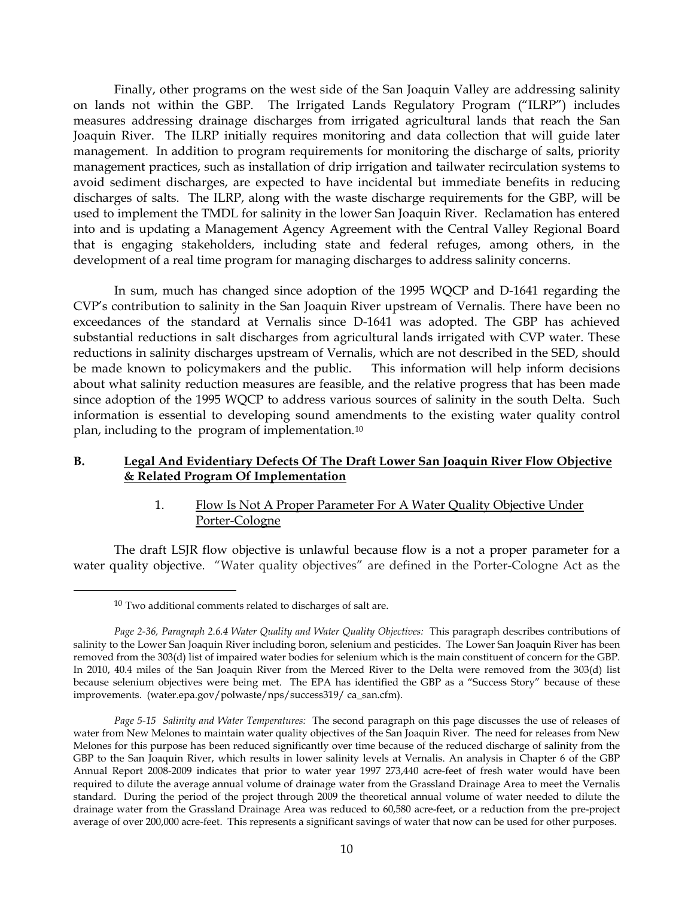Finally, other programs on the west side of the San Joaquin Valley are addressing salinity on lands not within the GBP. The Irrigated Lands Regulatory Program ("ILRP") includes measures addressing drainage discharges from irrigated agricultural lands that reach the San Joaquin River. The ILRP initially requires monitoring and data collection that will guide later management. In addition to program requirements for monitoring the discharge of salts, priority management practices, such as installation of drip irrigation and tailwater recirculation systems to avoid sediment discharges, are expected to have incidental but immediate benefits in reducing discharges of salts. The ILRP, along with the waste discharge requirements for the GBP, will be used to implement the TMDL for salinity in the lower San Joaquin River. Reclamation has entered into and is updating a Management Agency Agreement with the Central Valley Regional Board that is engaging stakeholders, including state and federal refuges, among others, in the development of a real time program for managing discharges to address salinity concerns.

In sum, much has changed since adoption of the 1995 WQCP and D-1641 regarding the CVP's contribution to salinity in the San Joaquin River upstream of Vernalis. There have been no exceedances of the standard at Vernalis since D-1641 was adopted. The GBP has achieved substantial reductions in salt discharges from agricultural lands irrigated with CVP water. These reductions in salinity discharges upstream of Vernalis, which are not described in the SED, should be made known to policymakers and the public. This information will help inform decisions about what salinity reduction measures are feasible, and the relative progress that has been made since adoption of the 1995 WQCP to address various sources of salinity in the south Delta. Such information is essential to developing sound amendments to the existing water quality control plan, including to the program of implementation.[10]

## B. Legal And Evidentiary Defects Of The Draft Lower San Joaquin River Flow Objective & Related Program Of Implementation

### 1. Flow Is Not A Proper Parameter For A Water Quality Objective Under Porter-Cologne

The draft LSJR flow objective is unlawful because flow is a not a proper parameter for a water quality objective. "Water quality objectives" are defined in the Porter-Cologne Act as the

---

[10] Two additional comments related to discharges of salt are.

*Page 2-36, Paragraph 2.6.4 Water Quality and Water Quality Objectives:* This paragraph describes contributions of salinity to the Lower San Joaquin River including boron, selenium and pesticides. The Lower San Joaquin River has been removed from the 303(d) list of impaired water bodies for selenium which is the main constituent of concern for the GBP. In 2010, 40.4 miles of the San Joaquin River from the Merced River to the Delta were removed from the 303(d) list because selenium objectives were being met. The EPA has identified the GBP as a "Success Story" because of these improvements. (water.epa.gov/polwaste/nps/success319/ ca_san.cfm).

*Page 5-15 Salinity and Water Temperatures:* The second paragraph on this page discusses the use of releases of water from New Melones to maintain water quality objectives of the San Joaquin River. The need for releases from New Melones for this purpose has been reduced significantly over time because of the reduced discharge of salinity from the GBP to the San Joaquin River, which results in lower salinity levels at Vernalis. An analysis in Chapter 6 of the GBP Annual Report 2008-2009 indicates that prior to water year 1997 273,440 acre-feet of fresh water would have been required to dilute the average annual volume of drainage water from the Grassland Drainage Area to meet the Vernalis standard. During the period of the project through 2009 the theoretical annual volume of water needed to dilute the drainage water from the Grassland Drainage Area was reduced to 60,580 acre-feet, or a reduction from the pre-project average of over 200,000 acre-feet. This represents a significant savings of water that now can be used for other purposes.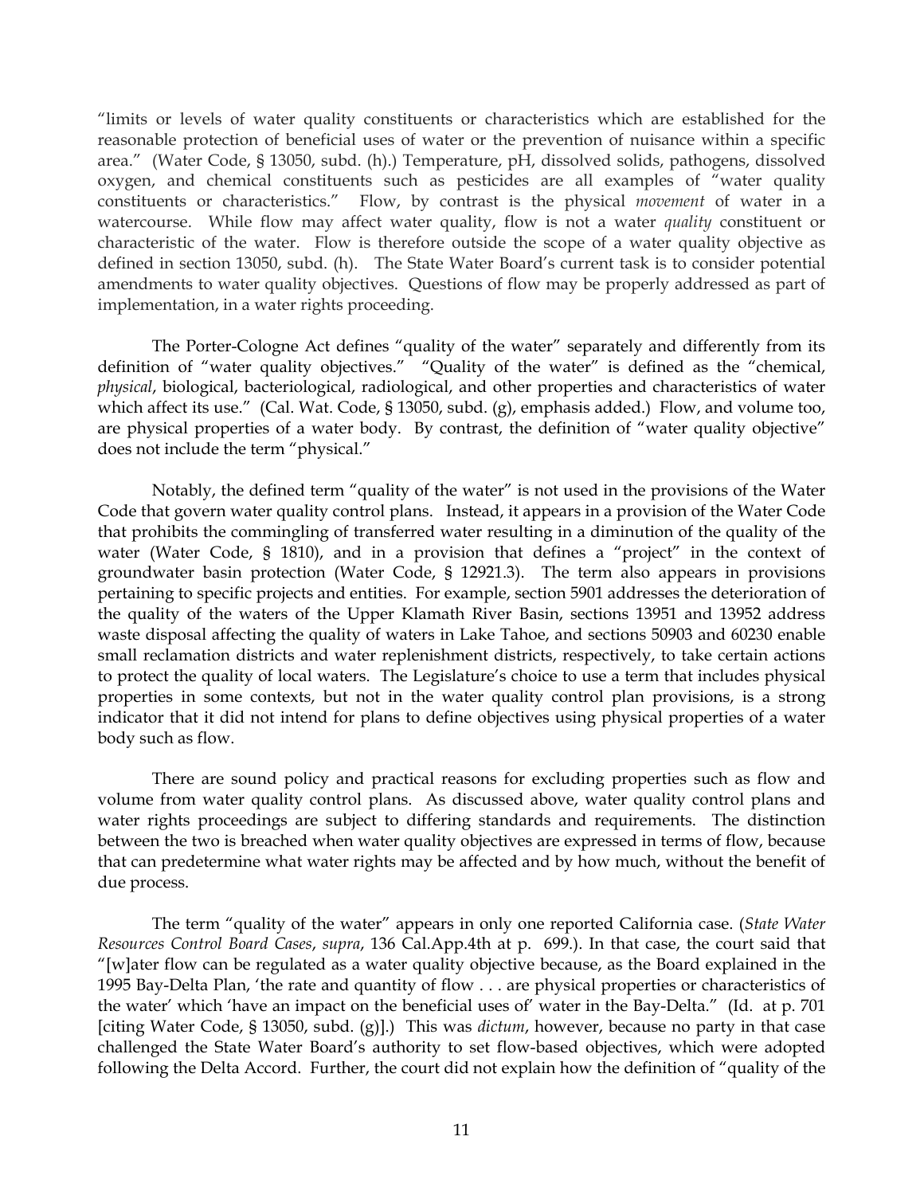"limits or levels of water quality constituents or characteristics which are established for the reasonable protection of beneficial uses of water or the prevention of nuisance within a specific area." (Water Code, § 13050, subd. (h).) Temperature, pH, dissolved solids, pathogens, dissolved oxygen, and chemical constituents such as pesticides are all examples of "water quality constituents or characteristics." Flow, by contrast is the physical *movement* of water in a watercourse. While flow may affect water quality, flow is not a water *quality* constituent or characteristic of the water. Flow is therefore outside the scope of a water quality objective as defined in section 13050, subd. (h). The State Water Board's current task is to consider potential amendments to water quality objectives. Questions of flow may be properly addressed as part of implementation, in a water rights proceeding.

The Porter-Cologne Act defines "quality of the water" separately and differently from its definition of "water quality objectives." "Quality of the water" is defined as the "chemical, *physical*, biological, bacteriological, radiological, and other properties and characteristics of water which affect its use." (Cal. Wat. Code, § 13050, subd. (g), emphasis added.) Flow, and volume too, are physical properties of a water body. By contrast, the definition of "water quality objective" does not include the term "physical."

Notably, the defined term "quality of the water" is not used in the provisions of the Water Code that govern water quality control plans. Instead, it appears in a provision of the Water Code that prohibits the commingling of transferred water resulting in a diminution of the quality of the water (Water Code, § 1810), and in a provision that defines a "project" in the context of groundwater basin protection (Water Code, § 12921.3). The term also appears in provisions pertaining to specific projects and entities. For example, section 5901 addresses the deterioration of the quality of the waters of the Upper Klamath River Basin, sections 13951 and 13952 address waste disposal affecting the quality of waters in Lake Tahoe, and sections 50903 and 60230 enable small reclamation districts and water replenishment districts, respectively, to take certain actions to protect the quality of local waters. The Legislature's choice to use a term that includes physical properties in some contexts, but not in the water quality control plan provisions, is a strong indicator that it did not intend for plans to define objectives using physical properties of a water body such as flow.

There are sound policy and practical reasons for excluding properties such as flow and volume from water quality control plans. As discussed above, water quality control plans and water rights proceedings are subject to differing standards and requirements. The distinction between the two is breached when water quality objectives are expressed in terms of flow, because that can predetermine what water rights may be affected and by how much, without the benefit of due process.

The term "quality of the water" appears in only one reported California case. (*State Water Resources Control Board Cases*, *supra*, 136 Cal.App.4th at p. 699.). In that case, the court said that "[w]ater flow can be regulated as a water quality objective because, as the Board explained in the 1995 Bay-Delta Plan, 'the rate and quantity of flow . . . are physical properties or characteristics of the water' which 'have an impact on the beneficial uses of' water in the Bay-Delta." (Id. at p. 701 [citing Water Code, § 13050, subd. (g)].) This was *dictum*, however, because no party in that case challenged the State Water Board's authority to set flow-based objectives, which were adopted following the Delta Accord. Further, the court did not explain how the definition of "quality of the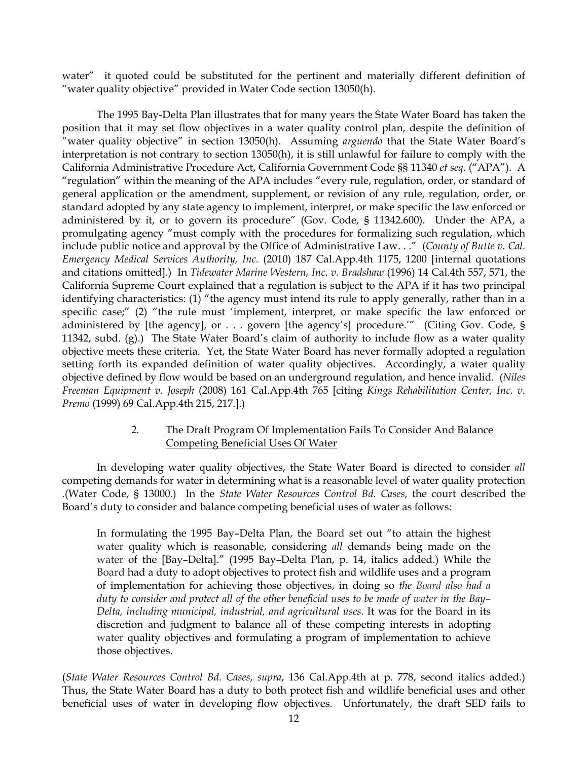water" it quoted could be substituted for the pertinent and materially different definition of "water quality objective" provided in Water Code section 13050(h).

The 1995 Bay-Delta Plan illustrates that for many years the State Water Board has taken the position that it may set flow objectives in a water quality control plan, despite the definition of "water quality objective" in section 13050(h). Assuming *arguendo* that the State Water Board's interpretation is not contrary to section 13050(h), it is still unlawful for failure to comply with the California Administrative Procedure Act, California Government Code §§ 11340 *et seq.* ("APA"). A "regulation" within the meaning of the APA includes "every rule, regulation, order, or standard of general application or the amendment, supplement, or revision of any rule, regulation, order, or standard adopted by any state agency to implement, interpret, or make specific the law enforced or administered by it, or to govern its procedure" (Gov. Code, § 11342.600). Under the APA, a promulgating agency "must comply with the procedures for formalizing such regulation, which include public notice and approval by the Office of Administrative Law. . ." (*County of Butte v. Cal. Emergency Medical Services Authority, Inc.* (2010) 187 Cal.App.4th 1175, 1200 [internal quotations and citations omitted].) In *Tidewater Marine Western, Inc. v. Bradshaw* (1996) 14 Cal.4th 557, 571, the California Supreme Court explained that a regulation is subject to the APA if it has two principal identifying characteristics: (1) "the agency must intend its rule to apply generally, rather than in a specific case;" (2) "the rule must 'implement, interpret, or make specific the law enforced or administered by [the agency], or . . . govern [the agency's] procedure.'" (Citing Gov. Code, § 11342, subd. (g).) The State Water Board's claim of authority to include flow as a water quality objective meets these criteria. Yet, the State Water Board has never formally adopted a regulation setting forth its expanded definition of water quality objectives. Accordingly, a water quality objective defined by flow would be based on an underground regulation, and hence invalid. (*Niles Freeman Equipment v. Joseph* (2008) 161 Cal.App.4th 765 [citing *Kings Rehabilitation Center, Inc. v. Premo* (1999) 69 Cal.App.4th 215, 217.].)

### 2. The Draft Program Of Implementation Fails To Consider And Balance Competing Beneficial Uses Of Water

In developing water quality objectives, the State Water Board is directed to consider *all* competing demands for water in determining what is a reasonable level of water quality protection .(Water Code, § 13000.) In the *State Water Resources Control Bd. Cases*, the court described the Board's duty to consider and balance competing beneficial uses of water as follows:

> In formulating the 1995 Bay–Delta Plan, the Board set out "to attain the highest water quality which is reasonable, considering *all* demands being made on the water of the [Bay–Delta]." (1995 Bay–Delta Plan, p. 14, italics added.) While the Board had a duty to adopt objectives to protect fish and wildlife uses and a program of implementation for achieving those objectives, in doing so *the Board also had a duty to consider and protect all of the other beneficial uses to be made of water in the Bay–Delta, including municipal, industrial, and agricultural uses.* It was for the Board in its discretion and judgment to balance all of these competing interests in adopting water quality objectives and formulating a program of implementation to achieve those objectives.

(*State Water Resources Control Bd. Cases*, *supra*, 136 Cal.App.4th at p. 778, second italics added.) Thus, the State Water Board has a duty to both protect fish and wildlife beneficial uses and other beneficial uses of water in developing flow objectives. Unfortunately, the draft SED fails to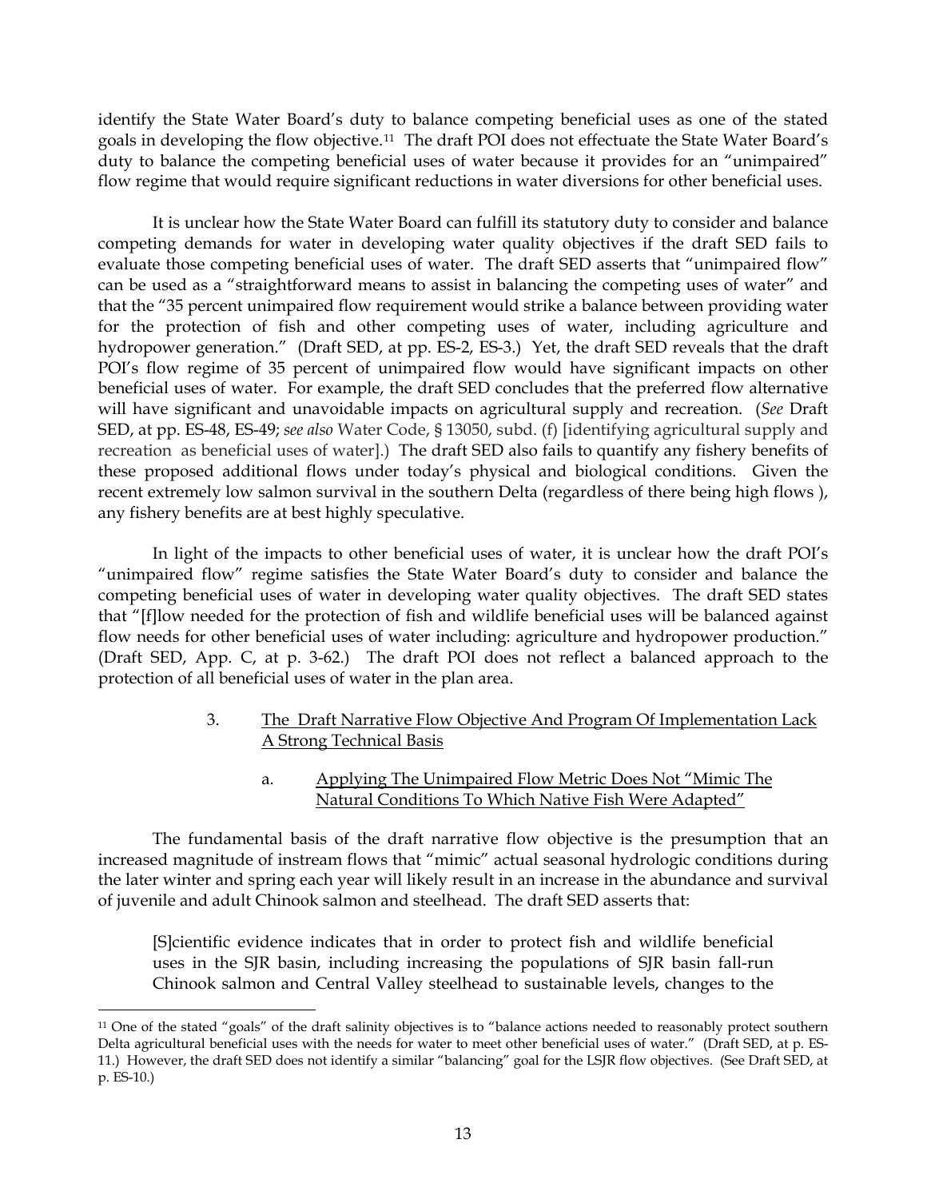identify the State Water Board's duty to balance competing beneficial uses as one of the stated goals in developing the flow objective.[11] The draft POI does not effectuate the State Water Board's duty to balance the competing beneficial uses of water because it provides for an "unimpaired" flow regime that would require significant reductions in water diversions for other beneficial uses.

It is unclear how the State Water Board can fulfill its statutory duty to consider and balance competing demands for water in developing water quality objectives if the draft SED fails to evaluate those competing beneficial uses of water. The draft SED asserts that "unimpaired flow" can be used as a "straightforward means to assist in balancing the competing uses of water" and that the "35 percent unimpaired flow requirement would strike a balance between providing water for the protection of fish and other competing uses of water, including agriculture and hydropower generation." (Draft SED, at pp. ES-2, ES-3.) Yet, the draft SED reveals that the draft POI's flow regime of 35 percent of unimpaired flow would have significant impacts on other beneficial uses of water. For example, the draft SED concludes that the preferred flow alternative will have significant and unavoidable impacts on agricultural supply and recreation. (*See* Draft SED, at pp. ES-48, ES-49; *see also* Water Code, § 13050, subd. (f) [identifying agricultural supply and recreation as beneficial uses of water].) The draft SED also fails to quantify any fishery benefits of these proposed additional flows under today's physical and biological conditions. Given the recent extremely low salmon survival in the southern Delta (regardless of there being high flows ), any fishery benefits are at best highly speculative.

In light of the impacts to other beneficial uses of water, it is unclear how the draft POI's "unimpaired flow" regime satisfies the State Water Board's duty to consider and balance the competing beneficial uses of water in developing water quality objectives. The draft SED states that "[f]low needed for the protection of fish and wildlife beneficial uses will be balanced against flow needs for other beneficial uses of water including: agriculture and hydropower production." (Draft SED, App. C, at p. 3-62.) The draft POI does not reflect a balanced approach to the protection of all beneficial uses of water in the plan area.

3. <u>The Draft Narrative Flow Objective And Program Of Implementation Lack A Strong Technical Basis</u>

   a. <u>Applying The Unimpaired Flow Metric Does Not "Mimic The Natural Conditions To Which Native Fish Were Adapted"</u>

The fundamental basis of the draft narrative flow objective is the presumption that an increased magnitude of instream flows that "mimic" actual seasonal hydrologic conditions during the later winter and spring each year will likely result in an increase in the abundance and survival of juvenile and adult Chinook salmon and steelhead. The draft SED asserts that:

> [S]cientific evidence indicates that in order to protect fish and wildlife beneficial uses in the SJR basin, including increasing the populations of SJR basin fall-run Chinook salmon and Central Valley steelhead to sustainable levels, changes to the

---

[11] One of the stated "goals" of the draft salinity objectives is to "balance actions needed to reasonably protect southern Delta agricultural beneficial uses with the needs for water to meet other beneficial uses of water." (Draft SED, at p. ES-11.) However, the draft SED does not identify a similar "balancing" goal for the LSJR flow objectives. (See Draft SED, at p. ES-10.)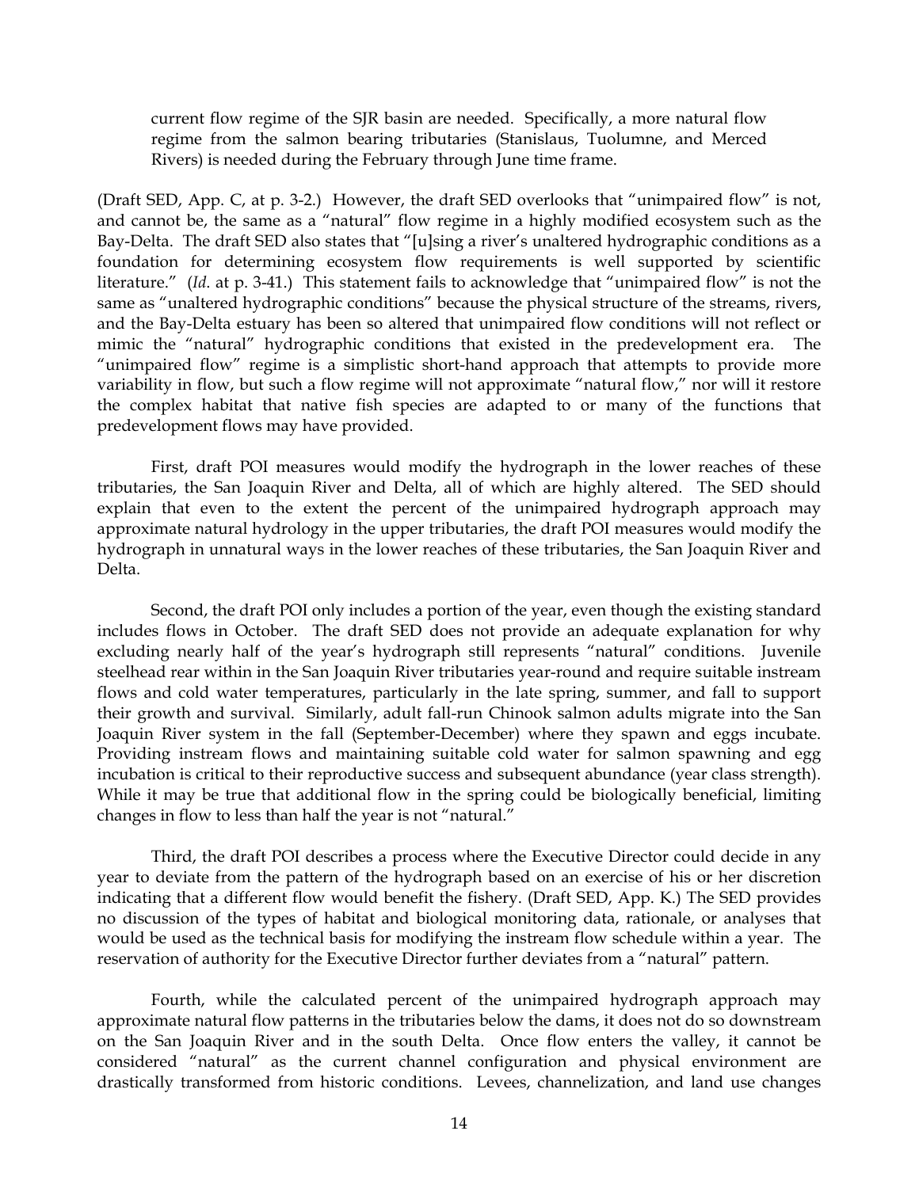current flow regime of the SJR basin are needed. Specifically, a more natural flow regime from the salmon bearing tributaries (Stanislaus, Tuolumne, and Merced Rivers) is needed during the February through June time frame.

(Draft SED, App. C, at p. 3-2.) However, the draft SED overlooks that "unimpaired flow" is not, and cannot be, the same as a "natural" flow regime in a highly modified ecosystem such as the Bay-Delta. The draft SED also states that "[u]sing a river's unaltered hydrographic conditions as a foundation for determining ecosystem flow requirements is well supported by scientific literature." (*Id.* at p. 3-41.) This statement fails to acknowledge that "unimpaired flow" is not the same as "unaltered hydrographic conditions" because the physical structure of the streams, rivers, and the Bay-Delta estuary has been so altered that unimpaired flow conditions will not reflect or mimic the "natural" hydrographic conditions that existed in the predevelopment era. The "unimpaired flow" regime is a simplistic short-hand approach that attempts to provide more variability in flow, but such a flow regime will not approximate "natural flow," nor will it restore the complex habitat that native fish species are adapted to or many of the functions that predevelopment flows may have provided.

First, draft POI measures would modify the hydrograph in the lower reaches of these tributaries, the San Joaquin River and Delta, all of which are highly altered. The SED should explain that even to the extent the percent of the unimpaired hydrograph approach may approximate natural hydrology in the upper tributaries, the draft POI measures would modify the hydrograph in unnatural ways in the lower reaches of these tributaries, the San Joaquin River and Delta.

Second, the draft POI only includes a portion of the year, even though the existing standard includes flows in October. The draft SED does not provide an adequate explanation for why excluding nearly half of the year's hydrograph still represents "natural" conditions. Juvenile steelhead rear within in the San Joaquin River tributaries year-round and require suitable instream flows and cold water temperatures, particularly in the late spring, summer, and fall to support their growth and survival. Similarly, adult fall-run Chinook salmon adults migrate into the San Joaquin River system in the fall (September-December) where they spawn and eggs incubate. Providing instream flows and maintaining suitable cold water for salmon spawning and egg incubation is critical to their reproductive success and subsequent abundance (year class strength). While it may be true that additional flow in the spring could be biologically beneficial, limiting changes in flow to less than half the year is not "natural."

Third, the draft POI describes a process where the Executive Director could decide in any year to deviate from the pattern of the hydrograph based on an exercise of his or her discretion indicating that a different flow would benefit the fishery. (Draft SED, App. K.) The SED provides no discussion of the types of habitat and biological monitoring data, rationale, or analyses that would be used as the technical basis for modifying the instream flow schedule within a year. The reservation of authority for the Executive Director further deviates from a "natural" pattern.

Fourth, while the calculated percent of the unimpaired hydrograph approach may approximate natural flow patterns in the tributaries below the dams, it does not do so downstream on the San Joaquin River and in the south Delta. Once flow enters the valley, it cannot be considered "natural" as the current channel configuration and physical environment are drastically transformed from historic conditions. Levees, channelization, and land use changes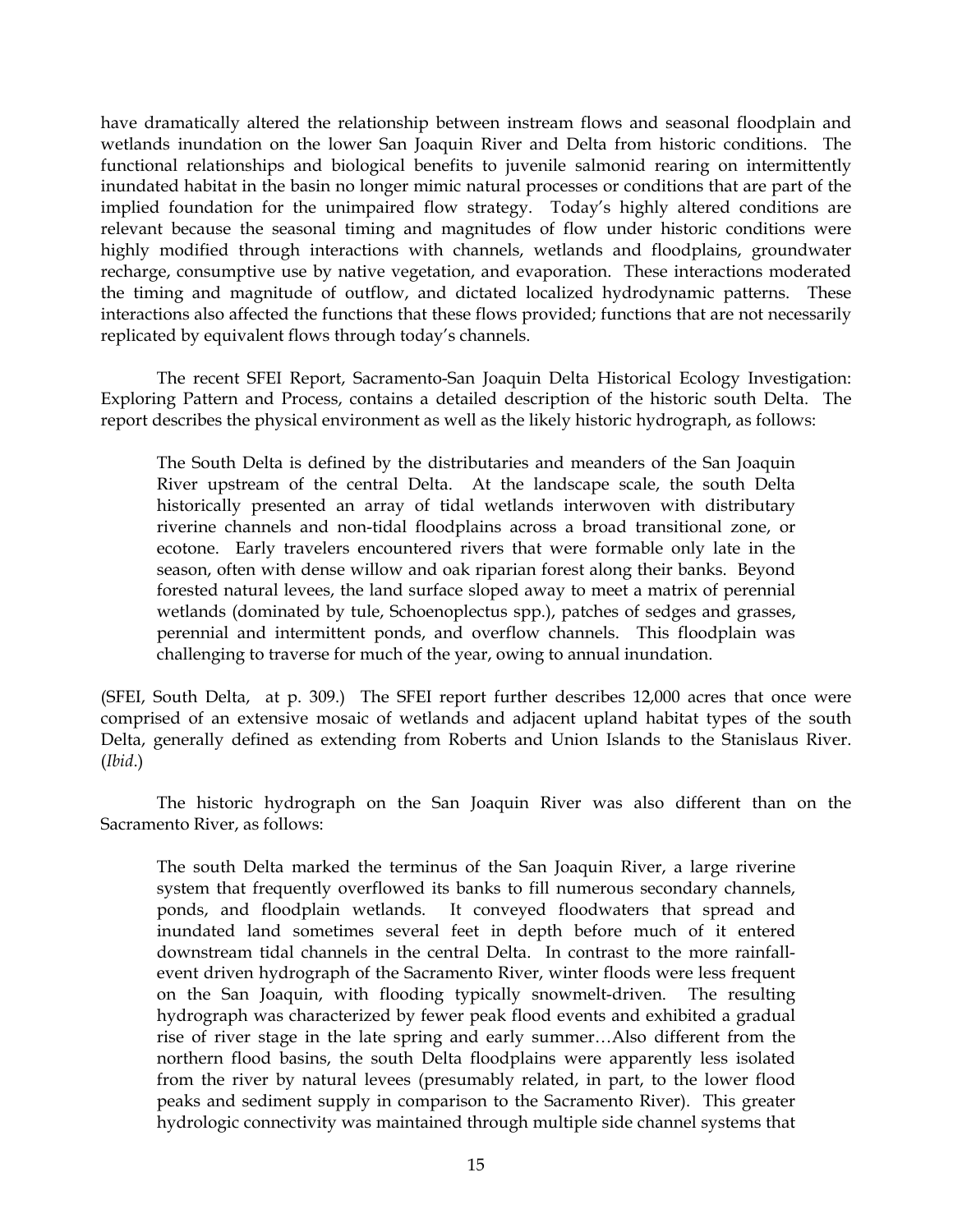have dramatically altered the relationship between instream flows and seasonal floodplain and wetlands inundation on the lower San Joaquin River and Delta from historic conditions. The functional relationships and biological benefits to juvenile salmonid rearing on intermittently inundated habitat in the basin no longer mimic natural processes or conditions that are part of the implied foundation for the unimpaired flow strategy. Today's highly altered conditions are relevant because the seasonal timing and magnitudes of flow under historic conditions were highly modified through interactions with channels, wetlands and floodplains, groundwater recharge, consumptive use by native vegetation, and evaporation. These interactions moderated the timing and magnitude of outflow, and dictated localized hydrodynamic patterns. These interactions also affected the functions that these flows provided; functions that are not necessarily replicated by equivalent flows through today's channels.

The recent SFEI Report, Sacramento-San Joaquin Delta Historical Ecology Investigation: Exploring Pattern and Process, contains a detailed description of the historic south Delta. The report describes the physical environment as well as the likely historic hydrograph, as follows:

> The South Delta is defined by the distributaries and meanders of the San Joaquin River upstream of the central Delta. At the landscape scale, the south Delta historically presented an array of tidal wetlands interwoven with distributary riverine channels and non-tidal floodplains across a broad transitional zone, or ecotone. Early travelers encountered rivers that were formable only late in the season, often with dense willow and oak riparian forest along their banks. Beyond forested natural levees, the land surface sloped away to meet a matrix of perennial wetlands (dominated by tule, Schoenoplectus spp.), patches of sedges and grasses, perennial and intermittent ponds, and overflow channels. This floodplain was challenging to traverse for much of the year, owing to annual inundation.

(SFEI, South Delta, at p. 309.) The SFEI report further describes 12,000 acres that once were comprised of an extensive mosaic of wetlands and adjacent upland habitat types of the south Delta, generally defined as extending from Roberts and Union Islands to the Stanislaus River. (*Ibid*.)

The historic hydrograph on the San Joaquin River was also different than on the Sacramento River, as follows:

> The south Delta marked the terminus of the San Joaquin River, a large riverine system that frequently overflowed its banks to fill numerous secondary channels, ponds, and floodplain wetlands. It conveyed floodwaters that spread and inundated land sometimes several feet in depth before much of it entered downstream tidal channels in the central Delta. In contrast to the more rainfall-event driven hydrograph of the Sacramento River, winter floods were less frequent on the San Joaquin, with flooding typically snowmelt-driven. The resulting hydrograph was characterized by fewer peak flood events and exhibited a gradual rise of river stage in the late spring and early summer…Also different from the northern flood basins, the south Delta floodplains were apparently less isolated from the river by natural levees (presumably related, in part, to the lower flood peaks and sediment supply in comparison to the Sacramento River). This greater hydrologic connectivity was maintained through multiple side channel systems that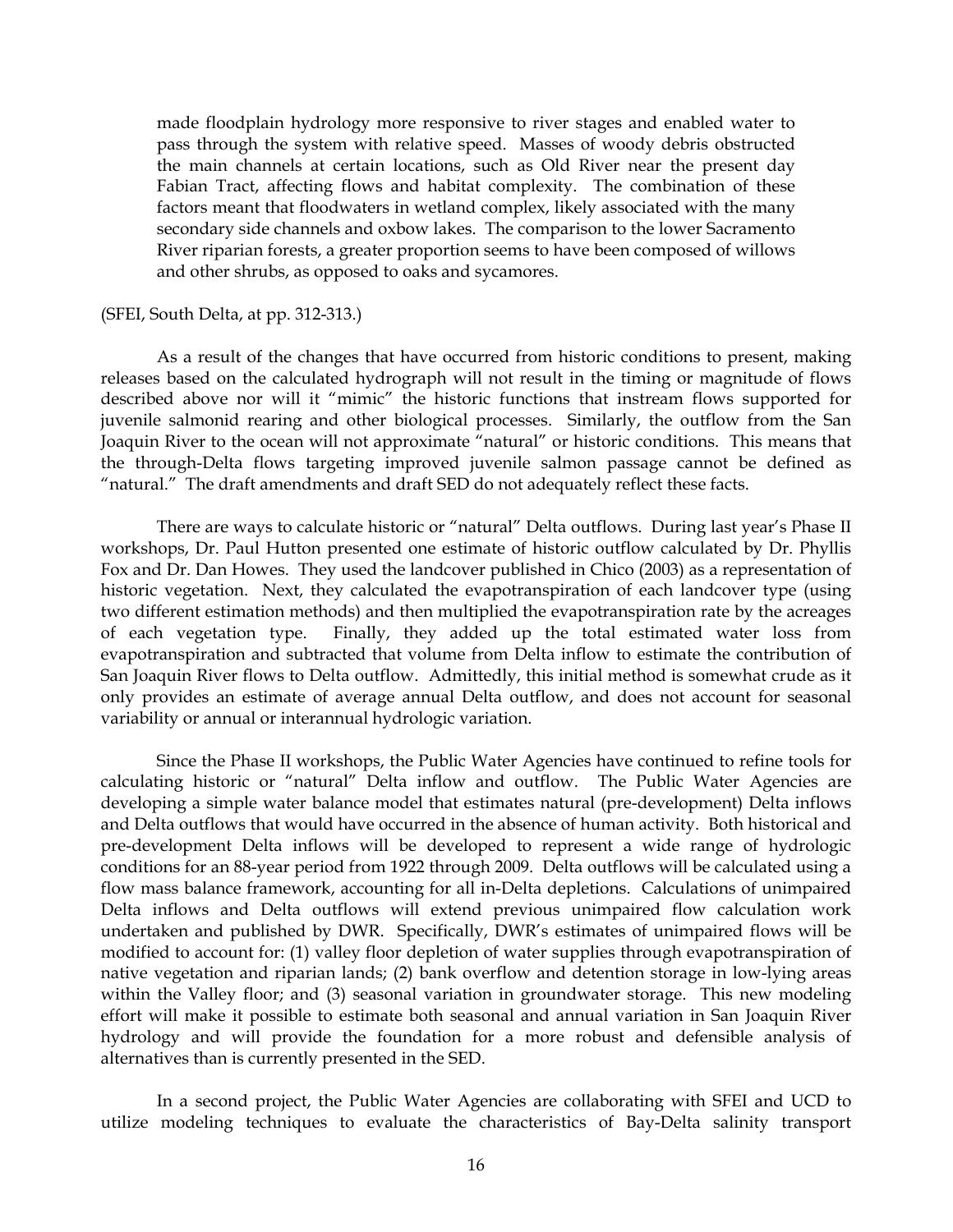> made floodplain hydrology more responsive to river stages and enabled water to pass through the system with relative speed. Masses of woody debris obstructed the main channels at certain locations, such as Old River near the present day Fabian Tract, affecting flows and habitat complexity. The combination of these factors meant that floodwaters in wetland complex, likely associated with the many secondary side channels and oxbow lakes. The comparison to the lower Sacramento River riparian forests, a greater proportion seems to have been composed of willows and other shrubs, as opposed to oaks and sycamores.

(SFEI, South Delta, at pp. 312-313.)

As a result of the changes that have occurred from historic conditions to present, making releases based on the calculated hydrograph will not result in the timing or magnitude of flows described above nor will it "mimic" the historic functions that instream flows supported for juvenile salmonid rearing and other biological processes. Similarly, the outflow from the San Joaquin River to the ocean will not approximate "natural" or historic conditions. This means that the through-Delta flows targeting improved juvenile salmon passage cannot be defined as "natural." The draft amendments and draft SED do not adequately reflect these facts.

There are ways to calculate historic or "natural" Delta outflows. During last year's Phase II workshops, Dr. Paul Hutton presented one estimate of historic outflow calculated by Dr. Phyllis Fox and Dr. Dan Howes. They used the landcover published in Chico (2003) as a representation of historic vegetation. Next, they calculated the evapotranspiration of each landcover type (using two different estimation methods) and then multiplied the evapotranspiration rate by the acreages of each vegetation type. Finally, they added up the total estimated water loss from evapotranspiration and subtracted that volume from Delta inflow to estimate the contribution of San Joaquin River flows to Delta outflow. Admittedly, this initial method is somewhat crude as it only provides an estimate of average annual Delta outflow, and does not account for seasonal variability or annual or interannual hydrologic variation.

Since the Phase II workshops, the Public Water Agencies have continued to refine tools for calculating historic or "natural" Delta inflow and outflow. The Public Water Agencies are developing a simple water balance model that estimates natural (pre-development) Delta inflows and Delta outflows that would have occurred in the absence of human activity. Both historical and pre-development Delta inflows will be developed to represent a wide range of hydrologic conditions for an 88-year period from 1922 through 2009. Delta outflows will be calculated using a flow mass balance framework, accounting for all in-Delta depletions. Calculations of unimpaired Delta inflows and Delta outflows will extend previous unimpaired flow calculation work undertaken and published by DWR. Specifically, DWR's estimates of unimpaired flows will be modified to account for: (1) valley floor depletion of water supplies through evapotranspiration of native vegetation and riparian lands; (2) bank overflow and detention storage in low-lying areas within the Valley floor; and (3) seasonal variation in groundwater storage. This new modeling effort will make it possible to estimate both seasonal and annual variation in San Joaquin River hydrology and will provide the foundation for a more robust and defensible analysis of alternatives than is currently presented in the SED.

In a second project, the Public Water Agencies are collaborating with SFEI and UCD to utilize modeling techniques to evaluate the characteristics of Bay-Delta salinity transport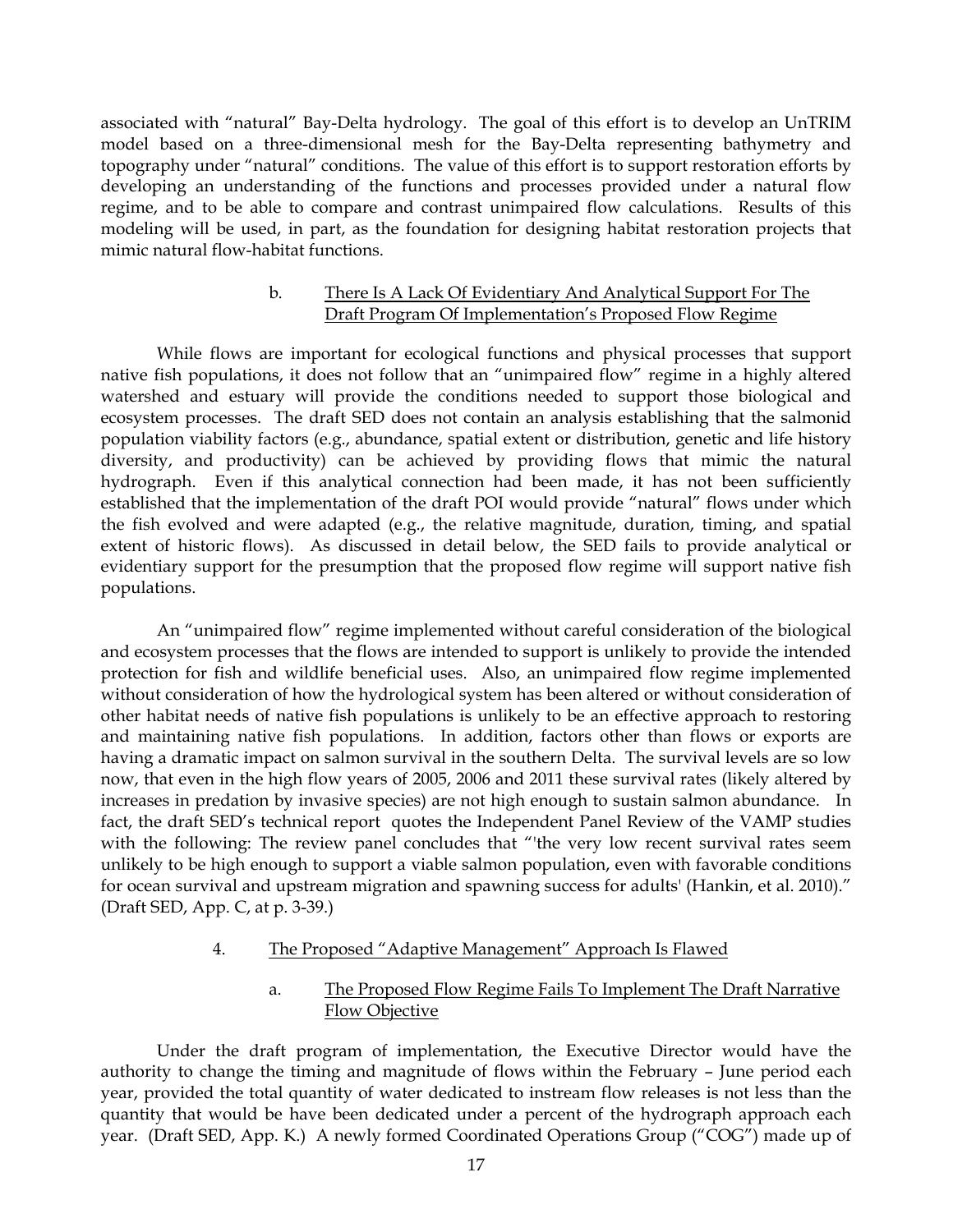associated with "natural" Bay-Delta hydrology. The goal of this effort is to develop an UnTRIM model based on a three-dimensional mesh for the Bay-Delta representing bathymetry and topography under "natural" conditions. The value of this effort is to support restoration efforts by developing an understanding of the functions and processes provided under a natural flow regime, and to be able to compare and contrast unimpaired flow calculations. Results of this modeling will be used, in part, as the foundation for designing habitat restoration projects that mimic natural flow-habitat functions.

b. <u>There Is A Lack Of Evidentiary And Analytical Support For The Draft Program Of Implementation's Proposed Flow Regime</u>

While flows are important for ecological functions and physical processes that support native fish populations, it does not follow that an "unimpaired flow" regime in a highly altered watershed and estuary will provide the conditions needed to support those biological and ecosystem processes. The draft SED does not contain an analysis establishing that the salmonid population viability factors (e.g., abundance, spatial extent or distribution, genetic and life history diversity, and productivity) can be achieved by providing flows that mimic the natural hydrograph. Even if this analytical connection had been made, it has not been sufficiently established that the implementation of the draft POI would provide "natural" flows under which the fish evolved and were adapted (e.g., the relative magnitude, duration, timing, and spatial extent of historic flows). As discussed in detail below, the SED fails to provide analytical or evidentiary support for the presumption that the proposed flow regime will support native fish populations.

An "unimpaired flow" regime implemented without careful consideration of the biological and ecosystem processes that the flows are intended to support is unlikely to provide the intended protection for fish and wildlife beneficial uses. Also, an unimpaired flow regime implemented without consideration of how the hydrological system has been altered or without consideration of other habitat needs of native fish populations is unlikely to be an effective approach to restoring and maintaining native fish populations. In addition, factors other than flows or exports are having a dramatic impact on salmon survival in the southern Delta. The survival levels are so low now, that even in the high flow years of 2005, 2006 and 2011 these survival rates (likely altered by increases in predation by invasive species) are not high enough to sustain salmon abundance. In fact, the draft SED's technical report quotes the Independent Panel Review of the VAMP studies with the following: The review panel concludes that "'the very low recent survival rates seem unlikely to be high enough to support a viable salmon population, even with favorable conditions for ocean survival and upstream migration and spawning success for adults' (Hankin, et al. 2010)." (Draft SED, App. C, at p. 3-39.)

4. <u>The Proposed "Adaptive Management" Approach Is Flawed</u>

a. <u>The Proposed Flow Regime Fails To Implement The Draft Narrative Flow Objective</u>

Under the draft program of implementation, the Executive Director would have the authority to change the timing and magnitude of flows within the February – June period each year, provided the total quantity of water dedicated to instream flow releases is not less than the quantity that would be have been dedicated under a percent of the hydrograph approach each year. (Draft SED, App. K.) A newly formed Coordinated Operations Group ("COG") made up of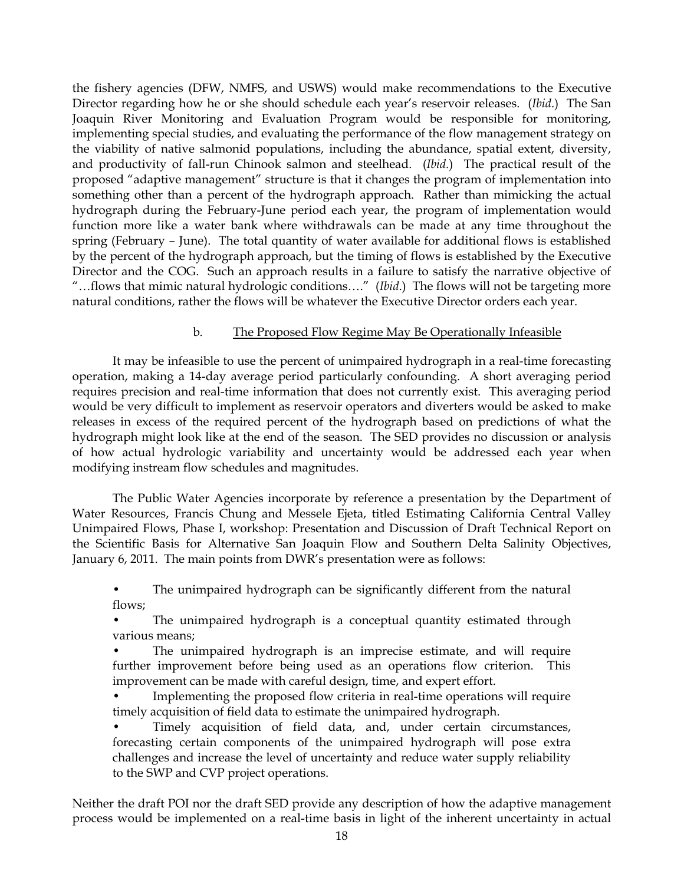the fishery agencies (DFW, NMFS, and USWS) would make recommendations to the Executive Director regarding how he or she should schedule each year's reservoir releases. (*Ibid*.) The San Joaquin River Monitoring and Evaluation Program would be responsible for monitoring, implementing special studies, and evaluating the performance of the flow management strategy on the viability of native salmonid populations, including the abundance, spatial extent, diversity, and productivity of fall-run Chinook salmon and steelhead. (*Ibid.*) The practical result of the proposed "adaptive management" structure is that it changes the program of implementation into something other than a percent of the hydrograph approach. Rather than mimicking the actual hydrograph during the February-June period each year, the program of implementation would function more like a water bank where withdrawals can be made at any time throughout the spring (February – June). The total quantity of water available for additional flows is established by the percent of the hydrograph approach, but the timing of flows is established by the Executive Director and the COG. Such an approach results in a failure to satisfy the narrative objective of "…flows that mimic natural hydrologic conditions…." (*Ibid*.) The flows will not be targeting more natural conditions, rather the flows will be whatever the Executive Director orders each year.

b. <u>The Proposed Flow Regime May Be Operationally Infeasible</u>

It may be infeasible to use the percent of unimpaired hydrograph in a real-time forecasting operation, making a 14-day average period particularly confounding. A short averaging period requires precision and real-time information that does not currently exist. This averaging period would be very difficult to implement as reservoir operators and diverters would be asked to make releases in excess of the required percent of the hydrograph based on predictions of what the hydrograph might look like at the end of the season. The SED provides no discussion or analysis of how actual hydrologic variability and uncertainty would be addressed each year when modifying instream flow schedules and magnitudes.

The Public Water Agencies incorporate by reference a presentation by the Department of Water Resources, Francis Chung and Messele Ejeta, titled Estimating California Central Valley Unimpaired Flows, Phase I, workshop: Presentation and Discussion of Draft Technical Report on the Scientific Basis for Alternative San Joaquin Flow and Southern Delta Salinity Objectives, January 6, 2011. The main points from DWR's presentation were as follows:

- The unimpaired hydrograph can be significantly different from the natural flows;
- The unimpaired hydrograph is a conceptual quantity estimated through various means;
- The unimpaired hydrograph is an imprecise estimate, and will require further improvement before being used as an operations flow criterion. This improvement can be made with careful design, time, and expert effort.
- Implementing the proposed flow criteria in real-time operations will require timely acquisition of field data to estimate the unimpaired hydrograph.
- Timely acquisition of field data, and, under certain circumstances, forecasting certain components of the unimpaired hydrograph will pose extra challenges and increase the level of uncertainty and reduce water supply reliability to the SWP and CVP project operations.

Neither the draft POI nor the draft SED provide any description of how the adaptive management process would be implemented on a real-time basis in light of the inherent uncertainty in actual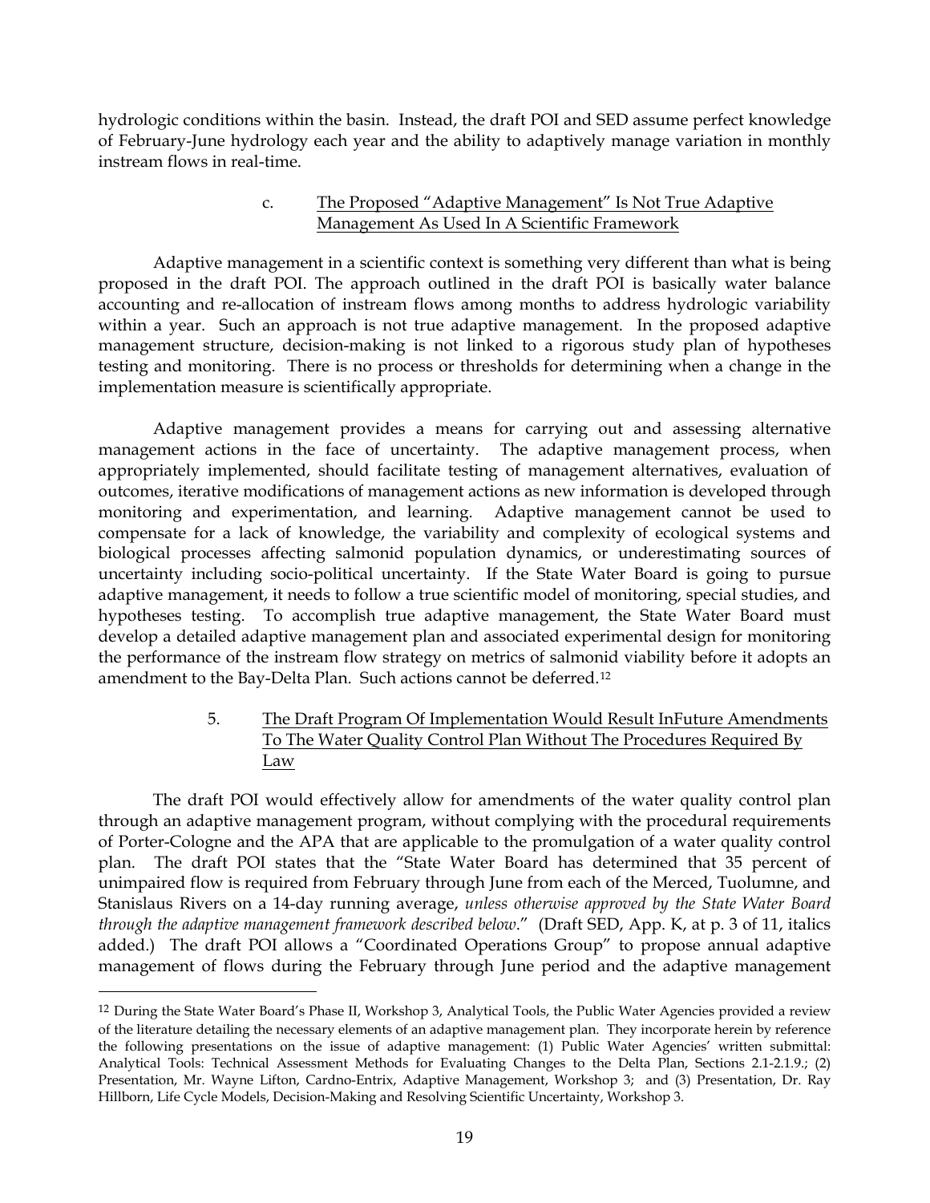hydrologic conditions within the basin. Instead, the draft POI and SED assume perfect knowledge of February-June hydrology each year and the ability to adaptively manage variation in monthly instream flows in real-time.

#### c. The Proposed "Adaptive Management" Is Not True Adaptive Management As Used In A Scientific Framework

Adaptive management in a scientific context is something very different than what is being proposed in the draft POI. The approach outlined in the draft POI is basically water balance accounting and re-allocation of instream flows among months to address hydrologic variability within a year. Such an approach is not true adaptive management. In the proposed adaptive management structure, decision-making is not linked to a rigorous study plan of hypotheses testing and monitoring. There is no process or thresholds for determining when a change in the implementation measure is scientifically appropriate.

Adaptive management provides a means for carrying out and assessing alternative management actions in the face of uncertainty. The adaptive management process, when appropriately implemented, should facilitate testing of management alternatives, evaluation of outcomes, iterative modifications of management actions as new information is developed through monitoring and experimentation, and learning. Adaptive management cannot be used to compensate for a lack of knowledge, the variability and complexity of ecological systems and biological processes affecting salmonid population dynamics, or underestimating sources of uncertainty including socio-political uncertainty. If the State Water Board is going to pursue adaptive management, it needs to follow a true scientific model of monitoring, special studies, and hypotheses testing. To accomplish true adaptive management, the State Water Board must develop a detailed adaptive management plan and associated experimental design for monitoring the performance of the instream flow strategy on metrics of salmonid viability before it adopts an amendment to the Bay-Delta Plan. Such actions cannot be deferred.[12]

### 5. The Draft Program Of Implementation Would Result InFuture Amendments To The Water Quality Control Plan Without The Procedures Required By Law

The draft POI would effectively allow for amendments of the water quality control plan through an adaptive management program, without complying with the procedural requirements of Porter-Cologne and the APA that are applicable to the promulgation of a water quality control plan. The draft POI states that the "State Water Board has determined that 35 percent of unimpaired flow is required from February through June from each of the Merced, Tuolumne, and Stanislaus Rivers on a 14-day running average, *unless otherwise approved by the State Water Board through the adaptive management framework described below*." (Draft SED, App. K, at p. 3 of 11, italics added.) The draft POI allows a "Coordinated Operations Group" to propose annual adaptive management of flows during the February through June period and the adaptive management

---

[12] During the State Water Board's Phase II, Workshop 3, Analytical Tools, the Public Water Agencies provided a review of the literature detailing the necessary elements of an adaptive management plan. They incorporate herein by reference the following presentations on the issue of adaptive management: (1) Public Water Agencies' written submittal: Analytical Tools: Technical Assessment Methods for Evaluating Changes to the Delta Plan, Sections 2.1-2.1.9.; (2) Presentation, Mr. Wayne Lifton, Cardno-Entrix, Adaptive Management, Workshop 3; and (3) Presentation, Dr. Ray Hillborn, Life Cycle Models, Decision-Making and Resolving Scientific Uncertainty, Workshop 3.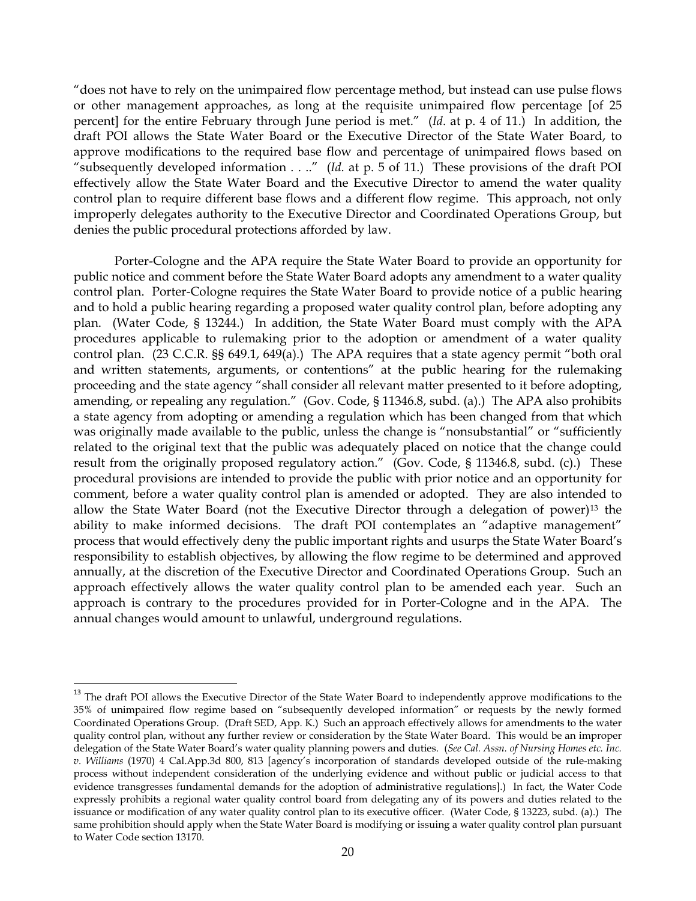"does not have to rely on the unimpaired flow percentage method, but instead can use pulse flows or other management approaches, as long at the requisite unimpaired flow percentage [of 25 percent] for the entire February through June period is met." (*Id*. at p. 4 of 11.) In addition, the draft POI allows the State Water Board or the Executive Director of the State Water Board, to approve modifications to the required base flow and percentage of unimpaired flows based on "subsequently developed information . . .." (*Id*. at p. 5 of 11.) These provisions of the draft POI effectively allow the State Water Board and the Executive Director to amend the water quality control plan to require different base flows and a different flow regime. This approach, not only improperly delegates authority to the Executive Director and Coordinated Operations Group, but denies the public procedural protections afforded by law.

Porter-Cologne and the APA require the State Water Board to provide an opportunity for public notice and comment before the State Water Board adopts any amendment to a water quality control plan. Porter-Cologne requires the State Water Board to provide notice of a public hearing and to hold a public hearing regarding a proposed water quality control plan, before adopting any plan. (Water Code, § 13244.) In addition, the State Water Board must comply with the APA procedures applicable to rulemaking prior to the adoption or amendment of a water quality control plan. (23 C.C.R. §§ 649.1, 649(a).) The APA requires that a state agency permit "both oral and written statements, arguments, or contentions" at the public hearing for the rulemaking proceeding and the state agency "shall consider all relevant matter presented to it before adopting, amending, or repealing any regulation." (Gov. Code, § 11346.8, subd. (a).) The APA also prohibits a state agency from adopting or amending a regulation which has been changed from that which was originally made available to the public, unless the change is "nonsubstantial" or "sufficiently related to the original text that the public was adequately placed on notice that the change could result from the originally proposed regulatory action." (Gov. Code, § 11346.8, subd. (c).) These procedural provisions are intended to provide the public with prior notice and an opportunity for comment, before a water quality control plan is amended or adopted. They are also intended to allow the State Water Board (not the Executive Director through a delegation of power)[13] the ability to make informed decisions. The draft POI contemplates an "adaptive management" process that would effectively deny the public important rights and usurps the State Water Board's responsibility to establish objectives, by allowing the flow regime to be determined and approved annually, at the discretion of the Executive Director and Coordinated Operations Group. Such an approach effectively allows the water quality control plan to be amended each year. Such an approach is contrary to the procedures provided for in Porter-Cologne and in the APA. The annual changes would amount to unlawful, underground regulations.

---

[13] The draft POI allows the Executive Director of the State Water Board to independently approve modifications to the 35% of unimpaired flow regime based on "subsequently developed information" or requests by the newly formed Coordinated Operations Group. (Draft SED, App. K.) Such an approach effectively allows for amendments to the water quality control plan, without any further review or consideration by the State Water Board. This would be an improper delegation of the State Water Board's water quality planning powers and duties. (*See Cal. Assn. of Nursing Homes etc. Inc. v. Williams* (1970) 4 Cal.App.3d 800, 813 [agency's incorporation of standards developed outside of the rule-making process without independent consideration of the underlying evidence and without public or judicial access to that evidence transgresses fundamental demands for the adoption of administrative regulations].) In fact, the Water Code expressly prohibits a regional water quality control board from delegating any of its powers and duties related to the issuance or modification of any water quality control plan to its executive officer. (Water Code, § 13223, subd. (a).) The same prohibition should apply when the State Water Board is modifying or issuing a water quality control plan pursuant to Water Code section 13170.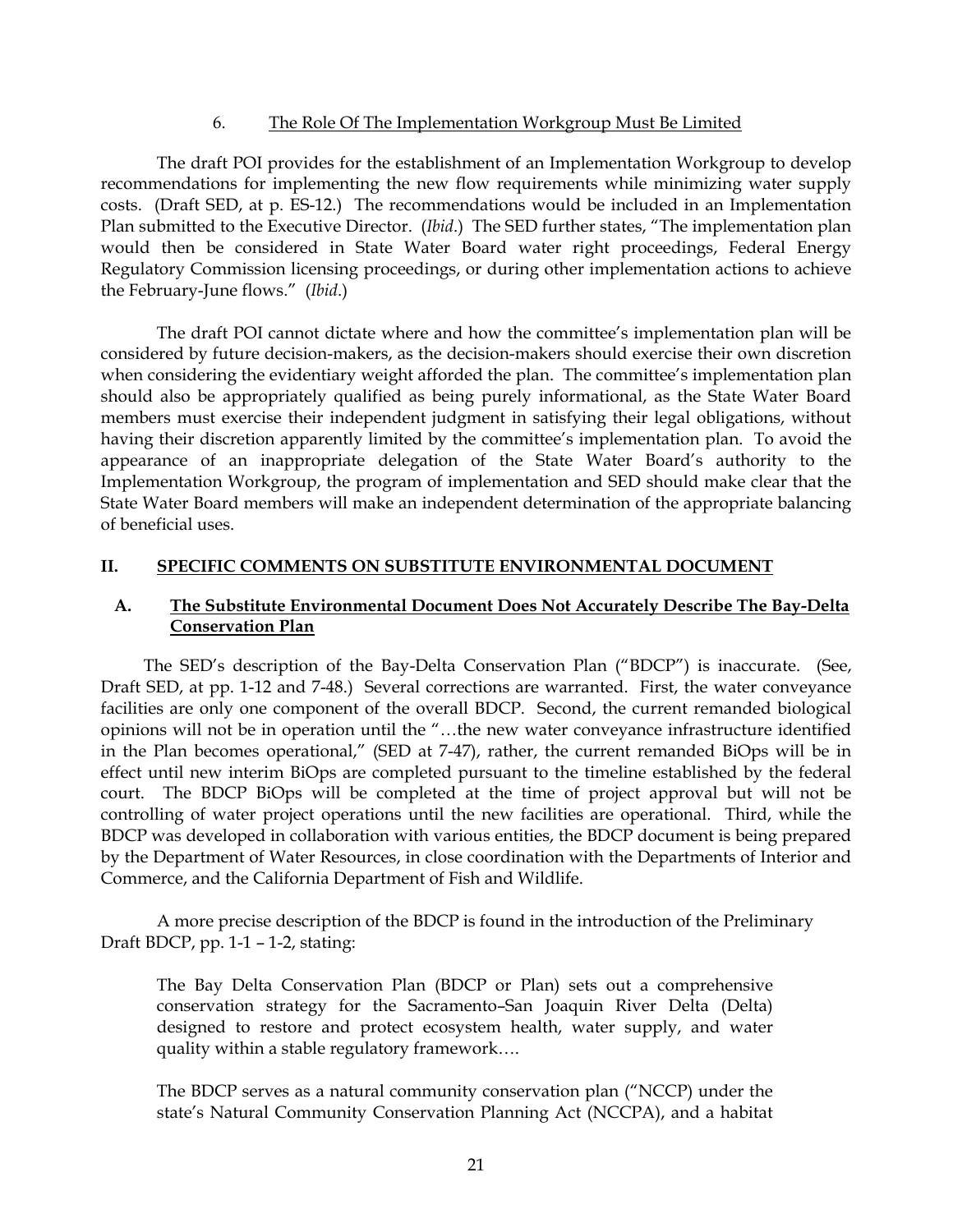### 6. The Role Of The Implementation Workgroup Must Be Limited

The draft POI provides for the establishment of an Implementation Workgroup to develop recommendations for implementing the new flow requirements while minimizing water supply costs. (Draft SED, at p. ES-12.) The recommendations would be included in an Implementation Plan submitted to the Executive Director. (*Ibid*.) The SED further states, "The implementation plan would then be considered in State Water Board water right proceedings, Federal Energy Regulatory Commission licensing proceedings, or during other implementation actions to achieve the February-June flows." (*Ibid*.)

The draft POI cannot dictate where and how the committee's implementation plan will be considered by future decision-makers, as the decision-makers should exercise their own discretion when considering the evidentiary weight afforded the plan. The committee's implementation plan should also be appropriately qualified as being purely informational, as the State Water Board members must exercise their independent judgment in satisfying their legal obligations, without having their discretion apparently limited by the committee's implementation plan. To avoid the appearance of an inappropriate delegation of the State Water Board's authority to the Implementation Workgroup, the program of implementation and SED should make clear that the State Water Board members will make an independent determination of the appropriate balancing of beneficial uses.

## II. SPECIFIC COMMENTS ON SUBSTITUTE ENVIRONMENTAL DOCUMENT

### A. The Substitute Environmental Document Does Not Accurately Describe The Bay-Delta Conservation Plan

The SED's description of the Bay-Delta Conservation Plan ("BDCP") is inaccurate. (See, Draft SED, at pp. 1-12 and 7-48.) Several corrections are warranted. First, the water conveyance facilities are only one component of the overall BDCP. Second, the current remanded biological opinions will not be in operation until the "…the new water conveyance infrastructure identified in the Plan becomes operational," (SED at 7-47), rather, the current remanded BiOps will be in effect until new interim BiOps are completed pursuant to the timeline established by the federal court. The BDCP BiOps will be completed at the time of project approval but will not be controlling of water project operations until the new facilities are operational. Third, while the BDCP was developed in collaboration with various entities, the BDCP document is being prepared by the Department of Water Resources, in close coordination with the Departments of Interior and Commerce, and the California Department of Fish and Wildlife.

A more precise description of the BDCP is found in the introduction of the Preliminary Draft BDCP, pp. 1-1 – 1-2, stating:

> The Bay Delta Conservation Plan (BDCP or Plan) sets out a comprehensive conservation strategy for the Sacramento–San Joaquin River Delta (Delta) designed to restore and protect ecosystem health, water supply, and water quality within a stable regulatory framework….
>
> The BDCP serves as a natural community conservation plan ("NCCP) under the state's Natural Community Conservation Planning Act (NCCPA), and a habitat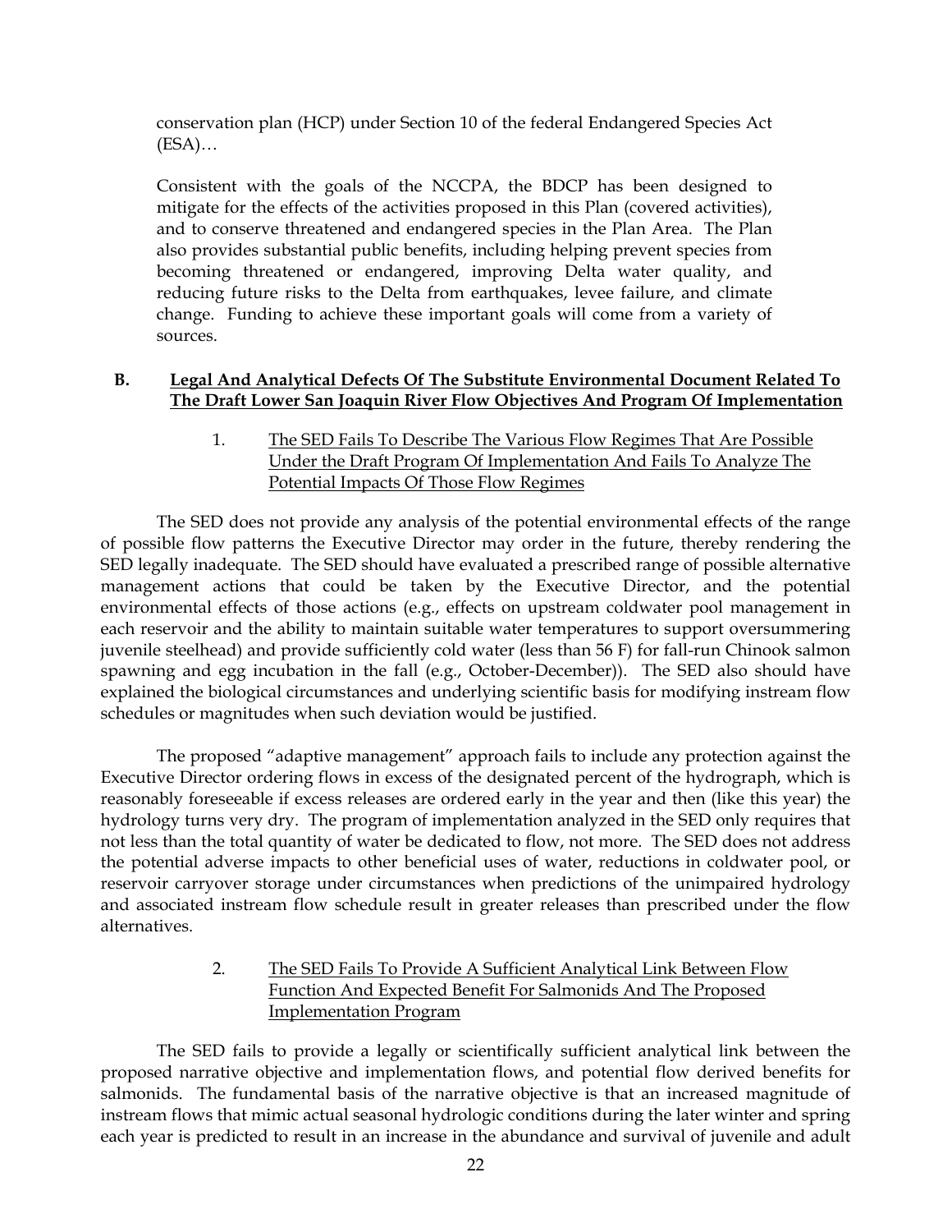conservation plan (HCP) under Section 10 of the federal Endangered Species Act (ESA)…

Consistent with the goals of the NCCPA, the BDCP has been designed to mitigate for the effects of the activities proposed in this Plan (covered activities), and to conserve threatened and endangered species in the Plan Area. The Plan also provides substantial public benefits, including helping prevent species from becoming threatened or endangered, improving Delta water quality, and reducing future risks to the Delta from earthquakes, levee failure, and climate change. Funding to achieve these important goals will come from a variety of sources.

## B. Legal And Analytical Defects Of The Substitute Environmental Document Related To The Draft Lower San Joaquin River Flow Objectives And Program Of Implementation

### 1. The SED Fails To Describe The Various Flow Regimes That Are Possible Under the Draft Program Of Implementation And Fails To Analyze The Potential Impacts Of Those Flow Regimes

The SED does not provide any analysis of the potential environmental effects of the range of possible flow patterns the Executive Director may order in the future, thereby rendering the SED legally inadequate. The SED should have evaluated a prescribed range of possible alternative management actions that could be taken by the Executive Director, and the potential environmental effects of those actions (e.g., effects on upstream coldwater pool management in each reservoir and the ability to maintain suitable water temperatures to support oversummering juvenile steelhead) and provide sufficiently cold water (less than 56 F) for fall-run Chinook salmon spawning and egg incubation in the fall (e.g., October-December)). The SED also should have explained the biological circumstances and underlying scientific basis for modifying instream flow schedules or magnitudes when such deviation would be justified.

The proposed "adaptive management" approach fails to include any protection against the Executive Director ordering flows in excess of the designated percent of the hydrograph, which is reasonably foreseeable if excess releases are ordered early in the year and then (like this year) the hydrology turns very dry. The program of implementation analyzed in the SED only requires that not less than the total quantity of water be dedicated to flow, not more. The SED does not address the potential adverse impacts to other beneficial uses of water, reductions in coldwater pool, or reservoir carryover storage under circumstances when predictions of the unimpaired hydrology and associated instream flow schedule result in greater releases than prescribed under the flow alternatives.

### 2. The SED Fails To Provide A Sufficient Analytical Link Between Flow Function And Expected Benefit For Salmonids And The Proposed Implementation Program

The SED fails to provide a legally or scientifically sufficient analytical link between the proposed narrative objective and implementation flows, and potential flow derived benefits for salmonids. The fundamental basis of the narrative objective is that an increased magnitude of instream flows that mimic actual seasonal hydrologic conditions during the later winter and spring each year is predicted to result in an increase in the abundance and survival of juvenile and adult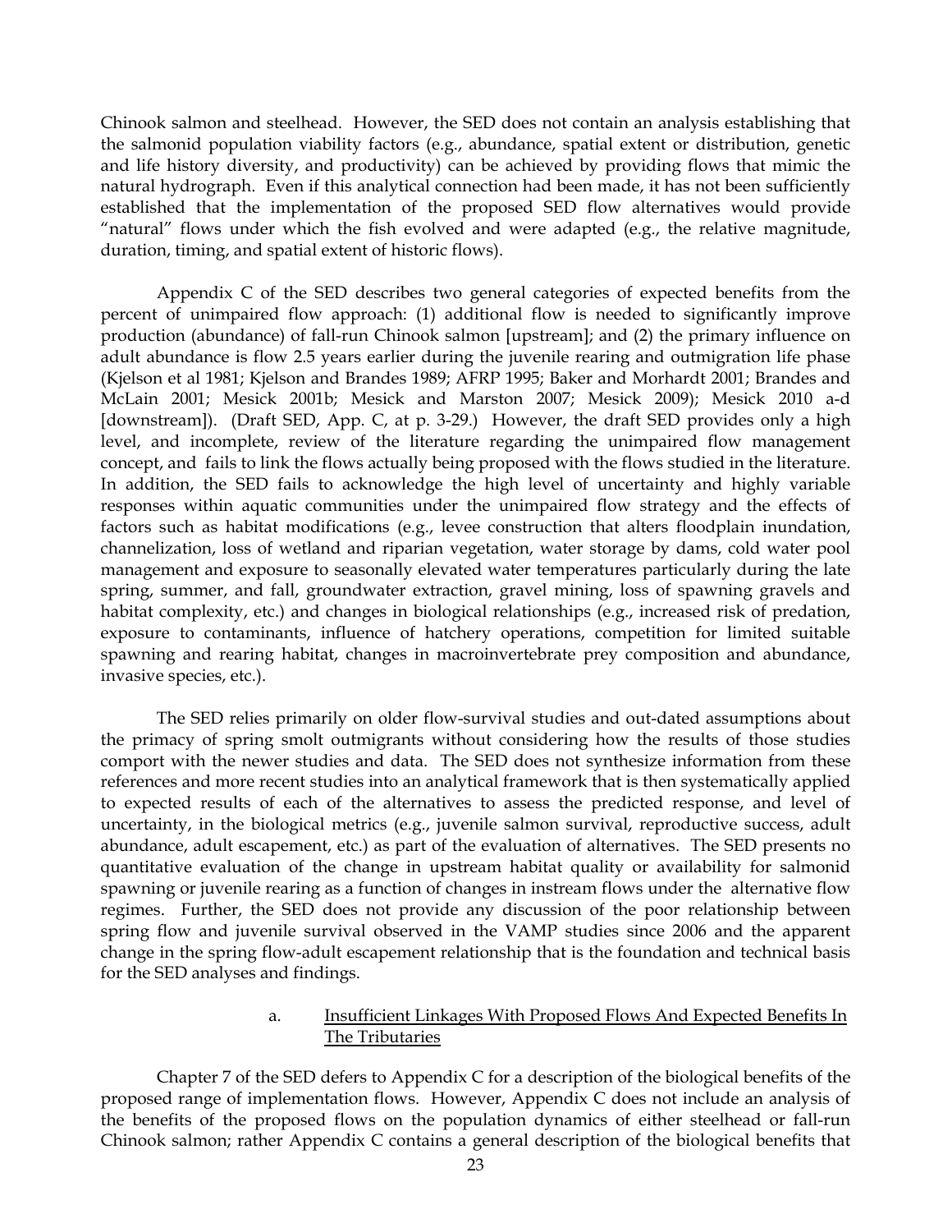Chinook salmon and steelhead. However, the SED does not contain an analysis establishing that the salmonid population viability factors (e.g., abundance, spatial extent or distribution, genetic and life history diversity, and productivity) can be achieved by providing flows that mimic the natural hydrograph. Even if this analytical connection had been made, it has not been sufficiently established that the implementation of the proposed SED flow alternatives would provide "natural" flows under which the fish evolved and were adapted (e.g., the relative magnitude, duration, timing, and spatial extent of historic flows).

Appendix C of the SED describes two general categories of expected benefits from the percent of unimpaired flow approach: (1) additional flow is needed to significantly improve production (abundance) of fall-run Chinook salmon [upstream]; and (2) the primary influence on adult abundance is flow 2.5 years earlier during the juvenile rearing and outmigration life phase (Kjelson et al 1981; Kjelson and Brandes 1989; AFRP 1995; Baker and Morhardt 2001; Brandes and McLain 2001; Mesick 2001b; Mesick and Marston 2007; Mesick 2009); Mesick 2010 a-d [downstream]). (Draft SED, App. C, at p. 3-29.) However, the draft SED provides only a high level, and incomplete, review of the literature regarding the unimpaired flow management concept, and fails to link the flows actually being proposed with the flows studied in the literature. In addition, the SED fails to acknowledge the high level of uncertainty and highly variable responses within aquatic communities under the unimpaired flow strategy and the effects of factors such as habitat modifications (e.g., levee construction that alters floodplain inundation, channelization, loss of wetland and riparian vegetation, water storage by dams, cold water pool management and exposure to seasonally elevated water temperatures particularly during the late spring, summer, and fall, groundwater extraction, gravel mining, loss of spawning gravels and habitat complexity, etc.) and changes in biological relationships (e.g., increased risk of predation, exposure to contaminants, influence of hatchery operations, competition for limited suitable spawning and rearing habitat, changes in macroinvertebrate prey composition and abundance, invasive species, etc.).

The SED relies primarily on older flow-survival studies and out-dated assumptions about the primacy of spring smolt outmigrants without considering how the results of those studies comport with the newer studies and data. The SED does not synthesize information from these references and more recent studies into an analytical framework that is then systematically applied to expected results of each of the alternatives to assess the predicted response, and level of uncertainty, in the biological metrics (e.g., juvenile salmon survival, reproductive success, adult abundance, adult escapement, etc.) as part of the evaluation of alternatives. The SED presents no quantitative evaluation of the change in upstream habitat quality or availability for salmonid spawning or juvenile rearing as a function of changes in instream flows under the alternative flow regimes. Further, the SED does not provide any discussion of the poor relationship between spring flow and juvenile survival observed in the VAMP studies since 2006 and the apparent change in the spring flow-adult escapement relationship that is the foundation and technical basis for the SED analyses and findings.

a. Insufficient Linkages With Proposed Flows And Expected Benefits In The Tributaries

Chapter 7 of the SED defers to Appendix C for a description of the biological benefits of the proposed range of implementation flows. However, Appendix C does not include an analysis of the benefits of the proposed flows on the population dynamics of either steelhead or fall-run Chinook salmon; rather Appendix C contains a general description of the biological benefits that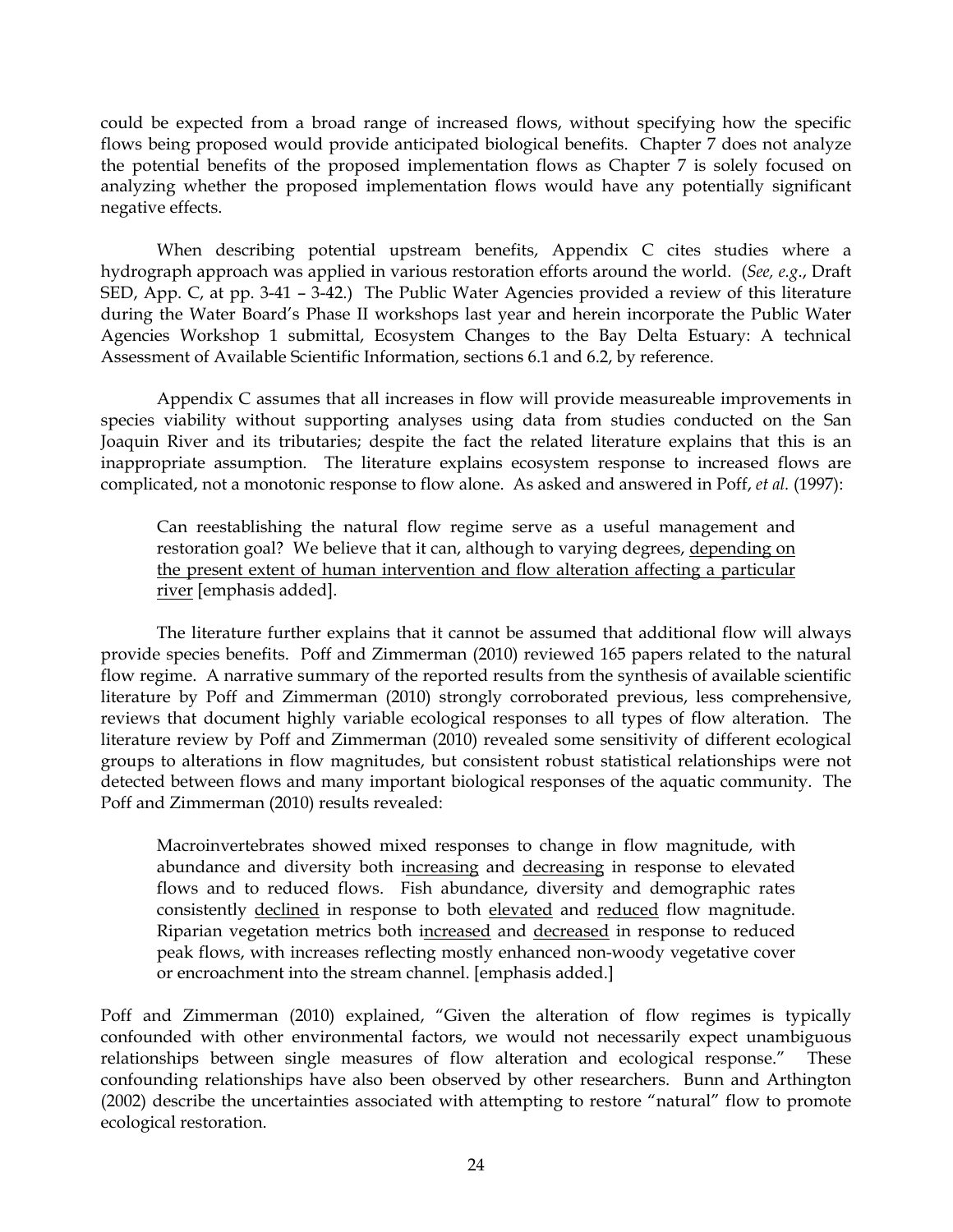could be expected from a broad range of increased flows, without specifying how the specific flows being proposed would provide anticipated biological benefits. Chapter 7 does not analyze the potential benefits of the proposed implementation flows as Chapter 7 is solely focused on analyzing whether the proposed implementation flows would have any potentially significant negative effects.

When describing potential upstream benefits, Appendix C cites studies where a hydrograph approach was applied in various restoration efforts around the world. (*See, e.g.*, Draft SED, App. C, at pp. 3-41 – 3-42.) The Public Water Agencies provided a review of this literature during the Water Board's Phase II workshops last year and herein incorporate the Public Water Agencies Workshop 1 submittal, Ecosystem Changes to the Bay Delta Estuary: A technical Assessment of Available Scientific Information, sections 6.1 and 6.2, by reference.

Appendix C assumes that all increases in flow will provide measureable improvements in species viability without supporting analyses using data from studies conducted on the San Joaquin River and its tributaries; despite the fact the related literature explains that this is an inappropriate assumption. The literature explains ecosystem response to increased flows are complicated, not a monotonic response to flow alone. As asked and answered in Poff, *et al.* (1997):

> Can reestablishing the natural flow regime serve as a useful management and restoration goal? We believe that it can, although to varying degrees, <u>depending on the present extent of human intervention and flow alteration affecting a particular river</u> [emphasis added].

The literature further explains that it cannot be assumed that additional flow will always provide species benefits. Poff and Zimmerman (2010) reviewed 165 papers related to the natural flow regime. A narrative summary of the reported results from the synthesis of available scientific literature by Poff and Zimmerman (2010) strongly corroborated previous, less comprehensive, reviews that document highly variable ecological responses to all types of flow alteration. The literature review by Poff and Zimmerman (2010) revealed some sensitivity of different ecological groups to alterations in flow magnitudes, but consistent robust statistical relationships were not detected between flows and many important biological responses of the aquatic community. The Poff and Zimmerman (2010) results revealed:

> Macroinvertebrates showed mixed responses to change in flow magnitude, with abundance and diversity both <u>increasing</u> and <u>decreasing</u> in response to elevated flows and to reduced flows. Fish abundance, diversity and demographic rates consistently <u>declined</u> in response to both <u>elevated</u> and <u>reduced</u> flow magnitude. Riparian vegetation metrics both <u>increased</u> and <u>decreased</u> in response to reduced peak flows, with increases reflecting mostly enhanced non-woody vegetative cover or encroachment into the stream channel. [emphasis added.]

Poff and Zimmerman (2010) explained, "Given the alteration of flow regimes is typically confounded with other environmental factors, we would not necessarily expect unambiguous relationships between single measures of flow alteration and ecological response." These confounding relationships have also been observed by other researchers. Bunn and Arthington (2002) describe the uncertainties associated with attempting to restore "natural" flow to promote ecological restoration.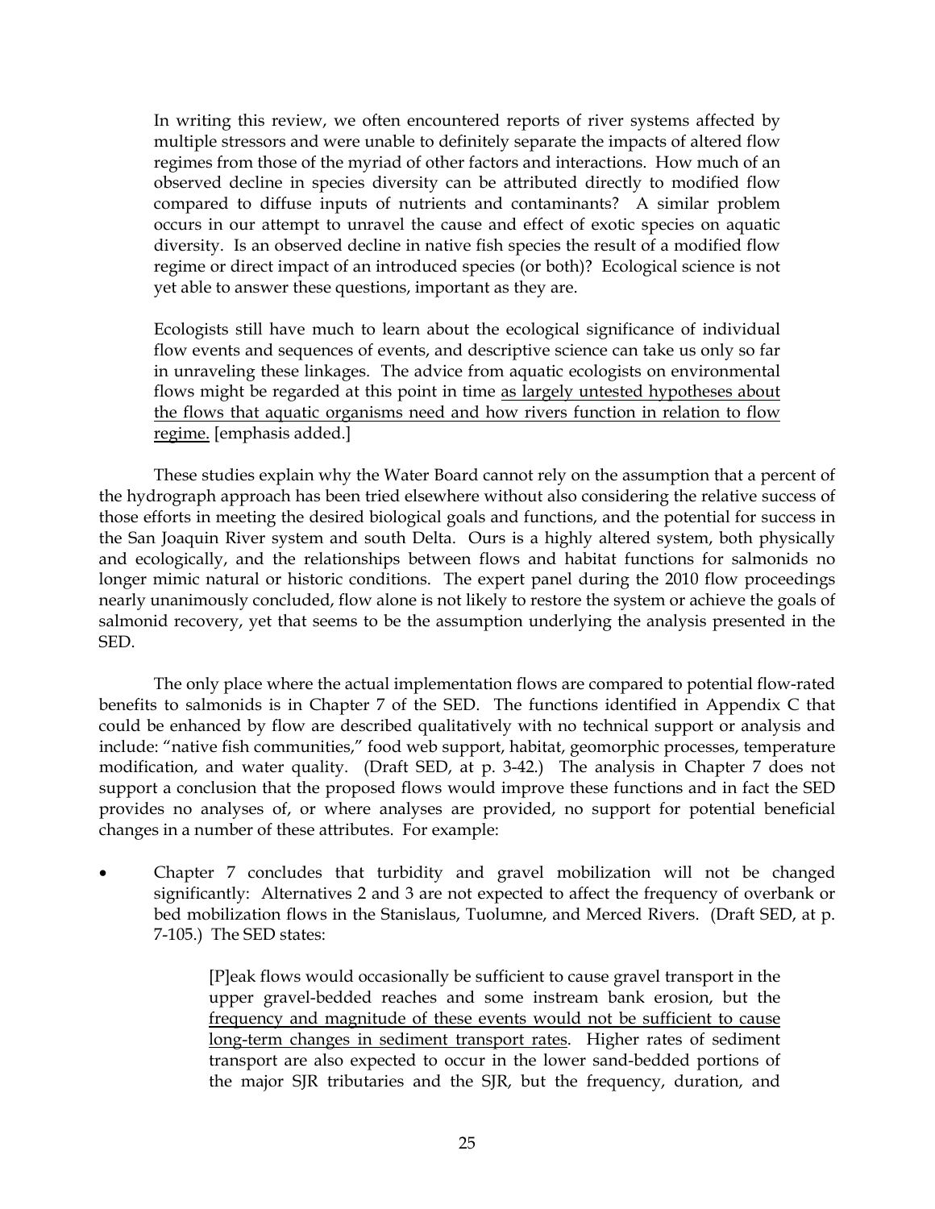> In writing this review, we often encountered reports of river systems affected by multiple stressors and were unable to definitely separate the impacts of altered flow regimes from those of the myriad of other factors and interactions. How much of an observed decline in species diversity can be attributed directly to modified flow compared to diffuse inputs of nutrients and contaminants? A similar problem occurs in our attempt to unravel the cause and effect of exotic species on aquatic diversity. Is an observed decline in native fish species the result of a modified flow regime or direct impact of an introduced species (or both)? Ecological science is not yet able to answer these questions, important as they are.
>
> Ecologists still have much to learn about the ecological significance of individual flow events and sequences of events, and descriptive science can take us only so far in unraveling these linkages. The advice from aquatic ecologists on environmental flows might be regarded at this point in time <u>as largely untested hypotheses about the flows that aquatic organisms need and how rivers function in relation to flow regime.</u> [emphasis added.]

These studies explain why the Water Board cannot rely on the assumption that a percent of the hydrograph approach has been tried elsewhere without also considering the relative success of those efforts in meeting the desired biological goals and functions, and the potential for success in the San Joaquin River system and south Delta. Ours is a highly altered system, both physically and ecologically, and the relationships between flows and habitat functions for salmonids no longer mimic natural or historic conditions. The expert panel during the 2010 flow proceedings nearly unanimously concluded, flow alone is not likely to restore the system or achieve the goals of salmonid recovery, yet that seems to be the assumption underlying the analysis presented in the SED.

The only place where the actual implementation flows are compared to potential flow-rated benefits to salmonids is in Chapter 7 of the SED. The functions identified in Appendix C that could be enhanced by flow are described qualitatively with no technical support or analysis and include: "native fish communities," food web support, habitat, geomorphic processes, temperature modification, and water quality. (Draft SED, at p. 3-42.) The analysis in Chapter 7 does not support a conclusion that the proposed flows would improve these functions and in fact the SED provides no analyses of, or where analyses are provided, no support for potential beneficial changes in a number of these attributes. For example:

- Chapter 7 concludes that turbidity and gravel mobilization will not be changed significantly: Alternatives 2 and 3 are not expected to affect the frequency of overbank or bed mobilization flows in the Stanislaus, Tuolumne, and Merced Rivers. (Draft SED, at p. 7-105.) The SED states:

> [P]eak flows would occasionally be sufficient to cause gravel transport in the upper gravel-bedded reaches and some instream bank erosion, but the <u>frequency and magnitude of these events would not be sufficient to cause long-term changes in sediment transport rates</u>. Higher rates of sediment transport are also expected to occur in the lower sand-bedded portions of the major SJR tributaries and the SJR, but the frequency, duration, and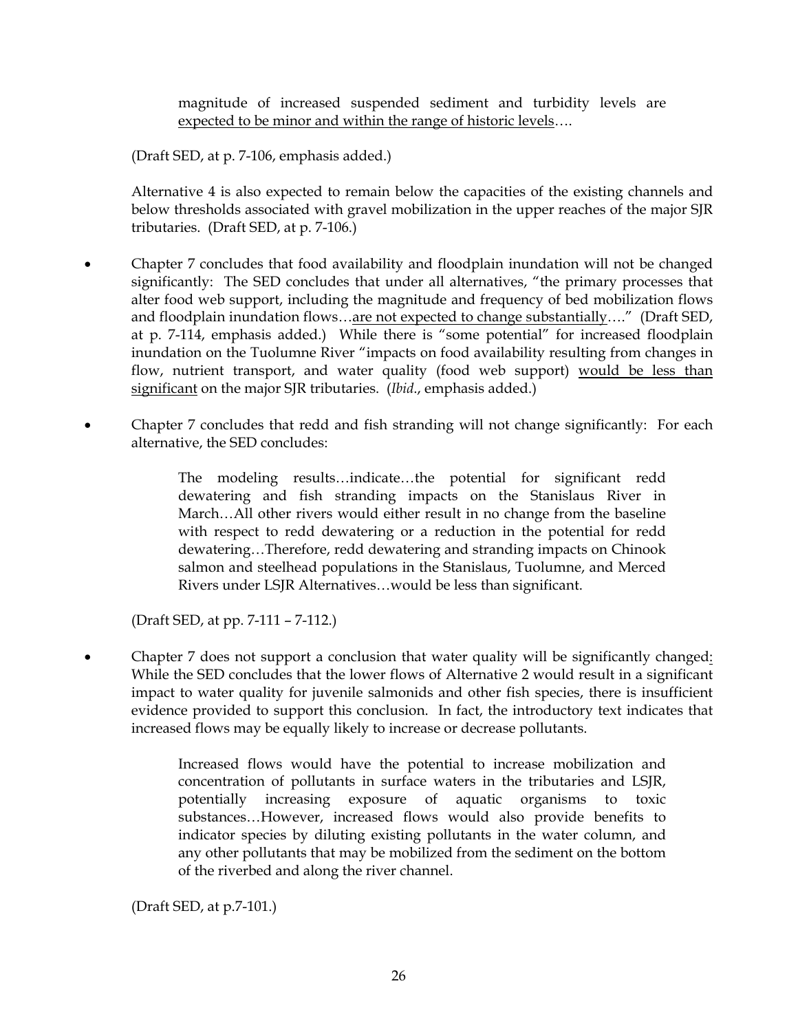> magnitude of increased suspended sediment and turbidity levels are <u>expected to be minor and within the range of historic levels</u>….

(Draft SED, at p. 7-106, emphasis added.)

Alternative 4 is also expected to remain below the capacities of the existing channels and below thresholds associated with gravel mobilization in the upper reaches of the major SJR tributaries. (Draft SED, at p. 7-106.)

- Chapter 7 concludes that food availability and floodplain inundation will not be changed significantly: The SED concludes that under all alternatives, "the primary processes that alter food web support, including the magnitude and frequency of bed mobilization flows and floodplain inundation flows…<u>are not expected to change substantially</u>…." (Draft SED, at p. 7-114, emphasis added.) While there is "some potential" for increased floodplain inundation on the Tuolumne River "impacts on food availability resulting from changes in flow, nutrient transport, and water quality (food web support) <u>would be less than significant</u> on the major SJR tributaries. (*Ibid*., emphasis added.)

- Chapter 7 concludes that redd and fish stranding will not change significantly: For each alternative, the SED concludes:

> The modeling results…indicate…the potential for significant redd dewatering and fish stranding impacts on the Stanislaus River in March…All other rivers would either result in no change from the baseline with respect to redd dewatering or a reduction in the potential for redd dewatering…Therefore, redd dewatering and stranding impacts on Chinook salmon and steelhead populations in the Stanislaus, Tuolumne, and Merced Rivers under LSJR Alternatives…would be less than significant.

(Draft SED, at pp. 7-111 – 7-112.)

- Chapter 7 does not support a conclusion that water quality will be significantly changed<u>:</u> While the SED concludes that the lower flows of Alternative 2 would result in a significant impact to water quality for juvenile salmonids and other fish species, there is insufficient evidence provided to support this conclusion. In fact, the introductory text indicates that increased flows may be equally likely to increase or decrease pollutants.

> Increased flows would have the potential to increase mobilization and concentration of pollutants in surface waters in the tributaries and LSJR, potentially increasing exposure of aquatic organisms to toxic substances…However, increased flows would also provide benefits to indicator species by diluting existing pollutants in the water column, and any other pollutants that may be mobilized from the sediment on the bottom of the riverbed and along the river channel.

(Draft SED, at p.7-101.)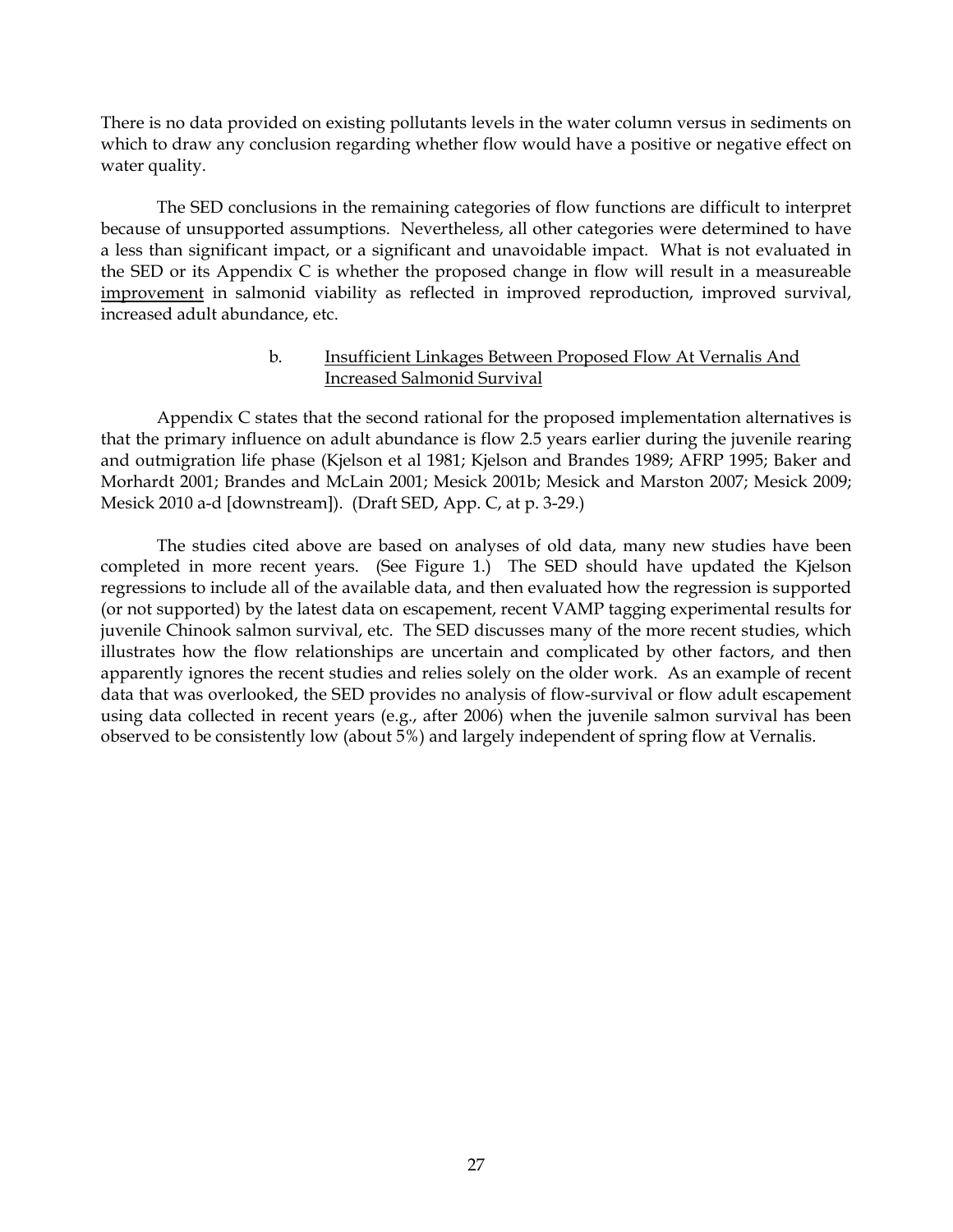There is no data provided on existing pollutants levels in the water column versus in sediments on which to draw any conclusion regarding whether flow would have a positive or negative effect on water quality.

The SED conclusions in the remaining categories of flow functions are difficult to interpret because of unsupported assumptions. Nevertheless, all other categories were determined to have a less than significant impact, or a significant and unavoidable impact. What is not evaluated in the SED or its Appendix C is whether the proposed change in flow will result in a measureable improvement in salmonid viability as reflected in improved reproduction, improved survival, increased adult abundance, etc.

#### b. Insufficient Linkages Between Proposed Flow At Vernalis And Increased Salmonid Survival

Appendix C states that the second rational for the proposed implementation alternatives is that the primary influence on adult abundance is flow 2.5 years earlier during the juvenile rearing and outmigration life phase (Kjelson et al 1981; Kjelson and Brandes 1989; AFRP 1995; Baker and Morhardt 2001; Brandes and McLain 2001; Mesick 2001b; Mesick and Marston 2007; Mesick 2009; Mesick 2010 a-d [downstream]). (Draft SED, App. C, at p. 3-29.)

The studies cited above are based on analyses of old data, many new studies have been completed in more recent years. (See Figure 1.) The SED should have updated the Kjelson regressions to include all of the available data, and then evaluated how the regression is supported (or not supported) by the latest data on escapement, recent VAMP tagging experimental results for juvenile Chinook salmon survival, etc. The SED discusses many of the more recent studies, which illustrates how the flow relationships are uncertain and complicated by other factors, and then apparently ignores the recent studies and relies solely on the older work. As an example of recent data that was overlooked, the SED provides no analysis of flow-survival or flow adult escapement using data collected in recent years (e.g., after 2006) when the juvenile salmon survival has been observed to be consistently low (about 5%) and largely independent of spring flow at Vernalis.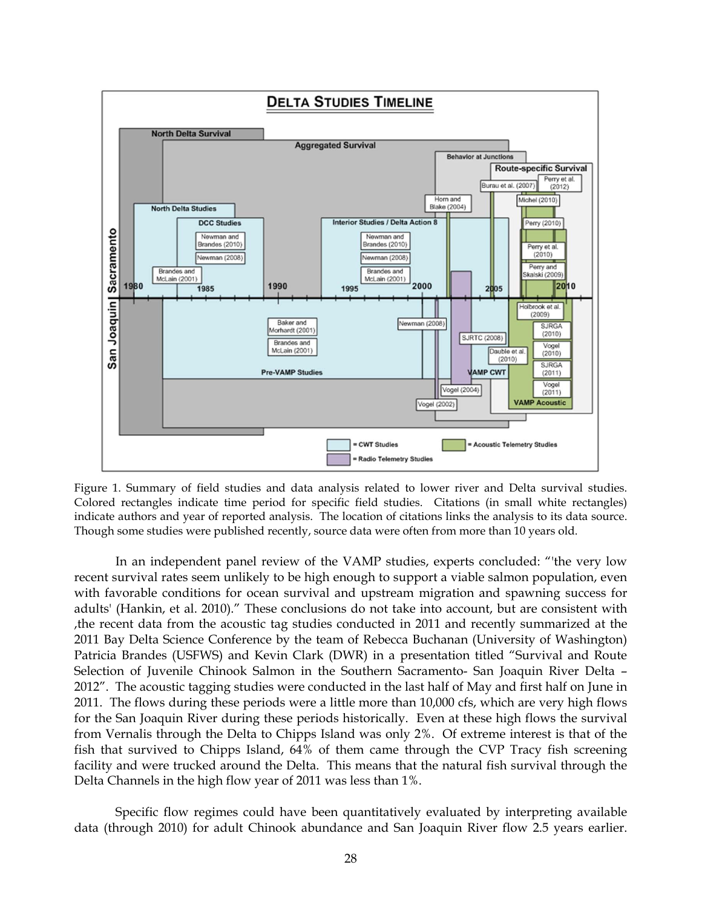Figure 1. Summary of field studies and data analysis related to lower river and Delta survival studies. Colored rectangles indicate time period for specific field studies. Citations (in small white rectangles) indicate authors and year of reported analysis. The location of citations links the analysis to its data source. Though some studies were published recently, source data were often from more than 10 years old.

In an independent panel review of the VAMP studies, experts concluded: "'the very low recent survival rates seem unlikely to be high enough to support a viable salmon population, even with favorable conditions for ocean survival and upstream migration and spawning success for adults' (Hankin, et al. 2010)." These conclusions do not take into account, but are consistent with ,the recent data from the acoustic tag studies conducted in 2011 and recently summarized at the 2011 Bay Delta Science Conference by the team of Rebecca Buchanan (University of Washington) Patricia Brandes (USFWS) and Kevin Clark (DWR) in a presentation titled "Survival and Route Selection of Juvenile Chinook Salmon in the Southern Sacramento- San Joaquin River Delta – 2012". The acoustic tagging studies were conducted in the last half of May and first half on June in 2011. The flows during these periods were a little more than 10,000 cfs, which are very high flows for the San Joaquin River during these periods historically. Even at these high flows the survival from Vernalis through the Delta to Chipps Island was only 2%. Of extreme interest is that of the fish that survived to Chipps Island, 64% of them came through the CVP Tracy fish screening facility and were trucked around the Delta. This means that the natural fish survival through the Delta Channels in the high flow year of 2011 was less than 1%.

Specific flow regimes could have been quantitatively evaluated by interpreting available data (through 2010) for adult Chinook abundance and San Joaquin River flow 2.5 years earlier.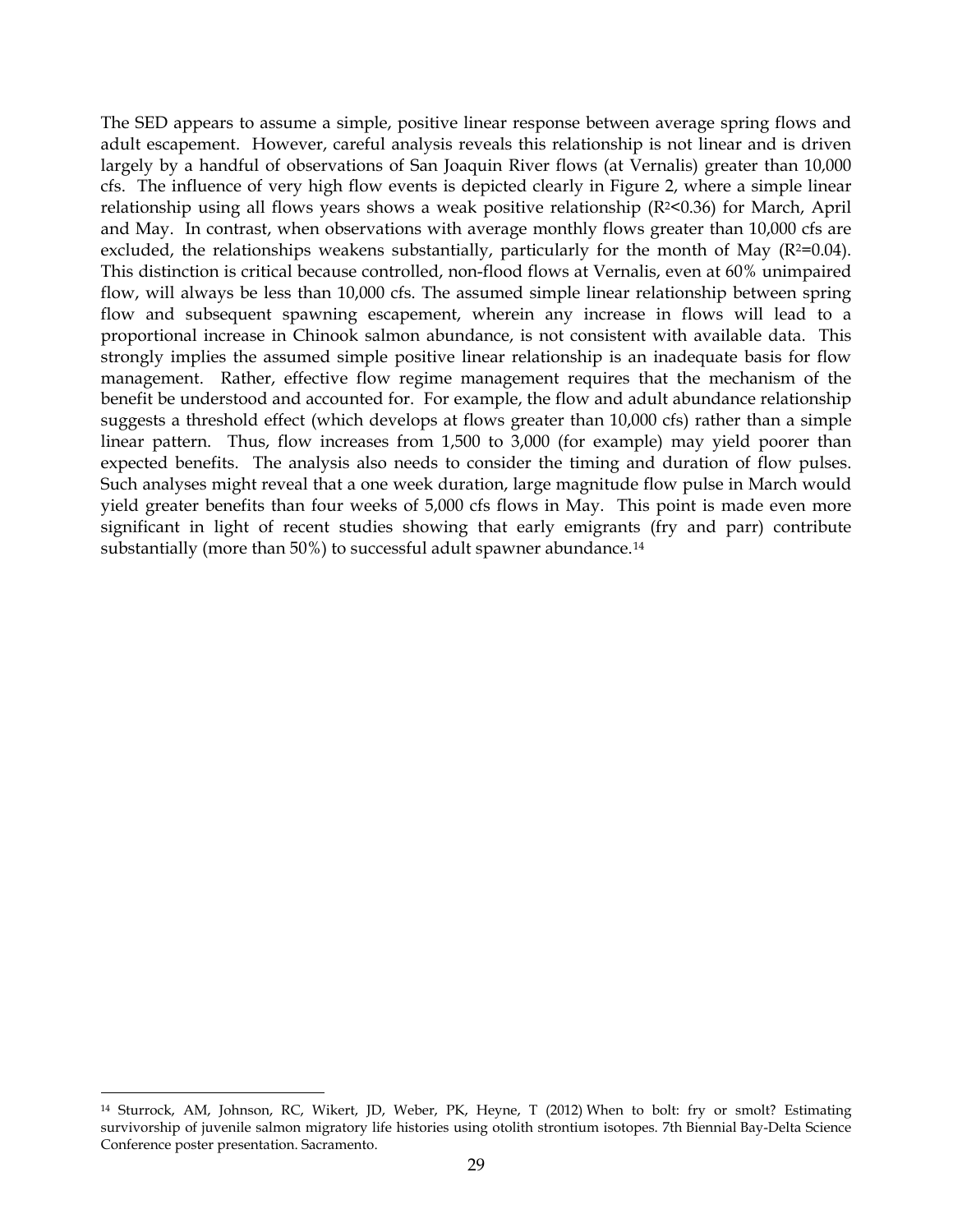The SED appears to assume a simple, positive linear response between average spring flows and adult escapement. However, careful analysis reveals this relationship is not linear and is driven largely by a handful of observations of San Joaquin River flows (at Vernalis) greater than 10,000 cfs. The influence of very high flow events is depicted clearly in Figure 2, where a simple linear relationship using all flows years shows a weak positive relationship ($R^2$<0.36) for March, April and May. In contrast, when observations with average monthly flows greater than 10,000 cfs are excluded, the relationships weakens substantially, particularly for the month of May ($R^2$=0.04). This distinction is critical because controlled, non-flood flows at Vernalis, even at 60% unimpaired flow, will always be less than 10,000 cfs. The assumed simple linear relationship between spring flow and subsequent spawning escapement, wherein any increase in flows will lead to a proportional increase in Chinook salmon abundance, is not consistent with available data. This strongly implies the assumed simple positive linear relationship is an inadequate basis for flow management. Rather, effective flow regime management requires that the mechanism of the benefit be understood and accounted for. For example, the flow and adult abundance relationship suggests a threshold effect (which develops at flows greater than 10,000 cfs) rather than a simple linear pattern. Thus, flow increases from 1,500 to 3,000 (for example) may yield poorer than expected benefits. The analysis also needs to consider the timing and duration of flow pulses. Such analyses might reveal that a one week duration, large magnitude flow pulse in March would yield greater benefits than four weeks of 5,000 cfs flows in May. This point is made even more significant in light of recent studies showing that early emigrants (fry and parr) contribute substantially (more than 50%) to successful adult spawner abundance.[14]

---

[14] Sturrock, AM, Johnson, RC, Wikert, JD, Weber, PK, Heyne, T (2012) When to bolt: fry or smolt? Estimating survivorship of juvenile salmon migratory life histories using otolith strontium isotopes. 7th Biennial Bay-Delta Science Conference poster presentation. Sacramento.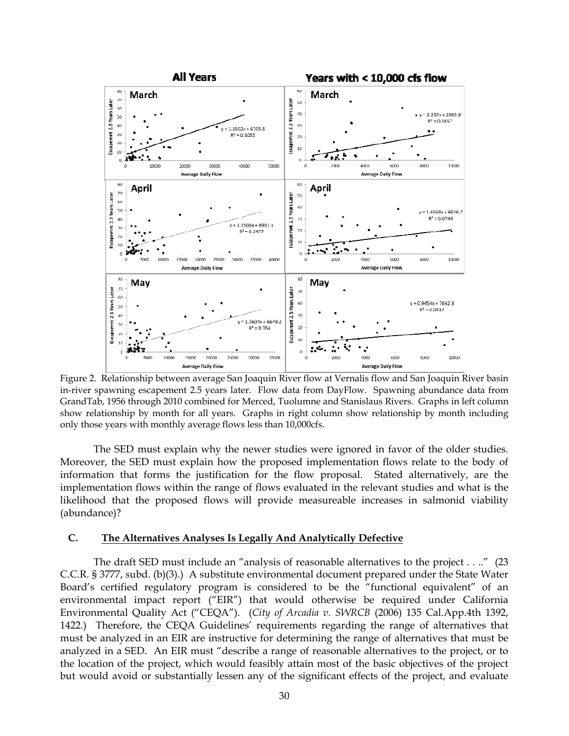Figure 2. Relationship between average San Joaquin River flow at Vernalis flow and San Joaquin River basin in-river spawning escapement 2.5 years later. Flow data from DayFlow. Spawning abundance data from GrandTab, 1956 through 2010 combined for Merced, Tuolumne and Stanislaus Rivers. Graphs in left column show relationship by month for all years. Graphs in right column show relationship by month including only those years with monthly average flows less than 10,000cfs.

The SED must explain why the newer studies were ignored in favor of the older studies. Moreover, the SED must explain how the proposed implementation flows relate to the body of information that forms the justification for the flow proposal. Stated alternatively, are the implementation flows within the range of flows evaluated in the relevant studies and what is the likelihood that the proposed flows will provide measureable increases in salmonid viability (abundance)?

## C. The Alternatives Analyses Is Legally And Analytically Defective

The draft SED must include an "analysis of reasonable alternatives to the project . . .." (23 C.C.R. § 3777, subd. (b)(3).) A substitute environmental document prepared under the State Water Board's certified regulatory program is considered to be the "functional equivalent" of an environmental impact report ("EIR") that would otherwise be required under California Environmental Quality Act ("CEQA"). (*City of Arcadia v. SWRCB* (2006) 135 Cal.App.4th 1392, 1422.) Therefore, the CEQA Guidelines' requirements regarding the range of alternatives that must be analyzed in an EIR are instructive for determining the range of alternatives that must be analyzed in a SED. An EIR must "describe a range of reasonable alternatives to the project, or to the location of the project, which would feasibly attain most of the basic objectives of the project but would avoid or substantially lessen any of the significant effects of the project, and evaluate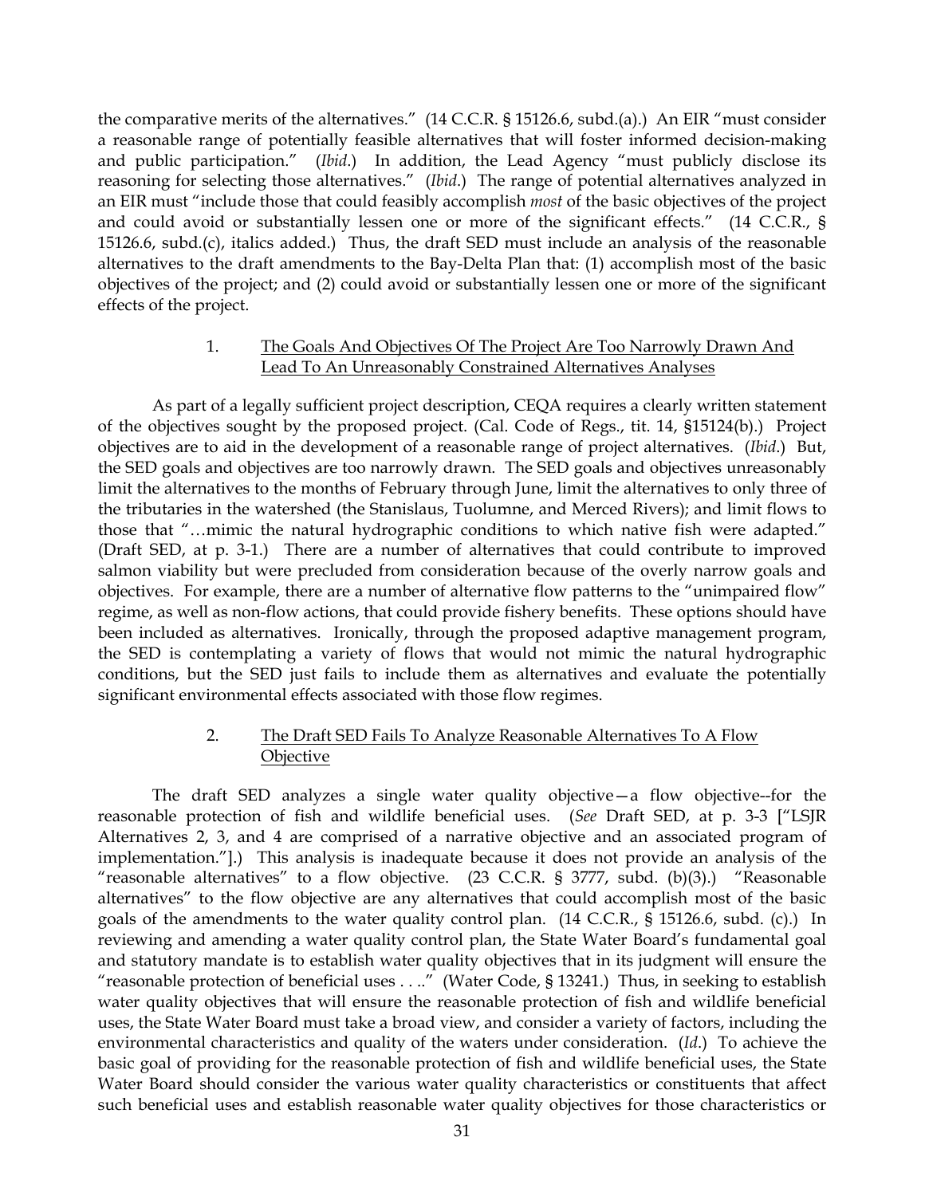the comparative merits of the alternatives." (14 C.C.R. § 15126.6, subd.(a).) An EIR "must consider a reasonable range of potentially feasible alternatives that will foster informed decision-making and public participation." (*Ibid*.) In addition, the Lead Agency "must publicly disclose its reasoning for selecting those alternatives." (*Ibid*.) The range of potential alternatives analyzed in an EIR must "include those that could feasibly accomplish *most* of the basic objectives of the project and could avoid or substantially lessen one or more of the significant effects." (14 C.C.R., § 15126.6, subd.(c), italics added.) Thus, the draft SED must include an analysis of the reasonable alternatives to the draft amendments to the Bay-Delta Plan that: (1) accomplish most of the basic objectives of the project; and (2) could avoid or substantially lessen one or more of the significant effects of the project.

### 1. The Goals And Objectives Of The Project Are Too Narrowly Drawn And Lead To An Unreasonably Constrained Alternatives Analyses

As part of a legally sufficient project description, CEQA requires a clearly written statement of the objectives sought by the proposed project. (Cal. Code of Regs., tit. 14, §15124(b).) Project objectives are to aid in the development of a reasonable range of project alternatives. (*Ibid*.) But, the SED goals and objectives are too narrowly drawn. The SED goals and objectives unreasonably limit the alternatives to the months of February through June, limit the alternatives to only three of the tributaries in the watershed (the Stanislaus, Tuolumne, and Merced Rivers); and limit flows to those that "…mimic the natural hydrographic conditions to which native fish were adapted." (Draft SED, at p. 3-1.) There are a number of alternatives that could contribute to improved salmon viability but were precluded from consideration because of the overly narrow goals and objectives. For example, there are a number of alternative flow patterns to the "unimpaired flow" regime, as well as non-flow actions, that could provide fishery benefits. These options should have been included as alternatives. Ironically, through the proposed adaptive management program, the SED is contemplating a variety of flows that would not mimic the natural hydrographic conditions, but the SED just fails to include them as alternatives and evaluate the potentially significant environmental effects associated with those flow regimes.

### 2. The Draft SED Fails To Analyze Reasonable Alternatives To A Flow Objective

The draft SED analyzes a single water quality objective—a flow objective--for the reasonable protection of fish and wildlife beneficial uses. (*See* Draft SED, at p. 3-3 ["LSJR Alternatives 2, 3, and 4 are comprised of a narrative objective and an associated program of implementation."].) This analysis is inadequate because it does not provide an analysis of the "reasonable alternatives" to a flow objective. (23 C.C.R. § 3777, subd. (b)(3).) "Reasonable alternatives" to the flow objective are any alternatives that could accomplish most of the basic goals of the amendments to the water quality control plan. (14 C.C.R., § 15126.6, subd. (c).) In reviewing and amending a water quality control plan, the State Water Board's fundamental goal and statutory mandate is to establish water quality objectives that in its judgment will ensure the "reasonable protection of beneficial uses . . .." (Water Code, § 13241.) Thus, in seeking to establish water quality objectives that will ensure the reasonable protection of fish and wildlife beneficial uses, the State Water Board must take a broad view, and consider a variety of factors, including the environmental characteristics and quality of the waters under consideration. (*Id*.) To achieve the basic goal of providing for the reasonable protection of fish and wildlife beneficial uses, the State Water Board should consider the various water quality characteristics or constituents that affect such beneficial uses and establish reasonable water quality objectives for those characteristics or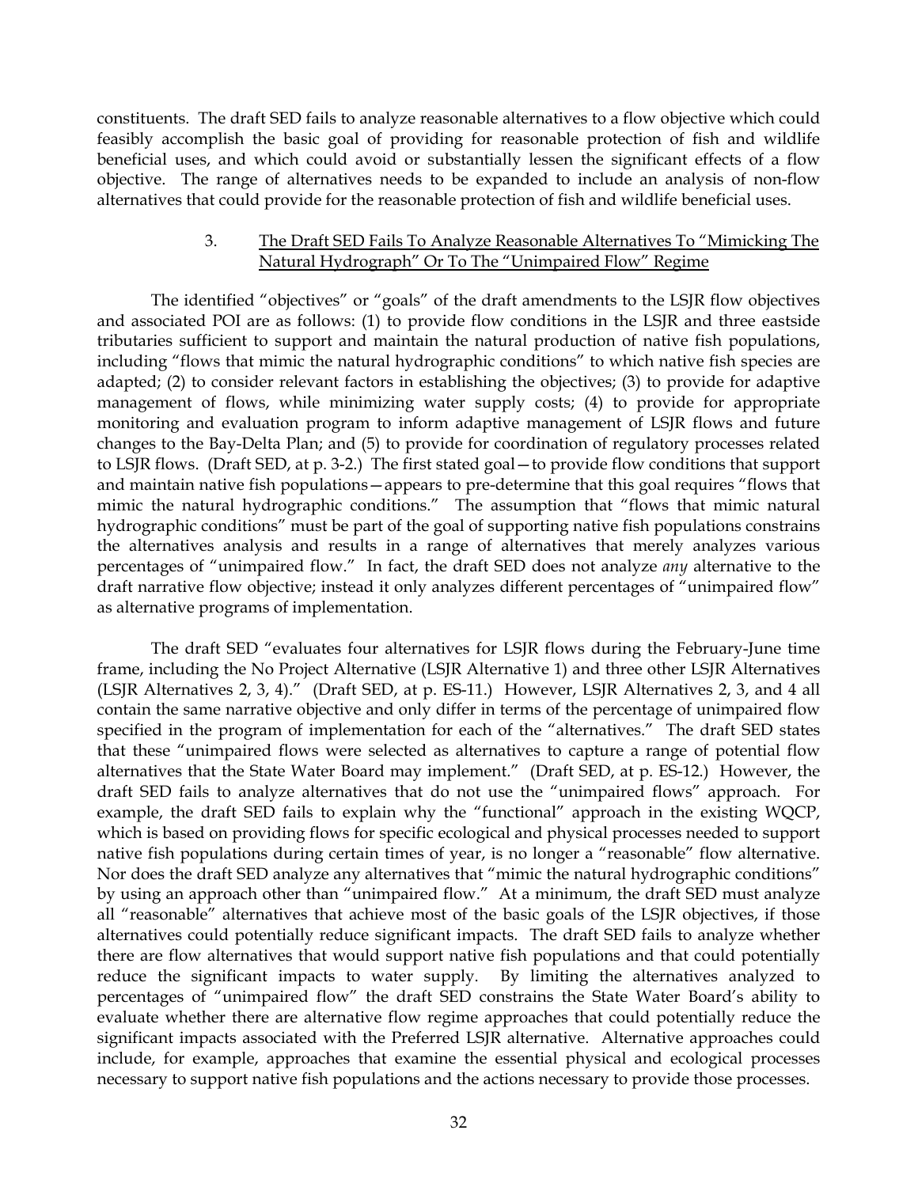constituents. The draft SED fails to analyze reasonable alternatives to a flow objective which could feasibly accomplish the basic goal of providing for reasonable protection of fish and wildlife beneficial uses, and which could avoid or substantially lessen the significant effects of a flow objective. The range of alternatives needs to be expanded to include an analysis of non-flow alternatives that could provide for the reasonable protection of fish and wildlife beneficial uses.

### 3. The Draft SED Fails To Analyze Reasonable Alternatives To "Mimicking The Natural Hydrograph" Or To The "Unimpaired Flow" Regime

The identified "objectives" or "goals" of the draft amendments to the LSJR flow objectives and associated POI are as follows: (1) to provide flow conditions in the LSJR and three eastside tributaries sufficient to support and maintain the natural production of native fish populations, including "flows that mimic the natural hydrographic conditions" to which native fish species are adapted; (2) to consider relevant factors in establishing the objectives; (3) to provide for adaptive management of flows, while minimizing water supply costs; (4) to provide for appropriate monitoring and evaluation program to inform adaptive management of LSJR flows and future changes to the Bay-Delta Plan; and (5) to provide for coordination of regulatory processes related to LSJR flows. (Draft SED, at p. 3-2.) The first stated goal—to provide flow conditions that support and maintain native fish populations—appears to pre-determine that this goal requires "flows that mimic the natural hydrographic conditions." The assumption that "flows that mimic natural hydrographic conditions" must be part of the goal of supporting native fish populations constrains the alternatives analysis and results in a range of alternatives that merely analyzes various percentages of "unimpaired flow." In fact, the draft SED does not analyze *any* alternative to the draft narrative flow objective; instead it only analyzes different percentages of "unimpaired flow" as alternative programs of implementation.

The draft SED "evaluates four alternatives for LSJR flows during the February-June time frame, including the No Project Alternative (LSJR Alternative 1) and three other LSJR Alternatives (LSJR Alternatives 2, 3, 4)." (Draft SED, at p. ES-11.) However, LSJR Alternatives 2, 3, and 4 all contain the same narrative objective and only differ in terms of the percentage of unimpaired flow specified in the program of implementation for each of the "alternatives." The draft SED states that these "unimpaired flows were selected as alternatives to capture a range of potential flow alternatives that the State Water Board may implement." (Draft SED, at p. ES-12.) However, the draft SED fails to analyze alternatives that do not use the "unimpaired flows" approach. For example, the draft SED fails to explain why the "functional" approach in the existing WQCP, which is based on providing flows for specific ecological and physical processes needed to support native fish populations during certain times of year, is no longer a "reasonable" flow alternative. Nor does the draft SED analyze any alternatives that "mimic the natural hydrographic conditions" by using an approach other than "unimpaired flow." At a minimum, the draft SED must analyze all "reasonable" alternatives that achieve most of the basic goals of the LSJR objectives, if those alternatives could potentially reduce significant impacts. The draft SED fails to analyze whether there are flow alternatives that would support native fish populations and that could potentially reduce the significant impacts to water supply. By limiting the alternatives analyzed to percentages of "unimpaired flow" the draft SED constrains the State Water Board's ability to evaluate whether there are alternative flow regime approaches that could potentially reduce the significant impacts associated with the Preferred LSJR alternative. Alternative approaches could include, for example, approaches that examine the essential physical and ecological processes necessary to support native fish populations and the actions necessary to provide those processes.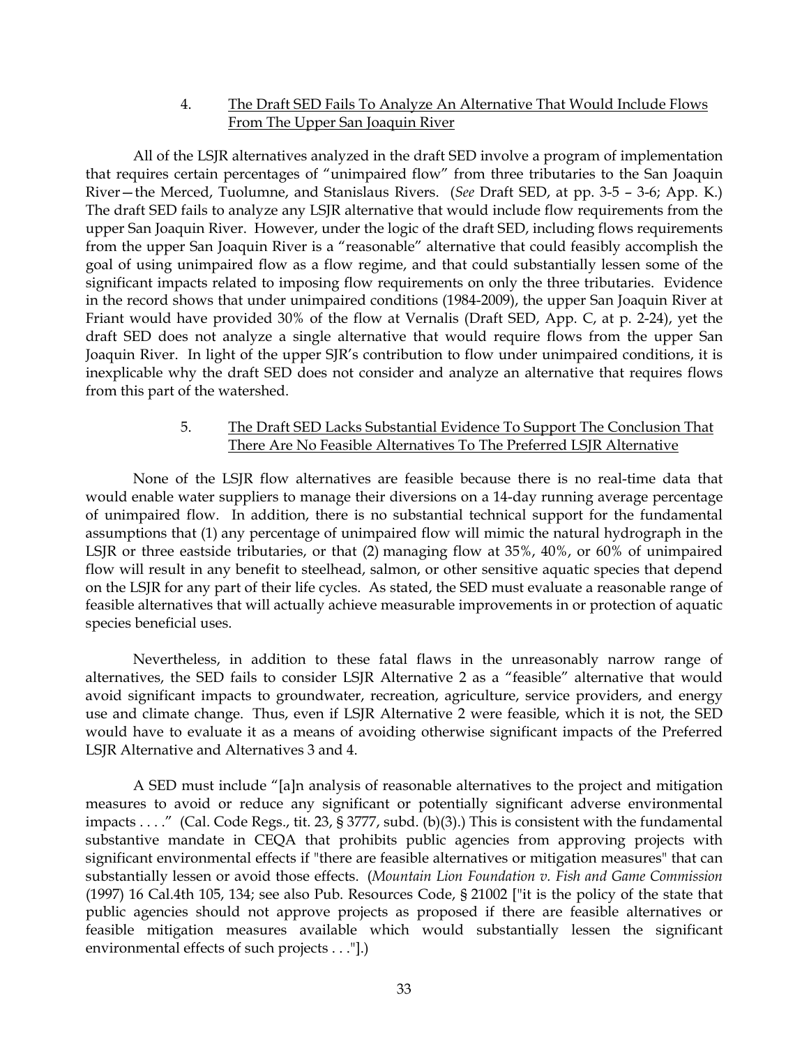4. <u>The Draft SED Fails To Analyze An Alternative That Would Include Flows From The Upper San Joaquin River</u>

All of the LSJR alternatives analyzed in the draft SED involve a program of implementation that requires certain percentages of "unimpaired flow" from three tributaries to the San Joaquin River—the Merced, Tuolumne, and Stanislaus Rivers. (*See* Draft SED, at pp. 3-5 – 3-6; App. K.) The draft SED fails to analyze any LSJR alternative that would include flow requirements from the upper San Joaquin River. However, under the logic of the draft SED, including flows requirements from the upper San Joaquin River is a "reasonable" alternative that could feasibly accomplish the goal of using unimpaired flow as a flow regime, and that could substantially lessen some of the significant impacts related to imposing flow requirements on only the three tributaries. Evidence in the record shows that under unimpaired conditions (1984-2009), the upper San Joaquin River at Friant would have provided 30% of the flow at Vernalis (Draft SED, App. C, at p. 2-24), yet the draft SED does not analyze a single alternative that would require flows from the upper San Joaquin River. In light of the upper SJR's contribution to flow under unimpaired conditions, it is inexplicable why the draft SED does not consider and analyze an alternative that requires flows from this part of the watershed.

5. <u>The Draft SED Lacks Substantial Evidence To Support The Conclusion That There Are No Feasible Alternatives To The Preferred LSJR Alternative</u>

None of the LSJR flow alternatives are feasible because there is no real-time data that would enable water suppliers to manage their diversions on a 14-day running average percentage of unimpaired flow. In addition, there is no substantial technical support for the fundamental assumptions that (1) any percentage of unimpaired flow will mimic the natural hydrograph in the LSJR or three eastside tributaries, or that (2) managing flow at 35%, 40%, or 60% of unimpaired flow will result in any benefit to steelhead, salmon, or other sensitive aquatic species that depend on the LSJR for any part of their life cycles. As stated, the SED must evaluate a reasonable range of feasible alternatives that will actually achieve measurable improvements in or protection of aquatic species beneficial uses.

Nevertheless, in addition to these fatal flaws in the unreasonably narrow range of alternatives, the SED fails to consider LSJR Alternative 2 as a "feasible" alternative that would avoid significant impacts to groundwater, recreation, agriculture, service providers, and energy use and climate change. Thus, even if LSJR Alternative 2 were feasible, which it is not, the SED would have to evaluate it as a means of avoiding otherwise significant impacts of the Preferred LSJR Alternative and Alternatives 3 and 4.

A SED must include "[a]n analysis of reasonable alternatives to the project and mitigation measures to avoid or reduce any significant or potentially significant adverse environmental impacts . . . ." (Cal. Code Regs., tit. 23, § 3777, subd. (b)(3).) This is consistent with the fundamental substantive mandate in CEQA that prohibits public agencies from approving projects with significant environmental effects if "there are feasible alternatives or mitigation measures" that can substantially lessen or avoid those effects. (*Mountain Lion Foundation v. Fish and Game Commission* (1997) 16 Cal.4th 105, 134; see also Pub. Resources Code, § 21002 ["it is the policy of the state that public agencies should not approve projects as proposed if there are feasible alternatives or feasible mitigation measures available which would substantially lessen the significant environmental effects of such projects . . ."].)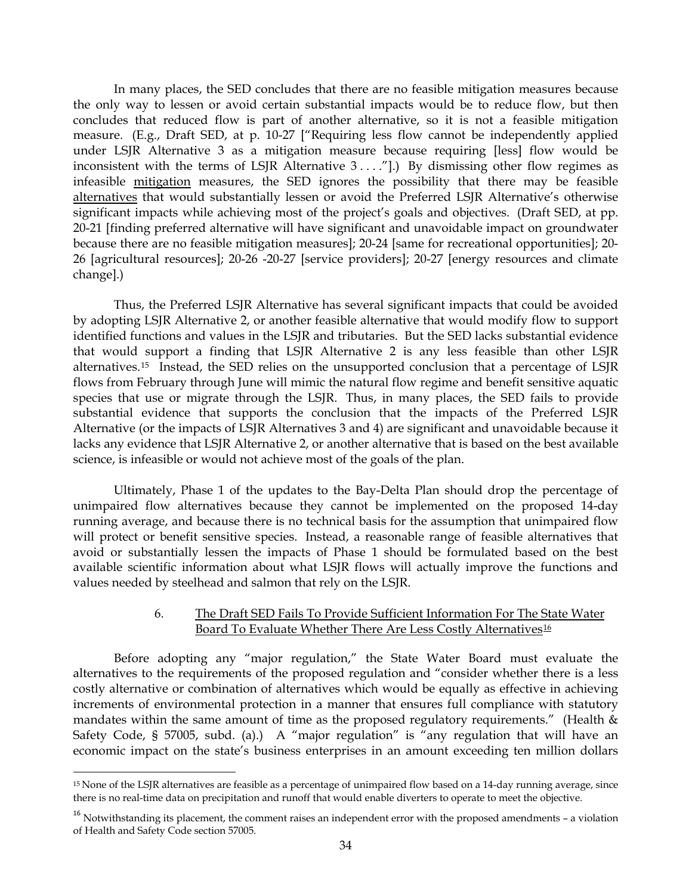In many places, the SED concludes that there are no feasible mitigation measures because the only way to lessen or avoid certain substantial impacts would be to reduce flow, but then concludes that reduced flow is part of another alternative, so it is not a feasible mitigation measure. (E.g., Draft SED, at p. 10-27 ["Requiring less flow cannot be independently applied under LSJR Alternative 3 as a mitigation measure because requiring [less] flow would be inconsistent with the terms of LSJR Alternative 3 . . . ."].) By dismissing other flow regimes as infeasible mitigation measures, the SED ignores the possibility that there may be feasible alternatives that would substantially lessen or avoid the Preferred LSJR Alternative's otherwise significant impacts while achieving most of the project's goals and objectives. (Draft SED, at pp. 20-21 [finding preferred alternative will have significant and unavoidable impact on groundwater because there are no feasible mitigation measures]; 20-24 [same for recreational opportunities]; 20-26 [agricultural resources]; 20-26 -20-27 [service providers]; 20-27 [energy resources and climate change].)

Thus, the Preferred LSJR Alternative has several significant impacts that could be avoided by adopting LSJR Alternative 2, or another feasible alternative that would modify flow to support identified functions and values in the LSJR and tributaries. But the SED lacks substantial evidence that would support a finding that LSJR Alternative 2 is any less feasible than other LSJR alternatives.[15] Instead, the SED relies on the unsupported conclusion that a percentage of LSJR flows from February through June will mimic the natural flow regime and benefit sensitive aquatic species that use or migrate through the LSJR. Thus, in many places, the SED fails to provide substantial evidence that supports the conclusion that the impacts of the Preferred LSJR Alternative (or the impacts of LSJR Alternatives 3 and 4) are significant and unavoidable because it lacks any evidence that LSJR Alternative 2, or another alternative that is based on the best available science, is infeasible or would not achieve most of the goals of the plan.

Ultimately, Phase 1 of the updates to the Bay-Delta Plan should drop the percentage of unimpaired flow alternatives because they cannot be implemented on the proposed 14-day running average, and because there is no technical basis for the assumption that unimpaired flow will protect or benefit sensitive species. Instead, a reasonable range of feasible alternatives that avoid or substantially lessen the impacts of Phase 1 should be formulated based on the best available scientific information about what LSJR flows will actually improve the functions and values needed by steelhead and salmon that rely on the LSJR.

#### 6. The Draft SED Fails To Provide Sufficient Information For The State Water Board To Evaluate Whether There Are Less Costly Alternatives[16]

Before adopting any "major regulation," the State Water Board must evaluate the alternatives to the requirements of the proposed regulation and "consider whether there is a less costly alternative or combination of alternatives which would be equally as effective in achieving increments of environmental protection in a manner that ensures full compliance with statutory mandates within the same amount of time as the proposed regulatory requirements." (Health & Safety Code, § 57005, subd. (a).) A "major regulation" is "any regulation that will have an economic impact on the state's business enterprises in an amount exceeding ten million dollars

---

[15] None of the LSJR alternatives are feasible as a percentage of unimpaired flow based on a 14-day running average, since there is no real-time data on precipitation and runoff that would enable diverters to operate to meet the objective.

[16] Notwithstanding its placement, the comment raises an independent error with the proposed amendments – a violation of Health and Safety Code section 57005.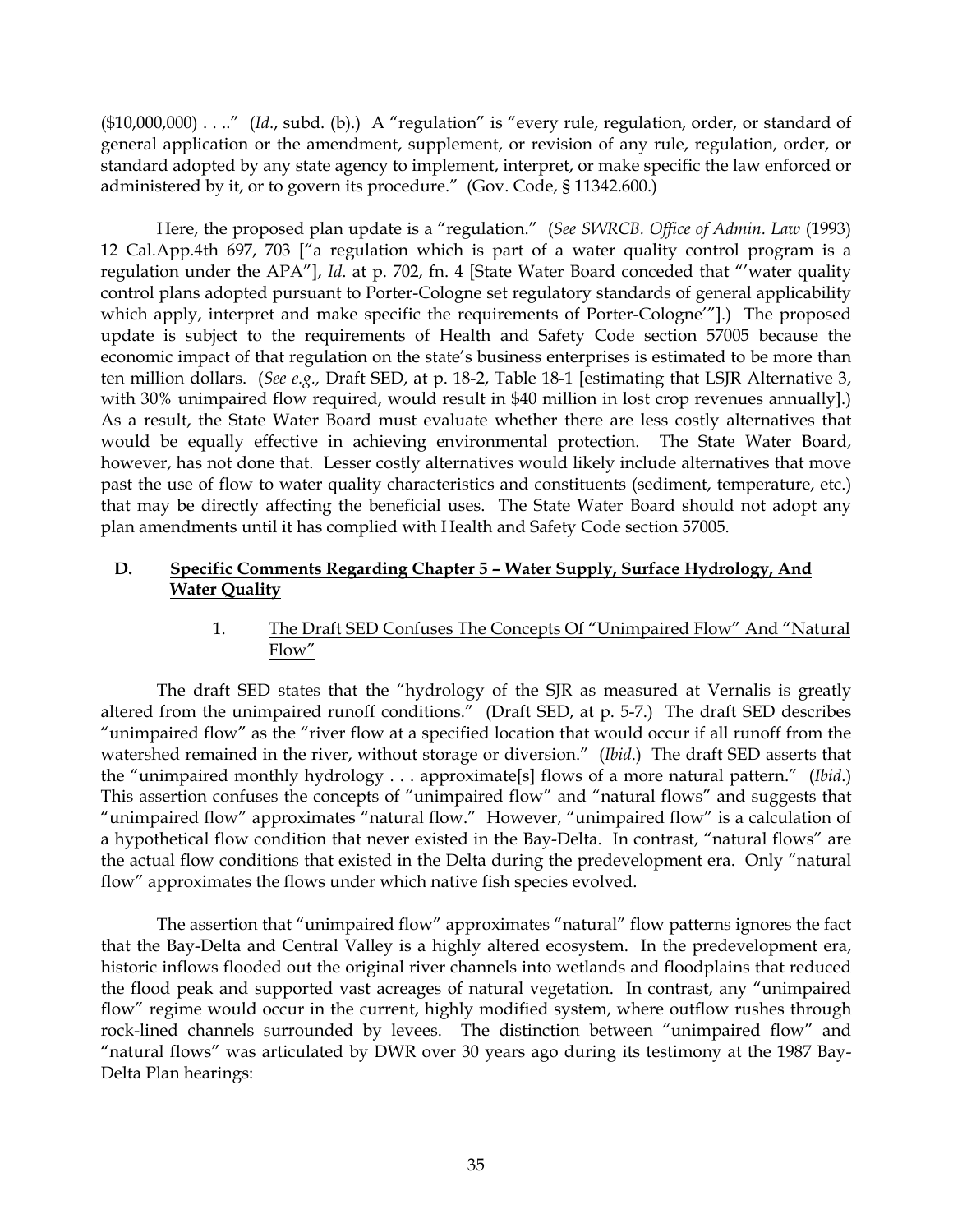($10,000,000) . . .." (*Id*., subd. (b).) A "regulation" is "every rule, regulation, order, or standard of general application or the amendment, supplement, or revision of any rule, regulation, order, or standard adopted by any state agency to implement, interpret, or make specific the law enforced or administered by it, or to govern its procedure." (Gov. Code, § 11342.600.)

Here, the proposed plan update is a "regulation." (*See SWRCB. Office of Admin. Law* (1993) 12 Cal.App.4th 697, 703 ["a regulation which is part of a water quality control program is a regulation under the APA"], *Id*. at p. 702, fn. 4 [State Water Board conceded that "'water quality control plans adopted pursuant to Porter-Cologne set regulatory standards of general applicability which apply, interpret and make specific the requirements of Porter-Cologne'"].) The proposed update is subject to the requirements of Health and Safety Code section 57005 because the economic impact of that regulation on the state's business enterprises is estimated to be more than ten million dollars. (*See e.g.,* Draft SED, at p. 18-2, Table 18-1 [estimating that LSJR Alternative 3, with 30% unimpaired flow required, would result in $40 million in lost crop revenues annually].) As a result, the State Water Board must evaluate whether there are less costly alternatives that would be equally effective in achieving environmental protection. The State Water Board, however, has not done that. Lesser costly alternatives would likely include alternatives that move past the use of flow to water quality characteristics and constituents (sediment, temperature, etc.) that may be directly affecting the beneficial uses. The State Water Board should not adopt any plan amendments until it has complied with Health and Safety Code section 57005.

## D. Specific Comments Regarding Chapter 5 – Water Supply, Surface Hydrology, And Water Quality

### 1. The Draft SED Confuses The Concepts Of "Unimpaired Flow" And "Natural Flow"

The draft SED states that the "hydrology of the SJR as measured at Vernalis is greatly altered from the unimpaired runoff conditions." (Draft SED, at p. 5-7.) The draft SED describes "unimpaired flow" as the "river flow at a specified location that would occur if all runoff from the watershed remained in the river, without storage or diversion." (*Ibid*.) The draft SED asserts that the "unimpaired monthly hydrology . . . approximate[s] flows of a more natural pattern." (*Ibid*.) This assertion confuses the concepts of "unimpaired flow" and "natural flows" and suggests that "unimpaired flow" approximates "natural flow." However, "unimpaired flow" is a calculation of a hypothetical flow condition that never existed in the Bay-Delta. In contrast, "natural flows" are the actual flow conditions that existed in the Delta during the predevelopment era. Only "natural flow" approximates the flows under which native fish species evolved.

The assertion that "unimpaired flow" approximates "natural" flow patterns ignores the fact that the Bay-Delta and Central Valley is a highly altered ecosystem. In the predevelopment era, historic inflows flooded out the original river channels into wetlands and floodplains that reduced the flood peak and supported vast acreages of natural vegetation. In contrast, any "unimpaired flow" regime would occur in the current, highly modified system, where outflow rushes through rock-lined channels surrounded by levees. The distinction between "unimpaired flow" and "natural flows" was articulated by DWR over 30 years ago during its testimony at the 1987 Bay-Delta Plan hearings: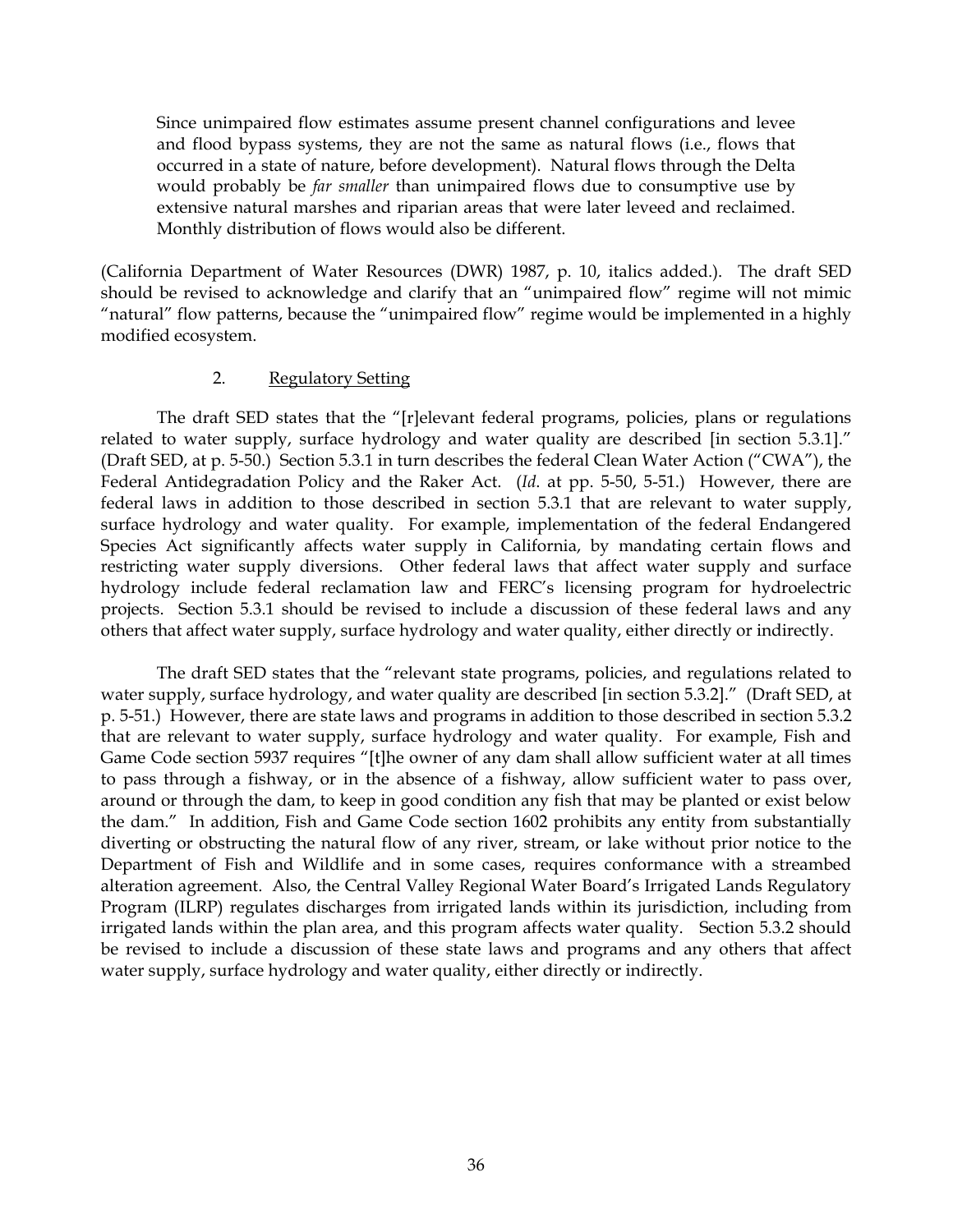> Since unimpaired flow estimates assume present channel configurations and levee and flood bypass systems, they are not the same as natural flows (i.e., flows that occurred in a state of nature, before development). Natural flows through the Delta would probably be *far smaller* than unimpaired flows due to consumptive use by extensive natural marshes and riparian areas that were later leveed and reclaimed. Monthly distribution of flows would also be different.

(California Department of Water Resources (DWR) 1987, p. 10, italics added.). The draft SED should be revised to acknowledge and clarify that an "unimpaired flow" regime will not mimic "natural" flow patterns, because the "unimpaired flow" regime would be implemented in a highly modified ecosystem.

2. <u>Regulatory Setting</u>

The draft SED states that the "[r]elevant federal programs, policies, plans or regulations related to water supply, surface hydrology and water quality are described [in section 5.3.1]." (Draft SED, at p. 5-50.) Section 5.3.1 in turn describes the federal Clean Water Action ("CWA"), the Federal Antidegradation Policy and the Raker Act. (*Id*. at pp. 5-50, 5-51.) However, there are federal laws in addition to those described in section 5.3.1 that are relevant to water supply, surface hydrology and water quality. For example, implementation of the federal Endangered Species Act significantly affects water supply in California, by mandating certain flows and restricting water supply diversions. Other federal laws that affect water supply and surface hydrology include federal reclamation law and FERC's licensing program for hydroelectric projects. Section 5.3.1 should be revised to include a discussion of these federal laws and any others that affect water supply, surface hydrology and water quality, either directly or indirectly.

The draft SED states that the "relevant state programs, policies, and regulations related to water supply, surface hydrology, and water quality are described [in section 5.3.2]." (Draft SED, at p. 5-51.) However, there are state laws and programs in addition to those described in section 5.3.2 that are relevant to water supply, surface hydrology and water quality. For example, Fish and Game Code section 5937 requires "[t]he owner of any dam shall allow sufficient water at all times to pass through a fishway, or in the absence of a fishway, allow sufficient water to pass over, around or through the dam, to keep in good condition any fish that may be planted or exist below the dam." In addition, Fish and Game Code section 1602 prohibits any entity from substantially diverting or obstructing the natural flow of any river, stream, or lake without prior notice to the Department of Fish and Wildlife and in some cases, requires conformance with a streambed alteration agreement. Also, the Central Valley Regional Water Board's Irrigated Lands Regulatory Program (ILRP) regulates discharges from irrigated lands within its jurisdiction, including from irrigated lands within the plan area, and this program affects water quality. Section 5.3.2 should be revised to include a discussion of these state laws and programs and any others that affect water supply, surface hydrology and water quality, either directly or indirectly.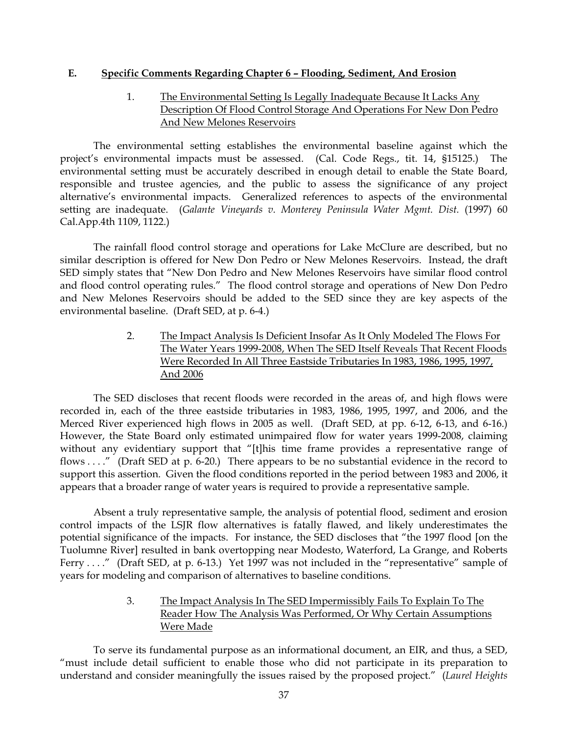## E. Specific Comments Regarding Chapter 6 – Flooding, Sediment, And Erosion

### 1. The Environmental Setting Is Legally Inadequate Because It Lacks Any Description Of Flood Control Storage And Operations For New Don Pedro And New Melones Reservoirs

The environmental setting establishes the environmental baseline against which the project's environmental impacts must be assessed. (Cal. Code Regs., tit. 14, §15125.) The environmental setting must be accurately described in enough detail to enable the State Board, responsible and trustee agencies, and the public to assess the significance of any project alternative's environmental impacts. Generalized references to aspects of the environmental setting are inadequate. (*Galante Vineyards v. Monterey Peninsula Water Mgmt. Dist.* (1997) 60 Cal.App.4th 1109, 1122.)

The rainfall flood control storage and operations for Lake McClure are described, but no similar description is offered for New Don Pedro or New Melones Reservoirs. Instead, the draft SED simply states that "New Don Pedro and New Melones Reservoirs have similar flood control and flood control operating rules." The flood control storage and operations of New Don Pedro and New Melones Reservoirs should be added to the SED since they are key aspects of the environmental baseline. (Draft SED, at p. 6-4.)

### 2. The Impact Analysis Is Deficient Insofar As It Only Modeled The Flows For The Water Years 1999-2008, When The SED Itself Reveals That Recent Floods Were Recorded In All Three Eastside Tributaries In 1983, 1986, 1995, 1997, And 2006

The SED discloses that recent floods were recorded in the areas of, and high flows were recorded in, each of the three eastside tributaries in 1983, 1986, 1995, 1997, and 2006, and the Merced River experienced high flows in 2005 as well. (Draft SED, at pp. 6-12, 6-13, and 6-16.) However, the State Board only estimated unimpaired flow for water years 1999-2008, claiming without any evidentiary support that "[t]his time frame provides a representative range of flows . . . ." (Draft SED at p. 6-20.) There appears to be no substantial evidence in the record to support this assertion. Given the flood conditions reported in the period between 1983 and 2006, it appears that a broader range of water years is required to provide a representative sample.

Absent a truly representative sample, the analysis of potential flood, sediment and erosion control impacts of the LSJR flow alternatives is fatally flawed, and likely underestimates the potential significance of the impacts. For instance, the SED discloses that "the 1997 flood [on the Tuolumne River] resulted in bank overtopping near Modesto, Waterford, La Grange, and Roberts Ferry . . . ." (Draft SED, at p. 6-13.) Yet 1997 was not included in the "representative" sample of years for modeling and comparison of alternatives to baseline conditions.

### 3. The Impact Analysis In The SED Impermissibly Fails To Explain To The Reader How The Analysis Was Performed, Or Why Certain Assumptions Were Made

To serve its fundamental purpose as an informational document, an EIR, and thus, a SED, "must include detail sufficient to enable those who did not participate in its preparation to understand and consider meaningfully the issues raised by the proposed project." (*Laurel Heights*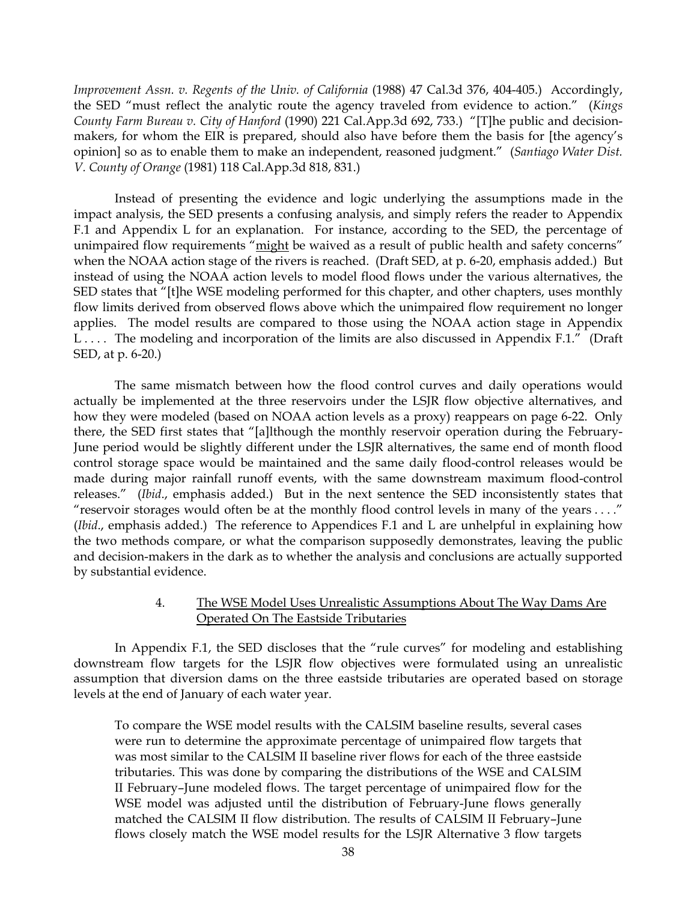*Improvement Assn. v. Regents of the Univ. of California* (1988) 47 Cal.3d 376, 404-405.) Accordingly, the SED "must reflect the analytic route the agency traveled from evidence to action." (*Kings County Farm Bureau v. City of Hanford* (1990) 221 Cal.App.3d 692, 733.) "[T]he public and decision-makers, for whom the EIR is prepared, should also have before them the basis for [the agency's opinion] so as to enable them to make an independent, reasoned judgment." (*Santiago Water Dist. V. County of Orange* (1981) 118 Cal.App.3d 818, 831.)

Instead of presenting the evidence and logic underlying the assumptions made in the impact analysis, the SED presents a confusing analysis, and simply refers the reader to Appendix F.1 and Appendix L for an explanation. For instance, according to the SED, the percentage of unimpaired flow requirements "<u>might</u> be waived as a result of public health and safety concerns" when the NOAA action stage of the rivers is reached. (Draft SED, at p. 6-20, emphasis added.) But instead of using the NOAA action levels to model flood flows under the various alternatives, the SED states that "[t]he WSE modeling performed for this chapter, and other chapters, uses monthly flow limits derived from observed flows above which the unimpaired flow requirement no longer applies. The model results are compared to those using the NOAA action stage in Appendix L . . . . The modeling and incorporation of the limits are also discussed in Appendix F.1." (Draft SED, at p. 6-20.)

The same mismatch between how the flood control curves and daily operations would actually be implemented at the three reservoirs under the LSJR flow objective alternatives, and how they were modeled (based on NOAA action levels as a proxy) reappears on page 6-22. Only there, the SED first states that "[a]lthough the monthly reservoir operation during the February-June period would be slightly different under the LSJR alternatives, the same end of month flood control storage space would be maintained and the same daily flood-control releases would be made during major rainfall runoff events, with the same downstream maximum flood-control releases." (*Ibid*., emphasis added.) But in the next sentence the SED inconsistently states that "reservoir storages would often be at the monthly flood control levels in many of the years . . . ." (*Ibid*., emphasis added.) The reference to Appendices F.1 and L are unhelpful in explaining how the two methods compare, or what the comparison supposedly demonstrates, leaving the public and decision-makers in the dark as to whether the analysis and conclusions are actually supported by substantial evidence.

4. <u>The WSE Model Uses Unrealistic Assumptions About The Way Dams Are Operated On The Eastside Tributaries</u>

In Appendix F.1, the SED discloses that the "rule curves" for modeling and establishing downstream flow targets for the LSJR flow objectives were formulated using an unrealistic assumption that diversion dams on the three eastside tributaries are operated based on storage levels at the end of January of each water year.

> To compare the WSE model results with the CALSIM baseline results, several cases were run to determine the approximate percentage of unimpaired flow targets that was most similar to the CALSIM II baseline river flows for each of the three eastside tributaries. This was done by comparing the distributions of the WSE and CALSIM II February–June modeled flows. The target percentage of unimpaired flow for the WSE model was adjusted until the distribution of February-June flows generally matched the CALSIM II flow distribution. The results of CALSIM II February–June flows closely match the WSE model results for the LSJR Alternative 3 flow targets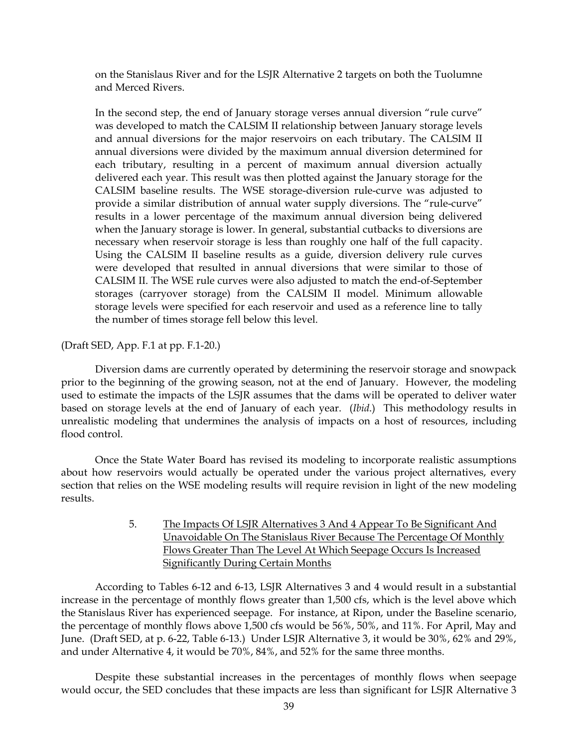on the Stanislaus River and for the LSJR Alternative 2 targets on both the Tuolumne and Merced Rivers.

> In the second step, the end of January storage verses annual diversion "rule curve" was developed to match the CALSIM II relationship between January storage levels and annual diversions for the major reservoirs on each tributary. The CALSIM II annual diversions were divided by the maximum annual diversion determined for each tributary, resulting in a percent of maximum annual diversion actually delivered each year. This result was then plotted against the January storage for the CALSIM baseline results. The WSE storage-diversion rule-curve was adjusted to provide a similar distribution of annual water supply diversions. The "rule-curve" results in a lower percentage of the maximum annual diversion being delivered when the January storage is lower. In general, substantial cutbacks to diversions are necessary when reservoir storage is less than roughly one half of the full capacity. Using the CALSIM II baseline results as a guide, diversion delivery rule curves were developed that resulted in annual diversions that were similar to those of CALSIM II. The WSE rule curves were also adjusted to match the end-of-September storages (carryover storage) from the CALSIM II model. Minimum allowable storage levels were specified for each reservoir and used as a reference line to tally the number of times storage fell below this level.

(Draft SED, App. F.1 at pp. F.1-20.)

Diversion dams are currently operated by determining the reservoir storage and snowpack prior to the beginning of the growing season, not at the end of January. However, the modeling used to estimate the impacts of the LSJR assumes that the dams will be operated to deliver water based on storage levels at the end of January of each year. (*Ibid.*) This methodology results in unrealistic modeling that undermines the analysis of impacts on a host of resources, including flood control.

Once the State Water Board has revised its modeling to incorporate realistic assumptions about how reservoirs would actually be operated under the various project alternatives, every section that relies on the WSE modeling results will require revision in light of the new modeling results.

5. The Impacts Of LSJR Alternatives 3 And 4 Appear To Be Significant And Unavoidable On The Stanislaus River Because The Percentage Of Monthly Flows Greater Than The Level At Which Seepage Occurs Is Increased Significantly During Certain Months

According to Tables 6-12 and 6-13, LSJR Alternatives 3 and 4 would result in a substantial increase in the percentage of monthly flows greater than 1,500 cfs, which is the level above which the Stanislaus River has experienced seepage. For instance, at Ripon, under the Baseline scenario, the percentage of monthly flows above 1,500 cfs would be 56%, 50%, and 11%. For April, May and June. (Draft SED, at p. 6-22, Table 6-13.) Under LSJR Alternative 3, it would be 30%, 62% and 29%, and under Alternative 4, it would be 70%, 84%, and 52% for the same three months.

Despite these substantial increases in the percentages of monthly flows when seepage would occur, the SED concludes that these impacts are less than significant for LSJR Alternative 3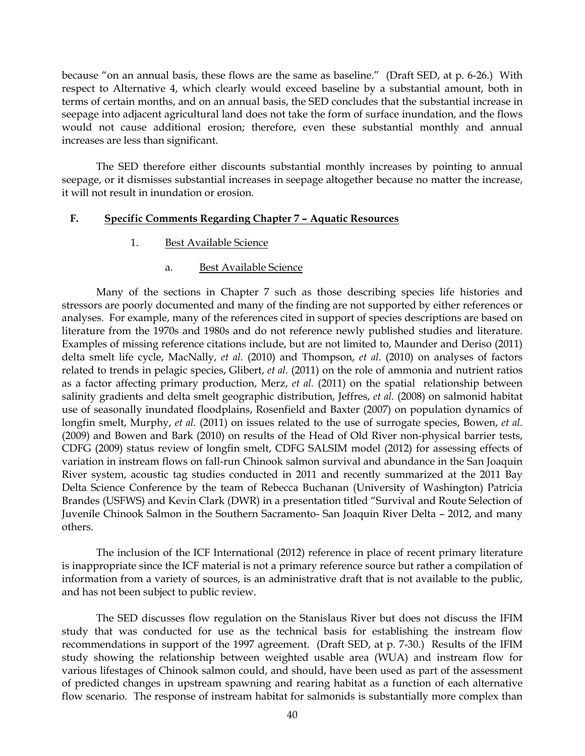because "on an annual basis, these flows are the same as baseline." (Draft SED, at p. 6-26.) With respect to Alternative 4, which clearly would exceed baseline by a substantial amount, both in terms of certain months, and on an annual basis, the SED concludes that the substantial increase in seepage into adjacent agricultural land does not take the form of surface inundation, and the flows would not cause additional erosion; therefore, even these substantial monthly and annual increases are less than significant.

The SED therefore either discounts substantial monthly increases by pointing to annual seepage, or it dismisses substantial increases in seepage altogether because no matter the increase, it will not result in inundation or erosion.

## F. Specific Comments Regarding Chapter 7 – Aquatic Resources

### 1. Best Available Science

#### a. Best Available Science

Many of the sections in Chapter 7 such as those describing species life histories and stressors are poorly documented and many of the finding are not supported by either references or analyses. For example, many of the references cited in support of species descriptions are based on literature from the 1970s and 1980s and do not reference newly published studies and literature. Examples of missing reference citations include, but are not limited to, Maunder and Deriso (2011) delta smelt life cycle, MacNally, *et al.* (2010) and Thompson, *et al.* (2010) on analyses of factors related to trends in pelagic species, Glibert, *et al.* (2011) on the role of ammonia and nutrient ratios as a factor affecting primary production, Merz, *et al.* (2011) on the spatial relationship between salinity gradients and delta smelt geographic distribution, Jeffres, *et al.* (2008) on salmonid habitat use of seasonally inundated floodplains, Rosenfield and Baxter (2007) on population dynamics of longfin smelt, Murphy, *et al.* (2011) on issues related to the use of surrogate species, Bowen, *et al.* (2009) and Bowen and Bark (2010) on results of the Head of Old River non-physical barrier tests, CDFG (2009) status review of longfin smelt, CDFG SALSIM model (2012) for assessing effects of variation in instream flows on fall-run Chinook salmon survival and abundance in the San Joaquin River system, acoustic tag studies conducted in 2011 and recently summarized at the 2011 Bay Delta Science Conference by the team of Rebecca Buchanan (University of Washington) Patricia Brandes (USFWS) and Kevin Clark (DWR) in a presentation titled "Survival and Route Selection of Juvenile Chinook Salmon in the Southern Sacramento- San Joaquin River Delta – 2012, and many others.

The inclusion of the ICF International (2012) reference in place of recent primary literature is inappropriate since the ICF material is not a primary reference source but rather a compilation of information from a variety of sources, is an administrative draft that is not available to the public, and has not been subject to public review.

The SED discusses flow regulation on the Stanislaus River but does not discuss the IFIM study that was conducted for use as the technical basis for establishing the instream flow recommendations in support of the 1997 agreement. (Draft SED, at p. 7-30.) Results of the IFIM study showing the relationship between weighted usable area (WUA) and instream flow for various lifestages of Chinook salmon could, and should, have been used as part of the assessment of predicted changes in upstream spawning and rearing habitat as a function of each alternative flow scenario. The response of instream habitat for salmonids is substantially more complex than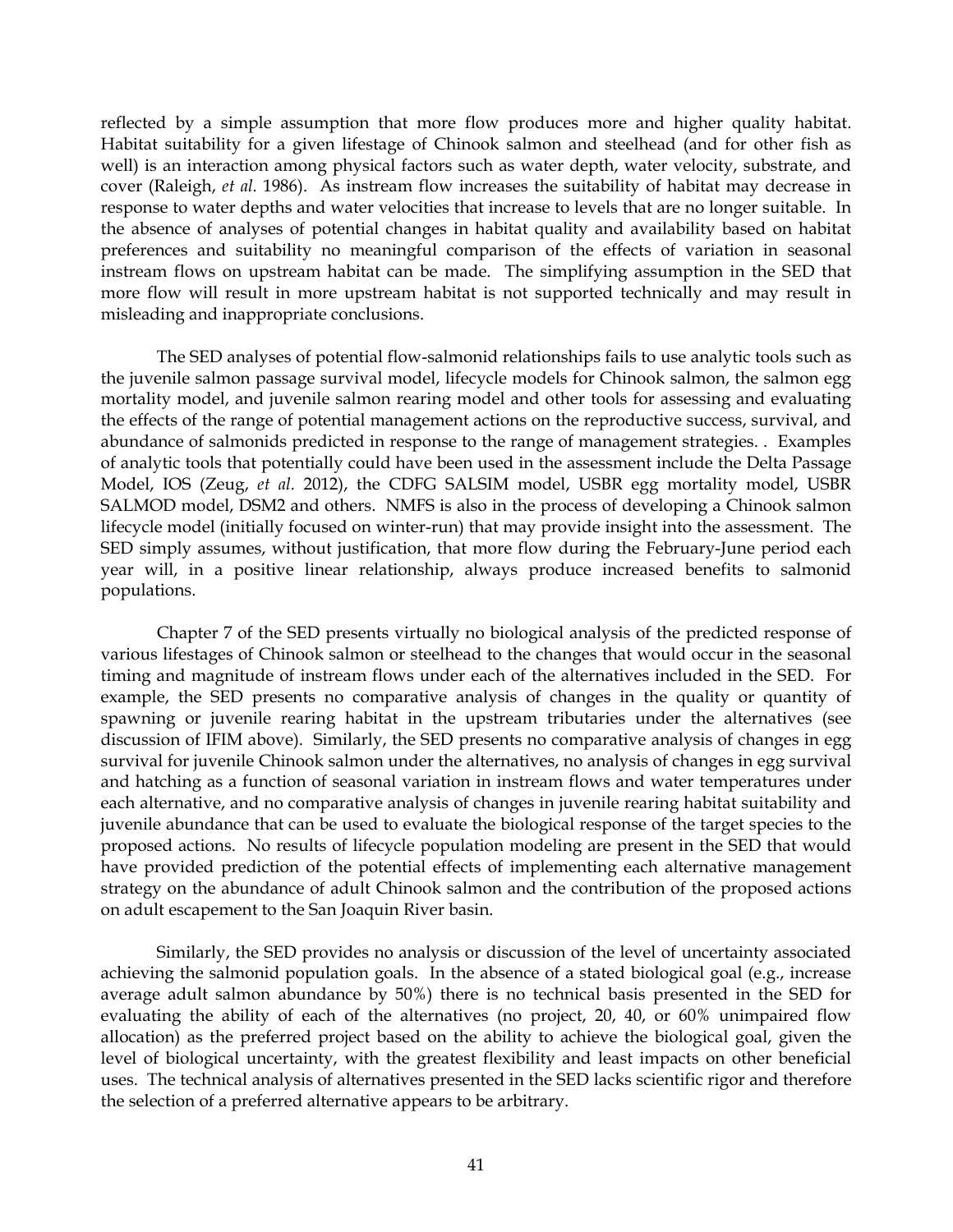reflected by a simple assumption that more flow produces more and higher quality habitat. Habitat suitability for a given lifestage of Chinook salmon and steelhead (and for other fish as well) is an interaction among physical factors such as water depth, water velocity, substrate, and cover (Raleigh, *et al.* 1986). As instream flow increases the suitability of habitat may decrease in response to water depths and water velocities that increase to levels that are no longer suitable. In the absence of analyses of potential changes in habitat quality and availability based on habitat preferences and suitability no meaningful comparison of the effects of variation in seasonal instream flows on upstream habitat can be made. The simplifying assumption in the SED that more flow will result in more upstream habitat is not supported technically and may result in misleading and inappropriate conclusions.

The SED analyses of potential flow-salmonid relationships fails to use analytic tools such as the juvenile salmon passage survival model, lifecycle models for Chinook salmon, the salmon egg mortality model, and juvenile salmon rearing model and other tools for assessing and evaluating the effects of the range of potential management actions on the reproductive success, survival, and abundance of salmonids predicted in response to the range of management strategies. . Examples of analytic tools that potentially could have been used in the assessment include the Delta Passage Model, IOS (Zeug, *et al.* 2012), the CDFG SALSIM model, USBR egg mortality model, USBR SALMOD model, DSM2 and others. NMFS is also in the process of developing a Chinook salmon lifecycle model (initially focused on winter-run) that may provide insight into the assessment. The SED simply assumes, without justification, that more flow during the February-June period each year will, in a positive linear relationship, always produce increased benefits to salmonid populations.

Chapter 7 of the SED presents virtually no biological analysis of the predicted response of various lifestages of Chinook salmon or steelhead to the changes that would occur in the seasonal timing and magnitude of instream flows under each of the alternatives included in the SED. For example, the SED presents no comparative analysis of changes in the quality or quantity of spawning or juvenile rearing habitat in the upstream tributaries under the alternatives (see discussion of IFIM above). Similarly, the SED presents no comparative analysis of changes in egg survival for juvenile Chinook salmon under the alternatives, no analysis of changes in egg survival and hatching as a function of seasonal variation in instream flows and water temperatures under each alternative, and no comparative analysis of changes in juvenile rearing habitat suitability and juvenile abundance that can be used to evaluate the biological response of the target species to the proposed actions. No results of lifecycle population modeling are present in the SED that would have provided prediction of the potential effects of implementing each alternative management strategy on the abundance of adult Chinook salmon and the contribution of the proposed actions on adult escapement to the San Joaquin River basin.

Similarly, the SED provides no analysis or discussion of the level of uncertainty associated achieving the salmonid population goals. In the absence of a stated biological goal (e.g., increase average adult salmon abundance by 50%) there is no technical basis presented in the SED for evaluating the ability of each of the alternatives (no project, 20, 40, or 60% unimpaired flow allocation) as the preferred project based on the ability to achieve the biological goal, given the level of biological uncertainty, with the greatest flexibility and least impacts on other beneficial uses. The technical analysis of alternatives presented in the SED lacks scientific rigor and therefore the selection of a preferred alternative appears to be arbitrary.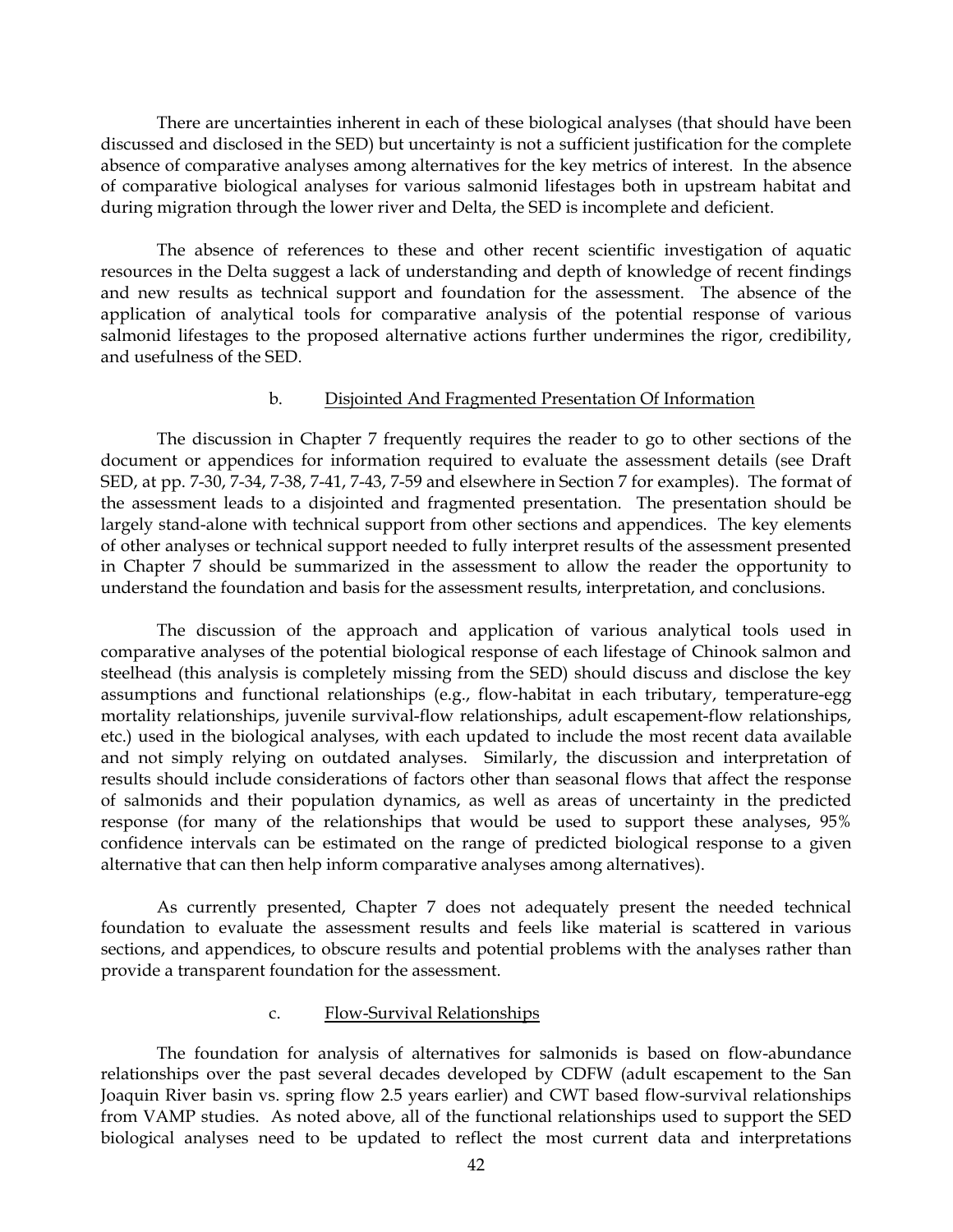There are uncertainties inherent in each of these biological analyses (that should have been discussed and disclosed in the SED) but uncertainty is not a sufficient justification for the complete absence of comparative analyses among alternatives for the key metrics of interest. In the absence of comparative biological analyses for various salmonid lifestages both in upstream habitat and during migration through the lower river and Delta, the SED is incomplete and deficient.

The absence of references to these and other recent scientific investigation of aquatic resources in the Delta suggest a lack of understanding and depth of knowledge of recent findings and new results as technical support and foundation for the assessment. The absence of the application of analytical tools for comparative analysis of the potential response of various salmonid lifestages to the proposed alternative actions further undermines the rigor, credibility, and usefulness of the SED.

b. Disjointed And Fragmented Presentation Of Information

The discussion in Chapter 7 frequently requires the reader to go to other sections of the document or appendices for information required to evaluate the assessment details (see Draft SED, at pp. 7-30, 7-34, 7-38, 7-41, 7-43, 7-59 and elsewhere in Section 7 for examples). The format of the assessment leads to a disjointed and fragmented presentation. The presentation should be largely stand-alone with technical support from other sections and appendices. The key elements of other analyses or technical support needed to fully interpret results of the assessment presented in Chapter 7 should be summarized in the assessment to allow the reader the opportunity to understand the foundation and basis for the assessment results, interpretation, and conclusions.

The discussion of the approach and application of various analytical tools used in comparative analyses of the potential biological response of each lifestage of Chinook salmon and steelhead (this analysis is completely missing from the SED) should discuss and disclose the key assumptions and functional relationships (e.g., flow-habitat in each tributary, temperature-egg mortality relationships, juvenile survival-flow relationships, adult escapement-flow relationships, etc.) used in the biological analyses, with each updated to include the most recent data available and not simply relying on outdated analyses. Similarly, the discussion and interpretation of results should include considerations of factors other than seasonal flows that affect the response of salmonids and their population dynamics, as well as areas of uncertainty in the predicted response (for many of the relationships that would be used to support these analyses, 95% confidence intervals can be estimated on the range of predicted biological response to a given alternative that can then help inform comparative analyses among alternatives).

As currently presented, Chapter 7 does not adequately present the needed technical foundation to evaluate the assessment results and feels like material is scattered in various sections, and appendices, to obscure results and potential problems with the analyses rather than provide a transparent foundation for the assessment.

c. Flow-Survival Relationships

The foundation for analysis of alternatives for salmonids is based on flow-abundance relationships over the past several decades developed by CDFW (adult escapement to the San Joaquin River basin vs. spring flow 2.5 years earlier) and CWT based flow-survival relationships from VAMP studies. As noted above, all of the functional relationships used to support the SED biological analyses need to be updated to reflect the most current data and interpretations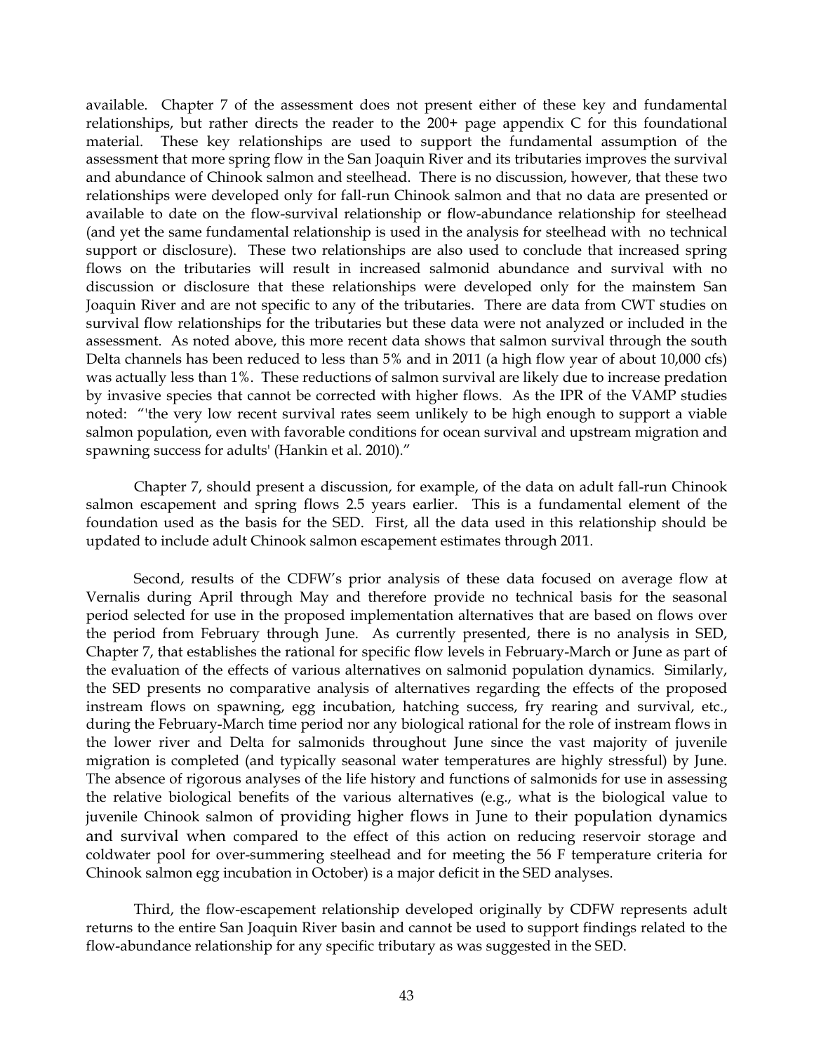available. Chapter 7 of the assessment does not present either of these key and fundamental relationships, but rather directs the reader to the 200+ page appendix C for this foundational material. These key relationships are used to support the fundamental assumption of the assessment that more spring flow in the San Joaquin River and its tributaries improves the survival and abundance of Chinook salmon and steelhead. There is no discussion, however, that these two relationships were developed only for fall-run Chinook salmon and that no data are presented or available to date on the flow-survival relationship or flow-abundance relationship for steelhead (and yet the same fundamental relationship is used in the analysis for steelhead with no technical support or disclosure). These two relationships are also used to conclude that increased spring flows on the tributaries will result in increased salmonid abundance and survival with no discussion or disclosure that these relationships were developed only for the mainstem San Joaquin River and are not specific to any of the tributaries. There are data from CWT studies on survival flow relationships for the tributaries but these data were not analyzed or included in the assessment. As noted above, this more recent data shows that salmon survival through the south Delta channels has been reduced to less than 5% and in 2011 (a high flow year of about 10,000 cfs) was actually less than 1%. These reductions of salmon survival are likely due to increase predation by invasive species that cannot be corrected with higher flows. As the IPR of the VAMP studies noted: "'the very low recent survival rates seem unlikely to be high enough to support a viable salmon population, even with favorable conditions for ocean survival and upstream migration and spawning success for adults' (Hankin et al. 2010)."

Chapter 7, should present a discussion, for example, of the data on adult fall-run Chinook salmon escapement and spring flows 2.5 years earlier. This is a fundamental element of the foundation used as the basis for the SED. First, all the data used in this relationship should be updated to include adult Chinook salmon escapement estimates through 2011.

Second, results of the CDFW's prior analysis of these data focused on average flow at Vernalis during April through May and therefore provide no technical basis for the seasonal period selected for use in the proposed implementation alternatives that are based on flows over the period from February through June. As currently presented, there is no analysis in SED, Chapter 7, that establishes the rational for specific flow levels in February-March or June as part of the evaluation of the effects of various alternatives on salmonid population dynamics. Similarly, the SED presents no comparative analysis of alternatives regarding the effects of the proposed instream flows on spawning, egg incubation, hatching success, fry rearing and survival, etc., during the February-March time period nor any biological rational for the role of instream flows in the lower river and Delta for salmonids throughout June since the vast majority of juvenile migration is completed (and typically seasonal water temperatures are highly stressful) by June. The absence of rigorous analyses of the life history and functions of salmonids for use in assessing the relative biological benefits of the various alternatives (e.g., what is the biological value to juvenile Chinook salmon of providing higher flows in June to their population dynamics and survival when compared to the effect of this action on reducing reservoir storage and coldwater pool for over-summering steelhead and for meeting the 56 F temperature criteria for Chinook salmon egg incubation in October) is a major deficit in the SED analyses.

Third, the flow-escapement relationship developed originally by CDFW represents adult returns to the entire San Joaquin River basin and cannot be used to support findings related to the flow-abundance relationship for any specific tributary as was suggested in the SED.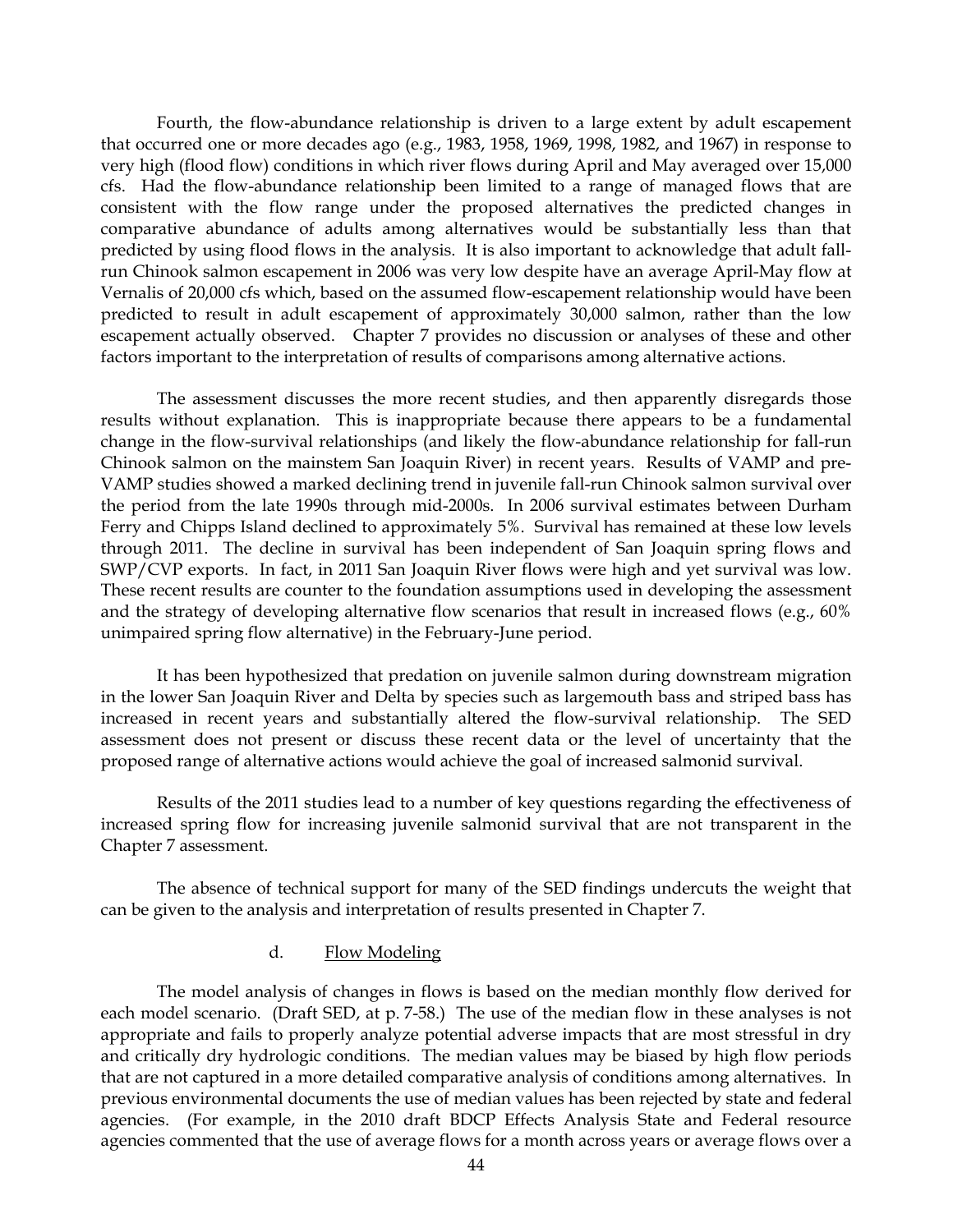Fourth, the flow-abundance relationship is driven to a large extent by adult escapement that occurred one or more decades ago (e.g., 1983, 1958, 1969, 1998, 1982, and 1967) in response to very high (flood flow) conditions in which river flows during April and May averaged over 15,000 cfs. Had the flow-abundance relationship been limited to a range of managed flows that are consistent with the flow range under the proposed alternatives the predicted changes in comparative abundance of adults among alternatives would be substantially less than that predicted by using flood flows in the analysis. It is also important to acknowledge that adult fall-run Chinook salmon escapement in 2006 was very low despite have an average April-May flow at Vernalis of 20,000 cfs which, based on the assumed flow-escapement relationship would have been predicted to result in adult escapement of approximately 30,000 salmon, rather than the low escapement actually observed. Chapter 7 provides no discussion or analyses of these and other factors important to the interpretation of results of comparisons among alternative actions.

The assessment discusses the more recent studies, and then apparently disregards those results without explanation. This is inappropriate because there appears to be a fundamental change in the flow-survival relationships (and likely the flow-abundance relationship for fall-run Chinook salmon on the mainstem San Joaquin River) in recent years. Results of VAMP and pre-VAMP studies showed a marked declining trend in juvenile fall-run Chinook salmon survival over the period from the late 1990s through mid-2000s. In 2006 survival estimates between Durham Ferry and Chipps Island declined to approximately 5%. Survival has remained at these low levels through 2011. The decline in survival has been independent of San Joaquin spring flows and SWP/CVP exports. In fact, in 2011 San Joaquin River flows were high and yet survival was low. These recent results are counter to the foundation assumptions used in developing the assessment and the strategy of developing alternative flow scenarios that result in increased flows (e.g., 60% unimpaired spring flow alternative) in the February-June period.

It has been hypothesized that predation on juvenile salmon during downstream migration in the lower San Joaquin River and Delta by species such as largemouth bass and striped bass has increased in recent years and substantially altered the flow-survival relationship. The SED assessment does not present or discuss these recent data or the level of uncertainty that the proposed range of alternative actions would achieve the goal of increased salmonid survival.

Results of the 2011 studies lead to a number of key questions regarding the effectiveness of increased spring flow for increasing juvenile salmonid survival that are not transparent in the Chapter 7 assessment.

The absence of technical support for many of the SED findings undercuts the weight that can be given to the analysis and interpretation of results presented in Chapter 7.

d. Flow Modeling

The model analysis of changes in flows is based on the median monthly flow derived for each model scenario. (Draft SED, at p. 7-58.) The use of the median flow in these analyses is not appropriate and fails to properly analyze potential adverse impacts that are most stressful in dry and critically dry hydrologic conditions. The median values may be biased by high flow periods that are not captured in a more detailed comparative analysis of conditions among alternatives. In previous environmental documents the use of median values has been rejected by state and federal agencies. (For example, in the 2010 draft BDCP Effects Analysis State and Federal resource agencies commented that the use of average flows for a month across years or average flows over a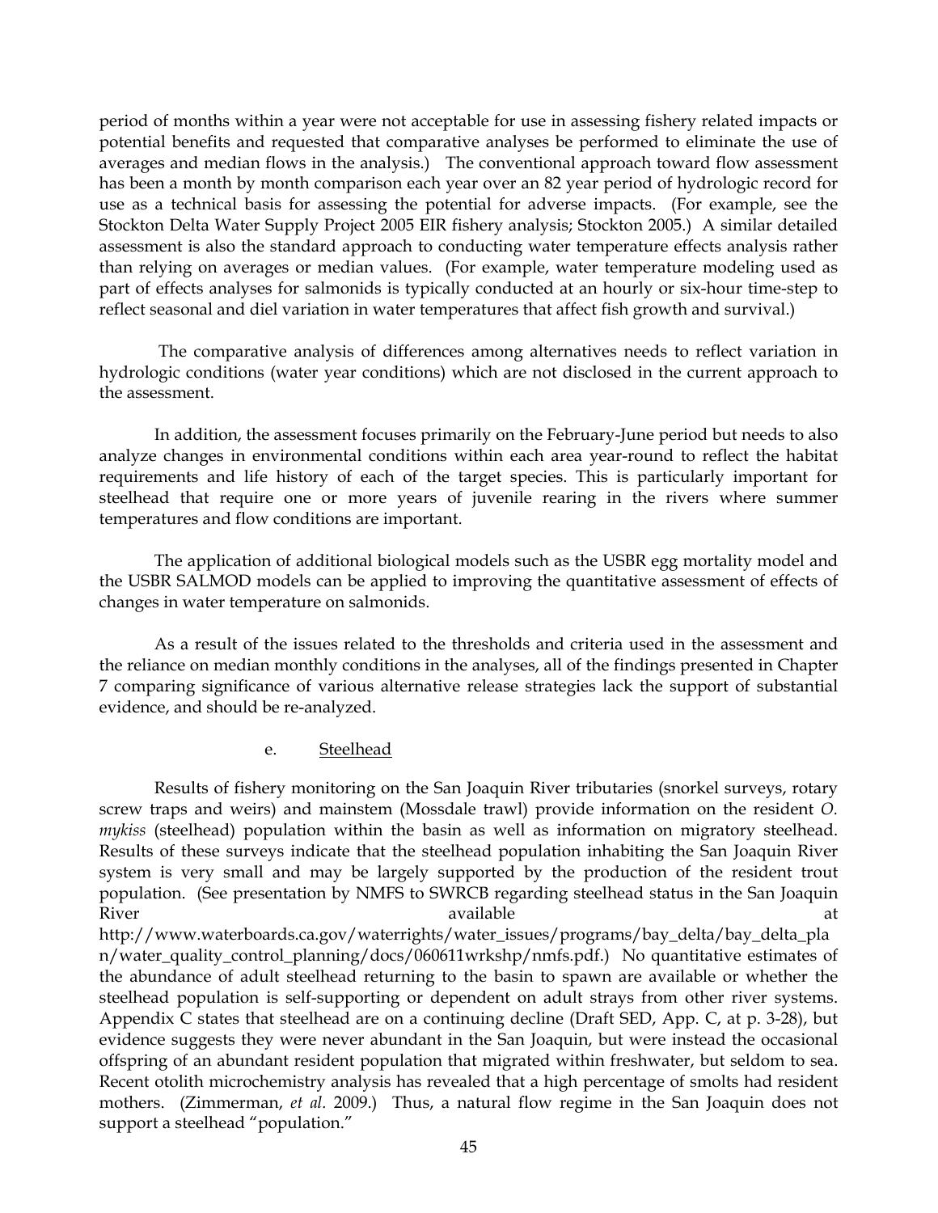period of months within a year were not acceptable for use in assessing fishery related impacts or potential benefits and requested that comparative analyses be performed to eliminate the use of averages and median flows in the analysis.) The conventional approach toward flow assessment has been a month by month comparison each year over an 82 year period of hydrologic record for use as a technical basis for assessing the potential for adverse impacts. (For example, see the Stockton Delta Water Supply Project 2005 EIR fishery analysis; Stockton 2005.) A similar detailed assessment is also the standard approach to conducting water temperature effects analysis rather than relying on averages or median values. (For example, water temperature modeling used as part of effects analyses for salmonids is typically conducted at an hourly or six-hour time-step to reflect seasonal and diel variation in water temperatures that affect fish growth and survival.)

The comparative analysis of differences among alternatives needs to reflect variation in hydrologic conditions (water year conditions) which are not disclosed in the current approach to the assessment.

In addition, the assessment focuses primarily on the February-June period but needs to also analyze changes in environmental conditions within each area year-round to reflect the habitat requirements and life history of each of the target species. This is particularly important for steelhead that require one or more years of juvenile rearing in the rivers where summer temperatures and flow conditions are important.

The application of additional biological models such as the USBR egg mortality model and the USBR SALMOD models can be applied to improving the quantitative assessment of effects of changes in water temperature on salmonids.

As a result of the issues related to the thresholds and criteria used in the assessment and the reliance on median monthly conditions in the analyses, all of the findings presented in Chapter 7 comparing significance of various alternative release strategies lack the support of substantial evidence, and should be re-analyzed.

e. Steelhead

Results of fishery monitoring on the San Joaquin River tributaries (snorkel surveys, rotary screw traps and weirs) and mainstem (Mossdale trawl) provide information on the resident *O. mykiss* (steelhead) population within the basin as well as information on migratory steelhead. Results of these surveys indicate that the steelhead population inhabiting the San Joaquin River system is very small and may be largely supported by the production of the resident trout population. (See presentation by NMFS to SWRCB regarding steelhead status in the San Joaquin River available at http://www.waterboards.ca.gov/waterrights/water_issues/programs/bay_delta/bay_delta_plan/water_quality_control_planning/docs/060611wrkshp/nmfs.pdf.) No quantitative estimates of the abundance of adult steelhead returning to the basin to spawn are available or whether the steelhead population is self-supporting or dependent on adult strays from other river systems. Appendix C states that steelhead are on a continuing decline (Draft SED, App. C, at p. 3-28), but evidence suggests they were never abundant in the San Joaquin, but were instead the occasional offspring of an abundant resident population that migrated within freshwater, but seldom to sea. Recent otolith microchemistry analysis has revealed that a high percentage of smolts had resident mothers. (Zimmerman, *et al.* 2009.) Thus, a natural flow regime in the San Joaquin does not support a steelhead "population."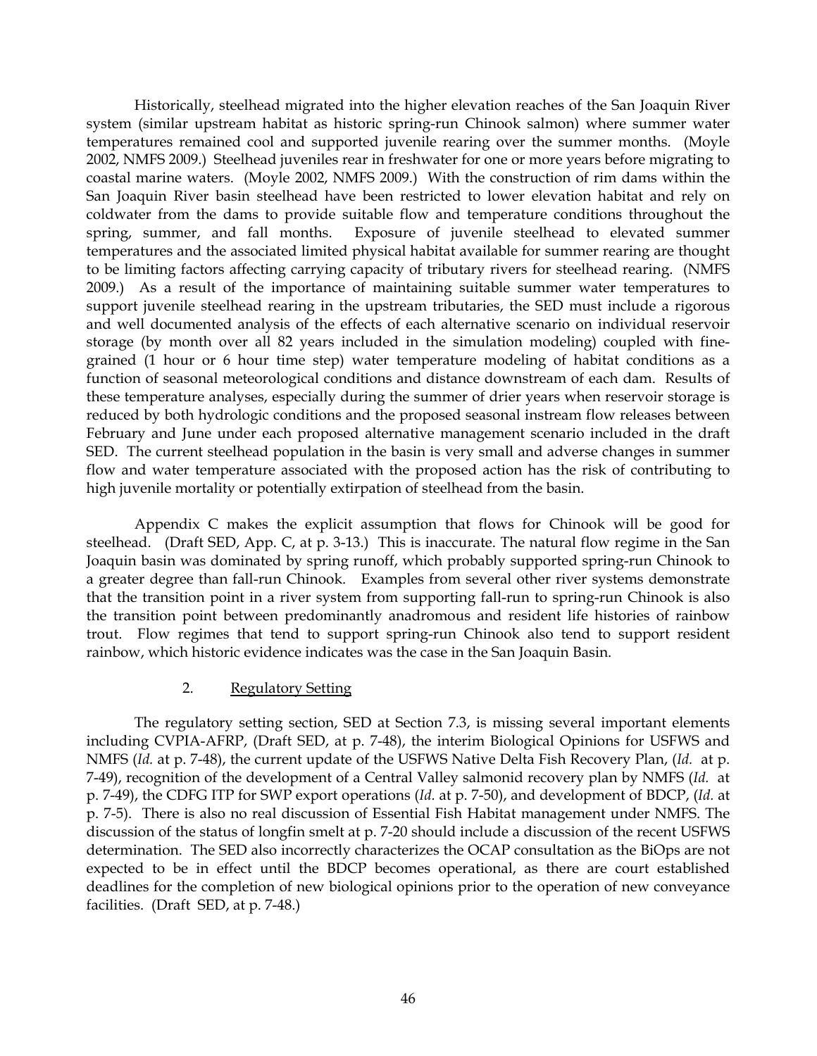Historically, steelhead migrated into the higher elevation reaches of the San Joaquin River system (similar upstream habitat as historic spring-run Chinook salmon) where summer water temperatures remained cool and supported juvenile rearing over the summer months. (Moyle 2002, NMFS 2009.) Steelhead juveniles rear in freshwater for one or more years before migrating to coastal marine waters. (Moyle 2002, NMFS 2009.) With the construction of rim dams within the San Joaquin River basin steelhead have been restricted to lower elevation habitat and rely on coldwater from the dams to provide suitable flow and temperature conditions throughout the spring, summer, and fall months. Exposure of juvenile steelhead to elevated summer temperatures and the associated limited physical habitat available for summer rearing are thought to be limiting factors affecting carrying capacity of tributary rivers for steelhead rearing. (NMFS 2009.) As a result of the importance of maintaining suitable summer water temperatures to support juvenile steelhead rearing in the upstream tributaries, the SED must include a rigorous and well documented analysis of the effects of each alternative scenario on individual reservoir storage (by month over all 82 years included in the simulation modeling) coupled with fine-grained (1 hour or 6 hour time step) water temperature modeling of habitat conditions as a function of seasonal meteorological conditions and distance downstream of each dam. Results of these temperature analyses, especially during the summer of drier years when reservoir storage is reduced by both hydrologic conditions and the proposed seasonal instream flow releases between February and June under each proposed alternative management scenario included in the draft SED. The current steelhead population in the basin is very small and adverse changes in summer flow and water temperature associated with the proposed action has the risk of contributing to high juvenile mortality or potentially extirpation of steelhead from the basin.

Appendix C makes the explicit assumption that flows for Chinook will be good for steelhead. (Draft SED, App. C, at p. 3-13.) This is inaccurate. The natural flow regime in the San Joaquin basin was dominated by spring runoff, which probably supported spring-run Chinook to a greater degree than fall-run Chinook. Examples from several other river systems demonstrate that the transition point in a river system from supporting fall-run to spring-run Chinook is also the transition point between predominantly anadromous and resident life histories of rainbow trout. Flow regimes that tend to support spring-run Chinook also tend to support resident rainbow, which historic evidence indicates was the case in the San Joaquin Basin.

2. Regulatory Setting

The regulatory setting section, SED at Section 7.3, is missing several important elements including CVPIA-AFRP, (Draft SED, at p. 7-48), the interim Biological Opinions for USFWS and NMFS (*Id.* at p. 7-48), the current update of the USFWS Native Delta Fish Recovery Plan, (*Id.* at p. 7-49), recognition of the development of a Central Valley salmonid recovery plan by NMFS (*Id.* at p. 7-49), the CDFG ITP for SWP export operations (*Id.* at p. 7-50), and development of BDCP, (*Id.* at p. 7-5). There is also no real discussion of Essential Fish Habitat management under NMFS. The discussion of the status of longfin smelt at p. 7-20 should include a discussion of the recent USFWS determination. The SED also incorrectly characterizes the OCAP consultation as the BiOps are not expected to be in effect until the BDCP becomes operational, as there are court established deadlines for the completion of new biological opinions prior to the operation of new conveyance facilities. (Draft SED, at p. 7-48.)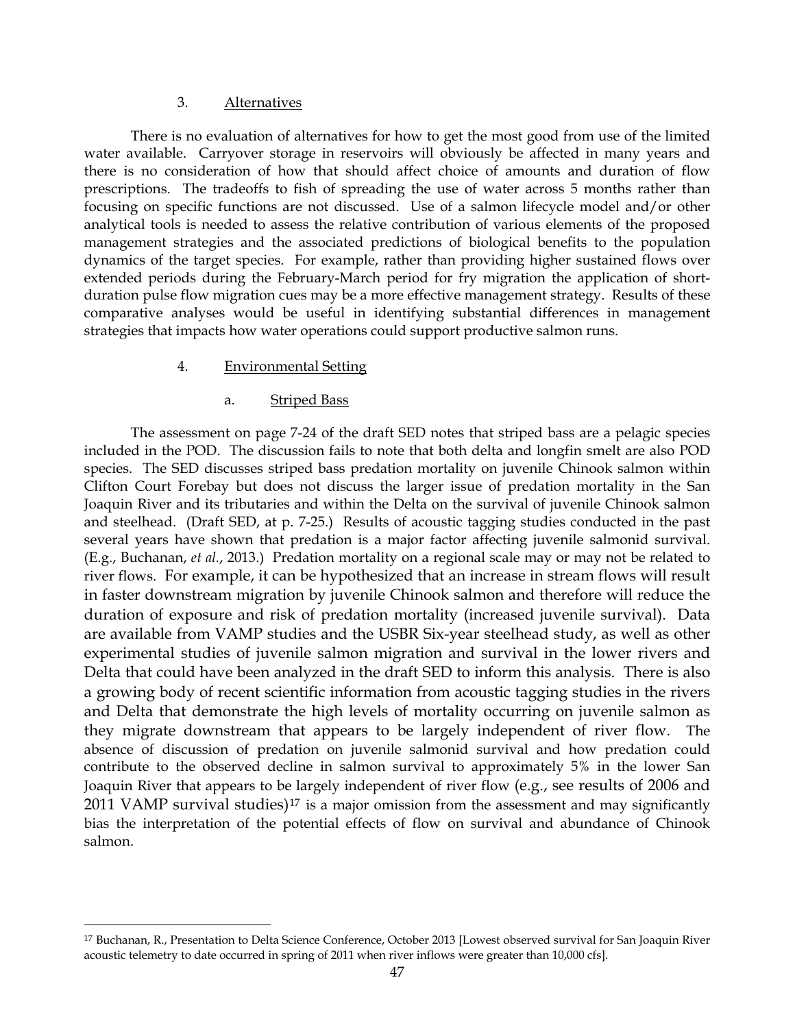### 3. Alternatives

There is no evaluation of alternatives for how to get the most good from use of the limited water available. Carryover storage in reservoirs will obviously be affected in many years and there is no consideration of how that should affect choice of amounts and duration of flow prescriptions. The tradeoffs to fish of spreading the use of water across 5 months rather than focusing on specific functions are not discussed. Use of a salmon lifecycle model and/or other analytical tools is needed to assess the relative contribution of various elements of the proposed management strategies and the associated predictions of biological benefits to the population dynamics of the target species. For example, rather than providing higher sustained flows over extended periods during the February-March period for fry migration the application of short-duration pulse flow migration cues may be a more effective management strategy. Results of these comparative analyses would be useful in identifying substantial differences in management strategies that impacts how water operations could support productive salmon runs.

### 4. Environmental Setting

#### a. Striped Bass

The assessment on page 7-24 of the draft SED notes that striped bass are a pelagic species included in the POD. The discussion fails to note that both delta and longfin smelt are also POD species. The SED discusses striped bass predation mortality on juvenile Chinook salmon within Clifton Court Forebay but does not discuss the larger issue of predation mortality in the San Joaquin River and its tributaries and within the Delta on the survival of juvenile Chinook salmon and steelhead. (Draft SED, at p. 7-25.) Results of acoustic tagging studies conducted in the past several years have shown that predation is a major factor affecting juvenile salmonid survival. (E.g., Buchanan, *et al.*, 2013.) Predation mortality on a regional scale may or may not be related to river flows. For example, it can be hypothesized that an increase in stream flows will result in faster downstream migration by juvenile Chinook salmon and therefore will reduce the duration of exposure and risk of predation mortality (increased juvenile survival). Data are available from VAMP studies and the USBR Six-year steelhead study, as well as other experimental studies of juvenile salmon migration and survival in the lower rivers and Delta that could have been analyzed in the draft SED to inform this analysis. There is also a growing body of recent scientific information from acoustic tagging studies in the rivers and Delta that demonstrate the high levels of mortality occurring on juvenile salmon as they migrate downstream that appears to be largely independent of river flow. The absence of discussion of predation on juvenile salmonid survival and how predation could contribute to the observed decline in salmon survival to approximately 5% in the lower San Joaquin River that appears to be largely independent of river flow (e.g., see results of 2006 and 2011 VAMP survival studies)[17] is a major omission from the assessment and may significantly bias the interpretation of the potential effects of flow on survival and abundance of Chinook salmon.

---

[17] Buchanan, R., Presentation to Delta Science Conference, October 2013 [Lowest observed survival for San Joaquin River acoustic telemetry to date occurred in spring of 2011 when river inflows were greater than 10,000 cfs].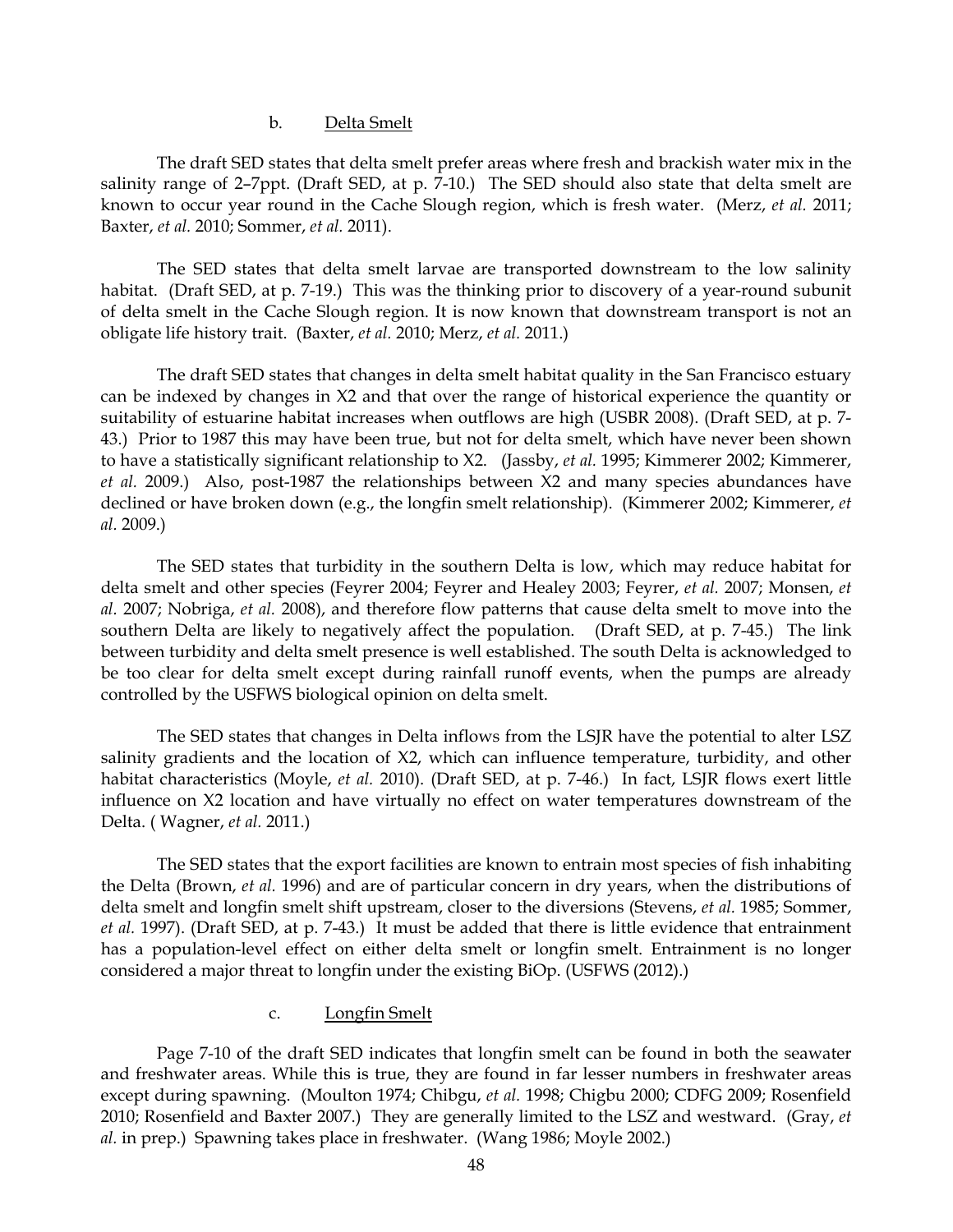### b. Delta Smelt

The draft SED states that delta smelt prefer areas where fresh and brackish water mix in the salinity range of 2–7ppt. (Draft SED, at p. 7-10.) The SED should also state that delta smelt are known to occur year round in the Cache Slough region, which is fresh water. (Merz, *et al.* 2011; Baxter, *et al.* 2010; Sommer, *et al.* 2011).

The SED states that delta smelt larvae are transported downstream to the low salinity habitat. (Draft SED, at p. 7-19.) This was the thinking prior to discovery of a year-round subunit of delta smelt in the Cache Slough region. It is now known that downstream transport is not an obligate life history trait. (Baxter, *et al.* 2010; Merz, *et al.* 2011.)

The draft SED states that changes in delta smelt habitat quality in the San Francisco estuary can be indexed by changes in X2 and that over the range of historical experience the quantity or suitability of estuarine habitat increases when outflows are high (USBR 2008). (Draft SED, at p. 7-43.) Prior to 1987 this may have been true, but not for delta smelt, which have never been shown to have a statistically significant relationship to X2. (Jassby, *et al.* 1995; Kimmerer 2002; Kimmerer, *et al.* 2009.) Also, post-1987 the relationships between X2 and many species abundances have declined or have broken down (e.g., the longfin smelt relationship). (Kimmerer 2002; Kimmerer, *et al.* 2009.)

The SED states that turbidity in the southern Delta is low, which may reduce habitat for delta smelt and other species (Feyrer 2004; Feyrer and Healey 2003; Feyrer, *et al.* 2007; Monsen, *et al.* 2007; Nobriga, *et al.* 2008), and therefore flow patterns that cause delta smelt to move into the southern Delta are likely to negatively affect the population. (Draft SED, at p. 7-45.) The link between turbidity and delta smelt presence is well established. The south Delta is acknowledged to be too clear for delta smelt except during rainfall runoff events, when the pumps are already controlled by the USFWS biological opinion on delta smelt.

The SED states that changes in Delta inflows from the LSJR have the potential to alter LSZ salinity gradients and the location of X2, which can influence temperature, turbidity, and other habitat characteristics (Moyle, *et al.* 2010). (Draft SED, at p. 7-46.) In fact, LSJR flows exert little influence on X2 location and have virtually no effect on water temperatures downstream of the Delta. ( Wagner, *et al.* 2011.)

The SED states that the export facilities are known to entrain most species of fish inhabiting the Delta (Brown, *et al.* 1996) and are of particular concern in dry years, when the distributions of delta smelt and longfin smelt shift upstream, closer to the diversions (Stevens, *et al.* 1985; Sommer, *et al.* 1997). (Draft SED, at p. 7-43.) It must be added that there is little evidence that entrainment has a population-level effect on either delta smelt or longfin smelt. Entrainment is no longer considered a major threat to longfin under the existing BiOp. (USFWS (2012).)

### c. Longfin Smelt

Page 7-10 of the draft SED indicates that longfin smelt can be found in both the seawater and freshwater areas. While this is true, they are found in far lesser numbers in freshwater areas except during spawning. (Moulton 1974; Chibgu, *et al.* 1998; Chigbu 2000; CDFG 2009; Rosenfield 2010; Rosenfield and Baxter 2007.) They are generally limited to the LSZ and westward. (Gray, *et al.* in prep.) Spawning takes place in freshwater. (Wang 1986; Moyle 2002.)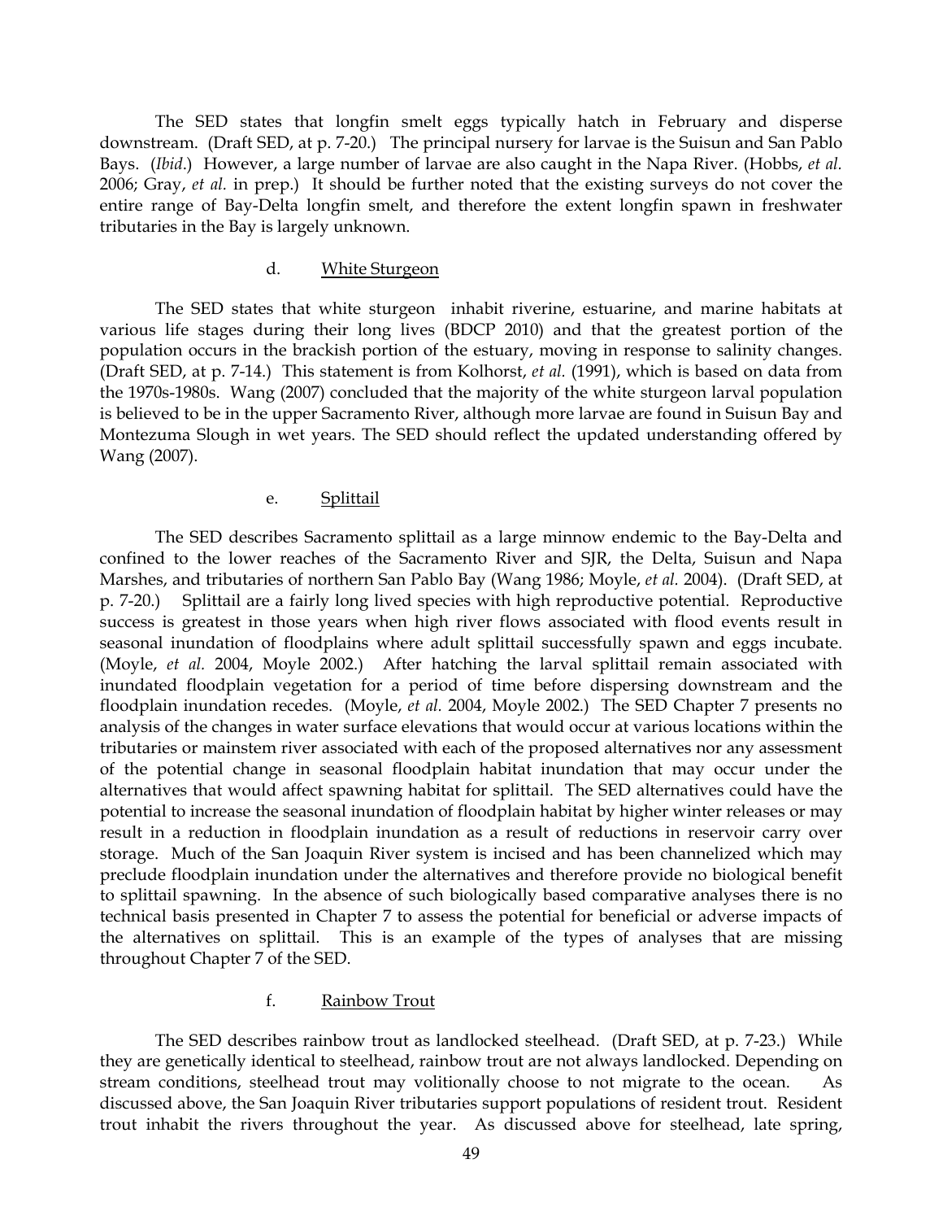The SED states that longfin smelt eggs typically hatch in February and disperse downstream. (Draft SED, at p. 7-20.) The principal nursery for larvae is the Suisun and San Pablo Bays. (*Ibid*.) However, a large number of larvae are also caught in the Napa River. (Hobbs, *et al.* 2006; Gray, *et al.* in prep.) It should be further noted that the existing surveys do not cover the entire range of Bay-Delta longfin smelt, and therefore the extent longfin spawn in freshwater tributaries in the Bay is largely unknown.

d. White Sturgeon

The SED states that white sturgeon inhabit riverine, estuarine, and marine habitats at various life stages during their long lives (BDCP 2010) and that the greatest portion of the population occurs in the brackish portion of the estuary, moving in response to salinity changes. (Draft SED, at p. 7-14.) This statement is from Kolhorst, *et al.* (1991), which is based on data from the 1970s-1980s. Wang (2007) concluded that the majority of the white sturgeon larval population is believed to be in the upper Sacramento River, although more larvae are found in Suisun Bay and Montezuma Slough in wet years. The SED should reflect the updated understanding offered by Wang (2007).

e. Splittail

The SED describes Sacramento splittail as a large minnow endemic to the Bay-Delta and confined to the lower reaches of the Sacramento River and SJR, the Delta, Suisun and Napa Marshes, and tributaries of northern San Pablo Bay (Wang 1986; Moyle, *et al.* 2004). (Draft SED, at p. 7-20.) Splittail are a fairly long lived species with high reproductive potential. Reproductive success is greatest in those years when high river flows associated with flood events result in seasonal inundation of floodplains where adult splittail successfully spawn and eggs incubate. (Moyle, *et al.* 2004, Moyle 2002.) After hatching the larval splittail remain associated with inundated floodplain vegetation for a period of time before dispersing downstream and the floodplain inundation recedes. (Moyle, *et al.* 2004, Moyle 2002.) The SED Chapter 7 presents no analysis of the changes in water surface elevations that would occur at various locations within the tributaries or mainstem river associated with each of the proposed alternatives nor any assessment of the potential change in seasonal floodplain habitat inundation that may occur under the alternatives that would affect spawning habitat for splittail. The SED alternatives could have the potential to increase the seasonal inundation of floodplain habitat by higher winter releases or may result in a reduction in floodplain inundation as a result of reductions in reservoir carry over storage. Much of the San Joaquin River system is incised and has been channelized which may preclude floodplain inundation under the alternatives and therefore provide no biological benefit to splittail spawning. In the absence of such biologically based comparative analyses there is no technical basis presented in Chapter 7 to assess the potential for beneficial or adverse impacts of the alternatives on splittail. This is an example of the types of analyses that are missing throughout Chapter 7 of the SED.

f. Rainbow Trout

The SED describes rainbow trout as landlocked steelhead. (Draft SED, at p. 7-23.) While they are genetically identical to steelhead, rainbow trout are not always landlocked. Depending on stream conditions, steelhead trout may volitionally choose to not migrate to the ocean. As discussed above, the San Joaquin River tributaries support populations of resident trout. Resident trout inhabit the rivers throughout the year. As discussed above for steelhead, late spring,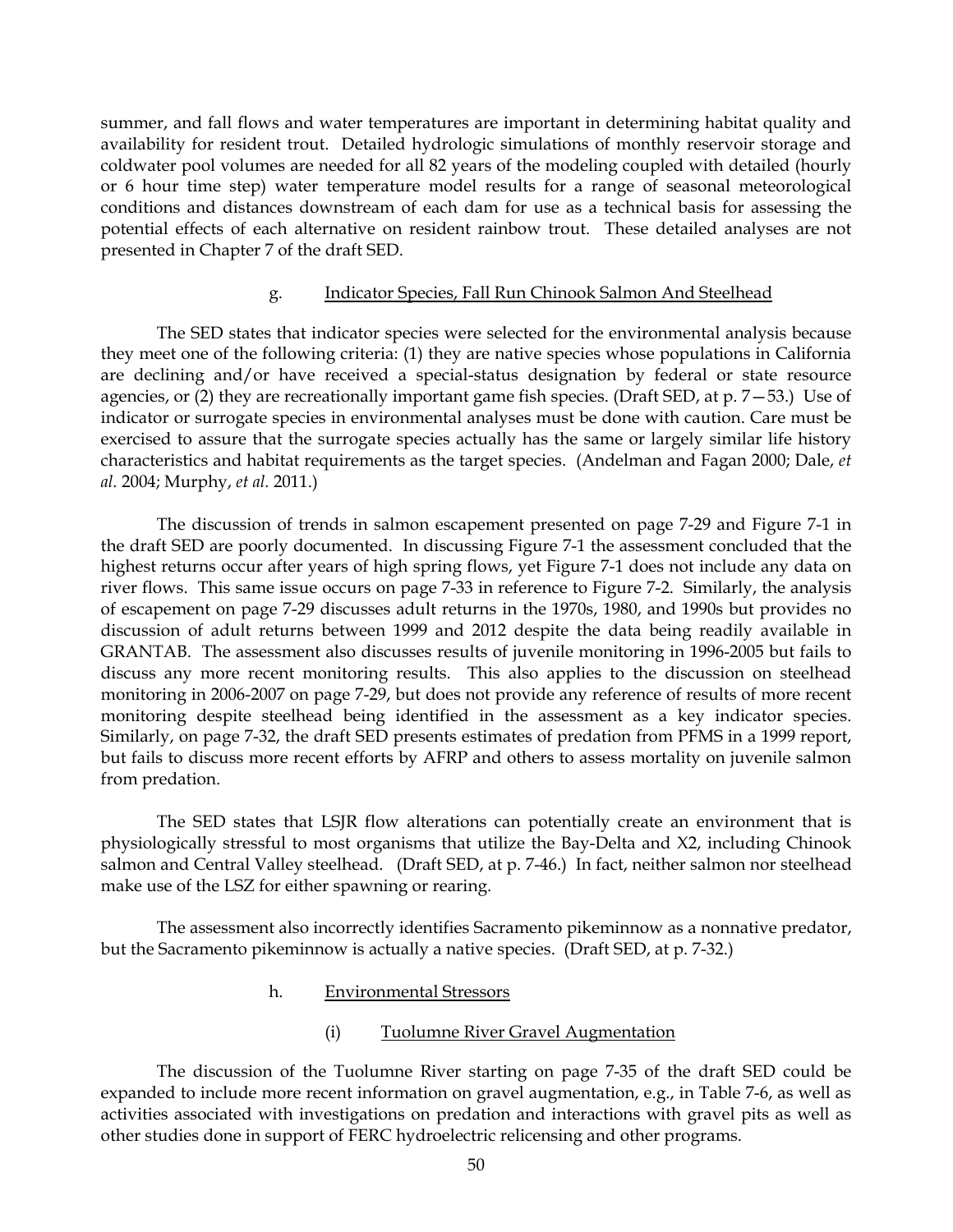summer, and fall flows and water temperatures are important in determining habitat quality and availability for resident trout. Detailed hydrologic simulations of monthly reservoir storage and coldwater pool volumes are needed for all 82 years of the modeling coupled with detailed (hourly or 6 hour time step) water temperature model results for a range of seasonal meteorological conditions and distances downstream of each dam for use as a technical basis for assessing the potential effects of each alternative on resident rainbow trout. These detailed analyses are not presented in Chapter 7 of the draft SED.

g. Indicator Species, Fall Run Chinook Salmon And Steelhead

The SED states that indicator species were selected for the environmental analysis because they meet one of the following criteria: (1) they are native species whose populations in California are declining and/or have received a special-status designation by federal or state resource agencies, or (2) they are recreationally important game fish species. (Draft SED, at p. 7—53.) Use of indicator or surrogate species in environmental analyses must be done with caution. Care must be exercised to assure that the surrogate species actually has the same or largely similar life history characteristics and habitat requirements as the target species. (Andelman and Fagan 2000; Dale, *et al.* 2004; Murphy, *et al.* 2011.)

The discussion of trends in salmon escapement presented on page 7-29 and Figure 7-1 in the draft SED are poorly documented. In discussing Figure 7-1 the assessment concluded that the highest returns occur after years of high spring flows, yet Figure 7-1 does not include any data on river flows. This same issue occurs on page 7-33 in reference to Figure 7-2. Similarly, the analysis of escapement on page 7-29 discusses adult returns in the 1970s, 1980, and 1990s but provides no discussion of adult returns between 1999 and 2012 despite the data being readily available in GRANTAB. The assessment also discusses results of juvenile monitoring in 1996-2005 but fails to discuss any more recent monitoring results. This also applies to the discussion on steelhead monitoring in 2006-2007 on page 7-29, but does not provide any reference of results of more recent monitoring despite steelhead being identified in the assessment as a key indicator species. Similarly, on page 7-32, the draft SED presents estimates of predation from PFMS in a 1999 report, but fails to discuss more recent efforts by AFRP and others to assess mortality on juvenile salmon from predation.

The SED states that LSJR flow alterations can potentially create an environment that is physiologically stressful to most organisms that utilize the Bay-Delta and X2, including Chinook salmon and Central Valley steelhead. (Draft SED, at p. 7-46.) In fact, neither salmon nor steelhead make use of the LSZ for either spawning or rearing.

The assessment also incorrectly identifies Sacramento pikeminnow as a nonnative predator, but the Sacramento pikeminnow is actually a native species. (Draft SED, at p. 7-32.)

h. Environmental Stressors

(i) Tuolumne River Gravel Augmentation

The discussion of the Tuolumne River starting on page 7-35 of the draft SED could be expanded to include more recent information on gravel augmentation, e.g., in Table 7-6, as well as activities associated with investigations on predation and interactions with gravel pits as well as other studies done in support of FERC hydroelectric relicensing and other programs.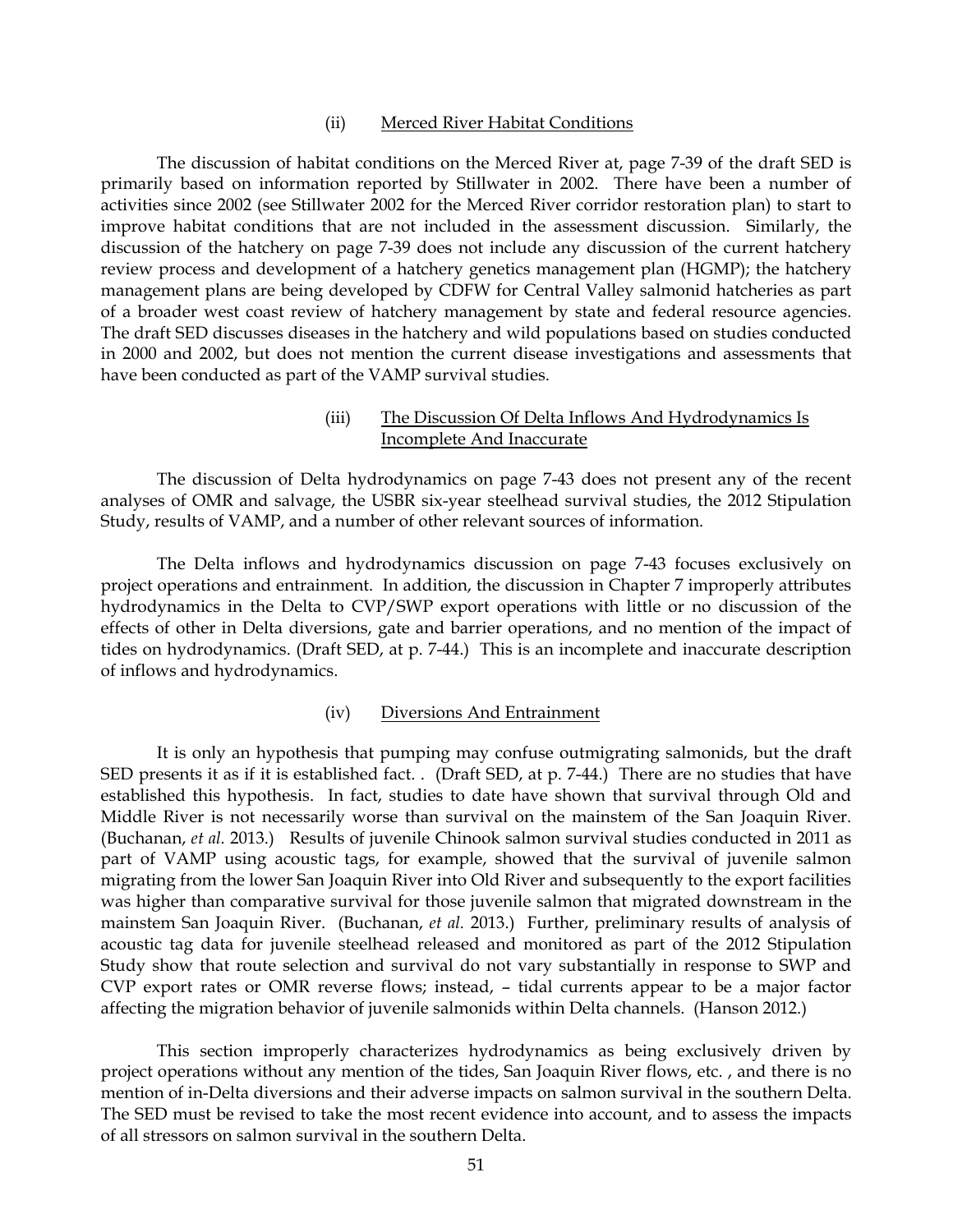#### (ii) Merced River Habitat Conditions

The discussion of habitat conditions on the Merced River at, page 7-39 of the draft SED is primarily based on information reported by Stillwater in 2002. There have been a number of activities since 2002 (see Stillwater 2002 for the Merced River corridor restoration plan) to start to improve habitat conditions that are not included in the assessment discussion. Similarly, the discussion of the hatchery on page 7-39 does not include any discussion of the current hatchery review process and development of a hatchery genetics management plan (HGMP); the hatchery management plans are being developed by CDFW for Central Valley salmonid hatcheries as part of a broader west coast review of hatchery management by state and federal resource agencies. The draft SED discusses diseases in the hatchery and wild populations based on studies conducted in 2000 and 2002, but does not mention the current disease investigations and assessments that have been conducted as part of the VAMP survival studies.

#### (iii) The Discussion Of Delta Inflows And Hydrodynamics Is Incomplete And Inaccurate

The discussion of Delta hydrodynamics on page 7-43 does not present any of the recent analyses of OMR and salvage, the USBR six-year steelhead survival studies, the 2012 Stipulation Study, results of VAMP, and a number of other relevant sources of information.

The Delta inflows and hydrodynamics discussion on page 7-43 focuses exclusively on project operations and entrainment. In addition, the discussion in Chapter 7 improperly attributes hydrodynamics in the Delta to CVP/SWP export operations with little or no discussion of the effects of other in Delta diversions, gate and barrier operations, and no mention of the impact of tides on hydrodynamics. (Draft SED, at p. 7-44.) This is an incomplete and inaccurate description of inflows and hydrodynamics.

#### (iv) Diversions And Entrainment

It is only an hypothesis that pumping may confuse outmigrating salmonids, but the draft SED presents it as if it is established fact. . (Draft SED, at p. 7-44.) There are no studies that have established this hypothesis. In fact, studies to date have shown that survival through Old and Middle River is not necessarily worse than survival on the mainstem of the San Joaquin River. (Buchanan, *et al.* 2013.) Results of juvenile Chinook salmon survival studies conducted in 2011 as part of VAMP using acoustic tags, for example, showed that the survival of juvenile salmon migrating from the lower San Joaquin River into Old River and subsequently to the export facilities was higher than comparative survival for those juvenile salmon that migrated downstream in the mainstem San Joaquin River. (Buchanan, *et al.* 2013.) Further, preliminary results of analysis of acoustic tag data for juvenile steelhead released and monitored as part of the 2012 Stipulation Study show that route selection and survival do not vary substantially in response to SWP and CVP export rates or OMR reverse flows; instead, – tidal currents appear to be a major factor affecting the migration behavior of juvenile salmonids within Delta channels. (Hanson 2012.)

This section improperly characterizes hydrodynamics as being exclusively driven by project operations without any mention of the tides, San Joaquin River flows, etc. , and there is no mention of in-Delta diversions and their adverse impacts on salmon survival in the southern Delta. The SED must be revised to take the most recent evidence into account, and to assess the impacts of all stressors on salmon survival in the southern Delta.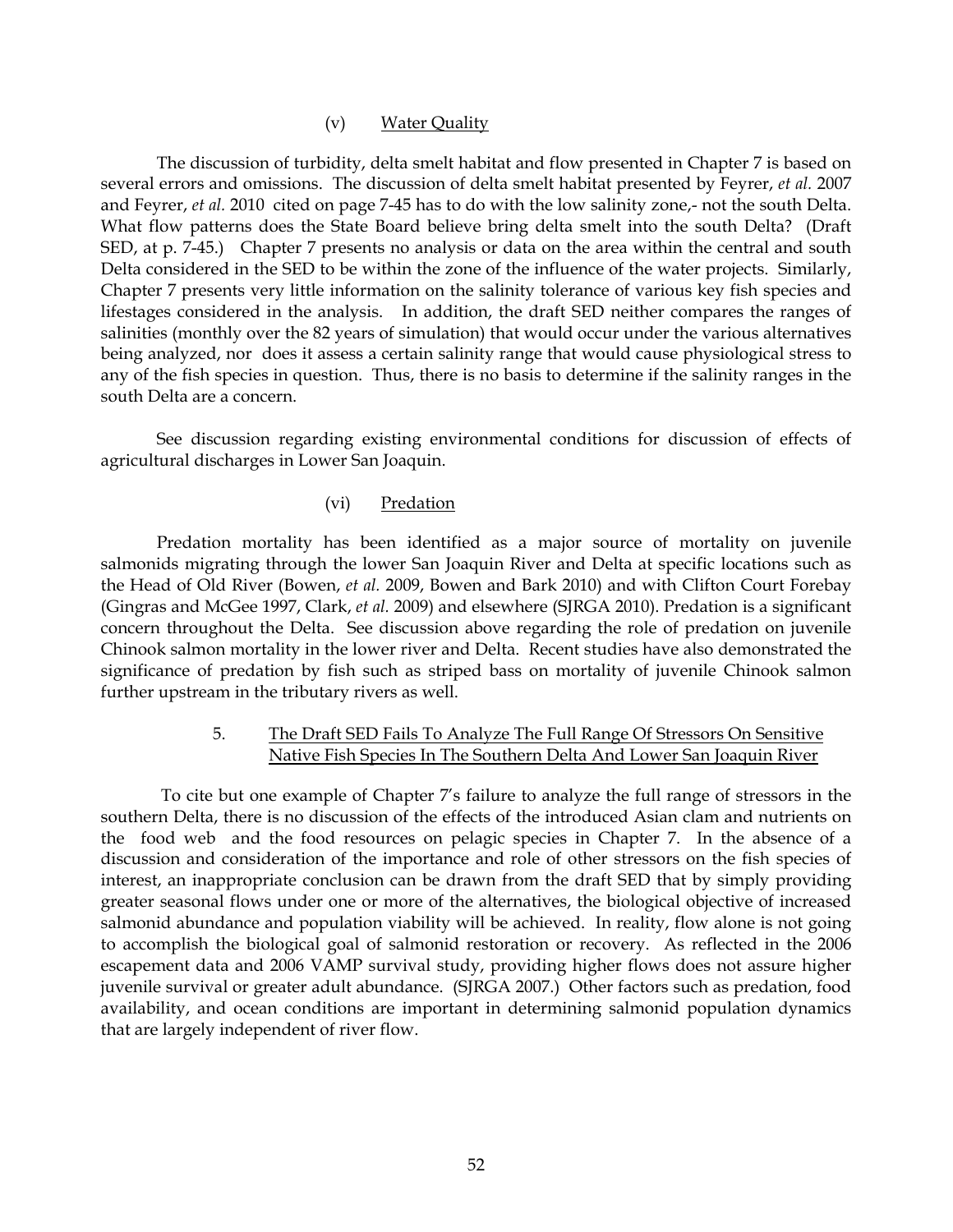### (v) Water Quality

The discussion of turbidity, delta smelt habitat and flow presented in Chapter 7 is based on several errors and omissions. The discussion of delta smelt habitat presented by Feyrer, *et al.* 2007 and Feyrer, *et al.* 2010 cited on page 7-45 has to do with the low salinity zone,- not the south Delta. What flow patterns does the State Board believe bring delta smelt into the south Delta? (Draft SED, at p. 7-45.) Chapter 7 presents no analysis or data on the area within the central and south Delta considered in the SED to be within the zone of the influence of the water projects. Similarly, Chapter 7 presents very little information on the salinity tolerance of various key fish species and lifestages considered in the analysis. In addition, the draft SED neither compares the ranges of salinities (monthly over the 82 years of simulation) that would occur under the various alternatives being analyzed, nor does it assess a certain salinity range that would cause physiological stress to any of the fish species in question. Thus, there is no basis to determine if the salinity ranges in the south Delta are a concern.

See discussion regarding existing environmental conditions for discussion of effects of agricultural discharges in Lower San Joaquin.

### (vi) Predation

Predation mortality has been identified as a major source of mortality on juvenile salmonids migrating through the lower San Joaquin River and Delta at specific locations such as the Head of Old River (Bowen, *et al.* 2009, Bowen and Bark 2010) and with Clifton Court Forebay (Gingras and McGee 1997, Clark, *et al.* 2009) and elsewhere (SJRGA 2010). Predation is a significant concern throughout the Delta. See discussion above regarding the role of predation on juvenile Chinook salmon mortality in the lower river and Delta. Recent studies have also demonstrated the significance of predation by fish such as striped bass on mortality of juvenile Chinook salmon further upstream in the tributary rivers as well.

## 5. The Draft SED Fails To Analyze The Full Range Of Stressors On Sensitive Native Fish Species In The Southern Delta And Lower San Joaquin River

To cite but one example of Chapter 7's failure to analyze the full range of stressors in the southern Delta, there is no discussion of the effects of the introduced Asian clam and nutrients on the food web and the food resources on pelagic species in Chapter 7. In the absence of a discussion and consideration of the importance and role of other stressors on the fish species of interest, an inappropriate conclusion can be drawn from the draft SED that by simply providing greater seasonal flows under one or more of the alternatives, the biological objective of increased salmonid abundance and population viability will be achieved. In reality, flow alone is not going to accomplish the biological goal of salmonid restoration or recovery. As reflected in the 2006 escapement data and 2006 VAMP survival study, providing higher flows does not assure higher juvenile survival or greater adult abundance. (SJRGA 2007.) Other factors such as predation, food availability, and ocean conditions are important in determining salmonid population dynamics that are largely independent of river flow.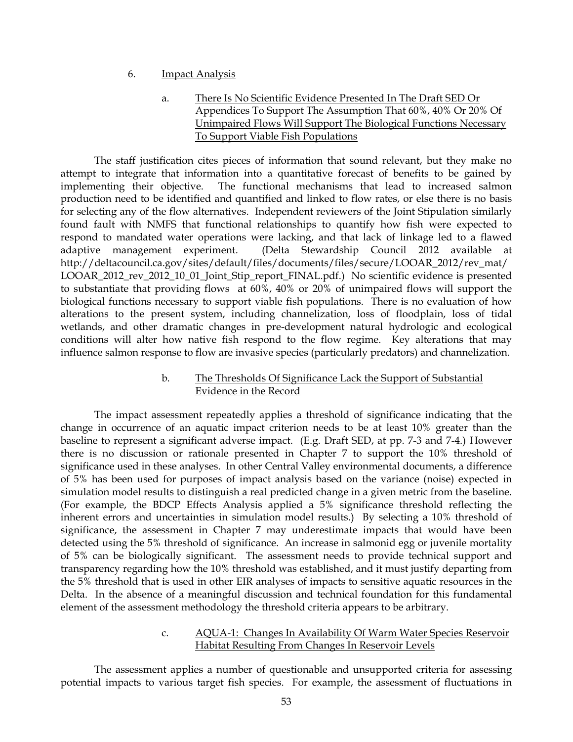6. Impact Analysis

a. There Is No Scientific Evidence Presented In The Draft SED Or Appendices To Support The Assumption That 60%, 40% Or 20% Of Unimpaired Flows Will Support The Biological Functions Necessary To Support Viable Fish Populations

The staff justification cites pieces of information that sound relevant, but they make no attempt to integrate that information into a quantitative forecast of benefits to be gained by implementing their objective. The functional mechanisms that lead to increased salmon production need to be identified and quantified and linked to flow rates, or else there is no basis for selecting any of the flow alternatives. Independent reviewers of the Joint Stipulation similarly found fault with NMFS that functional relationships to quantify how fish were expected to respond to mandated water operations were lacking, and that lack of linkage led to a flawed adaptive management experiment. (Delta Stewardship Council 2012 available at http://deltacouncil.ca.gov/sites/default/files/documents/files/secure/LOOAR_2012/rev_mat/LOOAR_2012_rev_2012_10_01_Joint_Stip_report_FINAL.pdf.) No scientific evidence is presented to substantiate that providing flows at 60%, 40% or 20% of unimpaired flows will support the biological functions necessary to support viable fish populations. There is no evaluation of how alterations to the present system, including channelization, loss of floodplain, loss of tidal wetlands, and other dramatic changes in pre-development natural hydrologic and ecological conditions will alter how native fish respond to the flow regime. Key alterations that may influence salmon response to flow are invasive species (particularly predators) and channelization.

b. The Thresholds Of Significance Lack the Support of Substantial Evidence in the Record

The impact assessment repeatedly applies a threshold of significance indicating that the change in occurrence of an aquatic impact criterion needs to be at least 10% greater than the baseline to represent a significant adverse impact. (E.g. Draft SED, at pp. 7-3 and 7-4.) However there is no discussion or rationale presented in Chapter 7 to support the 10% threshold of significance used in these analyses. In other Central Valley environmental documents, a difference of 5% has been used for purposes of impact analysis based on the variance (noise) expected in simulation model results to distinguish a real predicted change in a given metric from the baseline. (For example, the BDCP Effects Analysis applied a 5% significance threshold reflecting the inherent errors and uncertainties in simulation model results.) By selecting a 10% threshold of significance, the assessment in Chapter 7 may underestimate impacts that would have been detected using the 5% threshold of significance. An increase in salmonid egg or juvenile mortality of 5% can be biologically significant. The assessment needs to provide technical support and transparency regarding how the 10% threshold was established, and it must justify departing from the 5% threshold that is used in other EIR analyses of impacts to sensitive aquatic resources in the Delta. In the absence of a meaningful discussion and technical foundation for this fundamental element of the assessment methodology the threshold criteria appears to be arbitrary.

c. AQUA-1: Changes In Availability Of Warm Water Species Reservoir Habitat Resulting From Changes In Reservoir Levels

The assessment applies a number of questionable and unsupported criteria for assessing potential impacts to various target fish species. For example, the assessment of fluctuations in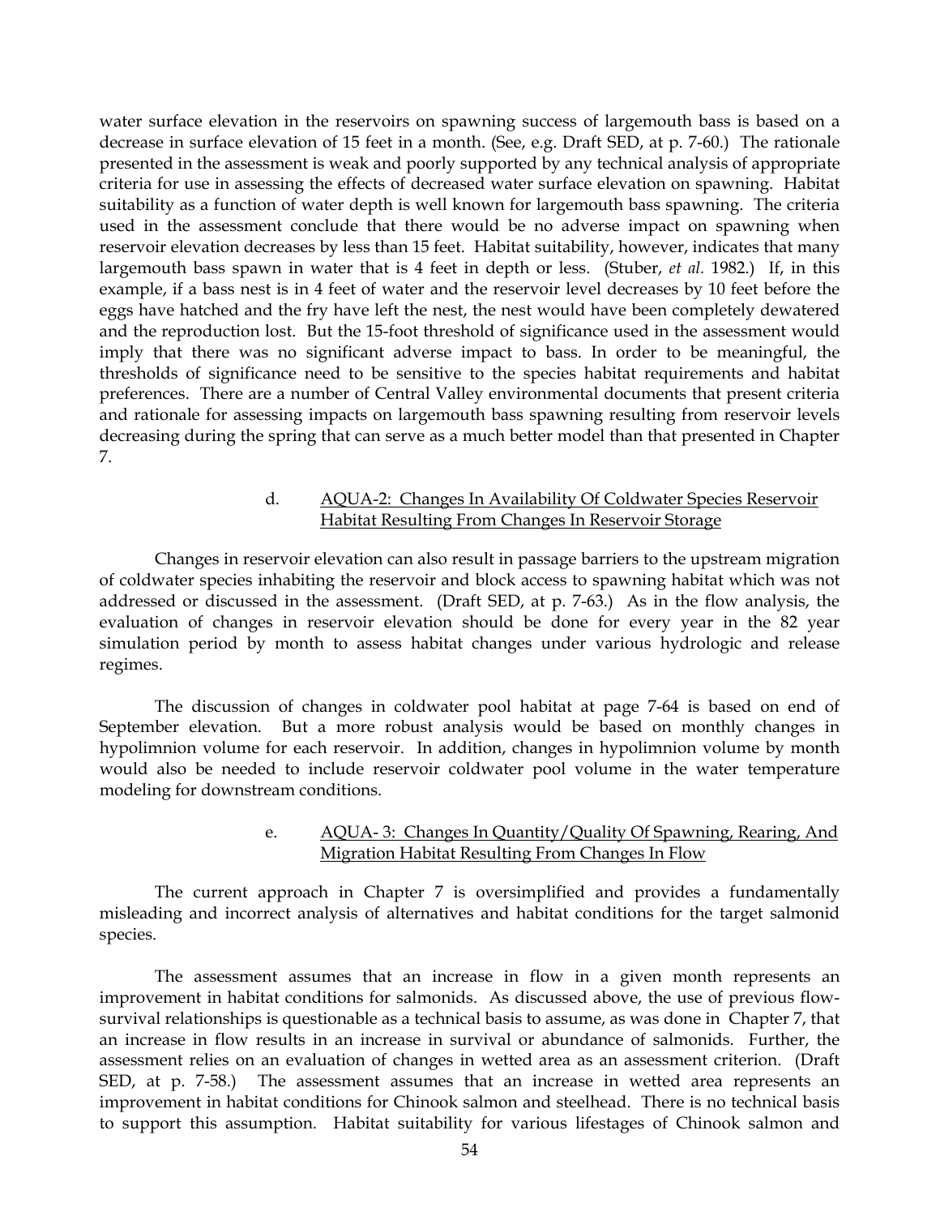water surface elevation in the reservoirs on spawning success of largemouth bass is based on a decrease in surface elevation of 15 feet in a month. (See, e.g. Draft SED, at p. 7-60.) The rationale presented in the assessment is weak and poorly supported by any technical analysis of appropriate criteria for use in assessing the effects of decreased water surface elevation on spawning. Habitat suitability as a function of water depth is well known for largemouth bass spawning. The criteria used in the assessment conclude that there would be no adverse impact on spawning when reservoir elevation decreases by less than 15 feet. Habitat suitability, however, indicates that many largemouth bass spawn in water that is 4 feet in depth or less. (Stuber, *et al.* 1982.) If, in this example, if a bass nest is in 4 feet of water and the reservoir level decreases by 10 feet before the eggs have hatched and the fry have left the nest, the nest would have been completely dewatered and the reproduction lost. But the 15-foot threshold of significance used in the assessment would imply that there was no significant adverse impact to bass. In order to be meaningful, the thresholds of significance need to be sensitive to the species habitat requirements and habitat preferences. There are a number of Central Valley environmental documents that present criteria and rationale for assessing impacts on largemouth bass spawning resulting from reservoir levels decreasing during the spring that can serve as a much better model than that presented in Chapter 7.

d. <u>AQUA-2: Changes In Availability Of Coldwater Species Reservoir Habitat Resulting From Changes In Reservoir Storage</u>

Changes in reservoir elevation can also result in passage barriers to the upstream migration of coldwater species inhabiting the reservoir and block access to spawning habitat which was not addressed or discussed in the assessment. (Draft SED, at p. 7-63.) As in the flow analysis, the evaluation of changes in reservoir elevation should be done for every year in the 82 year simulation period by month to assess habitat changes under various hydrologic and release regimes.

The discussion of changes in coldwater pool habitat at page 7-64 is based on end of September elevation. But a more robust analysis would be based on monthly changes in hypolimnion volume for each reservoir. In addition, changes in hypolimnion volume by month would also be needed to include reservoir coldwater pool volume in the water temperature modeling for downstream conditions.

e. <u>AQUA- 3: Changes In Quantity/Quality Of Spawning, Rearing, And Migration Habitat Resulting From Changes In Flow</u>

The current approach in Chapter 7 is oversimplified and provides a fundamentally misleading and incorrect analysis of alternatives and habitat conditions for the target salmonid species.

The assessment assumes that an increase in flow in a given month represents an improvement in habitat conditions for salmonids. As discussed above, the use of previous flow-survival relationships is questionable as a technical basis to assume, as was done in Chapter 7, that an increase in flow results in an increase in survival or abundance of salmonids. Further, the assessment relies on an evaluation of changes in wetted area as an assessment criterion. (Draft SED, at p. 7-58.) The assessment assumes that an increase in wetted area represents an improvement in habitat conditions for Chinook salmon and steelhead. There is no technical basis to support this assumption. Habitat suitability for various lifestages of Chinook salmon and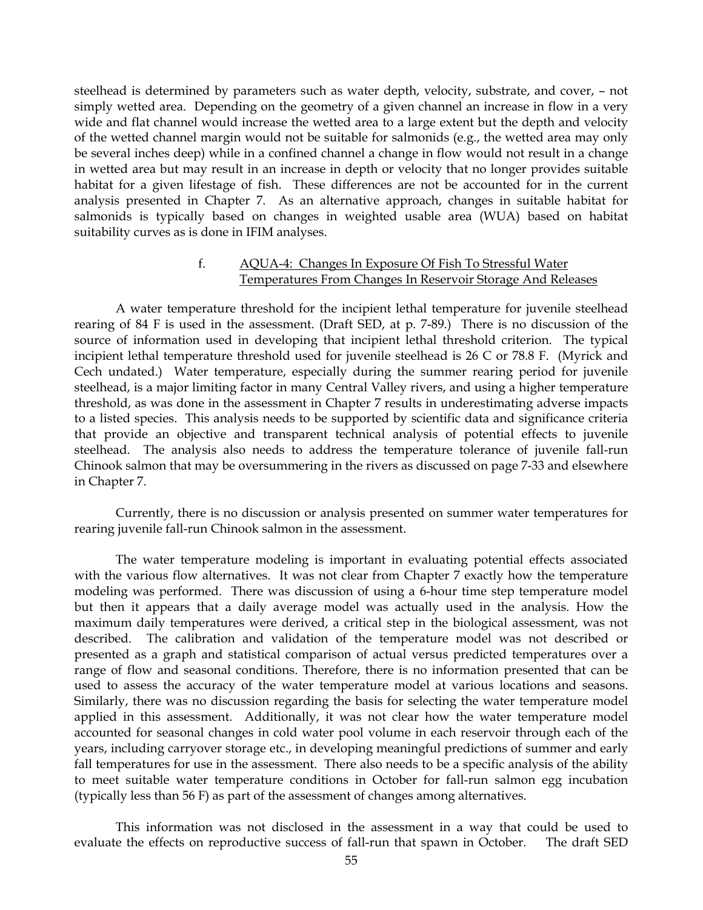steelhead is determined by parameters such as water depth, velocity, substrate, and cover, – not simply wetted area. Depending on the geometry of a given channel an increase in flow in a very wide and flat channel would increase the wetted area to a large extent but the depth and velocity of the wetted channel margin would not be suitable for salmonids (e.g., the wetted area may only be several inches deep) while in a confined channel a change in flow would not result in a change in wetted area but may result in an increase in depth or velocity that no longer provides suitable habitat for a given lifestage of fish. These differences are not be accounted for in the current analysis presented in Chapter 7. As an alternative approach, changes in suitable habitat for salmonids is typically based on changes in weighted usable area (WUA) based on habitat suitability curves as is done in IFIM analyses.

f. AQUA-4: Changes In Exposure Of Fish To Stressful Water Temperatures From Changes In Reservoir Storage And Releases

A water temperature threshold for the incipient lethal temperature for juvenile steelhead rearing of 84 F is used in the assessment. (Draft SED, at p. 7-89.) There is no discussion of the source of information used in developing that incipient lethal threshold criterion. The typical incipient lethal temperature threshold used for juvenile steelhead is 26 C or 78.8 F. (Myrick and Cech undated.) Water temperature, especially during the summer rearing period for juvenile steelhead, is a major limiting factor in many Central Valley rivers, and using a higher temperature threshold, as was done in the assessment in Chapter 7 results in underestimating adverse impacts to a listed species. This analysis needs to be supported by scientific data and significance criteria that provide an objective and transparent technical analysis of potential effects to juvenile steelhead. The analysis also needs to address the temperature tolerance of juvenile fall-run Chinook salmon that may be oversummering in the rivers as discussed on page 7-33 and elsewhere in Chapter 7.

Currently, there is no discussion or analysis presented on summer water temperatures for rearing juvenile fall-run Chinook salmon in the assessment.

The water temperature modeling is important in evaluating potential effects associated with the various flow alternatives. It was not clear from Chapter 7 exactly how the temperature modeling was performed. There was discussion of using a 6-hour time step temperature model but then it appears that a daily average model was actually used in the analysis. How the maximum daily temperatures were derived, a critical step in the biological assessment, was not described. The calibration and validation of the temperature model was not described or presented as a graph and statistical comparison of actual versus predicted temperatures over a range of flow and seasonal conditions. Therefore, there is no information presented that can be used to assess the accuracy of the water temperature model at various locations and seasons. Similarly, there was no discussion regarding the basis for selecting the water temperature model applied in this assessment. Additionally, it was not clear how the water temperature model accounted for seasonal changes in cold water pool volume in each reservoir through each of the years, including carryover storage etc., in developing meaningful predictions of summer and early fall temperatures for use in the assessment. There also needs to be a specific analysis of the ability to meet suitable water temperature conditions in October for fall-run salmon egg incubation (typically less than 56 F) as part of the assessment of changes among alternatives.

This information was not disclosed in the assessment in a way that could be used to evaluate the effects on reproductive success of fall-run that spawn in October. The draft SED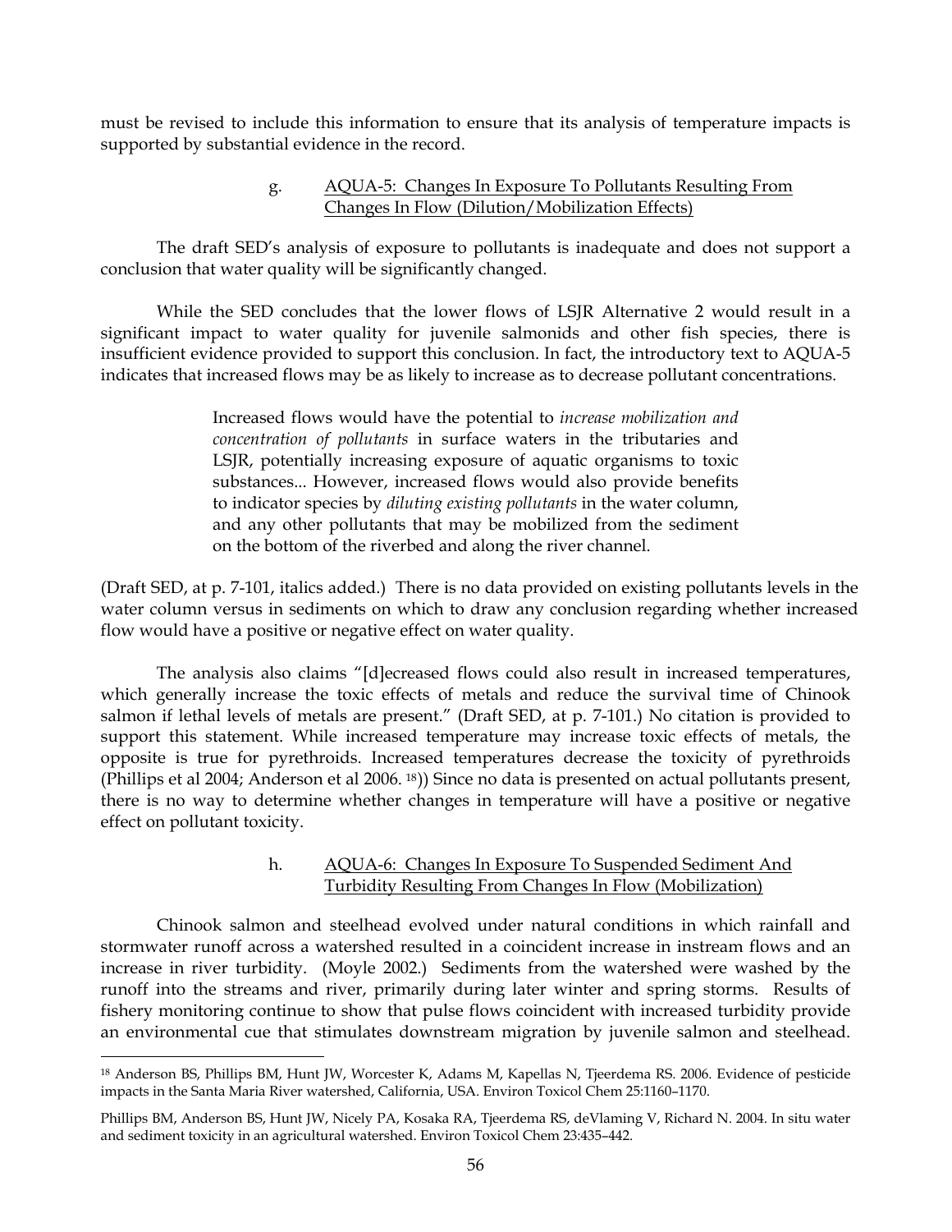must be revised to include this information to ensure that its analysis of temperature impacts is supported by substantial evidence in the record.

g. AQUA-5: Changes In Exposure To Pollutants Resulting From Changes In Flow (Dilution/Mobilization Effects)

The draft SED's analysis of exposure to pollutants is inadequate and does not support a conclusion that water quality will be significantly changed.

While the SED concludes that the lower flows of LSJR Alternative 2 would result in a significant impact to water quality for juvenile salmonids and other fish species, there is insufficient evidence provided to support this conclusion. In fact, the introductory text to AQUA-5 indicates that increased flows may be as likely to increase as to decrease pollutant concentrations.

> Increased flows would have the potential to *increase mobilization and concentration of pollutants* in surface waters in the tributaries and LSJR, potentially increasing exposure of aquatic organisms to toxic substances... However, increased flows would also provide benefits to indicator species by *diluting existing pollutants* in the water column, and any other pollutants that may be mobilized from the sediment on the bottom of the riverbed and along the river channel.

(Draft SED, at p. 7-101, italics added.) There is no data provided on existing pollutants levels in the water column versus in sediments on which to draw any conclusion regarding whether increased flow would have a positive or negative effect on water quality.

The analysis also claims "[d]ecreased flows could also result in increased temperatures, which generally increase the toxic effects of metals and reduce the survival time of Chinook salmon if lethal levels of metals are present." (Draft SED, at p. 7-101.) No citation is provided to support this statement. While increased temperature may increase toxic effects of metals, the opposite is true for pyrethroids. Increased temperatures decrease the toxicity of pyrethroids (Phillips et al 2004; Anderson et al 2006. [18])) Since no data is presented on actual pollutants present, there is no way to determine whether changes in temperature will have a positive or negative effect on pollutant toxicity.

h. AQUA-6: Changes In Exposure To Suspended Sediment And Turbidity Resulting From Changes In Flow (Mobilization)

Chinook salmon and steelhead evolved under natural conditions in which rainfall and stormwater runoff across a watershed resulted in a coincident increase in instream flows and an increase in river turbidity. (Moyle 2002.) Sediments from the watershed were washed by the runoff into the streams and river, primarily during later winter and spring storms. Results of fishery monitoring continue to show that pulse flows coincident with increased turbidity provide an environmental cue that stimulates downstream migration by juvenile salmon and steelhead.

---

[18] Anderson BS, Phillips BM, Hunt JW, Worcester K, Adams M, Kapellas N, Tjeerdema RS. 2006. Evidence of pesticide impacts in the Santa Maria River watershed, California, USA. Environ Toxicol Chem 25:1160–1170.

Phillips BM, Anderson BS, Hunt JW, Nicely PA, Kosaka RA, Tjeerdema RS, deVlaming V, Richard N. 2004. In situ water and sediment toxicity in an agricultural watershed. Environ Toxicol Chem 23:435–442.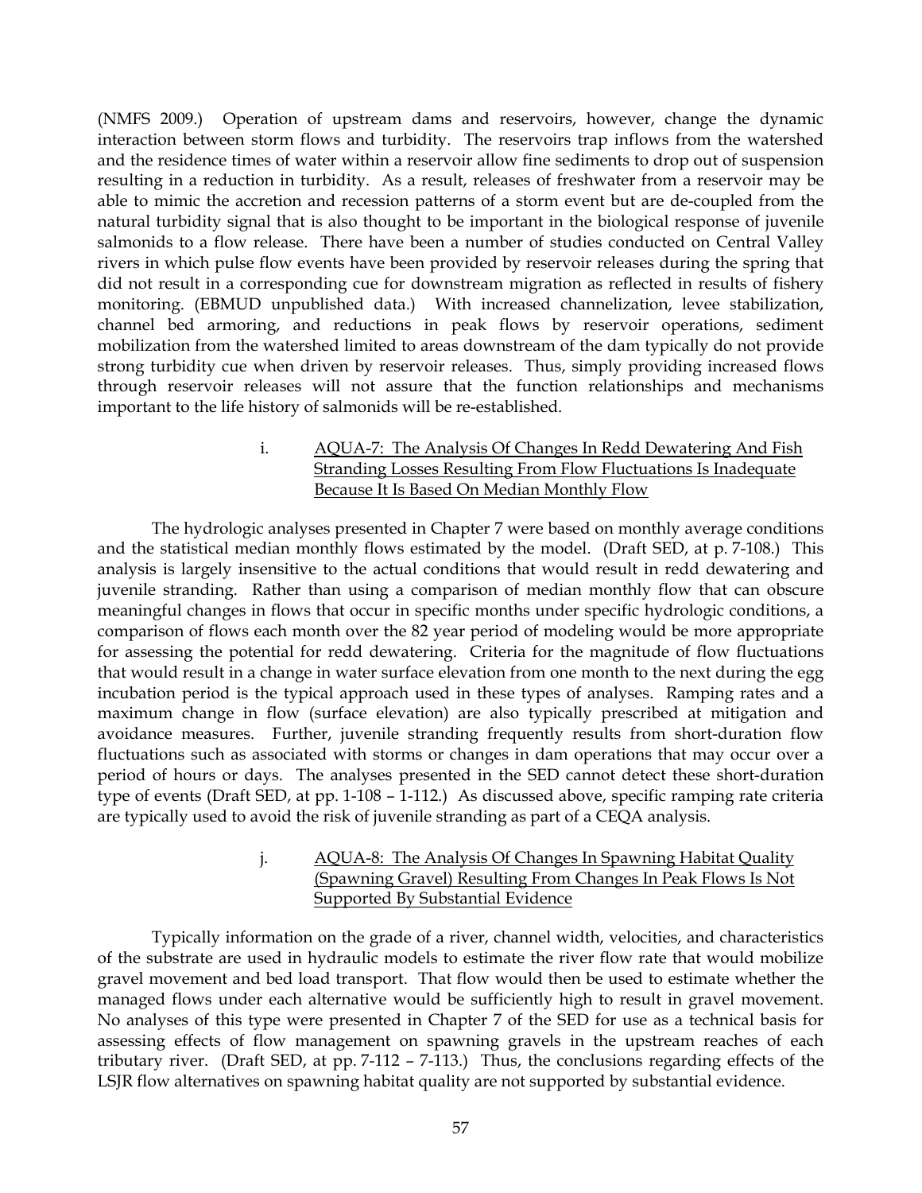(NMFS 2009.) Operation of upstream dams and reservoirs, however, change the dynamic interaction between storm flows and turbidity. The reservoirs trap inflows from the watershed and the residence times of water within a reservoir allow fine sediments to drop out of suspension resulting in a reduction in turbidity. As a result, releases of freshwater from a reservoir may be able to mimic the accretion and recession patterns of a storm event but are de-coupled from the natural turbidity signal that is also thought to be important in the biological response of juvenile salmonids to a flow release. There have been a number of studies conducted on Central Valley rivers in which pulse flow events have been provided by reservoir releases during the spring that did not result in a corresponding cue for downstream migration as reflected in results of fishery monitoring. (EBMUD unpublished data.) With increased channelization, levee stabilization, channel bed armoring, and reductions in peak flows by reservoir operations, sediment mobilization from the watershed limited to areas downstream of the dam typically do not provide strong turbidity cue when driven by reservoir releases. Thus, simply providing increased flows through reservoir releases will not assure that the function relationships and mechanisms important to the life history of salmonids will be re-established.

i. <u>AQUA-7: The Analysis Of Changes In Redd Dewatering And Fish Stranding Losses Resulting From Flow Fluctuations Is Inadequate Because It Is Based On Median Monthly Flow</u>

The hydrologic analyses presented in Chapter 7 were based on monthly average conditions and the statistical median monthly flows estimated by the model. (Draft SED, at p. 7-108.) This analysis is largely insensitive to the actual conditions that would result in redd dewatering and juvenile stranding. Rather than using a comparison of median monthly flow that can obscure meaningful changes in flows that occur in specific months under specific hydrologic conditions, a comparison of flows each month over the 82 year period of modeling would be more appropriate for assessing the potential for redd dewatering. Criteria for the magnitude of flow fluctuations that would result in a change in water surface elevation from one month to the next during the egg incubation period is the typical approach used in these types of analyses. Ramping rates and a maximum change in flow (surface elevation) are also typically prescribed at mitigation and avoidance measures. Further, juvenile stranding frequently results from short-duration flow fluctuations such as associated with storms or changes in dam operations that may occur over a period of hours or days. The analyses presented in the SED cannot detect these short-duration type of events (Draft SED, at pp. 1-108 – 1-112.) As discussed above, specific ramping rate criteria are typically used to avoid the risk of juvenile stranding as part of a CEQA analysis.

j. <u>AQUA-8: The Analysis Of Changes In Spawning Habitat Quality (Spawning Gravel) Resulting From Changes In Peak Flows Is Not Supported By Substantial Evidence</u>

Typically information on the grade of a river, channel width, velocities, and characteristics of the substrate are used in hydraulic models to estimate the river flow rate that would mobilize gravel movement and bed load transport. That flow would then be used to estimate whether the managed flows under each alternative would be sufficiently high to result in gravel movement. No analyses of this type were presented in Chapter 7 of the SED for use as a technical basis for assessing effects of flow management on spawning gravels in the upstream reaches of each tributary river. (Draft SED, at pp. 7-112 – 7-113.) Thus, the conclusions regarding effects of the LSJR flow alternatives on spawning habitat quality are not supported by substantial evidence.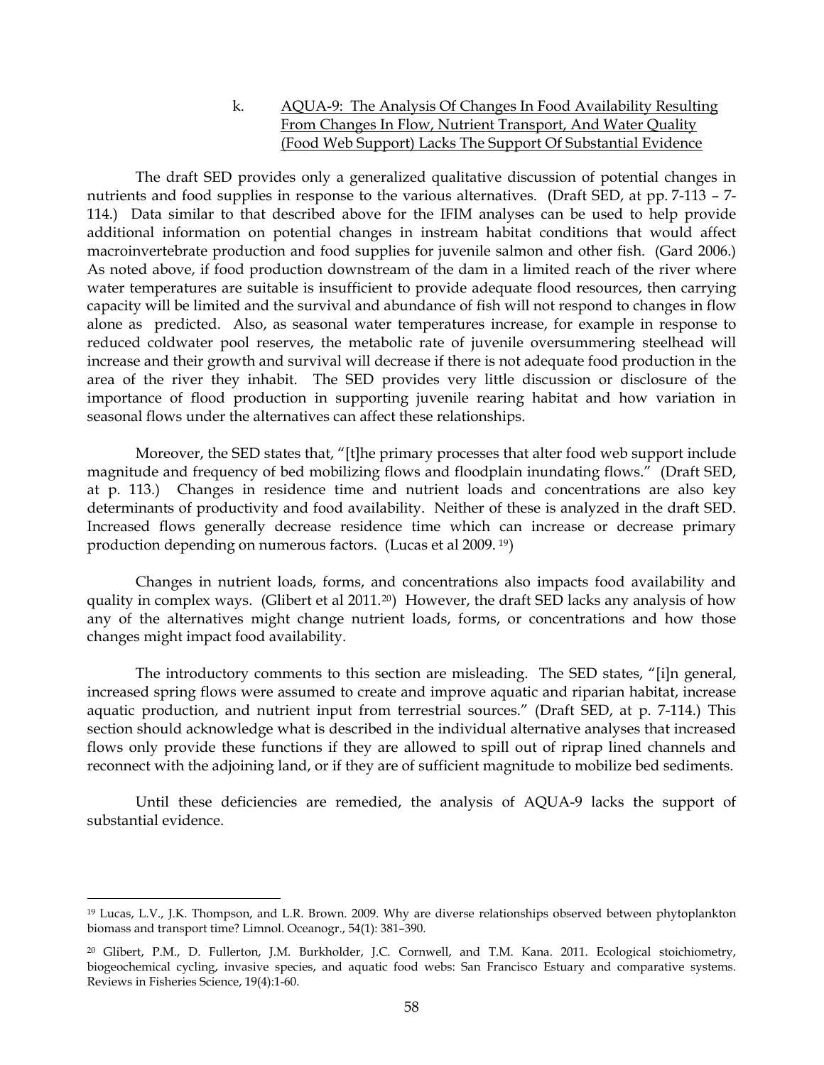k. <u>AQUA-9: The Analysis Of Changes In Food Availability Resulting From Changes In Flow, Nutrient Transport, And Water Quality (Food Web Support) Lacks The Support Of Substantial Evidence</u>

The draft SED provides only a generalized qualitative discussion of potential changes in nutrients and food supplies in response to the various alternatives. (Draft SED, at pp. 7-113 – 7-114.) Data similar to that described above for the IFIM analyses can be used to help provide additional information on potential changes in instream habitat conditions that would affect macroinvertebrate production and food supplies for juvenile salmon and other fish. (Gard 2006.) As noted above, if food production downstream of the dam in a limited reach of the river where water temperatures are suitable is insufficient to provide adequate flood resources, then carrying capacity will be limited and the survival and abundance of fish will not respond to changes in flow alone as predicted. Also, as seasonal water temperatures increase, for example in response to reduced coldwater pool reserves, the metabolic rate of juvenile oversummering steelhead will increase and their growth and survival will decrease if there is not adequate food production in the area of the river they inhabit. The SED provides very little discussion or disclosure of the importance of flood production in supporting juvenile rearing habitat and how variation in seasonal flows under the alternatives can affect these relationships.

Moreover, the SED states that, "[t]he primary processes that alter food web support include magnitude and frequency of bed mobilizing flows and floodplain inundating flows." (Draft SED, at p. 113.) Changes in residence time and nutrient loads and concentrations are also key determinants of productivity and food availability. Neither of these is analyzed in the draft SED. Increased flows generally decrease residence time which can increase or decrease primary production depending on numerous factors. (Lucas et al 2009. [19])

Changes in nutrient loads, forms, and concentrations also impacts food availability and quality in complex ways. (Glibert et al 2011.[20]) However, the draft SED lacks any analysis of how any of the alternatives might change nutrient loads, forms, or concentrations and how those changes might impact food availability.

The introductory comments to this section are misleading. The SED states, "[i]n general, increased spring flows were assumed to create and improve aquatic and riparian habitat, increase aquatic production, and nutrient input from terrestrial sources." (Draft SED, at p. 7-114.) This section should acknowledge what is described in the individual alternative analyses that increased flows only provide these functions if they are allowed to spill out of riprap lined channels and reconnect with the adjoining land, or if they are of sufficient magnitude to mobilize bed sediments.

Until these deficiencies are remedied, the analysis of AQUA-9 lacks the support of substantial evidence.

---

[19] Lucas, L.V., J.K. Thompson, and L.R. Brown. 2009. Why are diverse relationships observed between phytoplankton biomass and transport time? Limnol. Oceanogr., 54(1): 381–390.

[20] Glibert, P.M., D. Fullerton, J.M. Burkholder, J.C. Cornwell, and T.M. Kana. 2011. Ecological stoichiometry, biogeochemical cycling, invasive species, and aquatic food webs: San Francisco Estuary and comparative systems. Reviews in Fisheries Science, 19(4):1-60.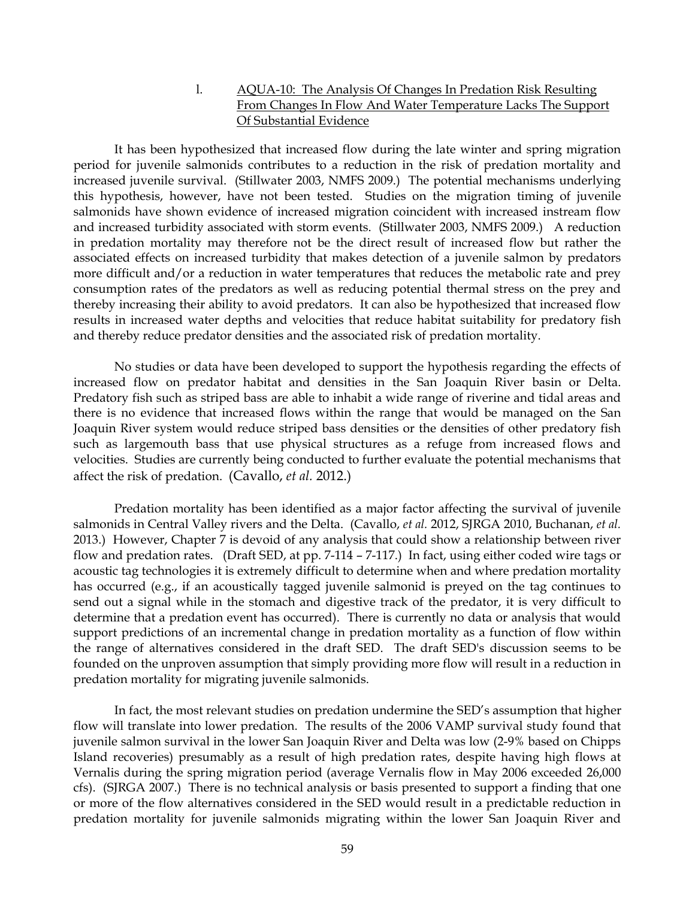### l. <u>AQUA-10: The Analysis Of Changes In Predation Risk Resulting From Changes In Flow And Water Temperature Lacks The Support Of Substantial Evidence</u>

It has been hypothesized that increased flow during the late winter and spring migration period for juvenile salmonids contributes to a reduction in the risk of predation mortality and increased juvenile survival. (Stillwater 2003, NMFS 2009.) The potential mechanisms underlying this hypothesis, however, have not been tested. Studies on the migration timing of juvenile salmonids have shown evidence of increased migration coincident with increased instream flow and increased turbidity associated with storm events. (Stillwater 2003, NMFS 2009.) A reduction in predation mortality may therefore not be the direct result of increased flow but rather the associated effects on increased turbidity that makes detection of a juvenile salmon by predators more difficult and/or a reduction in water temperatures that reduces the metabolic rate and prey consumption rates of the predators as well as reducing potential thermal stress on the prey and thereby increasing their ability to avoid predators. It can also be hypothesized that increased flow results in increased water depths and velocities that reduce habitat suitability for predatory fish and thereby reduce predator densities and the associated risk of predation mortality.

No studies or data have been developed to support the hypothesis regarding the effects of increased flow on predator habitat and densities in the San Joaquin River basin or Delta. Predatory fish such as striped bass are able to inhabit a wide range of riverine and tidal areas and there is no evidence that increased flows within the range that would be managed on the San Joaquin River system would reduce striped bass densities or the densities of other predatory fish such as largemouth bass that use physical structures as a refuge from increased flows and velocities. Studies are currently being conducted to further evaluate the potential mechanisms that affect the risk of predation. (Cavallo, *et al.* 2012.)

Predation mortality has been identified as a major factor affecting the survival of juvenile salmonids in Central Valley rivers and the Delta. (Cavallo, *et al.* 2012, SJRGA 2010, Buchanan, *et al.* 2013.) However, Chapter 7 is devoid of any analysis that could show a relationship between river flow and predation rates. (Draft SED, at pp. 7-114 – 7-117.) In fact, using either coded wire tags or acoustic tag technologies it is extremely difficult to determine when and where predation mortality has occurred (e.g., if an acoustically tagged juvenile salmonid is preyed on the tag continues to send out a signal while in the stomach and digestive track of the predator, it is very difficult to determine that a predation event has occurred). There is currently no data or analysis that would support predictions of an incremental change in predation mortality as a function of flow within the range of alternatives considered in the draft SED. The draft SED's discussion seems to be founded on the unproven assumption that simply providing more flow will result in a reduction in predation mortality for migrating juvenile salmonids.

In fact, the most relevant studies on predation undermine the SED's assumption that higher flow will translate into lower predation. The results of the 2006 VAMP survival study found that juvenile salmon survival in the lower San Joaquin River and Delta was low (2-9% based on Chipps Island recoveries) presumably as a result of high predation rates, despite having high flows at Vernalis during the spring migration period (average Vernalis flow in May 2006 exceeded 26,000 cfs). (SJRGA 2007.) There is no technical analysis or basis presented to support a finding that one or more of the flow alternatives considered in the SED would result in a predictable reduction in predation mortality for juvenile salmonids migrating within the lower San Joaquin River and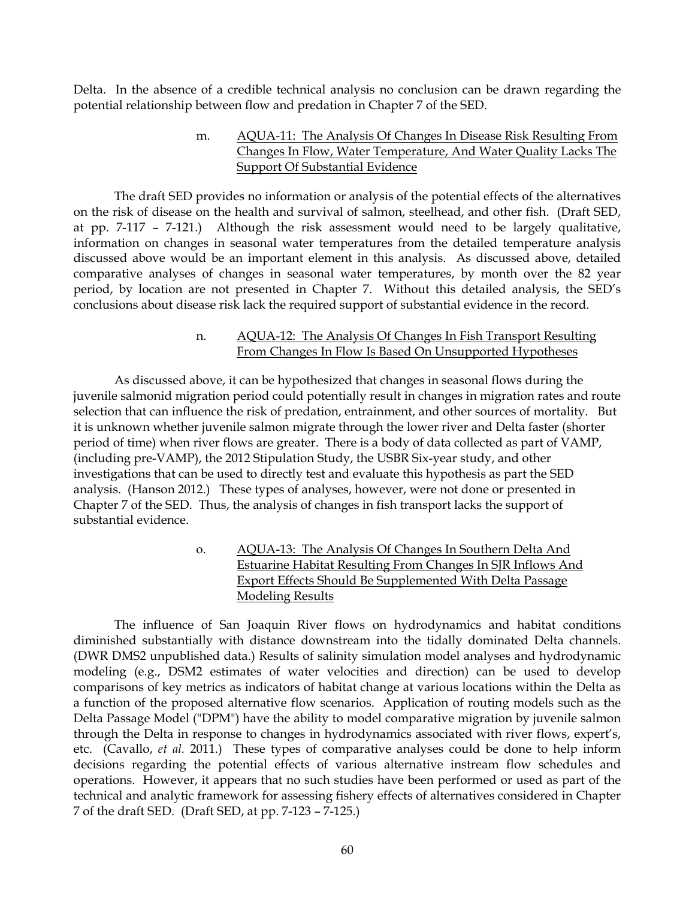Delta. In the absence of a credible technical analysis no conclusion can be drawn regarding the potential relationship between flow and predation in Chapter 7 of the SED.

m. AQUA-11: The Analysis Of Changes In Disease Risk Resulting From Changes In Flow, Water Temperature, And Water Quality Lacks The Support Of Substantial Evidence

The draft SED provides no information or analysis of the potential effects of the alternatives on the risk of disease on the health and survival of salmon, steelhead, and other fish. (Draft SED, at pp. 7-117 – 7-121.) Although the risk assessment would need to be largely qualitative, information on changes in seasonal water temperatures from the detailed temperature analysis discussed above would be an important element in this analysis. As discussed above, detailed comparative analyses of changes in seasonal water temperatures, by month over the 82 year period, by location are not presented in Chapter 7. Without this detailed analysis, the SED's conclusions about disease risk lack the required support of substantial evidence in the record.

n. AQUA-12: The Analysis Of Changes In Fish Transport Resulting From Changes In Flow Is Based On Unsupported Hypotheses

As discussed above, it can be hypothesized that changes in seasonal flows during the juvenile salmonid migration period could potentially result in changes in migration rates and route selection that can influence the risk of predation, entrainment, and other sources of mortality. But it is unknown whether juvenile salmon migrate through the lower river and Delta faster (shorter period of time) when river flows are greater. There is a body of data collected as part of VAMP, (including pre-VAMP), the 2012 Stipulation Study, the USBR Six-year study, and other investigations that can be used to directly test and evaluate this hypothesis as part the SED analysis. (Hanson 2012.) These types of analyses, however, were not done or presented in Chapter 7 of the SED. Thus, the analysis of changes in fish transport lacks the support of substantial evidence.

o. AQUA-13: The Analysis Of Changes In Southern Delta And Estuarine Habitat Resulting From Changes In SJR Inflows And Export Effects Should Be Supplemented With Delta Passage Modeling Results

The influence of San Joaquin River flows on hydrodynamics and habitat conditions diminished substantially with distance downstream into the tidally dominated Delta channels. (DWR DMS2 unpublished data.) Results of salinity simulation model analyses and hydrodynamic modeling (e.g., DSM2 estimates of water velocities and direction) can be used to develop comparisons of key metrics as indicators of habitat change at various locations within the Delta as a function of the proposed alternative flow scenarios. Application of routing models such as the Delta Passage Model ("DPM") have the ability to model comparative migration by juvenile salmon through the Delta in response to changes in hydrodynamics associated with river flows, expert's, etc. (Cavallo, *et al.* 2011.) These types of comparative analyses could be done to help inform decisions regarding the potential effects of various alternative instream flow schedules and operations. However, it appears that no such studies have been performed or used as part of the technical and analytic framework for assessing fishery effects of alternatives considered in Chapter 7 of the draft SED. (Draft SED, at pp. 7-123 – 7-125.)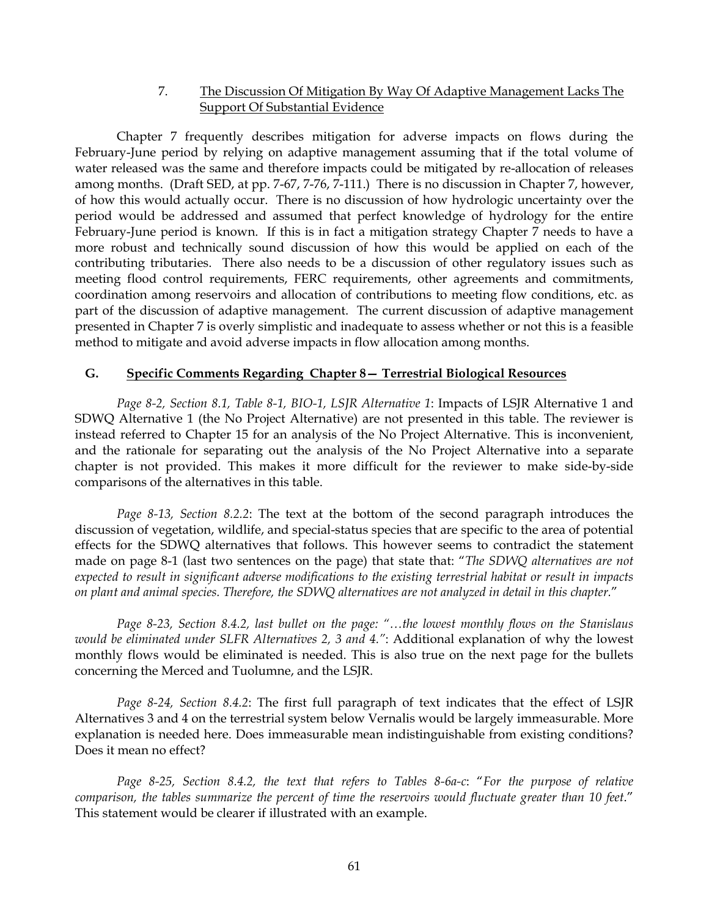7. <u>The Discussion Of Mitigation By Way Of Adaptive Management Lacks The Support Of Substantial Evidence</u>

Chapter 7 frequently describes mitigation for adverse impacts on flows during the February-June period by relying on adaptive management assuming that if the total volume of water released was the same and therefore impacts could be mitigated by re-allocation of releases among months. (Draft SED, at pp. 7-67, 7-76, 7-111.) There is no discussion in Chapter 7, however, of how this would actually occur. There is no discussion of how hydrologic uncertainty over the period would be addressed and assumed that perfect knowledge of hydrology for the entire February-June period is known. If this is in fact a mitigation strategy Chapter 7 needs to have a more robust and technically sound discussion of how this would be applied on each of the contributing tributaries. There also needs to be a discussion of other regulatory issues such as meeting flood control requirements, FERC requirements, other agreements and commitments, coordination among reservoirs and allocation of contributions to meeting flow conditions, etc. as part of the discussion of adaptive management. The current discussion of adaptive management presented in Chapter 7 is overly simplistic and inadequate to assess whether or not this is a feasible method to mitigate and avoid adverse impacts in flow allocation among months.

## G. <u>Specific Comments Regarding Chapter 8— Terrestrial Biological Resources</u>

*Page 8-2, Section 8.1, Table 8-1, BIO-1, LSJR Alternative 1*: Impacts of LSJR Alternative 1 and SDWQ Alternative 1 (the No Project Alternative) are not presented in this table. The reviewer is instead referred to Chapter 15 for an analysis of the No Project Alternative. This is inconvenient, and the rationale for separating out the analysis of the No Project Alternative into a separate chapter is not provided. This makes it more difficult for the reviewer to make side-by-side comparisons of the alternatives in this table.

*Page 8-13, Section 8.2.2*: The text at the bottom of the second paragraph introduces the discussion of vegetation, wildlife, and special-status species that are specific to the area of potential effects for the SDWQ alternatives that follows. This however seems to contradict the statement made on page 8-1 (last two sentences on the page) that state that: "*The SDWQ alternatives are not expected to result in significant adverse modifications to the existing terrestrial habitat or result in impacts on plant and animal species. Therefore, the SDWQ alternatives are not analyzed in detail in this chapter.*"

*Page 8-23, Section 8.4.2, last bullet on the page: "…the lowest monthly flows on the Stanislaus would be eliminated under SLFR Alternatives 2, 3 and 4."*: Additional explanation of why the lowest monthly flows would be eliminated is needed. This is also true on the next page for the bullets concerning the Merced and Tuolumne, and the LSJR.

*Page 8-24, Section 8.4.2*: The first full paragraph of text indicates that the effect of LSJR Alternatives 3 and 4 on the terrestrial system below Vernalis would be largely immeasurable. More explanation is needed here. Does immeasurable mean indistinguishable from existing conditions? Does it mean no effect?

*Page 8-25, Section 8.4.2, the text that refers to Tables 8-6a-c*: "*For the purpose of relative comparison, the tables summarize the percent of time the reservoirs would fluctuate greater than 10 feet.*" This statement would be clearer if illustrated with an example.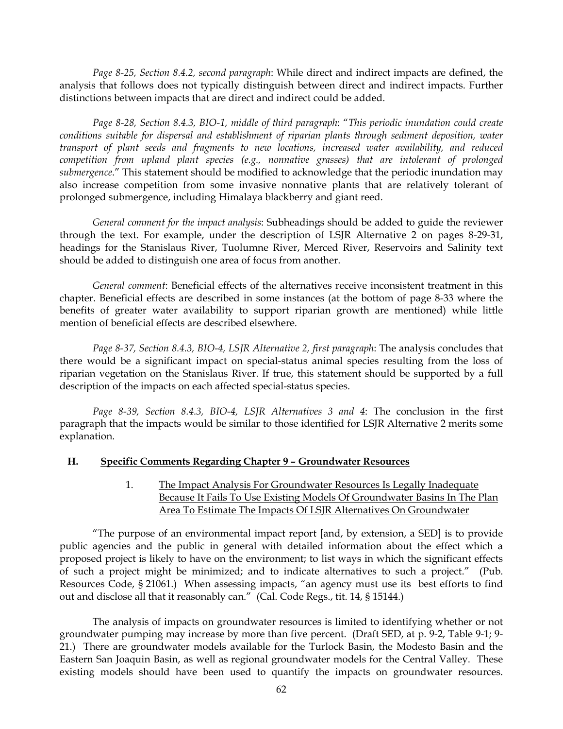*Page 8-25, Section 8.4.2, second paragraph*: While direct and indirect impacts are defined, the analysis that follows does not typically distinguish between direct and indirect impacts. Further distinctions between impacts that are direct and indirect could be added.

*Page 8-28, Section 8.4.3, BIO-1, middle of third paragraph*: "*This periodic inundation could create conditions suitable for dispersal and establishment of riparian plants through sediment deposition, water transport of plant seeds and fragments to new locations, increased water availability, and reduced competition from upland plant species (e.g., nonnative grasses) that are intolerant of prolonged submergence*." This statement should be modified to acknowledge that the periodic inundation may also increase competition from some invasive nonnative plants that are relatively tolerant of prolonged submergence, including Himalaya blackberry and giant reed.

*General comment for the impact analysis*: Subheadings should be added to guide the reviewer through the text. For example, under the description of LSJR Alternative 2 on pages 8-29-31, headings for the Stanislaus River, Tuolumne River, Merced River, Reservoirs and Salinity text should be added to distinguish one area of focus from another.

*General comment*: Beneficial effects of the alternatives receive inconsistent treatment in this chapter. Beneficial effects are described in some instances (at the bottom of page 8-33 where the benefits of greater water availability to support riparian growth are mentioned) while little mention of beneficial effects are described elsewhere.

*Page 8-37, Section 8.4.3, BIO-4, LSJR Alternative 2, first paragraph*: The analysis concludes that there would be a significant impact on special-status animal species resulting from the loss of riparian vegetation on the Stanislaus River. If true, this statement should be supported by a full description of the impacts on each affected special-status species.

*Page 8-39, Section 8.4.3, BIO-4, LSJR Alternatives 3 and 4*: The conclusion in the first paragraph that the impacts would be similar to those identified for LSJR Alternative 2 merits some explanation.

## H. Specific Comments Regarding Chapter 9 – Groundwater Resources

### 1. The Impact Analysis For Groundwater Resources Is Legally Inadequate Because It Fails To Use Existing Models Of Groundwater Basins In The Plan Area To Estimate The Impacts Of LSJR Alternatives On Groundwater

"The purpose of an environmental impact report [and, by extension, a SED] is to provide public agencies and the public in general with detailed information about the effect which a proposed project is likely to have on the environment; to list ways in which the significant effects of such a project might be minimized; and to indicate alternatives to such a project." (Pub. Resources Code, § 21061.) When assessing impacts, "an agency must use its best efforts to find out and disclose all that it reasonably can." (Cal. Code Regs., tit. 14, § 15144.)

The analysis of impacts on groundwater resources is limited to identifying whether or not groundwater pumping may increase by more than five percent. (Draft SED, at p. 9-2, Table 9-1; 9-21.) There are groundwater models available for the Turlock Basin, the Modesto Basin and the Eastern San Joaquin Basin, as well as regional groundwater models for the Central Valley. These existing models should have been used to quantify the impacts on groundwater resources.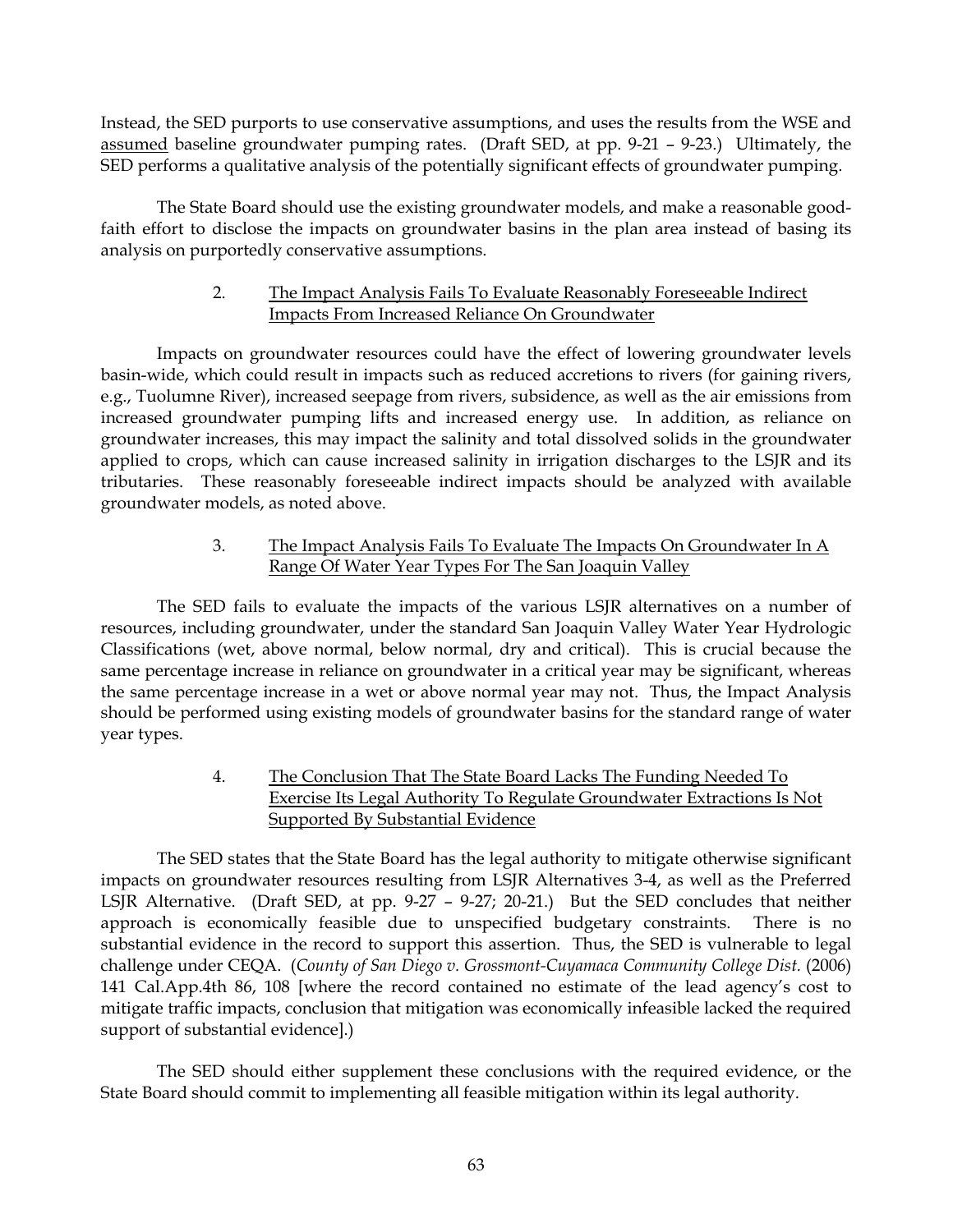Instead, the SED purports to use conservative assumptions, and uses the results from the WSE and <u>assumed</u> baseline groundwater pumping rates. (Draft SED, at pp. 9-21 – 9-23.) Ultimately, the SED performs a qualitative analysis of the potentially significant effects of groundwater pumping.

The State Board should use the existing groundwater models, and make a reasonable good-faith effort to disclose the impacts on groundwater basins in the plan area instead of basing its analysis on purportedly conservative assumptions.

#### 2. <u>The Impact Analysis Fails To Evaluate Reasonably Foreseeable Indirect Impacts From Increased Reliance On Groundwater</u>

Impacts on groundwater resources could have the effect of lowering groundwater levels basin-wide, which could result in impacts such as reduced accretions to rivers (for gaining rivers, e.g., Tuolumne River), increased seepage from rivers, subsidence, as well as the air emissions from increased groundwater pumping lifts and increased energy use. In addition, as reliance on groundwater increases, this may impact the salinity and total dissolved solids in the groundwater applied to crops, which can cause increased salinity in irrigation discharges to the LSJR and its tributaries. These reasonably foreseeable indirect impacts should be analyzed with available groundwater models, as noted above.

#### 3. <u>The Impact Analysis Fails To Evaluate The Impacts On Groundwater In A Range Of Water Year Types For The San Joaquin Valley</u>

The SED fails to evaluate the impacts of the various LSJR alternatives on a number of resources, including groundwater, under the standard San Joaquin Valley Water Year Hydrologic Classifications (wet, above normal, below normal, dry and critical). This is crucial because the same percentage increase in reliance on groundwater in a critical year may be significant, whereas the same percentage increase in a wet or above normal year may not. Thus, the Impact Analysis should be performed using existing models of groundwater basins for the standard range of water year types.

#### 4. <u>The Conclusion That The State Board Lacks The Funding Needed To Exercise Its Legal Authority To Regulate Groundwater Extractions Is Not Supported By Substantial Evidence</u>

The SED states that the State Board has the legal authority to mitigate otherwise significant impacts on groundwater resources resulting from LSJR Alternatives 3-4, as well as the Preferred LSJR Alternative. (Draft SED, at pp. 9-27 – 9-27; 20-21.) But the SED concludes that neither approach is economically feasible due to unspecified budgetary constraints. There is no substantial evidence in the record to support this assertion. Thus, the SED is vulnerable to legal challenge under CEQA. (*County of San Diego v. Grossmont-Cuyamaca Community College Dist.* (2006) 141 Cal.App.4th 86, 108 [where the record contained no estimate of the lead agency's cost to mitigate traffic impacts, conclusion that mitigation was economically infeasible lacked the required support of substantial evidence].)

The SED should either supplement these conclusions with the required evidence, or the State Board should commit to implementing all feasible mitigation within its legal authority.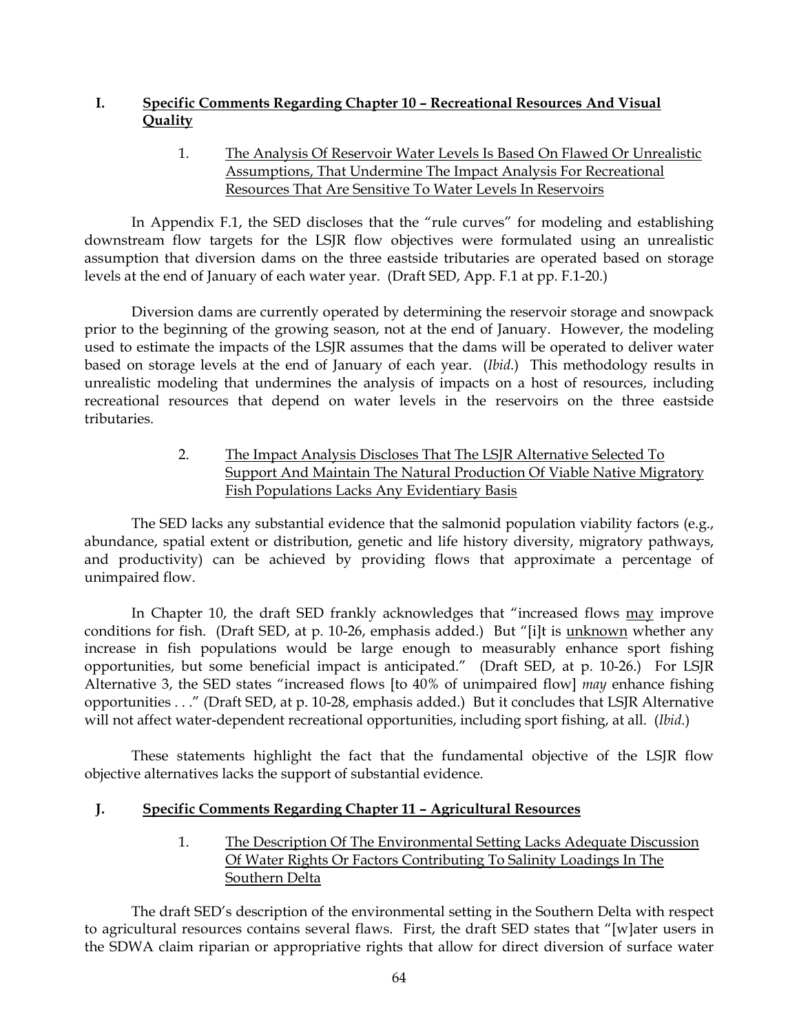## I. Specific Comments Regarding Chapter 10 – Recreational Resources And Visual Quality

### 1. The Analysis Of Reservoir Water Levels Is Based On Flawed Or Unrealistic Assumptions, That Undermine The Impact Analysis For Recreational Resources That Are Sensitive To Water Levels In Reservoirs

In Appendix F.1, the SED discloses that the "rule curves" for modeling and establishing downstream flow targets for the LSJR flow objectives were formulated using an unrealistic assumption that diversion dams on the three eastside tributaries are operated based on storage levels at the end of January of each water year. (Draft SED, App. F.1 at pp. F.1-20.)

Diversion dams are currently operated by determining the reservoir storage and snowpack prior to the beginning of the growing season, not at the end of January. However, the modeling used to estimate the impacts of the LSJR assumes that the dams will be operated to deliver water based on storage levels at the end of January of each year. (*Ibid.*) This methodology results in unrealistic modeling that undermines the analysis of impacts on a host of resources, including recreational resources that depend on water levels in the reservoirs on the three eastside tributaries.

### 2. The Impact Analysis Discloses That The LSJR Alternative Selected To Support And Maintain The Natural Production Of Viable Native Migratory Fish Populations Lacks Any Evidentiary Basis

The SED lacks any substantial evidence that the salmonid population viability factors (e.g., abundance, spatial extent or distribution, genetic and life history diversity, migratory pathways, and productivity) can be achieved by providing flows that approximate a percentage of unimpaired flow.

In Chapter 10, the draft SED frankly acknowledges that "increased flows <u>may</u> improve conditions for fish. (Draft SED, at p. 10-26, emphasis added.) But "[i]t is <u>unknown</u> whether any increase in fish populations would be large enough to measurably enhance sport fishing opportunities, but some beneficial impact is anticipated." (Draft SED, at p. 10-26.) For LSJR Alternative 3, the SED states "increased flows [to 40% of unimpaired flow] *may* enhance fishing opportunities . . ." (Draft SED, at p. 10-28, emphasis added.) But it concludes that LSJR Alternative will not affect water-dependent recreational opportunities, including sport fishing, at all. (*Ibid.*)

These statements highlight the fact that the fundamental objective of the LSJR flow objective alternatives lacks the support of substantial evidence.

## J. Specific Comments Regarding Chapter 11 – Agricultural Resources

### 1. The Description Of The Environmental Setting Lacks Adequate Discussion Of Water Rights Or Factors Contributing To Salinity Loadings In The Southern Delta

The draft SED's description of the environmental setting in the Southern Delta with respect to agricultural resources contains several flaws. First, the draft SED states that "[w]ater users in the SDWA claim riparian or appropriative rights that allow for direct diversion of surface water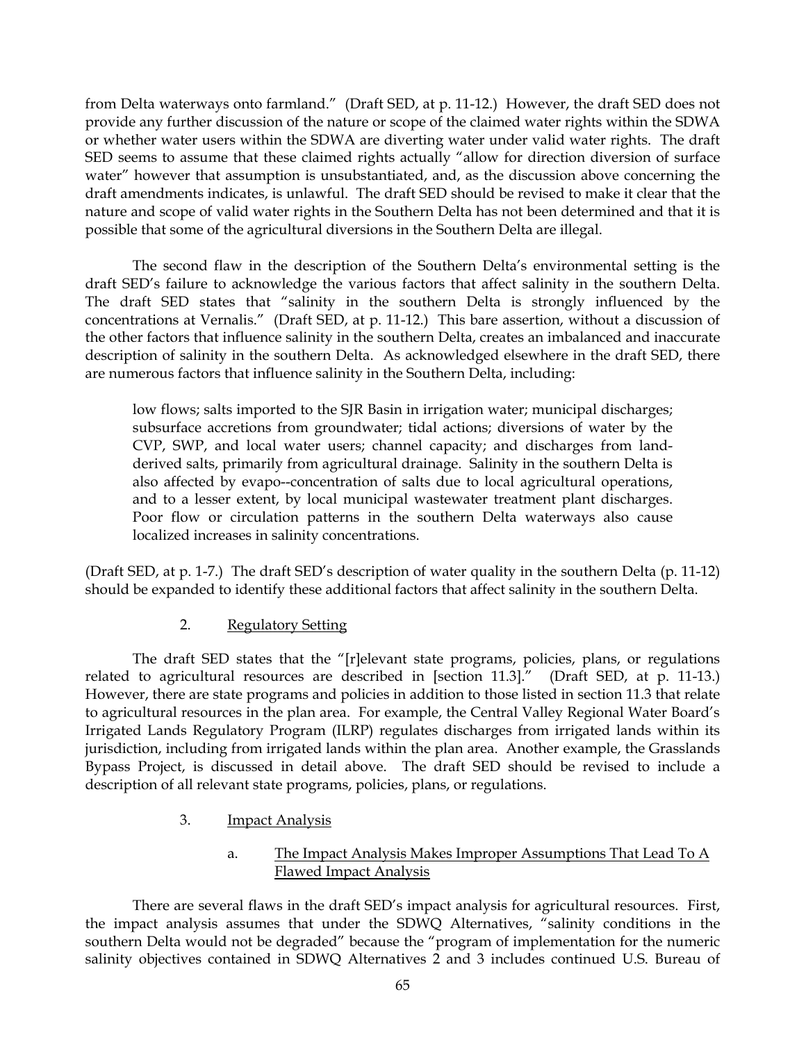from Delta waterways onto farmland." (Draft SED, at p. 11-12.) However, the draft SED does not provide any further discussion of the nature or scope of the claimed water rights within the SDWA or whether water users within the SDWA are diverting water under valid water rights. The draft SED seems to assume that these claimed rights actually "allow for direction diversion of surface water" however that assumption is unsubstantiated, and, as the discussion above concerning the draft amendments indicates, is unlawful. The draft SED should be revised to make it clear that the nature and scope of valid water rights in the Southern Delta has not been determined and that it is possible that some of the agricultural diversions in the Southern Delta are illegal.

The second flaw in the description of the Southern Delta's environmental setting is the draft SED's failure to acknowledge the various factors that affect salinity in the southern Delta. The draft SED states that "salinity in the southern Delta is strongly influenced by the concentrations at Vernalis." (Draft SED, at p. 11-12.) This bare assertion, without a discussion of the other factors that influence salinity in the southern Delta, creates an imbalanced and inaccurate description of salinity in the southern Delta. As acknowledged elsewhere in the draft SED, there are numerous factors that influence salinity in the Southern Delta, including:

> low flows; salts imported to the SJR Basin in irrigation water; municipal discharges; subsurface accretions from groundwater; tidal actions; diversions of water by the CVP, SWP, and local water users; channel capacity; and discharges from land-derived salts, primarily from agricultural drainage. Salinity in the southern Delta is also affected by evapo--concentration of salts due to local agricultural operations, and to a lesser extent, by local municipal wastewater treatment plant discharges. Poor flow or circulation patterns in the southern Delta waterways also cause localized increases in salinity concentrations.

(Draft SED, at p. 1-7.) The draft SED's description of water quality in the southern Delta (p. 11-12) should be expanded to identify these additional factors that affect salinity in the southern Delta.

## 2. Regulatory Setting

The draft SED states that the "[r]elevant state programs, policies, plans, or regulations related to agricultural resources are described in [section 11.3]." (Draft SED, at p. 11-13.) However, there are state programs and policies in addition to those listed in section 11.3 that relate to agricultural resources in the plan area. For example, the Central Valley Regional Water Board's Irrigated Lands Regulatory Program (ILRP) regulates discharges from irrigated lands within its jurisdiction, including from irrigated lands within the plan area. Another example, the Grasslands Bypass Project, is discussed in detail above. The draft SED should be revised to include a description of all relevant state programs, policies, plans, or regulations.

## 3. Impact Analysis

### a. The Impact Analysis Makes Improper Assumptions That Lead To A Flawed Impact Analysis

There are several flaws in the draft SED's impact analysis for agricultural resources. First, the impact analysis assumes that under the SDWQ Alternatives, "salinity conditions in the southern Delta would not be degraded" because the "program of implementation for the numeric salinity objectives contained in SDWQ Alternatives 2 and 3 includes continued U.S. Bureau of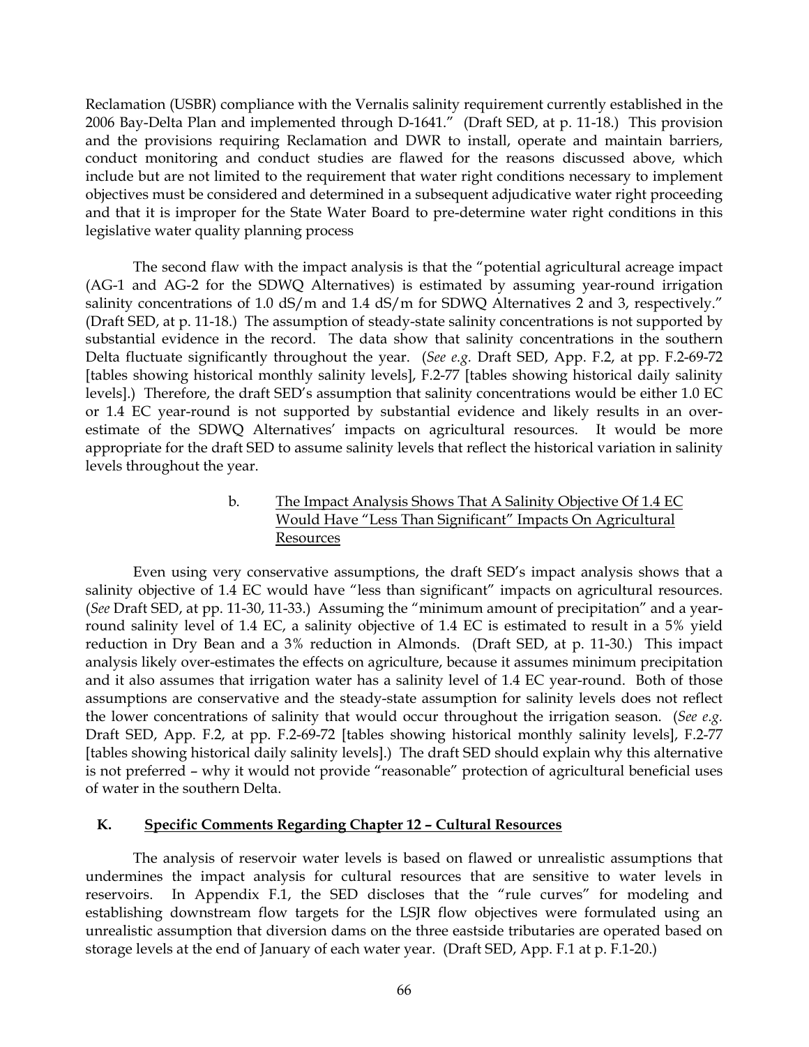Reclamation (USBR) compliance with the Vernalis salinity requirement currently established in the 2006 Bay-Delta Plan and implemented through D-1641." (Draft SED, at p. 11-18.) This provision and the provisions requiring Reclamation and DWR to install, operate and maintain barriers, conduct monitoring and conduct studies are flawed for the reasons discussed above, which include but are not limited to the requirement that water right conditions necessary to implement objectives must be considered and determined in a subsequent adjudicative water right proceeding and that it is improper for the State Water Board to pre-determine water right conditions in this legislative water quality planning process

The second flaw with the impact analysis is that the "potential agricultural acreage impact (AG-1 and AG-2 for the SDWQ Alternatives) is estimated by assuming year-round irrigation salinity concentrations of 1.0 dS/m and 1.4 dS/m for SDWQ Alternatives 2 and 3, respectively." (Draft SED, at p. 11-18.) The assumption of steady-state salinity concentrations is not supported by substantial evidence in the record. The data show that salinity concentrations in the southern Delta fluctuate significantly throughout the year. (*See e.g.* Draft SED, App. F.2, at pp. F.2-69-72 [tables showing historical monthly salinity levels], F.2-77 [tables showing historical daily salinity levels].) Therefore, the draft SED's assumption that salinity concentrations would be either 1.0 EC or 1.4 EC year-round is not supported by substantial evidence and likely results in an over-estimate of the SDWQ Alternatives' impacts on agricultural resources. It would be more appropriate for the draft SED to assume salinity levels that reflect the historical variation in salinity levels throughout the year.

#### b. <u>The Impact Analysis Shows That A Salinity Objective Of 1.4 EC Would Have "Less Than Significant" Impacts On Agricultural Resources</u>

Even using very conservative assumptions, the draft SED's impact analysis shows that a salinity objective of 1.4 EC would have "less than significant" impacts on agricultural resources. (*See* Draft SED, at pp. 11-30, 11-33.) Assuming the "minimum amount of precipitation" and a year-round salinity level of 1.4 EC, a salinity objective of 1.4 EC is estimated to result in a 5% yield reduction in Dry Bean and a 3% reduction in Almonds. (Draft SED, at p. 11-30.) This impact analysis likely over-estimates the effects on agriculture, because it assumes minimum precipitation and it also assumes that irrigation water has a salinity level of 1.4 EC year-round. Both of those assumptions are conservative and the steady-state assumption for salinity levels does not reflect the lower concentrations of salinity that would occur throughout the irrigation season. (*See e.g.* Draft SED, App. F.2, at pp. F.2-69-72 [tables showing historical monthly salinity levels], F.2-77 [tables showing historical daily salinity levels].) The draft SED should explain why this alternative is not preferred – why it would not provide "reasonable" protection of agricultural beneficial uses of water in the southern Delta.

### K. <u>Specific Comments Regarding Chapter 12 – Cultural Resources</u>

The analysis of reservoir water levels is based on flawed or unrealistic assumptions that undermines the impact analysis for cultural resources that are sensitive to water levels in reservoirs. In Appendix F.1, the SED discloses that the "rule curves" for modeling and establishing downstream flow targets for the LSJR flow objectives were formulated using an unrealistic assumption that diversion dams on the three eastside tributaries are operated based on storage levels at the end of January of each water year. (Draft SED, App. F.1 at p. F.1-20.)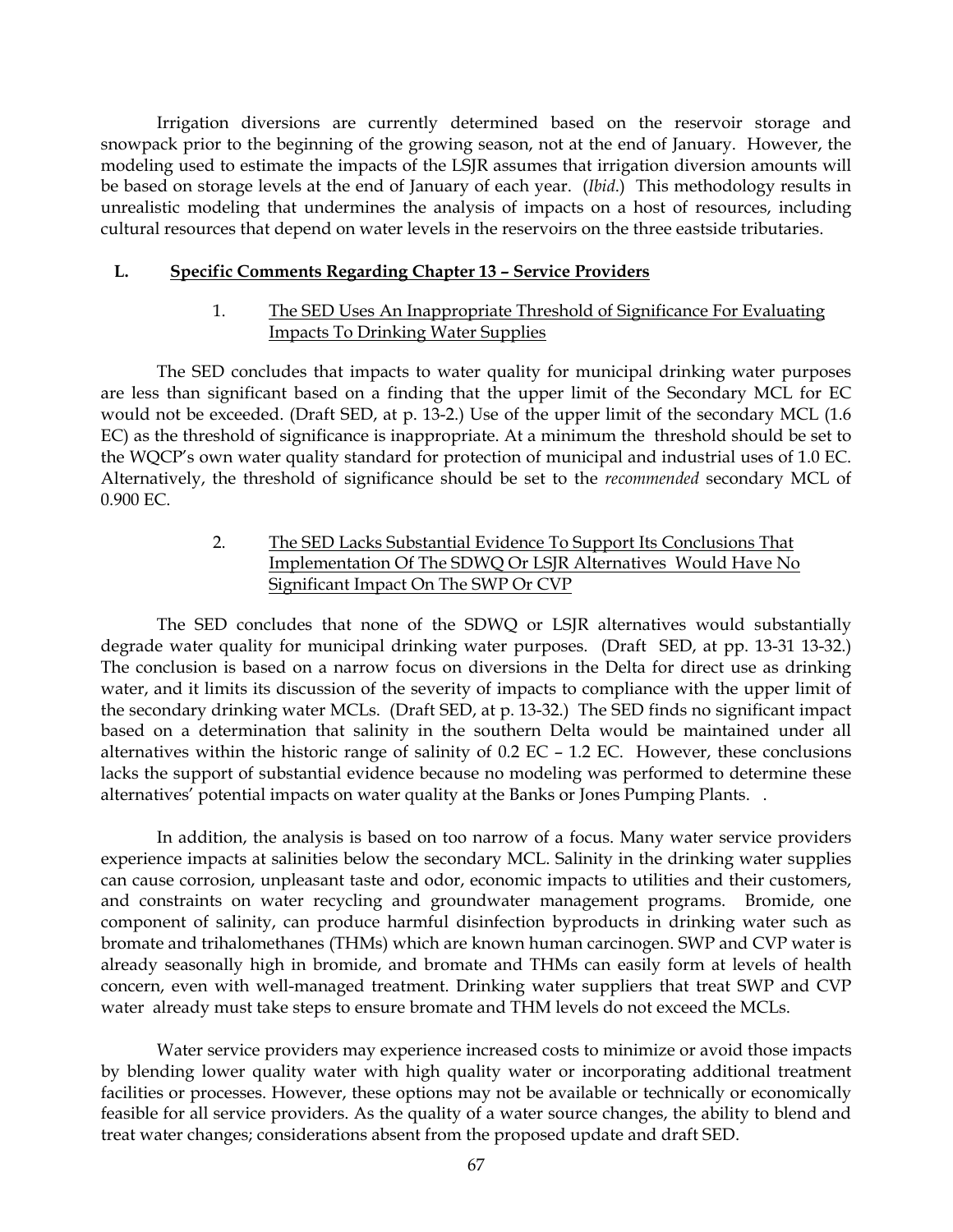Irrigation diversions are currently determined based on the reservoir storage and snowpack prior to the beginning of the growing season, not at the end of January. However, the modeling used to estimate the impacts of the LSJR assumes that irrigation diversion amounts will be based on storage levels at the end of January of each year. (*Ibid*.) This methodology results in unrealistic modeling that undermines the analysis of impacts on a host of resources, including cultural resources that depend on water levels in the reservoirs on the three eastside tributaries.

## L. <u>Specific Comments Regarding Chapter 13 – Service Providers</u>

### 1. <u>The SED Uses An Inappropriate Threshold of Significance For Evaluating Impacts To Drinking Water Supplies</u>

The SED concludes that impacts to water quality for municipal drinking water purposes are less than significant based on a finding that the upper limit of the Secondary MCL for EC would not be exceeded. (Draft SED, at p. 13-2.) Use of the upper limit of the secondary MCL (1.6 EC) as the threshold of significance is inappropriate. At a minimum the threshold should be set to the WQCP's own water quality standard for protection of municipal and industrial uses of 1.0 EC. Alternatively, the threshold of significance should be set to the *recommended* secondary MCL of 0.900 EC.

### 2. <u>The SED Lacks Substantial Evidence To Support Its Conclusions That Implementation Of The SDWQ Or LSJR Alternatives Would Have No Significant Impact On The SWP Or CVP</u>

The SED concludes that none of the SDWQ or LSJR alternatives would substantially degrade water quality for municipal drinking water purposes. (Draft SED, at pp. 13-31 13-32.) The conclusion is based on a narrow focus on diversions in the Delta for direct use as drinking water, and it limits its discussion of the severity of impacts to compliance with the upper limit of the secondary drinking water MCLs. (Draft SED, at p. 13-32.) The SED finds no significant impact based on a determination that salinity in the southern Delta would be maintained under all alternatives within the historic range of salinity of 0.2 EC – 1.2 EC. However, these conclusions lacks the support of substantial evidence because no modeling was performed to determine these alternatives' potential impacts on water quality at the Banks or Jones Pumping Plants. .

In addition, the analysis is based on too narrow of a focus. Many water service providers experience impacts at salinities below the secondary MCL. Salinity in the drinking water supplies can cause corrosion, unpleasant taste and odor, economic impacts to utilities and their customers, and constraints on water recycling and groundwater management programs. Bromide, one component of salinity, can produce harmful disinfection byproducts in drinking water such as bromate and trihalomethanes (THMs) which are known human carcinogen. SWP and CVP water is already seasonally high in bromide, and bromate and THMs can easily form at levels of health concern, even with well-managed treatment. Drinking water suppliers that treat SWP and CVP water already must take steps to ensure bromate and THM levels do not exceed the MCLs.

Water service providers may experience increased costs to minimize or avoid those impacts by blending lower quality water with high quality water or incorporating additional treatment facilities or processes. However, these options may not be available or technically or economically feasible for all service providers. As the quality of a water source changes, the ability to blend and treat water changes; considerations absent from the proposed update and draft SED.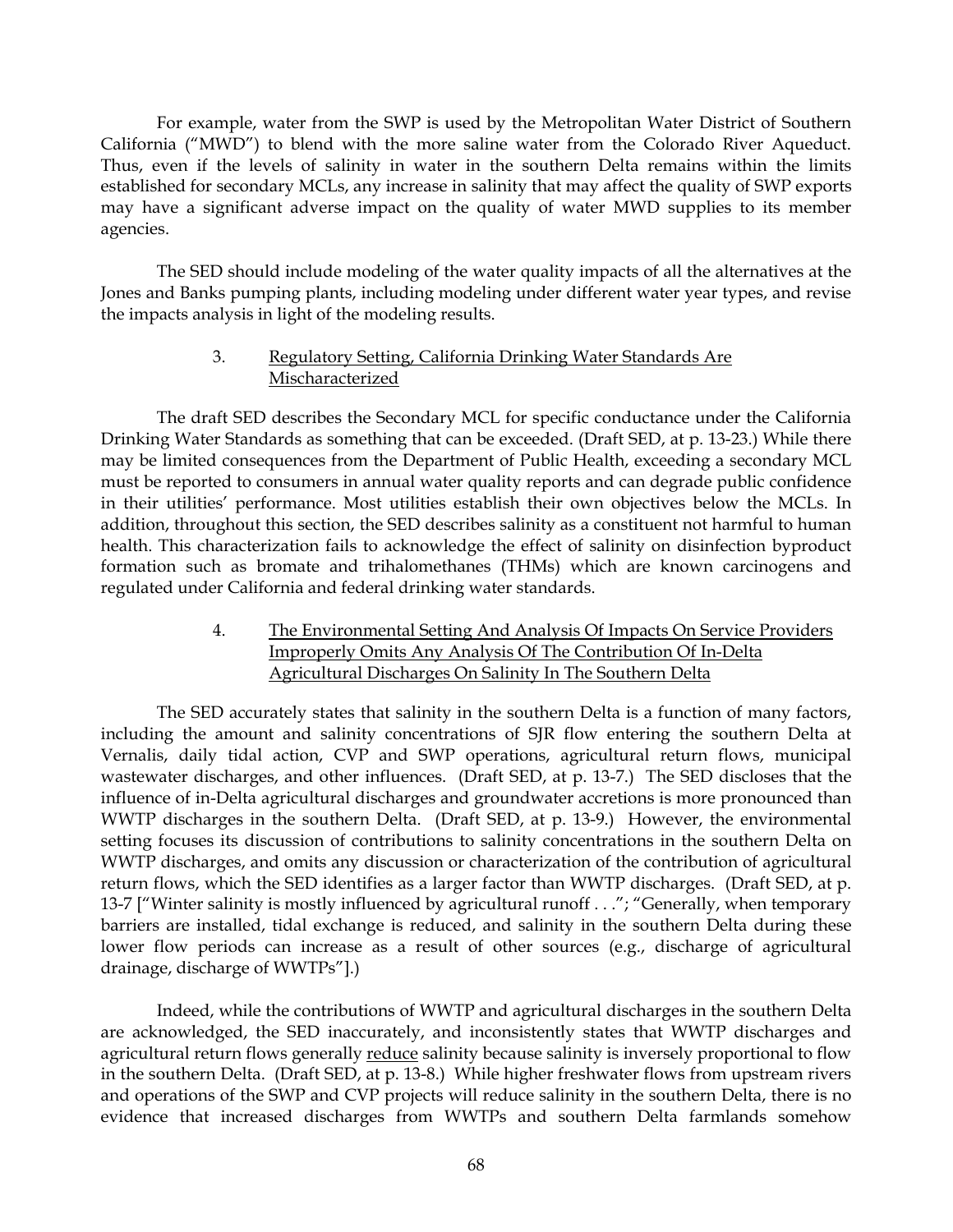For example, water from the SWP is used by the Metropolitan Water District of Southern California ("MWD") to blend with the more saline water from the Colorado River Aqueduct. Thus, even if the levels of salinity in water in the southern Delta remains within the limits established for secondary MCLs, any increase in salinity that may affect the quality of SWP exports may have a significant adverse impact on the quality of water MWD supplies to its member agencies.

The SED should include modeling of the water quality impacts of all the alternatives at the Jones and Banks pumping plants, including modeling under different water year types, and revise the impacts analysis in light of the modeling results.

3. <u>Regulatory Setting, California Drinking Water Standards Are Mischaracterized</u>

The draft SED describes the Secondary MCL for specific conductance under the California Drinking Water Standards as something that can be exceeded. (Draft SED, at p. 13-23.) While there may be limited consequences from the Department of Public Health, exceeding a secondary MCL must be reported to consumers in annual water quality reports and can degrade public confidence in their utilities' performance. Most utilities establish their own objectives below the MCLs. In addition, throughout this section, the SED describes salinity as a constituent not harmful to human health. This characterization fails to acknowledge the effect of salinity on disinfection byproduct formation such as bromate and trihalomethanes (THMs) which are known carcinogens and regulated under California and federal drinking water standards.

4. <u>The Environmental Setting And Analysis Of Impacts On Service Providers Improperly Omits Any Analysis Of The Contribution Of In-Delta Agricultural Discharges On Salinity In The Southern Delta</u>

The SED accurately states that salinity in the southern Delta is a function of many factors, including the amount and salinity concentrations of SJR flow entering the southern Delta at Vernalis, daily tidal action, CVP and SWP operations, agricultural return flows, municipal wastewater discharges, and other influences. (Draft SED, at p. 13-7.) The SED discloses that the influence of in-Delta agricultural discharges and groundwater accretions is more pronounced than WWTP discharges in the southern Delta. (Draft SED, at p. 13-9.) However, the environmental setting focuses its discussion of contributions to salinity concentrations in the southern Delta on WWTP discharges, and omits any discussion or characterization of the contribution of agricultural return flows, which the SED identifies as a larger factor than WWTP discharges. (Draft SED, at p. 13-7 ["Winter salinity is mostly influenced by agricultural runoff . . ."; "Generally, when temporary barriers are installed, tidal exchange is reduced, and salinity in the southern Delta during these lower flow periods can increase as a result of other sources (e.g., discharge of agricultural drainage, discharge of WWTPs"].)

Indeed, while the contributions of WWTP and agricultural discharges in the southern Delta are acknowledged, the SED inaccurately, and inconsistently states that WWTP discharges and agricultural return flows generally <u>reduce</u> salinity because salinity is inversely proportional to flow in the southern Delta. (Draft SED, at p. 13-8.) While higher freshwater flows from upstream rivers and operations of the SWP and CVP projects will reduce salinity in the southern Delta, there is no evidence that increased discharges from WWTPs and southern Delta farmlands somehow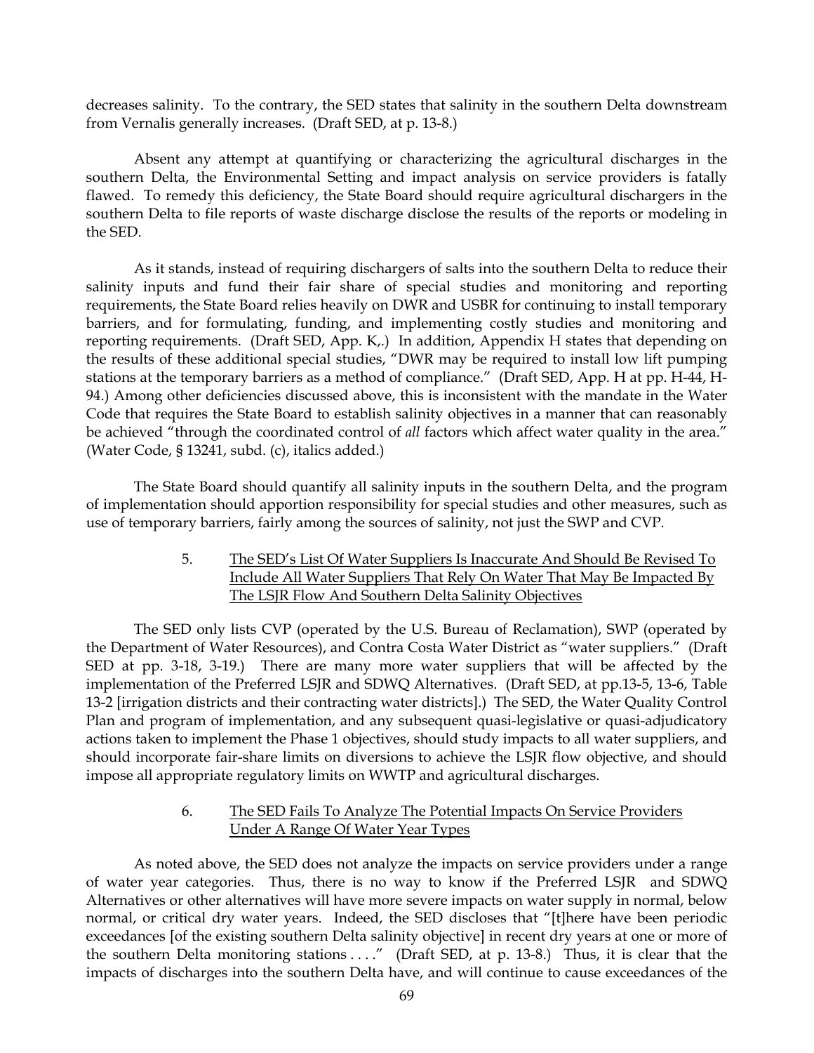decreases salinity. To the contrary, the SED states that salinity in the southern Delta downstream from Vernalis generally increases. (Draft SED, at p. 13-8.)

Absent any attempt at quantifying or characterizing the agricultural discharges in the southern Delta, the Environmental Setting and impact analysis on service providers is fatally flawed. To remedy this deficiency, the State Board should require agricultural dischargers in the southern Delta to file reports of waste discharge disclose the results of the reports or modeling in the SED.

As it stands, instead of requiring dischargers of salts into the southern Delta to reduce their salinity inputs and fund their fair share of special studies and monitoring and reporting requirements, the State Board relies heavily on DWR and USBR for continuing to install temporary barriers, and for formulating, funding, and implementing costly studies and monitoring and reporting requirements. (Draft SED, App. K,.) In addition, Appendix H states that depending on the results of these additional special studies, "DWR may be required to install low lift pumping stations at the temporary barriers as a method of compliance." (Draft SED, App. H at pp. H-44, H-94.) Among other deficiencies discussed above, this is inconsistent with the mandate in the Water Code that requires the State Board to establish salinity objectives in a manner that can reasonably be achieved "through the coordinated control of *all* factors which affect water quality in the area." (Water Code, § 13241, subd. (c), italics added.)

The State Board should quantify all salinity inputs in the southern Delta, and the program of implementation should apportion responsibility for special studies and other measures, such as use of temporary barriers, fairly among the sources of salinity, not just the SWP and CVP.

5. <u>The SED's List Of Water Suppliers Is Inaccurate And Should Be Revised To Include All Water Suppliers That Rely On Water That May Be Impacted By The LSJR Flow And Southern Delta Salinity Objectives</u>

The SED only lists CVP (operated by the U.S. Bureau of Reclamation), SWP (operated by the Department of Water Resources), and Contra Costa Water District as "water suppliers." (Draft SED at pp. 3-18, 3-19.) There are many more water suppliers that will be affected by the implementation of the Preferred LSJR and SDWQ Alternatives. (Draft SED, at pp.13-5, 13-6, Table 13-2 [irrigation districts and their contracting water districts].) The SED, the Water Quality Control Plan and program of implementation, and any subsequent quasi-legislative or quasi-adjudicatory actions taken to implement the Phase 1 objectives, should study impacts to all water suppliers, and should incorporate fair-share limits on diversions to achieve the LSJR flow objective, and should impose all appropriate regulatory limits on WWTP and agricultural discharges.

6. <u>The SED Fails To Analyze The Potential Impacts On Service Providers Under A Range Of Water Year Types</u>

As noted above, the SED does not analyze the impacts on service providers under a range of water year categories. Thus, there is no way to know if the Preferred LSJR and SDWQ Alternatives or other alternatives will have more severe impacts on water supply in normal, below normal, or critical dry water years. Indeed, the SED discloses that "[t]here have been periodic exceedances [of the existing southern Delta salinity objective] in recent dry years at one or more of the southern Delta monitoring stations . . . ." (Draft SED, at p. 13-8.) Thus, it is clear that the impacts of discharges into the southern Delta have, and will continue to cause exceedances of the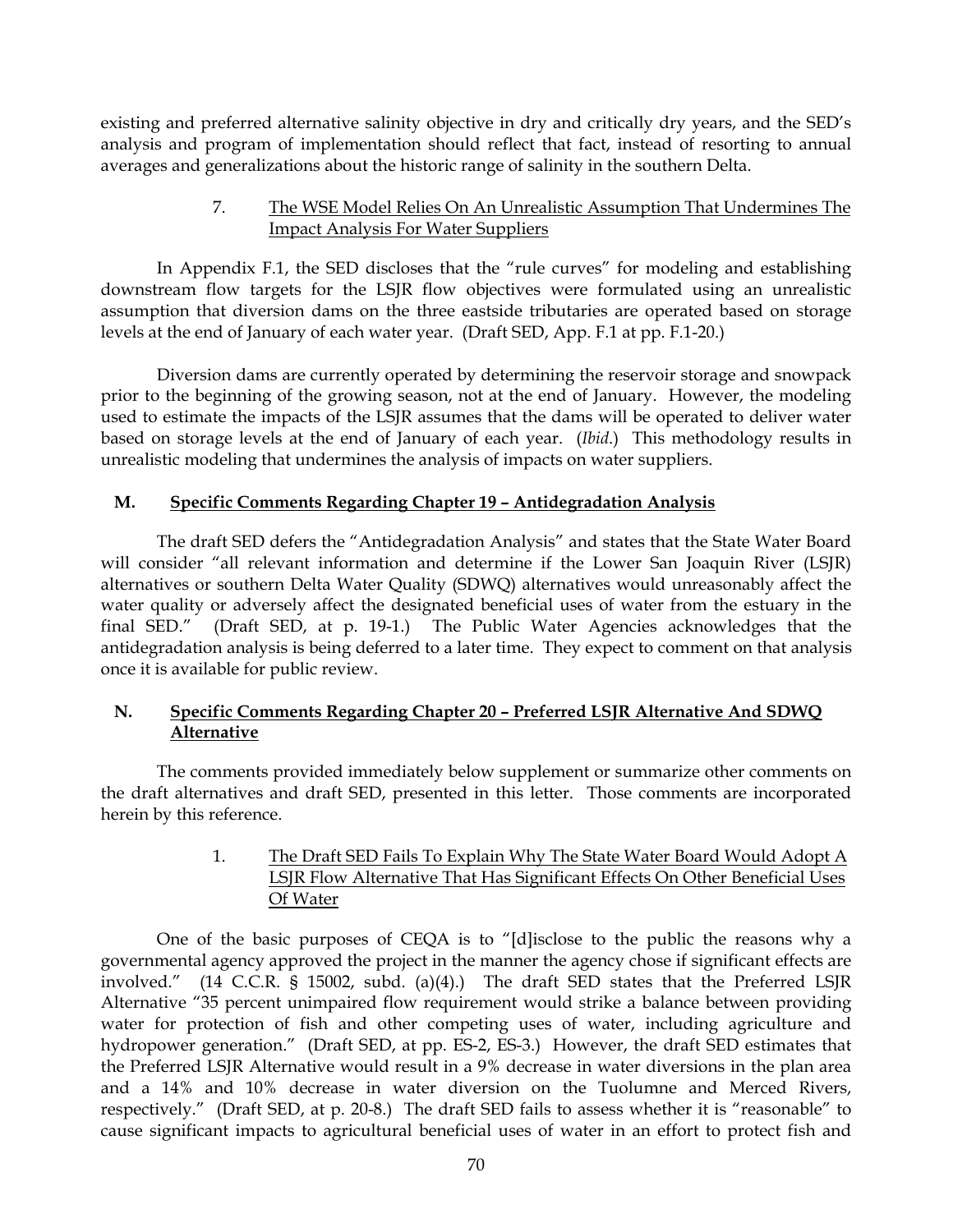existing and preferred alternative salinity objective in dry and critically dry years, and the SED's analysis and program of implementation should reflect that fact, instead of resorting to annual averages and generalizations about the historic range of salinity in the southern Delta.

7. <u>The WSE Model Relies On An Unrealistic Assumption That Undermines The Impact Analysis For Water Suppliers</u>

In Appendix F.1, the SED discloses that the "rule curves" for modeling and establishing downstream flow targets for the LSJR flow objectives were formulated using an unrealistic assumption that diversion dams on the three eastside tributaries are operated based on storage levels at the end of January of each water year. (Draft SED, App. F.1 at pp. F.1-20.)

Diversion dams are currently operated by determining the reservoir storage and snowpack prior to the beginning of the growing season, not at the end of January. However, the modeling used to estimate the impacts of the LSJR assumes that the dams will be operated to deliver water based on storage levels at the end of January of each year. (*Ibid*.) This methodology results in unrealistic modeling that undermines the analysis of impacts on water suppliers.

## M. <u>Specific Comments Regarding Chapter 19 – Antidegradation Analysis</u>

The draft SED defers the "Antidegradation Analysis" and states that the State Water Board will consider "all relevant information and determine if the Lower San Joaquin River (LSJR) alternatives or southern Delta Water Quality (SDWQ) alternatives would unreasonably affect the water quality or adversely affect the designated beneficial uses of water from the estuary in the final SED." (Draft SED, at p. 19-1.) The Public Water Agencies acknowledges that the antidegradation analysis is being deferred to a later time. They expect to comment on that analysis once it is available for public review.

## N. <u>Specific Comments Regarding Chapter 20 – Preferred LSJR Alternative And SDWQ Alternative</u>

The comments provided immediately below supplement or summarize other comments on the draft alternatives and draft SED, presented in this letter. Those comments are incorporated herein by this reference.

1. <u>The Draft SED Fails To Explain Why The State Water Board Would Adopt A LSJR Flow Alternative That Has Significant Effects On Other Beneficial Uses Of Water</u>

One of the basic purposes of CEQA is to "[d]isclose to the public the reasons why a governmental agency approved the project in the manner the agency chose if significant effects are involved." (14 C.C.R. § 15002, subd. (a)(4).) The draft SED states that the Preferred LSJR Alternative "35 percent unimpaired flow requirement would strike a balance between providing water for protection of fish and other competing uses of water, including agriculture and hydropower generation." (Draft SED, at pp. ES-2, ES-3.) However, the draft SED estimates that the Preferred LSJR Alternative would result in a 9% decrease in water diversions in the plan area and a 14% and 10% decrease in water diversion on the Tuolumne and Merced Rivers, respectively." (Draft SED, at p. 20-8.) The draft SED fails to assess whether it is "reasonable" to cause significant impacts to agricultural beneficial uses of water in an effort to protect fish and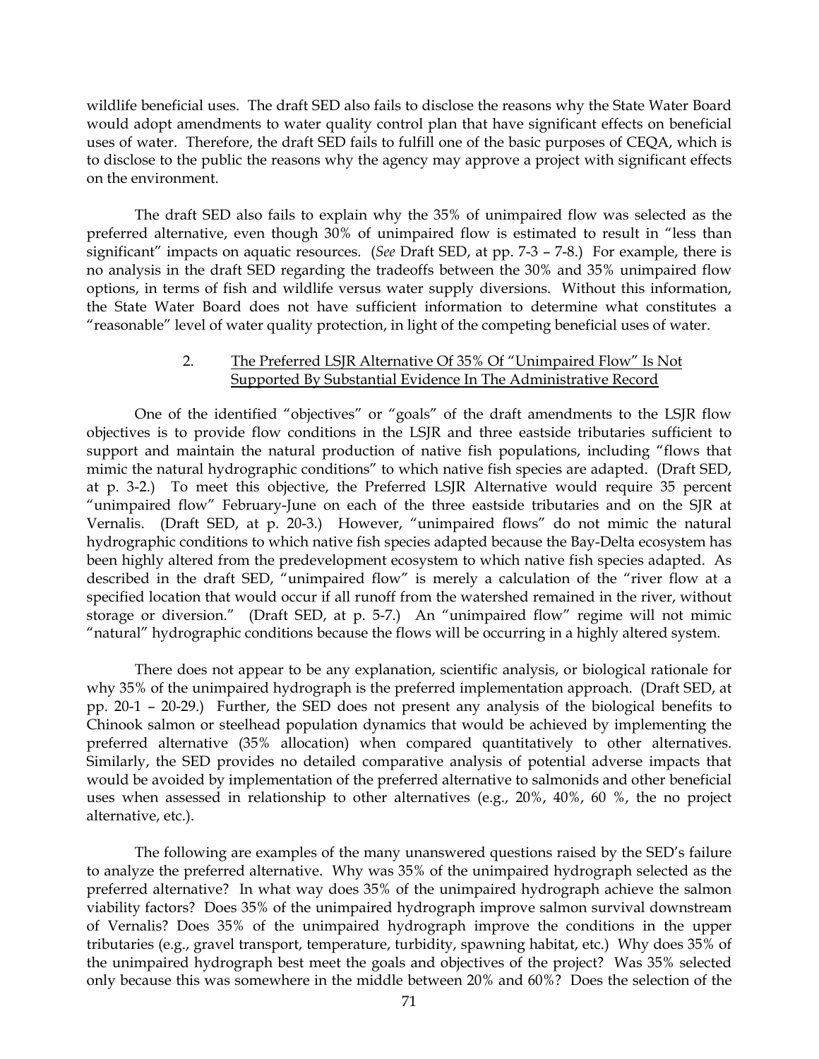wildlife beneficial uses. The draft SED also fails to disclose the reasons why the State Water Board would adopt amendments to water quality control plan that have significant effects on beneficial uses of water. Therefore, the draft SED fails to fulfill one of the basic purposes of CEQA, which is to disclose to the public the reasons why the agency may approve a project with significant effects on the environment.

The draft SED also fails to explain why the 35% of unimpaired flow was selected as the preferred alternative, even though 30% of unimpaired flow is estimated to result in "less than significant" impacts on aquatic resources. (*See* Draft SED, at pp. 7-3 – 7-8.) For example, there is no analysis in the draft SED regarding the tradeoffs between the 30% and 35% unimpaired flow options, in terms of fish and wildlife versus water supply diversions. Without this information, the State Water Board does not have sufficient information to determine what constitutes a "reasonable" level of water quality protection, in light of the competing beneficial uses of water.

2. <u>The Preferred LSJR Alternative Of 35% Of "Unimpaired Flow" Is Not Supported By Substantial Evidence In The Administrative Record</u>

One of the identified "objectives" or "goals" of the draft amendments to the LSJR flow objectives is to provide flow conditions in the LSJR and three eastside tributaries sufficient to support and maintain the natural production of native fish populations, including "flows that mimic the natural hydrographic conditions" to which native fish species are adapted. (Draft SED, at p. 3-2.) To meet this objective, the Preferred LSJR Alternative would require 35 percent "unimpaired flow" February-June on each of the three eastside tributaries and on the SJR at Vernalis. (Draft SED, at p. 20-3.) However, "unimpaired flows" do not mimic the natural hydrographic conditions to which native fish species adapted because the Bay-Delta ecosystem has been highly altered from the predevelopment ecosystem to which native fish species adapted. As described in the draft SED, "unimpaired flow" is merely a calculation of the "river flow at a specified location that would occur if all runoff from the watershed remained in the river, without storage or diversion." (Draft SED, at p. 5-7.) An "unimpaired flow" regime will not mimic "natural" hydrographic conditions because the flows will be occurring in a highly altered system.

There does not appear to be any explanation, scientific analysis, or biological rationale for why 35% of the unimpaired hydrograph is the preferred implementation approach. (Draft SED, at pp. 20-1 – 20-29.) Further, the SED does not present any analysis of the biological benefits to Chinook salmon or steelhead population dynamics that would be achieved by implementing the preferred alternative (35% allocation) when compared quantitatively to other alternatives. Similarly, the SED provides no detailed comparative analysis of potential adverse impacts that would be avoided by implementation of the preferred alternative to salmonids and other beneficial uses when assessed in relationship to other alternatives (e.g., 20%, 40%, 60 %, the no project alternative, etc.).

The following are examples of the many unanswered questions raised by the SED's failure to analyze the preferred alternative. Why was 35% of the unimpaired hydrograph selected as the preferred alternative? In what way does 35% of the unimpaired hydrograph achieve the salmon viability factors? Does 35% of the unimpaired hydrograph improve salmon survival downstream of Vernalis? Does 35% of the unimpaired hydrograph improve the conditions in the upper tributaries (e.g., gravel transport, temperature, turbidity, spawning habitat, etc.) Why does 35% of the unimpaired hydrograph best meet the goals and objectives of the project? Was 35% selected only because this was somewhere in the middle between 20% and 60%? Does the selection of the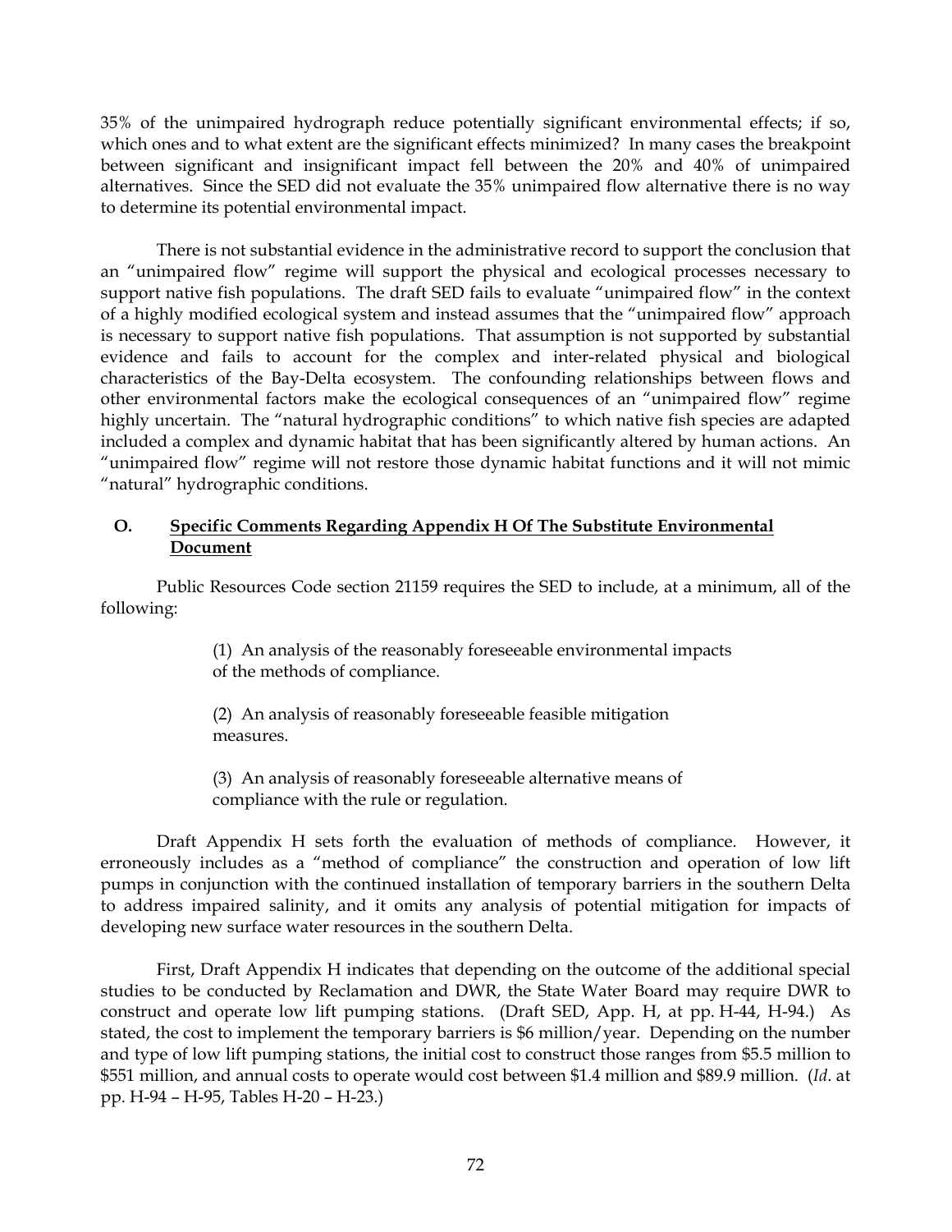35% of the unimpaired hydrograph reduce potentially significant environmental effects; if so, which ones and to what extent are the significant effects minimized? In many cases the breakpoint between significant and insignificant impact fell between the 20% and 40% of unimpaired alternatives. Since the SED did not evaluate the 35% unimpaired flow alternative there is no way to determine its potential environmental impact.

There is not substantial evidence in the administrative record to support the conclusion that an "unimpaired flow" regime will support the physical and ecological processes necessary to support native fish populations. The draft SED fails to evaluate "unimpaired flow" in the context of a highly modified ecological system and instead assumes that the "unimpaired flow" approach is necessary to support native fish populations. That assumption is not supported by substantial evidence and fails to account for the complex and inter-related physical and biological characteristics of the Bay-Delta ecosystem. The confounding relationships between flows and other environmental factors make the ecological consequences of an "unimpaired flow" regime highly uncertain. The "natural hydrographic conditions" to which native fish species are adapted included a complex and dynamic habitat that has been significantly altered by human actions. An "unimpaired flow" regime will not restore those dynamic habitat functions and it will not mimic "natural" hydrographic conditions.

## O. Specific Comments Regarding Appendix H Of The Substitute Environmental Document

Public Resources Code section 21159 requires the SED to include, at a minimum, all of the following:

> (1) An analysis of the reasonably foreseeable environmental impacts of the methods of compliance.
>
> (2) An analysis of reasonably foreseeable feasible mitigation measures.
>
> (3) An analysis of reasonably foreseeable alternative means of compliance with the rule or regulation.

Draft Appendix H sets forth the evaluation of methods of compliance. However, it erroneously includes as a "method of compliance" the construction and operation of low lift pumps in conjunction with the continued installation of temporary barriers in the southern Delta to address impaired salinity, and it omits any analysis of potential mitigation for impacts of developing new surface water resources in the southern Delta.

First, Draft Appendix H indicates that depending on the outcome of the additional special studies to be conducted by Reclamation and DWR, the State Water Board may require DWR to construct and operate low lift pumping stations. (Draft SED, App. H, at pp. H-44, H-94.) As stated, the cost to implement the temporary barriers is $6 million/year. Depending on the number and type of low lift pumping stations, the initial cost to construct those ranges from $5.5 million to $551 million, and annual costs to operate would cost between $1.4 million and $89.9 million. (*Id*. at pp. H-94 – H-95, Tables H-20 – H-23.)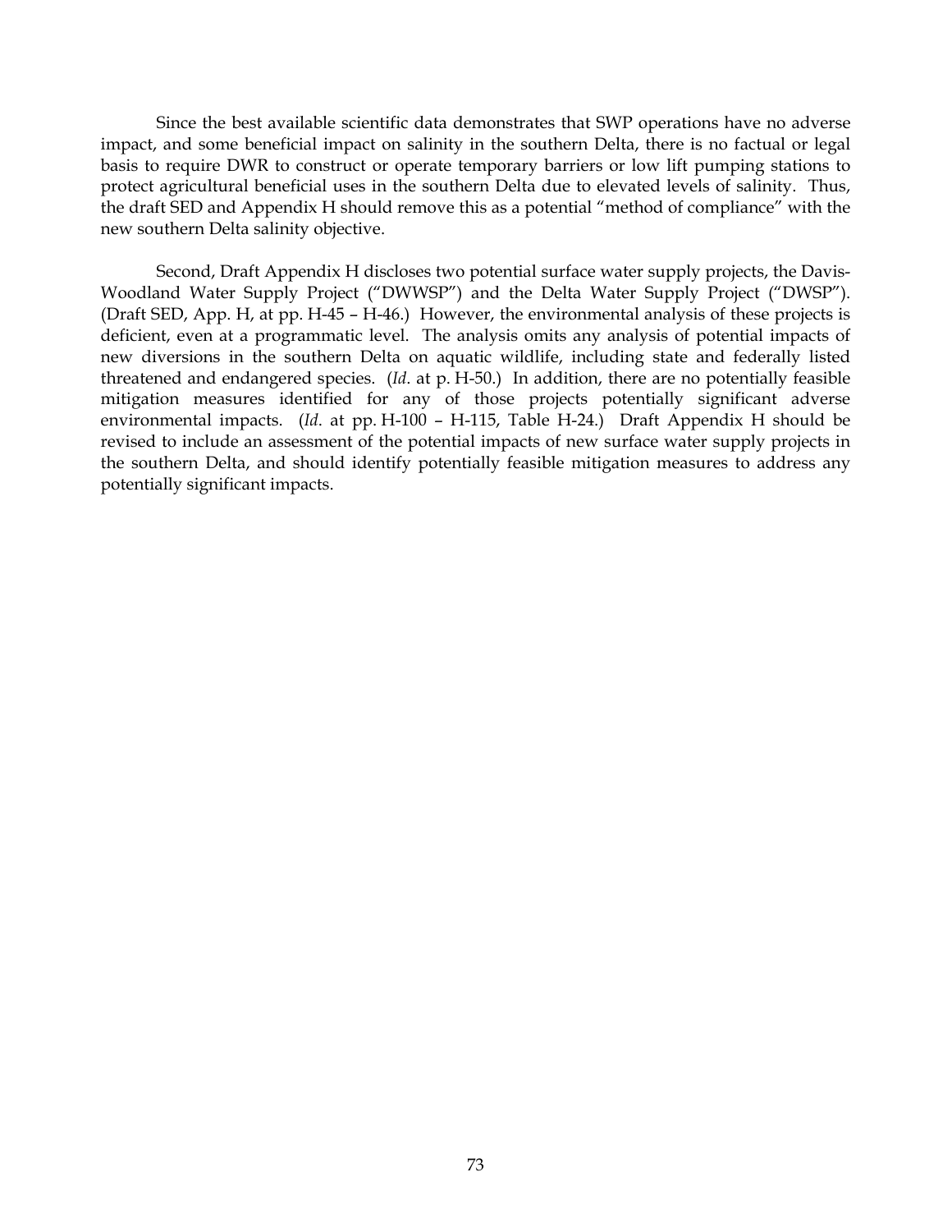Since the best available scientific data demonstrates that SWP operations have no adverse impact, and some beneficial impact on salinity in the southern Delta, there is no factual or legal basis to require DWR to construct or operate temporary barriers or low lift pumping stations to protect agricultural beneficial uses in the southern Delta due to elevated levels of salinity. Thus, the draft SED and Appendix H should remove this as a potential "method of compliance" with the new southern Delta salinity objective.

Second, Draft Appendix H discloses two potential surface water supply projects, the Davis-Woodland Water Supply Project ("DWWSP") and the Delta Water Supply Project ("DWSP"). (Draft SED, App. H, at pp. H-45 – H-46.) However, the environmental analysis of these projects is deficient, even at a programmatic level. The analysis omits any analysis of potential impacts of new diversions in the southern Delta on aquatic wildlife, including state and federally listed threatened and endangered species. (*Id*. at p. H-50.) In addition, there are no potentially feasible mitigation measures identified for any of those projects potentially significant adverse environmental impacts. (*Id*. at pp. H-100 – H-115, Table H-24.) Draft Appendix H should be revised to include an assessment of the potential impacts of new surface water supply projects in the southern Delta, and should identify potentially feasible mitigation measures to address any potentially significant impacts.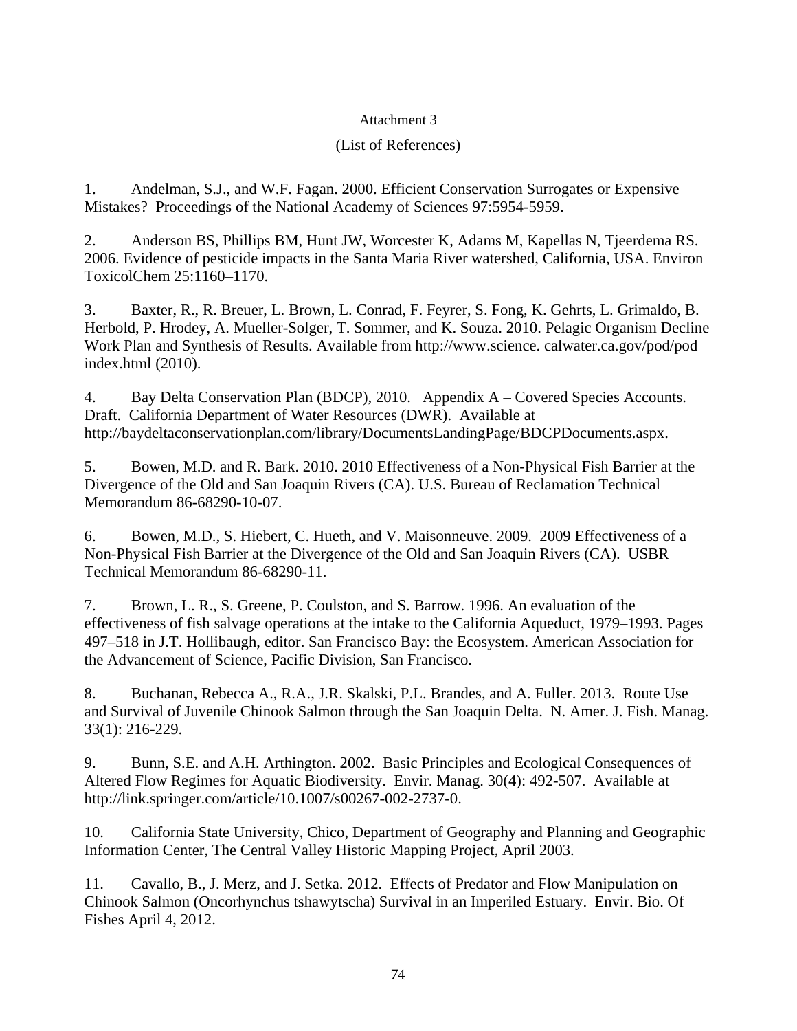Attachment 3

(List of References)

1. Andelman, S.J., and W.F. Fagan. 2000. Efficient Conservation Surrogates or Expensive Mistakes? Proceedings of the National Academy of Sciences 97:5954-5959.

2. Anderson BS, Phillips BM, Hunt JW, Worcester K, Adams M, Kapellas N, Tjeerdema RS. 2006. Evidence of pesticide impacts in the Santa Maria River watershed, California, USA. Environ ToxicolChem 25:1160–1170.

3. Baxter, R., R. Breuer, L. Brown, L. Conrad, F. Feyrer, S. Fong, K. Gehrts, L. Grimaldo, B. Herbold, P. Hrodey, A. Mueller-Solger, T. Sommer, and K. Souza. 2010. Pelagic Organism Decline Work Plan and Synthesis of Results. Available from http://www.science. calwater.ca.gov/pod/pod index.html (2010).

4. Bay Delta Conservation Plan (BDCP), 2010. Appendix A – Covered Species Accounts. Draft. California Department of Water Resources (DWR). Available at http://baydeltaconservationplan.com/library/DocumentsLandingPage/BDCPDocuments.aspx.

5. Bowen, M.D. and R. Bark. 2010. 2010 Effectiveness of a Non-Physical Fish Barrier at the Divergence of the Old and San Joaquin Rivers (CA). U.S. Bureau of Reclamation Technical Memorandum 86-68290-10-07.

6. Bowen, M.D., S. Hiebert, C. Hueth, and V. Maisonneuve. 2009. 2009 Effectiveness of a Non-Physical Fish Barrier at the Divergence of the Old and San Joaquin Rivers (CA). USBR Technical Memorandum 86-68290-11.

7. Brown, L. R., S. Greene, P. Coulston, and S. Barrow. 1996. An evaluation of the effectiveness of fish salvage operations at the intake to the California Aqueduct, 1979–1993. Pages 497–518 in J.T. Hollibaugh, editor. San Francisco Bay: the Ecosystem. American Association for the Advancement of Science, Pacific Division, San Francisco.

8. Buchanan, Rebecca A., R.A., J.R. Skalski, P.L. Brandes, and A. Fuller. 2013. Route Use and Survival of Juvenile Chinook Salmon through the San Joaquin Delta. N. Amer. J. Fish. Manag. 33(1): 216-229.

9. Bunn, S.E. and A.H. Arthington. 2002. Basic Principles and Ecological Consequences of Altered Flow Regimes for Aquatic Biodiversity. Envir. Manag. 30(4): 492-507. Available at http://link.springer.com/article/10.1007/s00267-002-2737-0.

10. California State University, Chico, Department of Geography and Planning and Geographic Information Center, The Central Valley Historic Mapping Project, April 2003.

11. Cavallo, B., J. Merz, and J. Setka. 2012. Effects of Predator and Flow Manipulation on Chinook Salmon (Oncorhynchus tshawytscha) Survival in an Imperiled Estuary. Envir. Bio. Of Fishes April 4, 2012.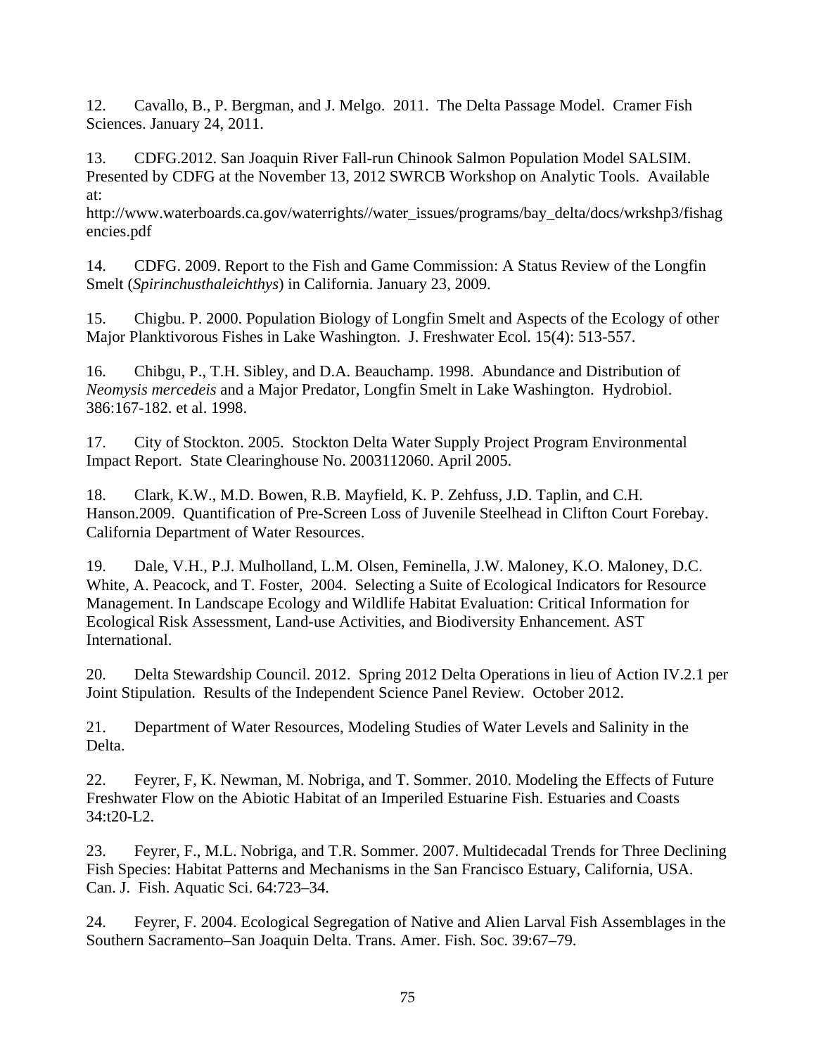12. Cavallo, B., P. Bergman, and J. Melgo. 2011. The Delta Passage Model. Cramer Fish Sciences. January 24, 2011.

13. CDFG.2012. San Joaquin River Fall-run Chinook Salmon Population Model SALSIM. Presented by CDFG at the November 13, 2012 SWRCB Workshop on Analytic Tools. Available at: http://www.waterboards.ca.gov/waterrights//water_issues/programs/bay_delta/docs/wrkshp3/fishagencies.pdf

14. CDFG. 2009. Report to the Fish and Game Commission: A Status Review of the Longfin Smelt (*Spirinchusthaleichthys*) in California. January 23, 2009.

15. Chigbu. P. 2000. Population Biology of Longfin Smelt and Aspects of the Ecology of other Major Planktivorous Fishes in Lake Washington. J. Freshwater Ecol. 15(4): 513-557.

16. Chibgu, P., T.H. Sibley, and D.A. Beauchamp. 1998. Abundance and Distribution of *Neomysis mercedeis* and a Major Predator, Longfin Smelt in Lake Washington. Hydrobiol. 386:167-182. et al. 1998.

17. City of Stockton. 2005. Stockton Delta Water Supply Project Program Environmental Impact Report. State Clearinghouse No. 2003112060. April 2005.

18. Clark, K.W., M.D. Bowen, R.B. Mayfield, K. P. Zehfuss, J.D. Taplin, and C.H. Hanson.2009. Quantification of Pre-Screen Loss of Juvenile Steelhead in Clifton Court Forebay. California Department of Water Resources.

19. Dale, V.H., P.J. Mulholland, L.M. Olsen, Feminella, J.W. Maloney, K.O. Maloney, D.C. White, A. Peacock, and T. Foster, 2004. Selecting a Suite of Ecological Indicators for Resource Management. In Landscape Ecology and Wildlife Habitat Evaluation: Critical Information for Ecological Risk Assessment, Land-use Activities, and Biodiversity Enhancement. AST International.

20. Delta Stewardship Council. 2012. Spring 2012 Delta Operations in lieu of Action IV.2.1 per Joint Stipulation. Results of the Independent Science Panel Review. October 2012.

21. Department of Water Resources, Modeling Studies of Water Levels and Salinity in the Delta.

22. Feyrer, F, K. Newman, M. Nobriga, and T. Sommer. 2010. Modeling the Effects of Future Freshwater Flow on the Abiotic Habitat of an Imperiled Estuarine Fish. Estuaries and Coasts 34:t20-L2.

23. Feyrer, F., M.L. Nobriga, and T.R. Sommer. 2007. Multidecadal Trends for Three Declining Fish Species: Habitat Patterns and Mechanisms in the San Francisco Estuary, California, USA. Can. J. Fish. Aquatic Sci. 64:723–34.

24. Feyrer, F. 2004. Ecological Segregation of Native and Alien Larval Fish Assemblages in the Southern Sacramento–San Joaquin Delta. Trans. Amer. Fish. Soc. 39:67–79.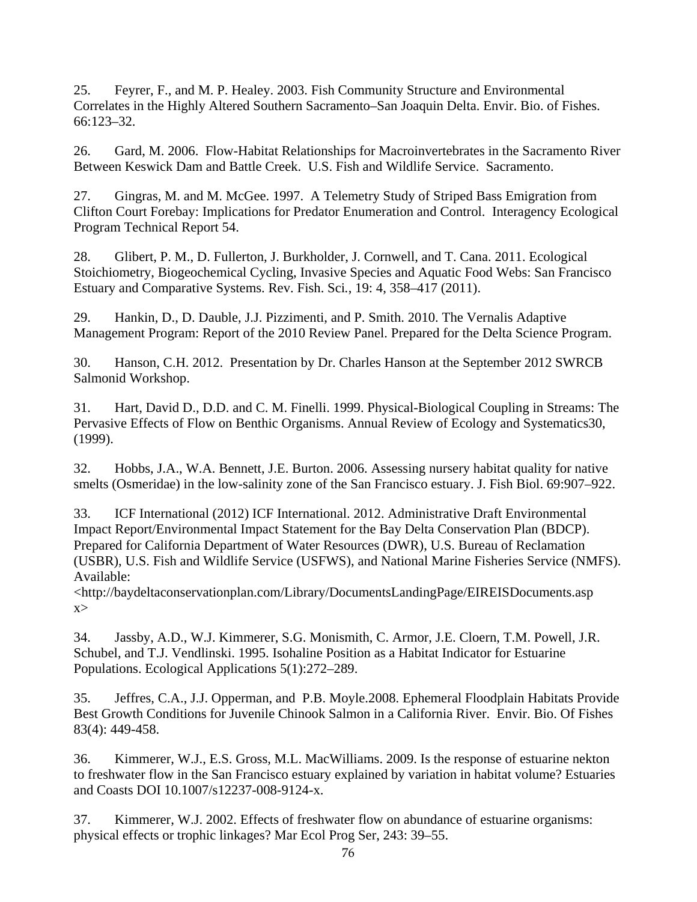25. Feyrer, F., and M. P. Healey. 2003. Fish Community Structure and Environmental Correlates in the Highly Altered Southern Sacramento–San Joaquin Delta. Envir. Bio. of Fishes. 66:123–32.

26. Gard, M. 2006. Flow-Habitat Relationships for Macroinvertebrates in the Sacramento River Between Keswick Dam and Battle Creek. U.S. Fish and Wildlife Service. Sacramento.

27. Gingras, M. and M. McGee. 1997. A Telemetry Study of Striped Bass Emigration from Clifton Court Forebay: Implications for Predator Enumeration and Control. Interagency Ecological Program Technical Report 54.

28. Glibert, P. M., D. Fullerton, J. Burkholder, J. Cornwell, and T. Cana. 2011. Ecological Stoichiometry, Biogeochemical Cycling, Invasive Species and Aquatic Food Webs: San Francisco Estuary and Comparative Systems. Rev. Fish. Sci., 19: 4, 358–417 (2011).

29. Hankin, D., D. Dauble, J.J. Pizzimenti, and P. Smith. 2010. The Vernalis Adaptive Management Program: Report of the 2010 Review Panel. Prepared for the Delta Science Program.

30. Hanson, C.H. 2012. Presentation by Dr. Charles Hanson at the September 2012 SWRCB Salmonid Workshop.

31. Hart, David D., D.D. and C. M. Finelli. 1999. Physical-Biological Coupling in Streams: The Pervasive Effects of Flow on Benthic Organisms. Annual Review of Ecology and Systematics30, (1999).

32. Hobbs, J.A., W.A. Bennett, J.E. Burton. 2006. Assessing nursery habitat quality for native smelts (Osmeridae) in the low-salinity zone of the San Francisco estuary. J. Fish Biol. 69:907–922.

33. ICF International (2012) ICF International. 2012. Administrative Draft Environmental Impact Report/Environmental Impact Statement for the Bay Delta Conservation Plan (BDCP). Prepared for California Department of Water Resources (DWR), U.S. Bureau of Reclamation (USBR), U.S. Fish and Wildlife Service (USFWS), and National Marine Fisheries Service (NMFS). Available: <http://baydeltaconservationplan.com/Library/DocumentsLandingPage/EIREISDocuments.aspx>

34. Jassby, A.D., W.J. Kimmerer, S.G. Monismith, C. Armor, J.E. Cloern, T.M. Powell, J.R. Schubel, and T.J. Vendlinski. 1995. Isohaline Position as a Habitat Indicator for Estuarine Populations. Ecological Applications 5(1):272–289.

35. Jeffres, C.A., J.J. Opperman, and P.B. Moyle.2008. Ephemeral Floodplain Habitats Provide Best Growth Conditions for Juvenile Chinook Salmon in a California River. Envir. Bio. Of Fishes 83(4): 449-458.

36. Kimmerer, W.J., E.S. Gross, M.L. MacWilliams. 2009. Is the response of estuarine nekton to freshwater flow in the San Francisco estuary explained by variation in habitat volume? Estuaries and Coasts DOI 10.1007/s12237-008-9124-x.

37. Kimmerer, W.J. 2002. Effects of freshwater flow on abundance of estuarine organisms: physical effects or trophic linkages? Mar Ecol Prog Ser, 243: 39–55.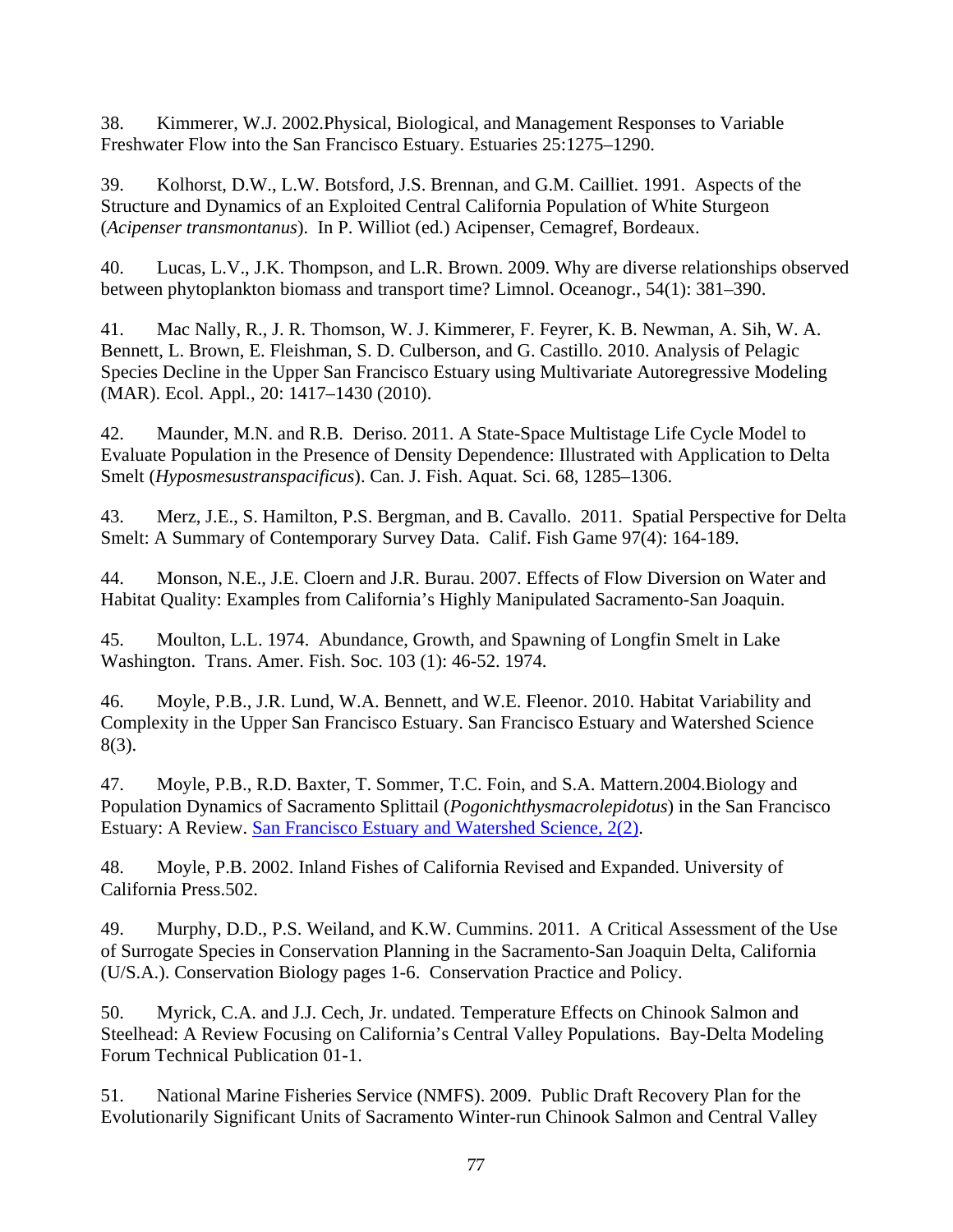38. Kimmerer, W.J. 2002.Physical, Biological, and Management Responses to Variable Freshwater Flow into the San Francisco Estuary. Estuaries 25:1275–1290.

39. Kolhorst, D.W., L.W. Botsford, J.S. Brennan, and G.M. Cailliet. 1991. Aspects of the Structure and Dynamics of an Exploited Central California Population of White Sturgeon (*Acipenser transmontanus*). In P. Williot (ed.) Acipenser, Cemagref, Bordeaux.

40. Lucas, L.V., J.K. Thompson, and L.R. Brown. 2009. Why are diverse relationships observed between phytoplankton biomass and transport time? Limnol. Oceanogr., 54(1): 381–390.

41. Mac Nally, R., J. R. Thomson, W. J. Kimmerer, F. Feyrer, K. B. Newman, A. Sih, W. A. Bennett, L. Brown, E. Fleishman, S. D. Culberson, and G. Castillo. 2010. Analysis of Pelagic Species Decline in the Upper San Francisco Estuary using Multivariate Autoregressive Modeling (MAR). Ecol. Appl., 20: 1417–1430 (2010).

42. Maunder, M.N. and R.B. Deriso. 2011. A State-Space Multistage Life Cycle Model to Evaluate Population in the Presence of Density Dependence: Illustrated with Application to Delta Smelt (*Hyposmesustranspacificus*). Can. J. Fish. Aquat. Sci. 68, 1285–1306.

43. Merz, J.E., S. Hamilton, P.S. Bergman, and B. Cavallo. 2011. Spatial Perspective for Delta Smelt: A Summary of Contemporary Survey Data. Calif. Fish Game 97(4): 164-189.

44. Monson, N.E., J.E. Cloern and J.R. Burau. 2007. Effects of Flow Diversion on Water and Habitat Quality: Examples from California's Highly Manipulated Sacramento-San Joaquin.

45. Moulton, L.L. 1974. Abundance, Growth, and Spawning of Longfin Smelt in Lake Washington. Trans. Amer. Fish. Soc. 103 (1): 46-52. 1974.

46. Moyle, P.B., J.R. Lund, W.A. Bennett, and W.E. Fleenor. 2010. Habitat Variability and Complexity in the Upper San Francisco Estuary. San Francisco Estuary and Watershed Science 8(3).

47. Moyle, P.B., R.D. Baxter, T. Sommer, T.C. Foin, and S.A. Mattern.2004.Biology and Population Dynamics of Sacramento Splittail (*Pogonichthysmacrolepidotus*) in the San Francisco Estuary: A Review. San Francisco Estuary and Watershed Science, 2(2).

48. Moyle, P.B. 2002. Inland Fishes of California Revised and Expanded. University of California Press.502.

49. Murphy, D.D., P.S. Weiland, and K.W. Cummins. 2011. A Critical Assessment of the Use of Surrogate Species in Conservation Planning in the Sacramento-San Joaquin Delta, California (U/S.A.). Conservation Biology pages 1-6. Conservation Practice and Policy.

50. Myrick, C.A. and J.J. Cech, Jr. undated. Temperature Effects on Chinook Salmon and Steelhead: A Review Focusing on California's Central Valley Populations. Bay-Delta Modeling Forum Technical Publication 01-1.

51. National Marine Fisheries Service (NMFS). 2009. Public Draft Recovery Plan for the Evolutionarily Significant Units of Sacramento Winter-run Chinook Salmon and Central Valley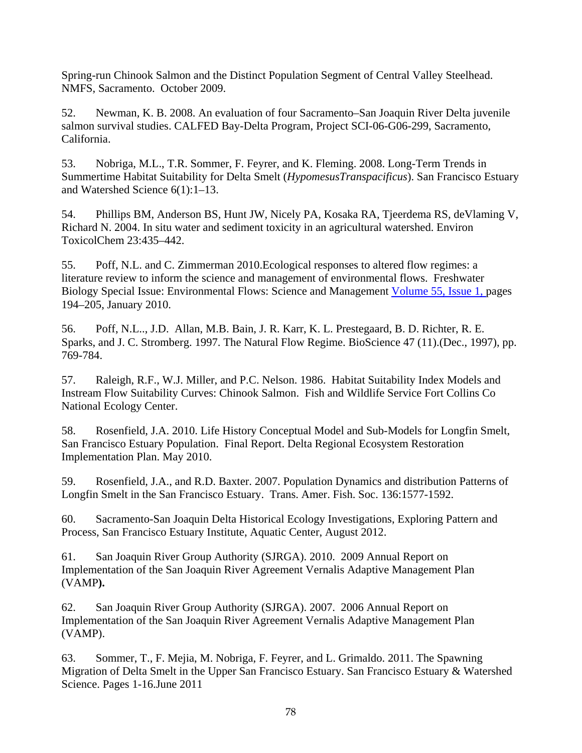Spring-run Chinook Salmon and the Distinct Population Segment of Central Valley Steelhead. NMFS, Sacramento. October 2009.

52. Newman, K. B. 2008. An evaluation of four Sacramento–San Joaquin River Delta juvenile salmon survival studies. CALFED Bay-Delta Program, Project SCI-06-G06-299, Sacramento, California.

53. Nobriga, M.L., T.R. Sommer, F. Feyrer, and K. Fleming. 2008. Long-Term Trends in Summertime Habitat Suitability for Delta Smelt (*HypomesusTranspacificus*). San Francisco Estuary and Watershed Science 6(1):1–13.

54. Phillips BM, Anderson BS, Hunt JW, Nicely PA, Kosaka RA, Tjeerdema RS, deVlaming V, Richard N. 2004. In situ water and sediment toxicity in an agricultural watershed. Environ ToxicolChem 23:435–442.

55. Poff, N.L. and C. Zimmerman 2010.Ecological responses to altered flow regimes: a literature review to inform the science and management of environmental flows. Freshwater Biology Special Issue: Environmental Flows: Science and Management Volume 55, Issue 1, pages 194–205, January 2010.

56. Poff, N.L.., J.D. Allan, M.B. Bain, J. R. Karr, K. L. Prestegaard, B. D. Richter, R. E. Sparks, and J. C. Stromberg. 1997. The Natural Flow Regime. BioScience 47 (11).(Dec., 1997), pp. 769-784.

57. Raleigh, R.F., W.J. Miller, and P.C. Nelson. 1986. Habitat Suitability Index Models and Instream Flow Suitability Curves: Chinook Salmon. Fish and Wildlife Service Fort Collins Co National Ecology Center.

58. Rosenfield, J.A. 2010. Life History Conceptual Model and Sub-Models for Longfin Smelt, San Francisco Estuary Population. Final Report. Delta Regional Ecosystem Restoration Implementation Plan. May 2010.

59. Rosenfield, J.A., and R.D. Baxter. 2007. Population Dynamics and distribution Patterns of Longfin Smelt in the San Francisco Estuary. Trans. Amer. Fish. Soc. 136:1577-1592.

60. Sacramento-San Joaquin Delta Historical Ecology Investigations, Exploring Pattern and Process, San Francisco Estuary Institute, Aquatic Center, August 2012.

61. San Joaquin River Group Authority (SJRGA). 2010. 2009 Annual Report on Implementation of the San Joaquin River Agreement Vernalis Adaptive Management Plan (VAMP**).**

62. San Joaquin River Group Authority (SJRGA). 2007. 2006 Annual Report on Implementation of the San Joaquin River Agreement Vernalis Adaptive Management Plan (VAMP).

63. Sommer, T., F. Mejia, M. Nobriga, F. Feyrer, and L. Grimaldo. 2011. The Spawning Migration of Delta Smelt in the Upper San Francisco Estuary. San Francisco Estuary & Watershed Science. Pages 1-16.June 2011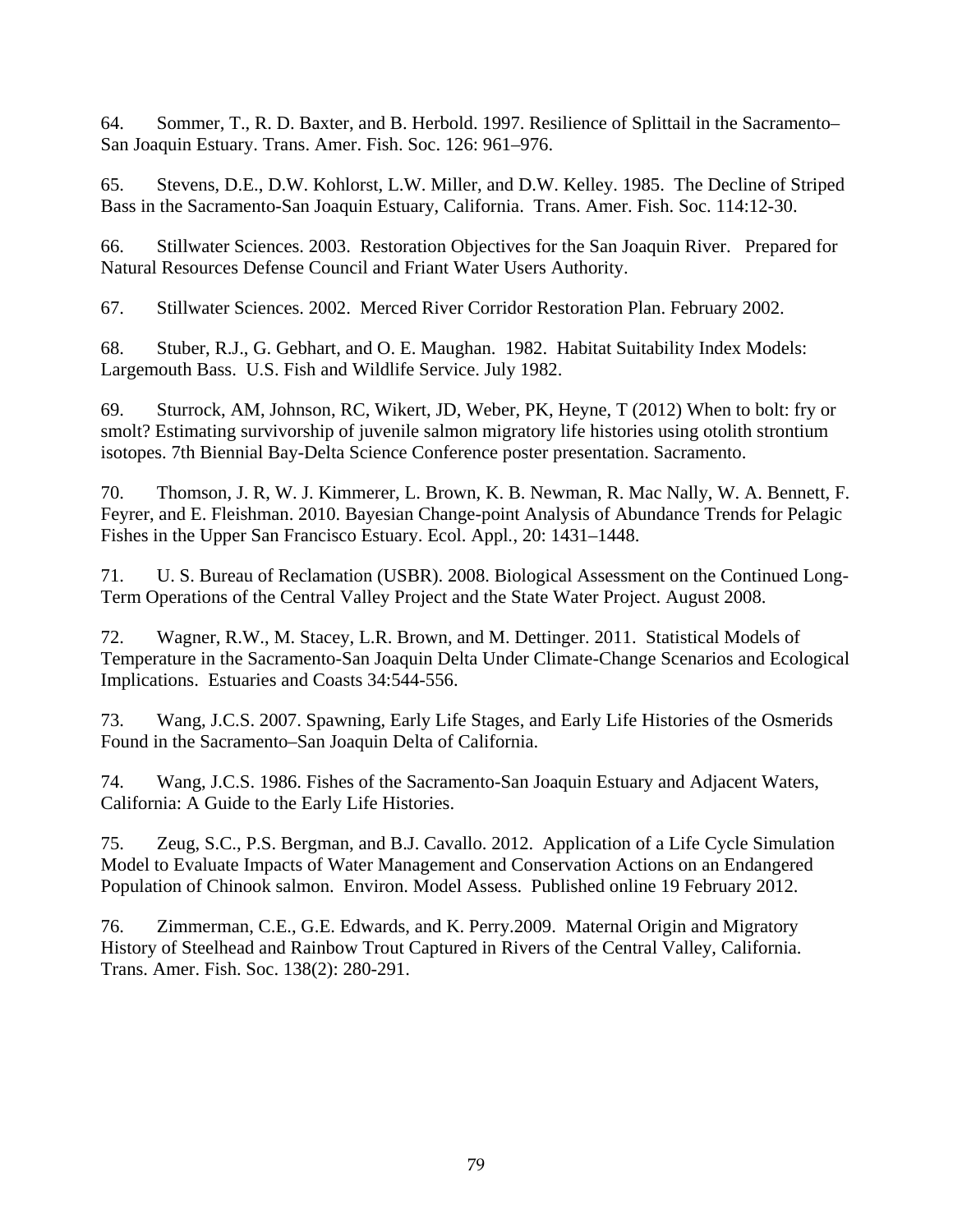64. Sommer, T., R. D. Baxter, and B. Herbold. 1997. Resilience of Splittail in the Sacramento–San Joaquin Estuary. Trans. Amer. Fish. Soc. 126: 961–976.

65. Stevens, D.E., D.W. Kohlorst, L.W. Miller, and D.W. Kelley. 1985. The Decline of Striped Bass in the Sacramento-San Joaquin Estuary, California. Trans. Amer. Fish. Soc. 114:12-30.

66. Stillwater Sciences. 2003. Restoration Objectives for the San Joaquin River. Prepared for Natural Resources Defense Council and Friant Water Users Authority.

67. Stillwater Sciences. 2002. Merced River Corridor Restoration Plan. February 2002.

68. Stuber, R.J., G. Gebhart, and O. E. Maughan. 1982. Habitat Suitability Index Models: Largemouth Bass. U.S. Fish and Wildlife Service. July 1982.

69. Sturrock, AM, Johnson, RC, Wikert, JD, Weber, PK, Heyne, T (2012) When to bolt: fry or smolt? Estimating survivorship of juvenile salmon migratory life histories using otolith strontium isotopes. 7th Biennial Bay-Delta Science Conference poster presentation. Sacramento.

70. Thomson, J. R, W. J. Kimmerer, L. Brown, K. B. Newman, R. Mac Nally, W. A. Bennett, F. Feyrer, and E. Fleishman. 2010. Bayesian Change-point Analysis of Abundance Trends for Pelagic Fishes in the Upper San Francisco Estuary. Ecol. Appl., 20: 1431–1448.

71. U. S. Bureau of Reclamation (USBR). 2008. Biological Assessment on the Continued Long-Term Operations of the Central Valley Project and the State Water Project. August 2008.

72. Wagner, R.W., M. Stacey, L.R. Brown, and M. Dettinger. 2011. Statistical Models of Temperature in the Sacramento-San Joaquin Delta Under Climate-Change Scenarios and Ecological Implications. Estuaries and Coasts 34:544-556.

73. Wang, J.C.S. 2007. Spawning, Early Life Stages, and Early Life Histories of the Osmerids Found in the Sacramento–San Joaquin Delta of California.

74. Wang, J.C.S. 1986. Fishes of the Sacramento-San Joaquin Estuary and Adjacent Waters, California: A Guide to the Early Life Histories.

75. Zeug, S.C., P.S. Bergman, and B.J. Cavallo. 2012. Application of a Life Cycle Simulation Model to Evaluate Impacts of Water Management and Conservation Actions on an Endangered Population of Chinook salmon. Environ. Model Assess. Published online 19 February 2012.

76. Zimmerman, C.E., G.E. Edwards, and K. Perry.2009. Maternal Origin and Migratory History of Steelhead and Rainbow Trout Captured in Rivers of the Central Valley, California. Trans. Amer. Fish. Soc. 138(2): 280-291.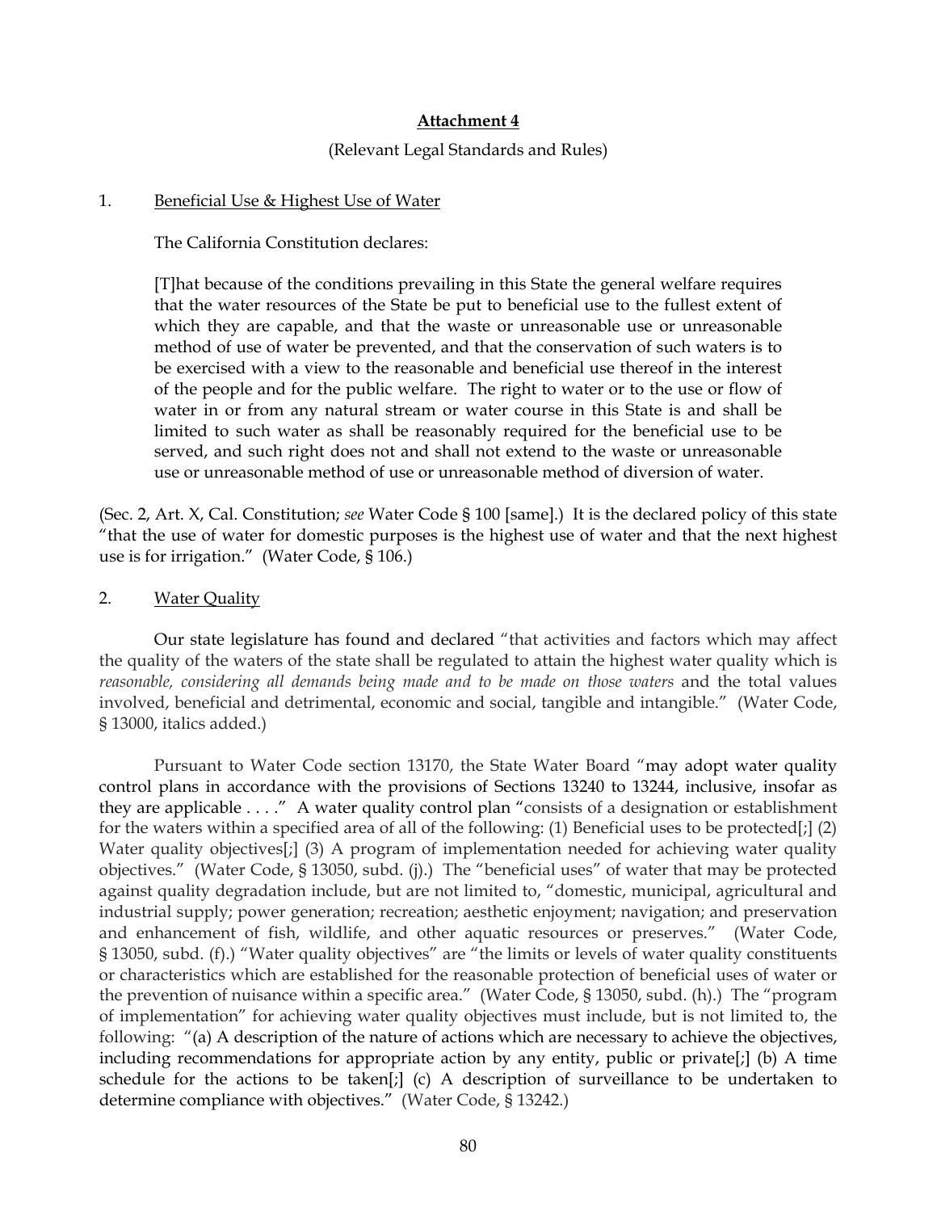**Attachment 4**

(Relevant Legal Standards and Rules)

1. Beneficial Use & Highest Use of Water

The California Constitution declares:

> [T]hat because of the conditions prevailing in this State the general welfare requires that the water resources of the State be put to beneficial use to the fullest extent of which they are capable, and that the waste or unreasonable use or unreasonable method of use of water be prevented, and that the conservation of such waters is to be exercised with a view to the reasonable and beneficial use thereof in the interest of the people and for the public welfare. The right to water or to the use or flow of water in or from any natural stream or water course in this State is and shall be limited to such water as shall be reasonably required for the beneficial use to be served, and such right does not and shall not extend to the waste or unreasonable use or unreasonable method of use or unreasonable method of diversion of water.

(Sec. 2, Art. X, Cal. Constitution; *see* Water Code § 100 [same].) It is the declared policy of this state "that the use of water for domestic purposes is the highest use of water and that the next highest use is for irrigation." (Water Code, § 106.)

2. Water Quality

Our state legislature has found and declared "that activities and factors which may affect the quality of the waters of the state shall be regulated to attain the highest water quality which is *reasonable, considering all demands being made and to be made on those waters* and the total values involved, beneficial and detrimental, economic and social, tangible and intangible." (Water Code, § 13000, italics added.)

Pursuant to Water Code section 13170, the State Water Board "may adopt water quality control plans in accordance with the provisions of Sections 13240 to 13244, inclusive, insofar as they are applicable . . . ." A water quality control plan "consists of a designation or establishment for the waters within a specified area of all of the following: (1) Beneficial uses to be protected[;] (2) Water quality objectives[;] (3) A program of implementation needed for achieving water quality objectives." (Water Code, § 13050, subd. (j).) The "beneficial uses" of water that may be protected against quality degradation include, but are not limited to, "domestic, municipal, agricultural and industrial supply; power generation; recreation; aesthetic enjoyment; navigation; and preservation and enhancement of fish, wildlife, and other aquatic resources or preserves." (Water Code, § 13050, subd. (f).) "Water quality objectives" are "the limits or levels of water quality constituents or characteristics which are established for the reasonable protection of beneficial uses of water or the prevention of nuisance within a specific area." (Water Code, § 13050, subd. (h).) The "program of implementation" for achieving water quality objectives must include, but is not limited to, the following: "(a) A description of the nature of actions which are necessary to achieve the objectives, including recommendations for appropriate action by any entity, public or private[;] (b) A time schedule for the actions to be taken[;] (c) A description of surveillance to be undertaken to determine compliance with objectives." (Water Code, § 13242.)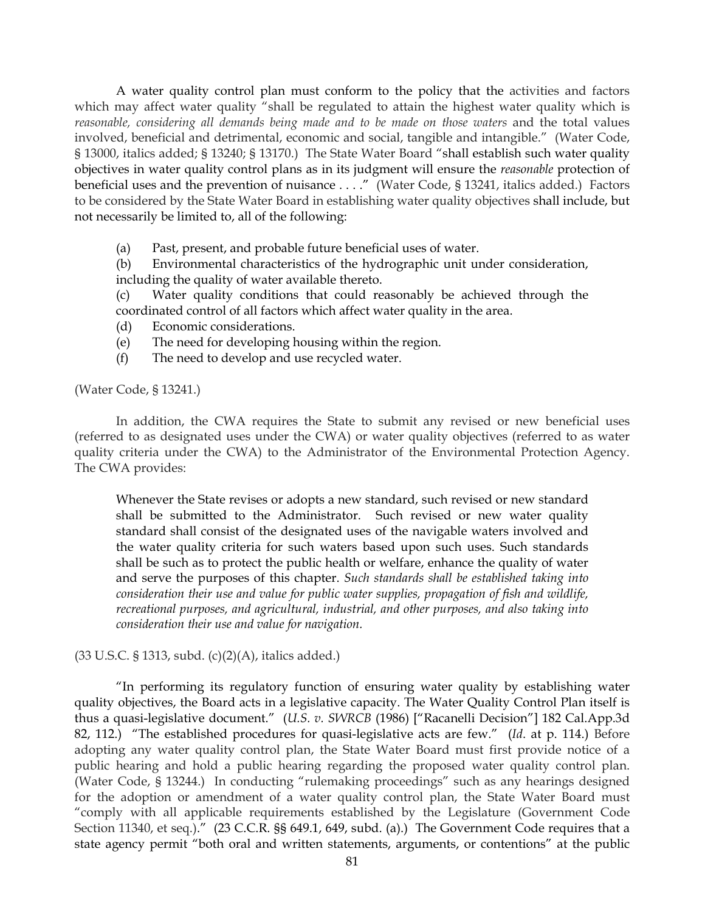A water quality control plan must conform to the policy that the activities and factors which may affect water quality "shall be regulated to attain the highest water quality which is *reasonable, considering all demands being made and to be made on those waters* and the total values involved, beneficial and detrimental, economic and social, tangible and intangible." (Water Code, § 13000, italics added.; § 13240; § 13170.) The State Water Board "shall establish such water quality objectives in water quality control plans as in its judgment will ensure the *reasonable* protection of beneficial uses and the prevention of nuisance . . . ." (Water Code, § 13241, italics added.) Factors to be considered by the State Water Board in establishing water quality objectives shall include, but not necessarily be limited to, all of the following:

> (a) Past, present, and probable future beneficial uses of water.
> (b) Environmental characteristics of the hydrographic unit under consideration, including the quality of water available thereto.
> (c) Water quality conditions that could reasonably be achieved through the coordinated control of all factors which affect water quality in the area.
> (d) Economic considerations.
> (e) The need for developing housing within the region.
> (f) The need to develop and use recycled water.

(Water Code, § 13241.)

In addition, the CWA requires the State to submit any revised or new beneficial uses (referred to as designated uses under the CWA) or water quality objectives (referred to as water quality criteria under the CWA) to the Administrator of the Environmental Protection Agency. The CWA provides:

> Whenever the State revises or adopts a new standard, such revised or new standard shall be submitted to the Administrator. Such revised or new water quality standard shall consist of the designated uses of the navigable waters involved and the water quality criteria for such waters based upon such uses. Such standards shall be such as to protect the public health or welfare, enhance the quality of water and serve the purposes of this chapter. *Such standards shall be established taking into consideration their use and value for public water supplies, propagation of fish and wildlife, recreational purposes, and agricultural, industrial, and other purposes, and also taking into consideration their use and value for navigation.*

(33 U.S.C. § 1313, subd. (c)(2)(A), italics added.)

"In performing its regulatory function of ensuring water quality by establishing water quality objectives, the Board acts in a legislative capacity. The Water Quality Control Plan itself is thus a quasi-legislative document." (*U.S. v. SWRCB* (1986) ["Racanelli Decision"] 182 Cal.App.3d 82, 112.) "The established procedures for quasi-legislative acts are few." (*Id*. at p. 114.) Before adopting any water quality control plan, the State Water Board must first provide notice of a public hearing and hold a public hearing regarding the proposed water quality control plan. (Water Code, § 13244.) In conducting "rulemaking proceedings" such as any hearings designed for the adoption or amendment of a water quality control plan, the State Water Board must "comply with all applicable requirements established by the Legislature (Government Code Section 11340, et seq.)." (23 C.C.R. §§ 649.1, 649, subd. (a).) The Government Code requires that a state agency permit "both oral and written statements, arguments, or contentions" at the public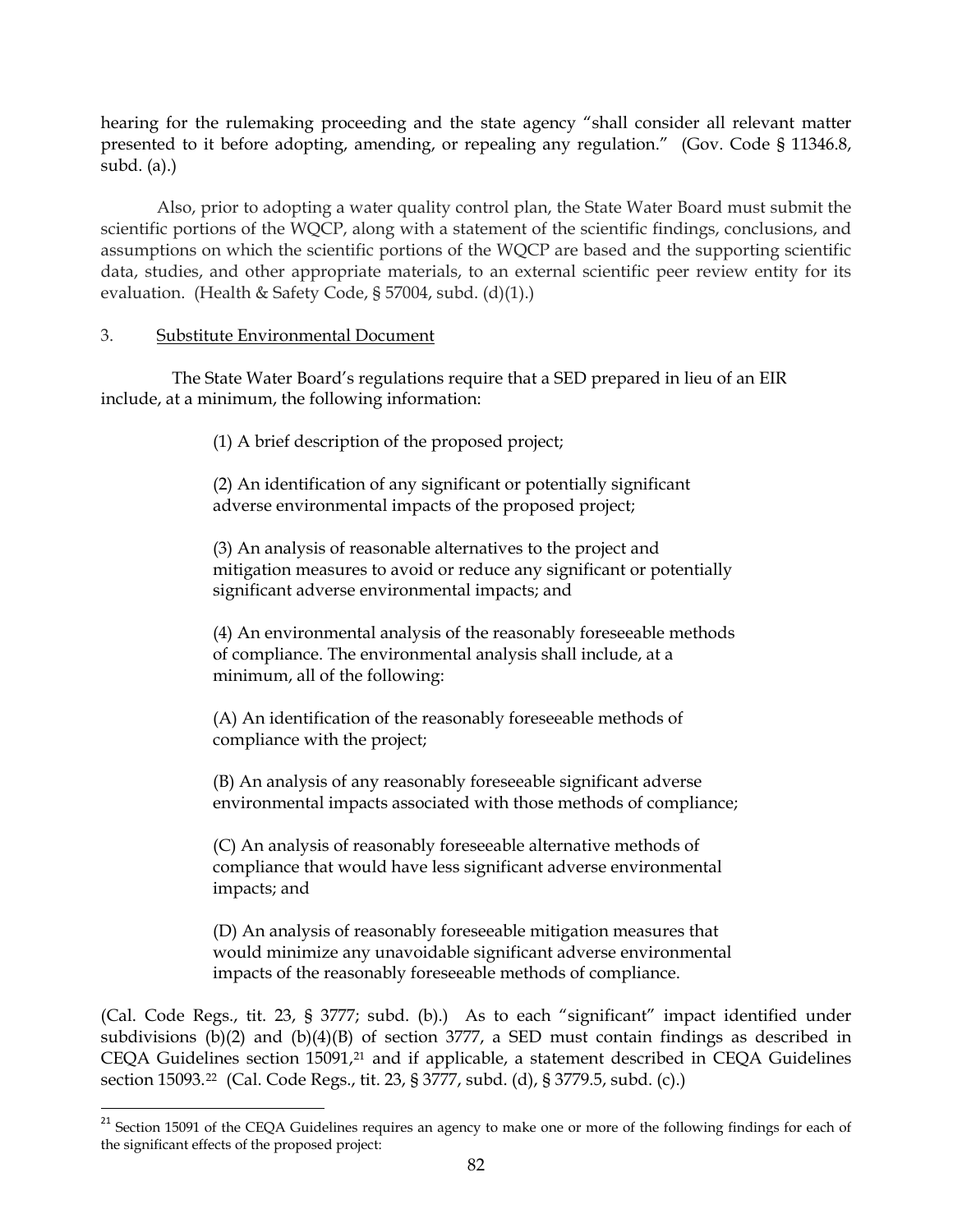hearing for the rulemaking proceeding and the state agency "shall consider all relevant matter presented to it before adopting, amending, or repealing any regulation." (Gov. Code § 11346.8, subd. (a).)

Also, prior to adopting a water quality control plan, the State Water Board must submit the scientific portions of the WQCP, along with a statement of the scientific findings, conclusions, and assumptions on which the scientific portions of the WQCP are based and the supporting scientific data, studies, and other appropriate materials, to an external scientific peer review entity for its evaluation. (Health & Safety Code, § 57004, subd. (d)(1).)

3. Substitute Environmental Document

The State Water Board's regulations require that a SED prepared in lieu of an EIR include, at a minimum, the following information:

> (1) A brief description of the proposed project;
>
> (2) An identification of any significant or potentially significant adverse environmental impacts of the proposed project;
>
> (3) An analysis of reasonable alternatives to the project and mitigation measures to avoid or reduce any significant or potentially significant adverse environmental impacts; and
>
> (4) An environmental analysis of the reasonably foreseeable methods of compliance. The environmental analysis shall include, at a minimum, all of the following:
>
> (A) An identification of the reasonably foreseeable methods of compliance with the project;
>
> (B) An analysis of any reasonably foreseeable significant adverse environmental impacts associated with those methods of compliance;
>
> (C) An analysis of reasonably foreseeable alternative methods of compliance that would have less significant adverse environmental impacts; and
>
> (D) An analysis of reasonably foreseeable mitigation measures that would minimize any unavoidable significant adverse environmental impacts of the reasonably foreseeable methods of compliance.

(Cal. Code Regs., tit. 23, § 3777; subd. (b).) As to each "significant" impact identified under subdivisions (b)(2) and (b)(4)(B) of section 3777, a SED must contain findings as described in CEQA Guidelines section 15091,[21] and if applicable, a statement described in CEQA Guidelines section 15093.[22] (Cal. Code Regs., tit. 23, § 3777, subd. (d), § 3779.5, subd. (c).)

---

[21] Section 15091 of the CEQA Guidelines requires an agency to make one or more of the following findings for each of the significant effects of the proposed project: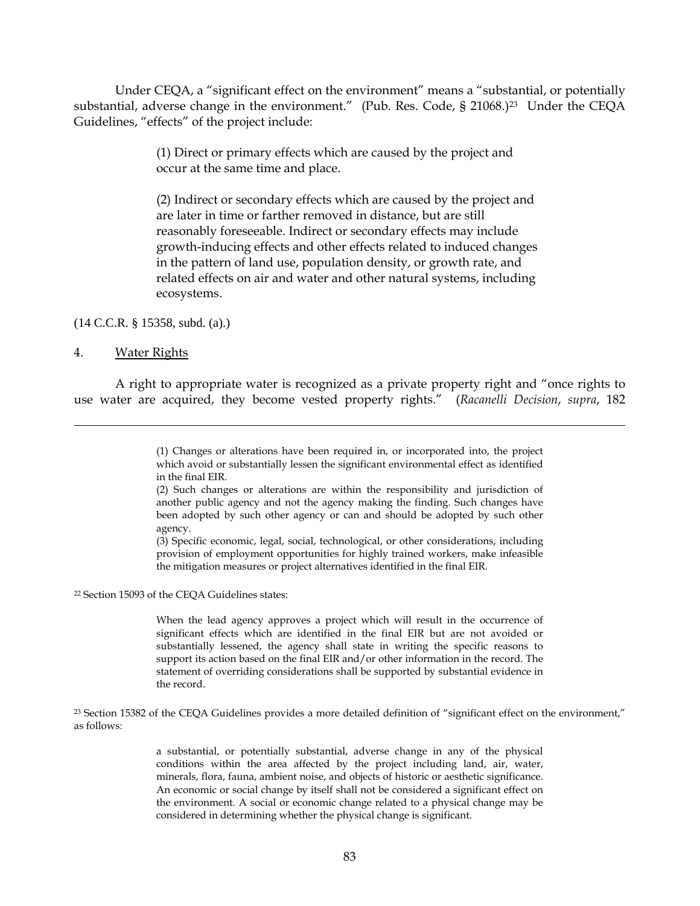Under CEQA, a "significant effect on the environment" means a "substantial, or potentially substantial, adverse change in the environment." (Pub. Res. Code, § 21068.)[23] Under the CEQA Guidelines, "effects" of the project include:

> (1) Direct or primary effects which are caused by the project and occur at the same time and place.
>
> (2) Indirect or secondary effects which are caused by the project and are later in time or farther removed in distance, but are still reasonably foreseeable. Indirect or secondary effects may include growth-inducing effects and other effects related to induced changes in the pattern of land use, population density, or growth rate, and related effects on air and water and other natural systems, including ecosystems.

(14 C.C.R. § 15358, subd. (a).)

4. <u>Water Rights</u>

A right to appropriate water is recognized as a private property right and "once rights to use water are acquired, they become vested property rights." (*Racanelli Decision*, *supra*, 182

---

> (1) Changes or alterations have been required in, or incorporated into, the project which avoid or substantially lessen the significant environmental effect as identified in the final EIR.
>
> (2) Such changes or alterations are within the responsibility and jurisdiction of another public agency and not the agency making the finding. Such changes have been adopted by such other agency or can and should be adopted by such other agency.
>
> (3) Specific economic, legal, social, technological, or other considerations, including provision of employment opportunities for highly trained workers, make infeasible the mitigation measures or project alternatives identified in the final EIR.

[22] Section 15093 of the CEQA Guidelines states:

> When the lead agency approves a project which will result in the occurrence of significant effects which are identified in the final EIR but are not avoided or substantially lessened, the agency shall state in writing the specific reasons to support its action based on the final EIR and/or other information in the record. The statement of overriding considerations shall be supported by substantial evidence in the record.

[23] Section 15382 of the CEQA Guidelines provides a more detailed definition of "significant effect on the environment," as follows:

> a substantial, or potentially substantial, adverse change in any of the physical conditions within the area affected by the project including land, air, water, minerals, flora, fauna, ambient noise, and objects of historic or aesthetic significance. An economic or social change by itself shall not be considered a significant effect on the environment. A social or economic change related to a physical change may be considered in determining whether the physical change is significant.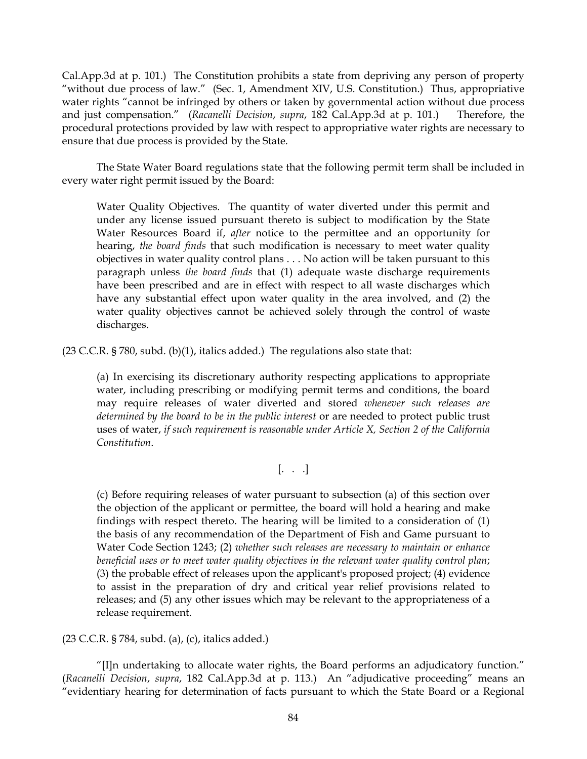Cal.App.3d at p. 101.) The Constitution prohibits a state from depriving any person of property "without due process of law." (Sec. 1, Amendment XIV, U.S. Constitution.) Thus, appropriative water rights "cannot be infringed by others or taken by governmental action without due process and just compensation." (*Racanelli Decision*, *supra*, 182 Cal.App.3d at p. 101.) Therefore, the procedural protections provided by law with respect to appropriative water rights are necessary to ensure that due process is provided by the State.

The State Water Board regulations state that the following permit term shall be included in every water right permit issued by the Board:

> Water Quality Objectives. The quantity of water diverted under this permit and under any license issued pursuant thereto is subject to modification by the State Water Resources Board if, *after* notice to the permittee and an opportunity for hearing, *the board finds* that such modification is necessary to meet water quality objectives in water quality control plans . . . No action will be taken pursuant to this paragraph unless *the board finds* that (1) adequate waste discharge requirements have been prescribed and are in effect with respect to all waste discharges which have any substantial effect upon water quality in the area involved, and (2) the water quality objectives cannot be achieved solely through the control of waste discharges.

(23 C.C.R. § 780, subd. (b)(1), italics added.) The regulations also state that:

> (a) In exercising its discretionary authority respecting applications to appropriate water, including prescribing or modifying permit terms and conditions, the board may require releases of water diverted and stored *whenever such releases are determined by the board to be in the public interest* or are needed to protect public trust uses of water, *if such requirement is reasonable under Article X, Section 2 of the California Constitution*.
>
> [. . .]
>
> (c) Before requiring releases of water pursuant to subsection (a) of this section over the objection of the applicant or permittee, the board will hold a hearing and make findings with respect thereto. The hearing will be limited to a consideration of (1) the basis of any recommendation of the Department of Fish and Game pursuant to Water Code Section 1243; (2) *whether such releases are necessary to maintain or enhance beneficial uses or to meet water quality objectives in the relevant water quality control plan*; (3) the probable effect of releases upon the applicant's proposed project; (4) evidence to assist in the preparation of dry and critical year relief provisions related to releases; and (5) any other issues which may be relevant to the appropriateness of a release requirement.

(23 C.C.R. § 784, subd. (a), (c), italics added.)

"[I]n undertaking to allocate water rights, the Board performs an adjudicatory function." (*Racanelli Decision*, *supra*, 182 Cal.App.3d at p. 113.) An "adjudicative proceeding" means an "evidentiary hearing for determination of facts pursuant to which the State Board or a Regional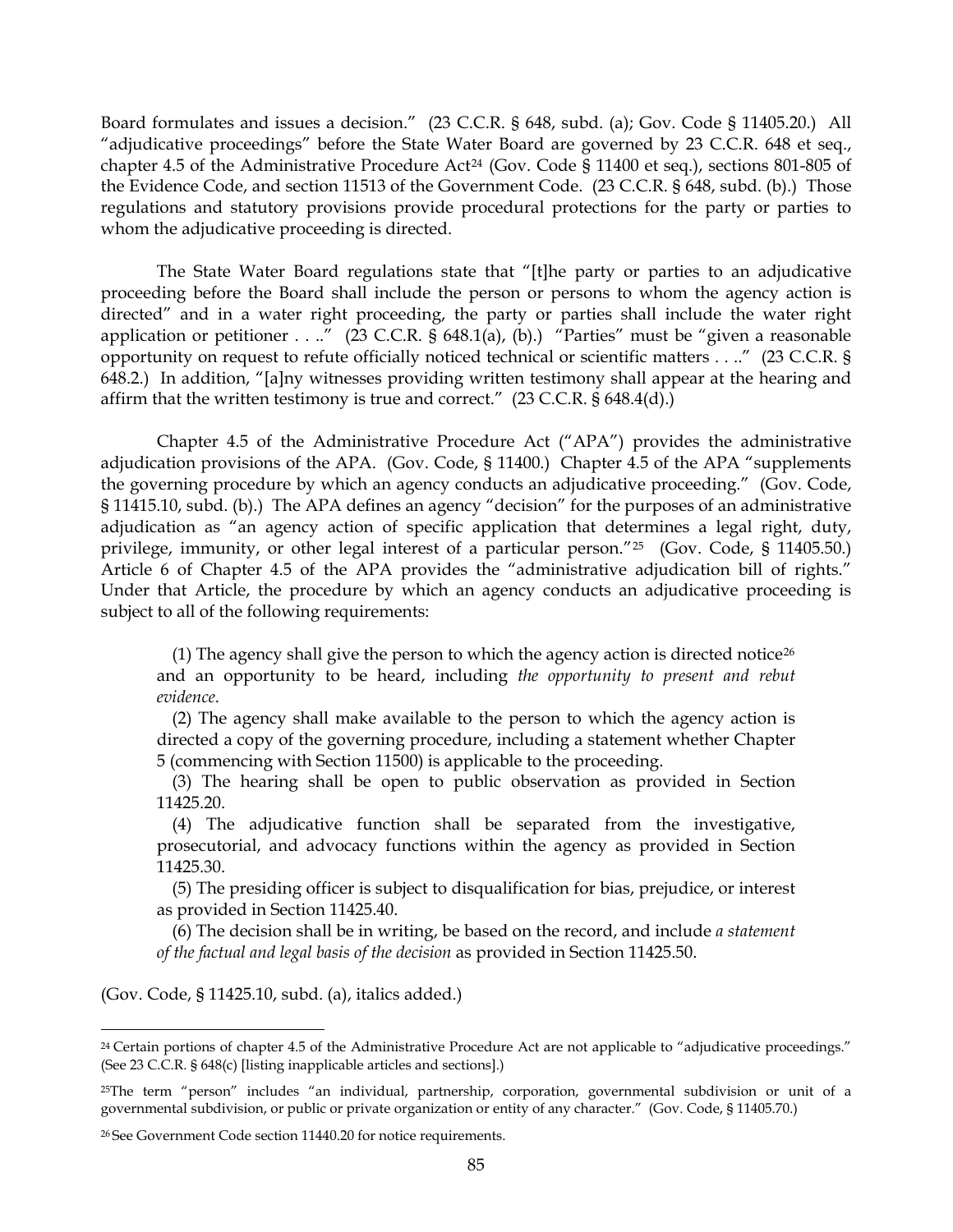Board formulates and issues a decision." (23 C.C.R. § 648, subd. (a); Gov. Code § 11405.20.) All "adjudicative proceedings" before the State Water Board are governed by 23 C.C.R. 648 et seq., chapter 4.5 of the Administrative Procedure Act[24] (Gov. Code § 11400 et seq.), sections 801-805 of the Evidence Code, and section 11513 of the Government Code. (23 C.C.R. § 648, subd. (b).) Those regulations and statutory provisions provide procedural protections for the party or parties to whom the adjudicative proceeding is directed.

The State Water Board regulations state that "[t]he party or parties to an adjudicative proceeding before the Board shall include the person or persons to whom the agency action is directed" and in a water right proceeding, the party or parties shall include the water right application or petitioner . . .." (23 C.C.R. § 648.1(a), (b).) "Parties" must be "given a reasonable opportunity on request to refute officially noticed technical or scientific matters . . .." (23 C.C.R. § 648.2.) In addition, "[a]ny witnesses providing written testimony shall appear at the hearing and affirm that the written testimony is true and correct." (23 C.C.R. § 648.4(d).)

Chapter 4.5 of the Administrative Procedure Act ("APA") provides the administrative adjudication provisions of the APA. (Gov. Code, § 11400.) Chapter 4.5 of the APA "supplements the governing procedure by which an agency conducts an adjudicative proceeding." (Gov. Code, § 11415.10, subd. (b).) The APA defines an agency "decision" for the purposes of an administrative adjudication as "an agency action of specific application that determines a legal right, duty, privilege, immunity, or other legal interest of a particular person."[25] (Gov. Code, § 11405.50.) Article 6 of Chapter 4.5 of the APA provides the "administrative adjudication bill of rights." Under that Article, the procedure by which an agency conducts an adjudicative proceeding is subject to all of the following requirements:

> (1) The agency shall give the person to which the agency action is directed notice[26] and an opportunity to be heard, including *the opportunity to present and rebut evidence*.
>
> (2) The agency shall make available to the person to which the agency action is directed a copy of the governing procedure, including a statement whether Chapter 5 (commencing with Section 11500) is applicable to the proceeding.
>
> (3) The hearing shall be open to public observation as provided in Section 11425.20.
>
> (4) The adjudicative function shall be separated from the investigative, prosecutorial, and advocacy functions within the agency as provided in Section 11425.30.
>
> (5) The presiding officer is subject to disqualification for bias, prejudice, or interest as provided in Section 11425.40.
>
> (6) The decision shall be in writing, be based on the record, and include *a statement of the factual and legal basis of the decision* as provided in Section 11425.50.

(Gov. Code, § 11425.10, subd. (a), italics added.)

---

[24] Certain portions of chapter 4.5 of the Administrative Procedure Act are not applicable to "adjudicative proceedings." (See 23 C.C.R. § 648(c) [listing inapplicable articles and sections].)

[25] The term "person" includes "an individual, partnership, corporation, governmental subdivision or unit of a governmental subdivision, or public or private organization or entity of any character." (Gov. Code, § 11405.70.)

[26] See Government Code section 11440.20 for notice requirements.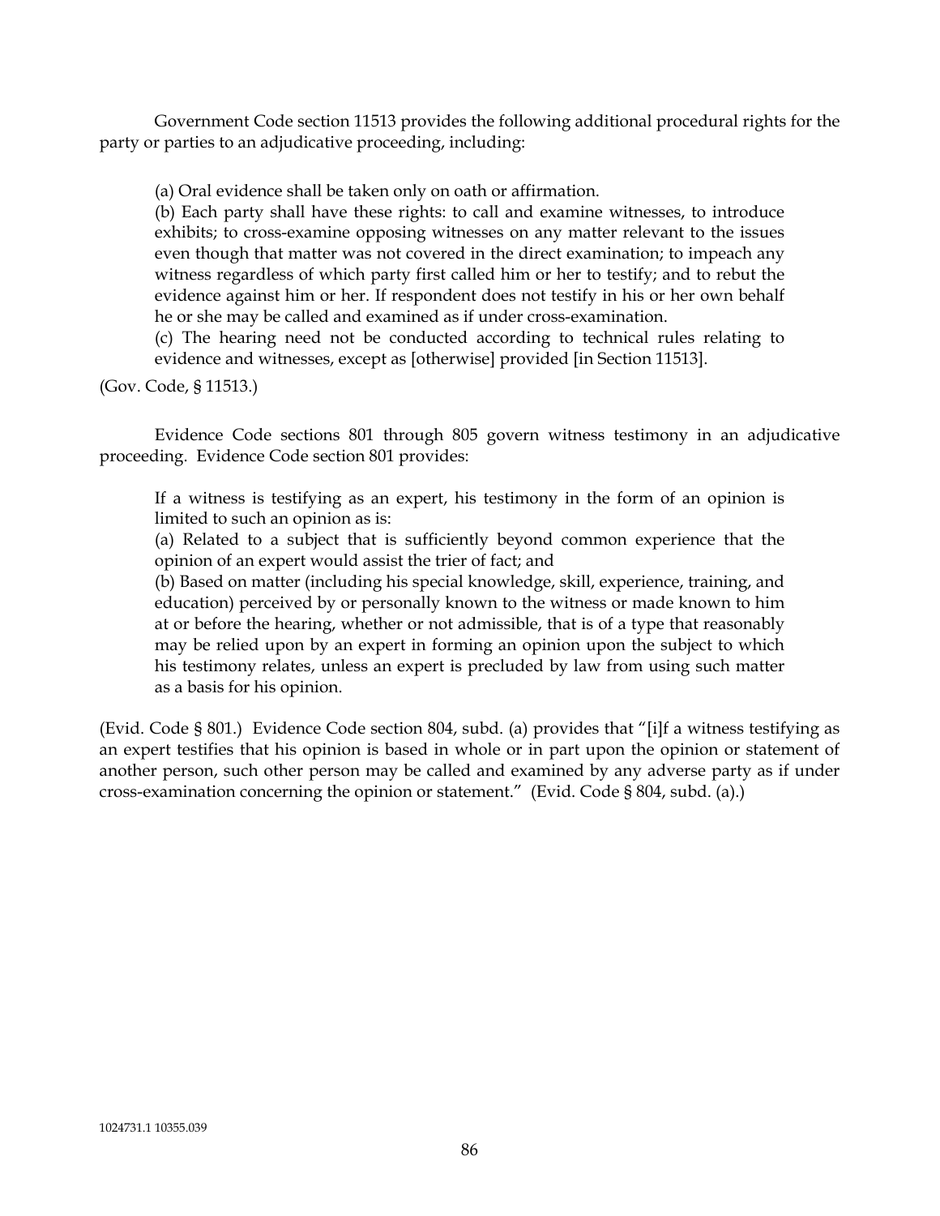Government Code section 11513 provides the following additional procedural rights for the party or parties to an adjudicative proceeding, including:

> (a) Oral evidence shall be taken only on oath or affirmation.
> (b) Each party shall have these rights: to call and examine witnesses, to introduce exhibits; to cross-examine opposing witnesses on any matter relevant to the issues even though that matter was not covered in the direct examination; to impeach any witness regardless of which party first called him or her to testify; and to rebut the evidence against him or her. If respondent does not testify in his or her own behalf he or she may be called and examined as if under cross-examination.
> (c) The hearing need not be conducted according to technical rules relating to evidence and witnesses, except as [otherwise] provided [in Section 11513].

(Gov. Code, § 11513.)

Evidence Code sections 801 through 805 govern witness testimony in an adjudicative proceeding. Evidence Code section 801 provides:

> If a witness is testifying as an expert, his testimony in the form of an opinion is limited to such an opinion as is:
> (a) Related to a subject that is sufficiently beyond common experience that the opinion of an expert would assist the trier of fact; and
> (b) Based on matter (including his special knowledge, skill, experience, training, and education) perceived by or personally known to the witness or made known to him at or before the hearing, whether or not admissible, that is of a type that reasonably may be relied upon by an expert in forming an opinion upon the subject to which his testimony relates, unless an expert is precluded by law from using such matter as a basis for his opinion.

(Evid. Code § 801.) Evidence Code section 804, subd. (a) provides that "[i]f a witness testifying as an expert testifies that his opinion is based in whole or in part upon the opinion or statement of another person, such other person may be called and examined by any adverse party as if under cross-examination concerning the opinion or statement." (Evid. Code § 804, subd. (a).)

1024731.1 10355.039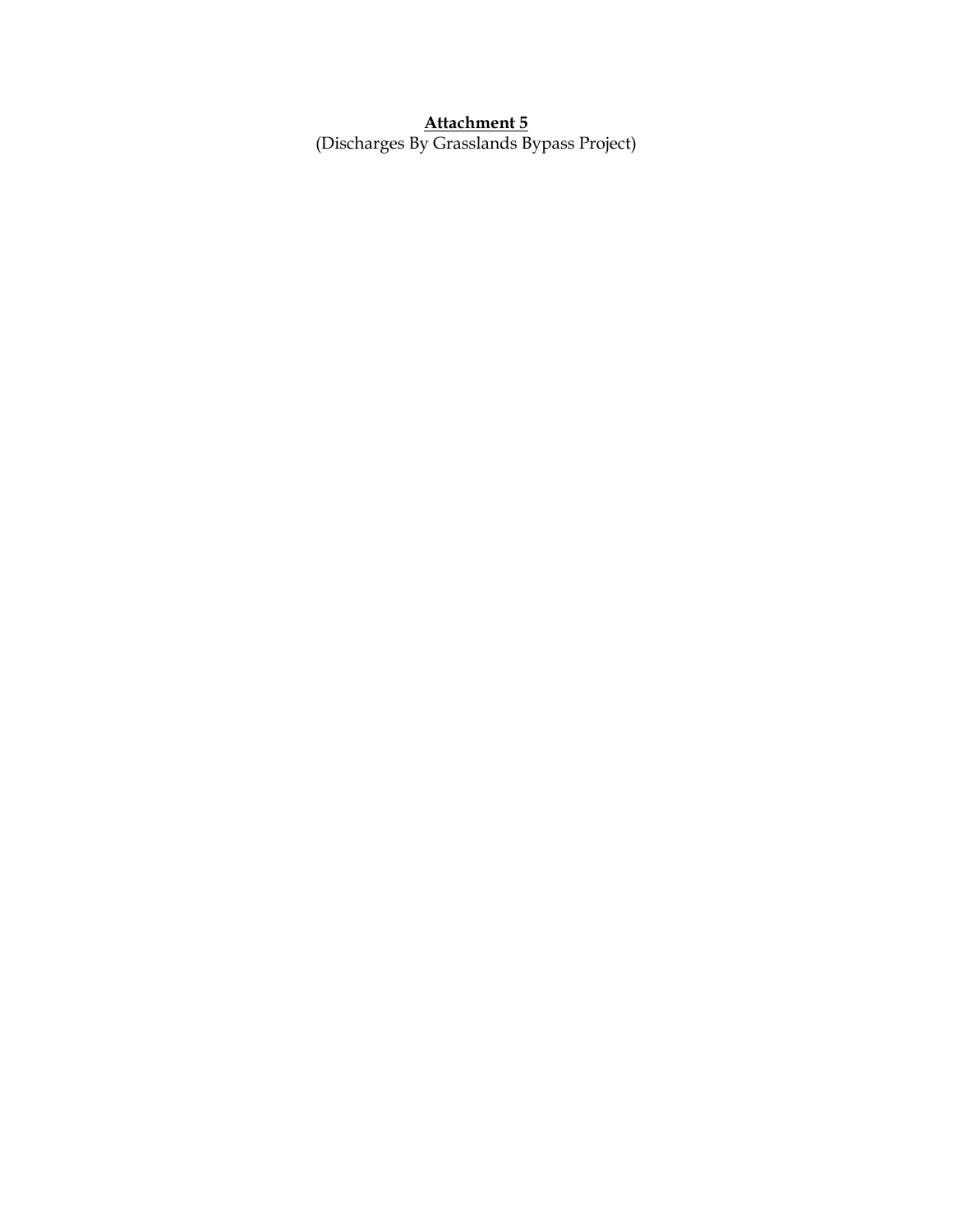**Attachment 5**

(Discharges By Grasslands Bypass Project)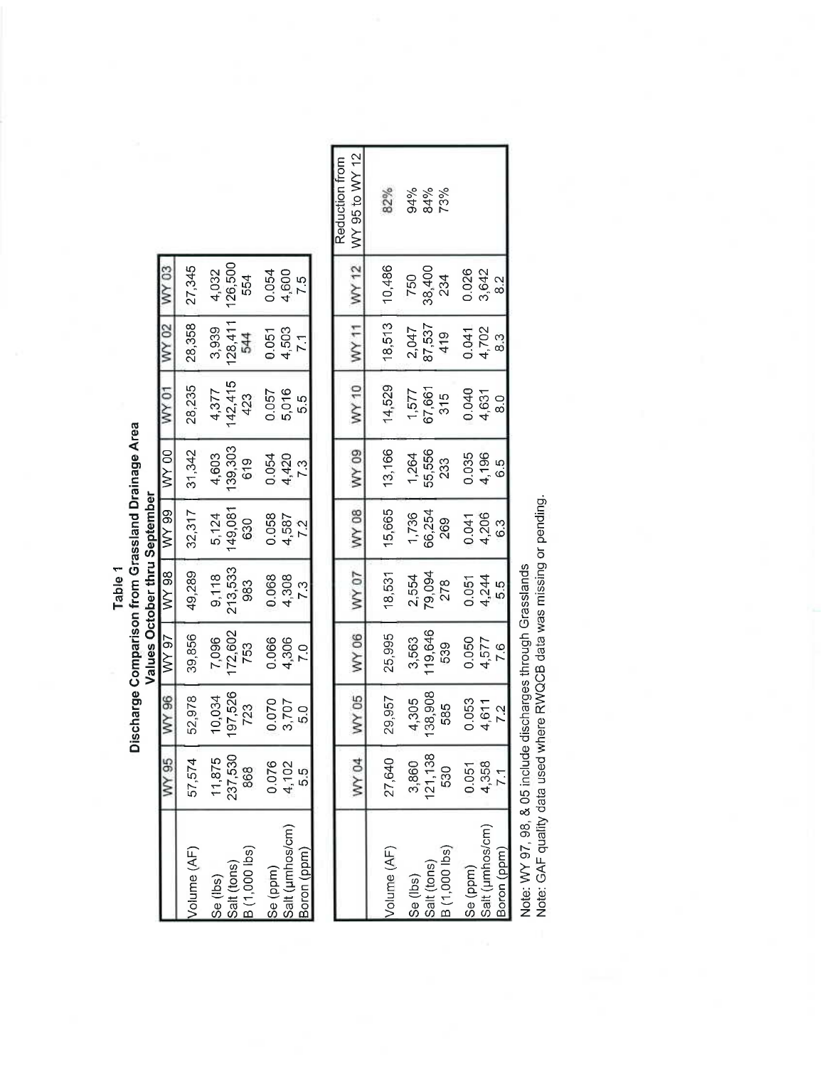# Table 1

## Discharge Comparison from Grassland Drainage Area

Values October thru September

| | WY 95 | WY 96 | WY 97 | WY 98 | WY 99 | WY 00 | WY 01 | WY 02 | WY 03 |
|---|---|---|---|---|---|---|---|---|---|
| Volume (AF) | 57,574 | 52,978 | 39,856 | 49,289 | 32,317 | 31,342 | 28,235 | 28,358 | 27,345 |
| Se (lbs) | 11,875 | 10,034 | 7,096 | 9,118 | 5,124 | 4,603 | 4,377 | 3,939 | 4,032 |
| Salt (tons) | 237,530 | 197,526 | 172,602 | 213,533 | 149,081 | 139,303 | 142,415 | 128,411 | 126,500 |
| B (1,000 lbs) | 868 | 723 | 753 | 983 | 630 | 619 | 423 | 544 | 554 |
| Se (ppm) | 0.076 | 0.070 | 0.066 | 0.068 | 0.058 | 0.054 | 0.057 | 0.051 | 0.054 |
| Salt (µmhos/cm) | 4,102 | 3,707 | 4,306 | 4,308 | 4,587 | 4,420 | 5,016 | 4,503 | 4,600 |
| Boron (ppm) | 5.5 | 5.0 | 7.0 | 7.3 | 7.2 | 7.3 | 5.5 | 7.1 | 7.5 |

| | WY 04 | WY 05 | WY 06 | WY 07 | WY 08 | WY 09 | WY 10 | WY 11 | WY 12 | Reduction from WY 95 to WY 12 |
|---|---|---|---|---|---|---|---|---|---|---|
| Volume (AF) | 27,640 | 29,957 | 25,995 | 18,531 | 15,665 | 13,166 | 14,529 | 18,513 | 10,486 | 82% |
| Se (lbs) | 3,860 | 4,305 | 3,563 | 2,554 | 1,736 | 1,264 | 1,577 | 2,047 | 750 | 94% |
| Salt (tons) | 121,138 | 138,908 | 119,646 | 79,094 | 66,254 | 55,556 | 67,661 | 87,537 | 38,400 | 84% |
| B (1,000 lbs) | 530 | 585 | 539 | 278 | 269 | 233 | 315 | 419 | 234 | 73% |
| Se (ppm) | 0.051 | 0.053 | 0.050 | 0.051 | 0.041 | 0.035 | 0.040 | 0.041 | 0.026 | |
| Salt (µmhos/cm) | 4,358 | 4,611 | 4,577 | 4,244 | 4,206 | 4,196 | 4,631 | 4,702 | 3,642 | |
| Boron (ppm) | 7.1 | 7.2 | 7.6 | 5.5 | 6.3 | 6.5 | 8.0 | 8.3 | 8.2 | |

Note: WY 97, 98, & 05 include discharges through Grasslands

Note: GAF quality data used where RWQCB data was missing or pending.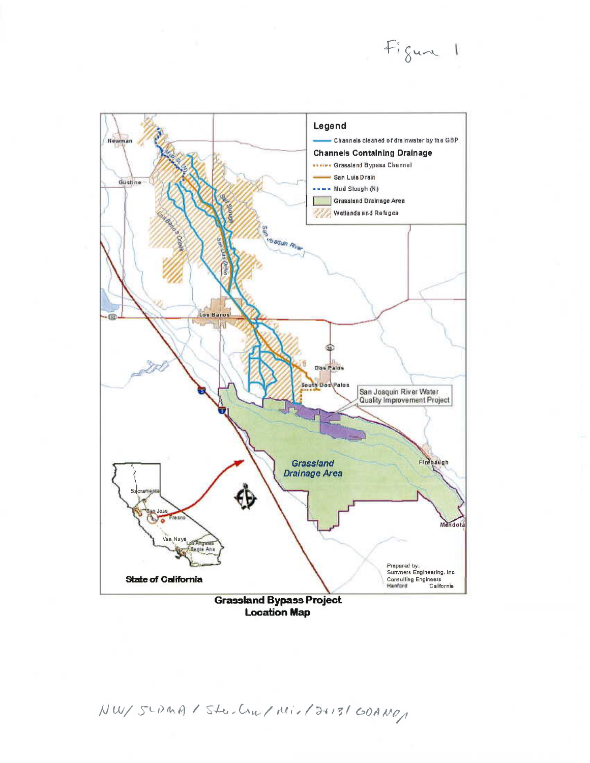Figure 1

Legend

Channels cleaned of drainwater by the GBP

Channels Containing Drainage

Grassland Bypass Channel

San Luis Drain

Mud Slough (N)

Grassland Drainage Area

Wetlands and Refuges

Newman

Gustine

Mud Sl. (N)

Salt Slough

Los Banos Creek

San Luis Drain

San Joaquin River

Los Banos

Dos Palos

South Dos Palos

San Joaquin River Water Quality Improvement Project

Grassland Drainage Area

Firebaugh

Mendota

State of California

Sacramento

San Jose

Fresno

Van Nuys

Los Angeles

Santa Ana

Prepared by:
Summers Engineering, Inc.
Consulting Engineers
Hanford California

**Grassland Bypass Project**
**Location Map**

NW/ SLDMA / Sta-Cu / Mis / 2013 / GDAMAP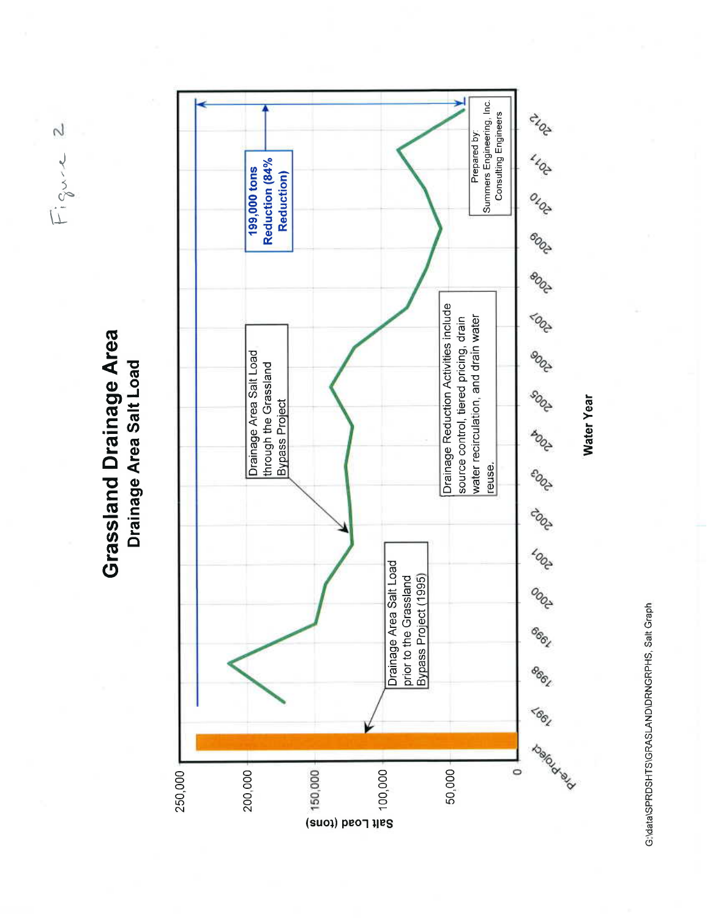Figure 2

# Grassland Drainage Area

## Drainage Area Salt Load

Salt Load (tons)

250,000
200,000
150,000
100,000
50,000
0

Pre-Project
1997
1998
1999
2000
2001
2002
2003
2004
2005
2006
2007
2008
2009
2010
2011
2012

Water Year

199,000 tons Reduction (84% Reduction)

Drainage Area Salt Load prior to the Grassland Bypass Project (1995)

Drainage Area Salt Load through the Grassland Bypass Project

Drainage Reduction Activities include source control, tiered pricing, drain water recirculation, and drain water reuse.

Prepared by:
Summers Engineering, Inc.
Consulting Engineers

G:\data\SPRDSHTS\GRASLAND\DRNGRPHS, Salt Graph